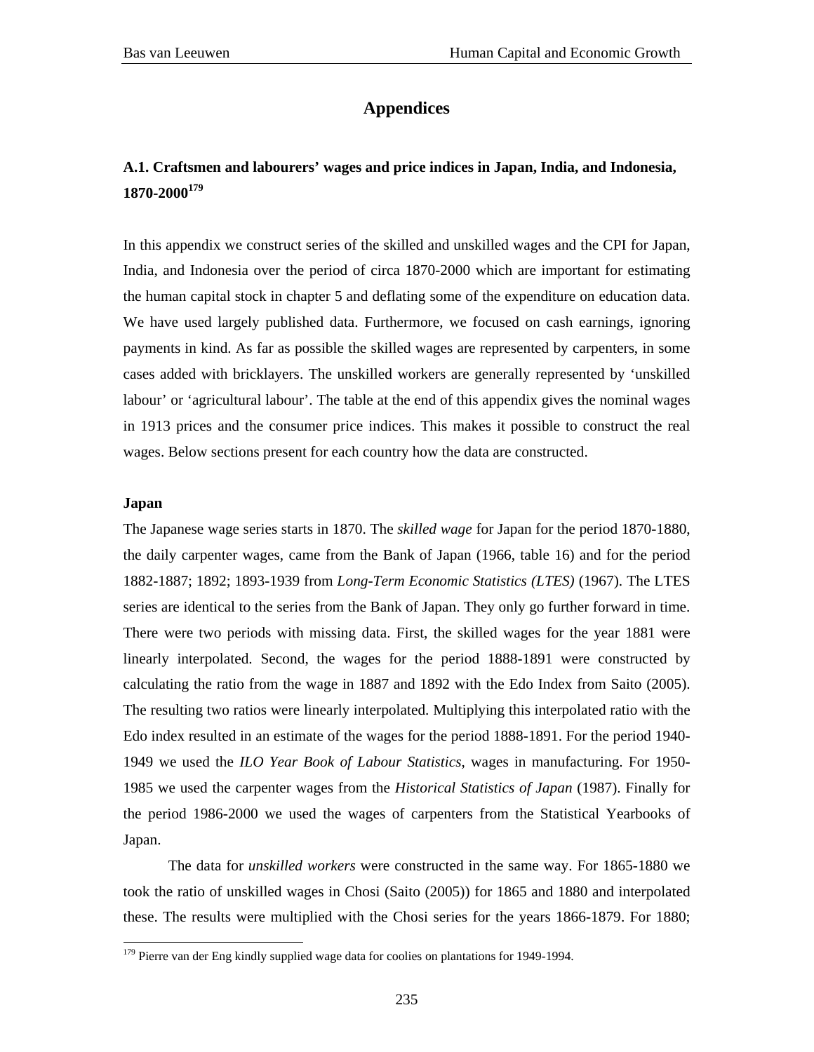# Appendices

## A.1. Craftsmen and labourers' wages and price indices in Japan, India, and Indonesia, 1870-2000[179]

In this appendix we construct series of the skilled and unskilled wages and the CPI for Japan, India, and Indonesia over the period of circa 1870-2000 which are important for estimating the human capital stock in chapter 5 and deflating some of the expenditure on education data. We have used largely published data. Furthermore, we focused on cash earnings, ignoring payments in kind. As far as possible the skilled wages are represented by carpenters, in some cases added with bricklayers. The unskilled workers are generally represented by 'unskilled labour' or 'agricultural labour'. The table at the end of this appendix gives the nominal wages in 1913 prices and the consumer price indices. This makes it possible to construct the real wages. Below sections present for each country how the data are constructed.

### Japan

The Japanese wage series starts in 1870. The *skilled wage* for Japan for the period 1870-1880, the daily carpenter wages, came from the Bank of Japan (1966, table 16) and for the period 1882-1887; 1892; 1893-1939 from *Long-Term Economic Statistics (LTES)* (1967). The LTES series are identical to the series from the Bank of Japan. They only go further forward in time. There were two periods with missing data. First, the skilled wages for the year 1881 were linearly interpolated. Second, the wages for the period 1888-1891 were constructed by calculating the ratio from the wage in 1887 and 1892 with the Edo Index from Saito (2005). The resulting two ratios were linearly interpolated. Multiplying this interpolated ratio with the Edo index resulted in an estimate of the wages for the period 1888-1891. For the period 1940-1949 we used the *ILO Year Book of Labour Statistics*, wages in manufacturing. For 1950-1985 we used the carpenter wages from the *Historical Statistics of Japan* (1987). Finally for the period 1986-2000 we used the wages of carpenters from the Statistical Yearbooks of Japan.

The data for *unskilled workers* were constructed in the same way. For 1865-1880 we took the ratio of unskilled wages in Chosi (Saito (2005)) for 1865 and 1880 and interpolated these. The results were multiplied with the Chosi series for the years 1866-1879. For 1880;

[179] Pierre van der Eng kindly supplied wage data for coolies on plantations for 1949-1994.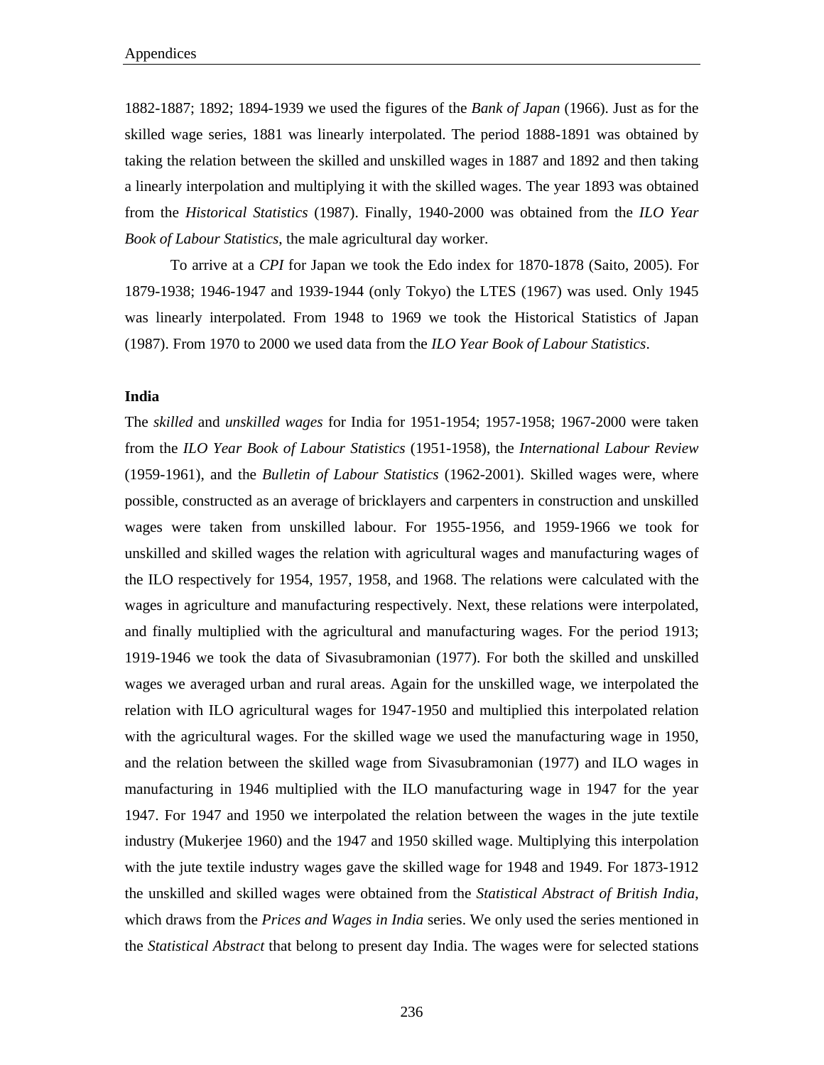1882-1887; 1892; 1894-1939 we used the figures of the *Bank of Japan* (1966). Just as for the skilled wage series, 1881 was linearly interpolated. The period 1888-1891 was obtained by taking the relation between the skilled and unskilled wages in 1887 and 1892 and then taking a linearly interpolation and multiplying it with the skilled wages. The year 1893 was obtained from the *Historical Statistics* (1987). Finally, 1940-2000 was obtained from the *ILO Year Book of Labour Statistics*, the male agricultural day worker.

To arrive at a *CPI* for Japan we took the Edo index for 1870-1878 (Saito, 2005). For 1879-1938; 1946-1947 and 1939-1944 (only Tokyo) the LTES (1967) was used. Only 1945 was linearly interpolated. From 1948 to 1969 we took the Historical Statistics of Japan (1987). From 1970 to 2000 we used data from the *ILO Year Book of Labour Statistics*.

**India**

The *skilled* and *unskilled wages* for India for 1951-1954; 1957-1958; 1967-2000 were taken from the *ILO Year Book of Labour Statistics* (1951-1958), the *International Labour Review* (1959-1961), and the *Bulletin of Labour Statistics* (1962-2001). Skilled wages were, where possible, constructed as an average of bricklayers and carpenters in construction and unskilled wages were taken from unskilled labour. For 1955-1956, and 1959-1966 we took for unskilled and skilled wages the relation with agricultural wages and manufacturing wages of the ILO respectively for 1954, 1957, 1958, and 1968. The relations were calculated with the wages in agriculture and manufacturing respectively. Next, these relations were interpolated, and finally multiplied with the agricultural and manufacturing wages. For the period 1913; 1919-1946 we took the data of Sivasubramonian (1977). For both the skilled and unskilled wages we averaged urban and rural areas. Again for the unskilled wage, we interpolated the relation with ILO agricultural wages for 1947-1950 and multiplied this interpolated relation with the agricultural wages. For the skilled wage we used the manufacturing wage in 1950, and the relation between the skilled wage from Sivasubramonian (1977) and ILO wages in manufacturing in 1946 multiplied with the ILO manufacturing wage in 1947 for the year 1947. For 1947 and 1950 we interpolated the relation between the wages in the jute textile industry (Mukerjee 1960) and the 1947 and 1950 skilled wage. Multiplying this interpolation with the jute textile industry wages gave the skilled wage for 1948 and 1949. For 1873-1912 the unskilled and skilled wages were obtained from the *Statistical Abstract of British India*, which draws from the *Prices and Wages in India* series. We only used the series mentioned in the *Statistical Abstract* that belong to present day India. The wages were for selected stations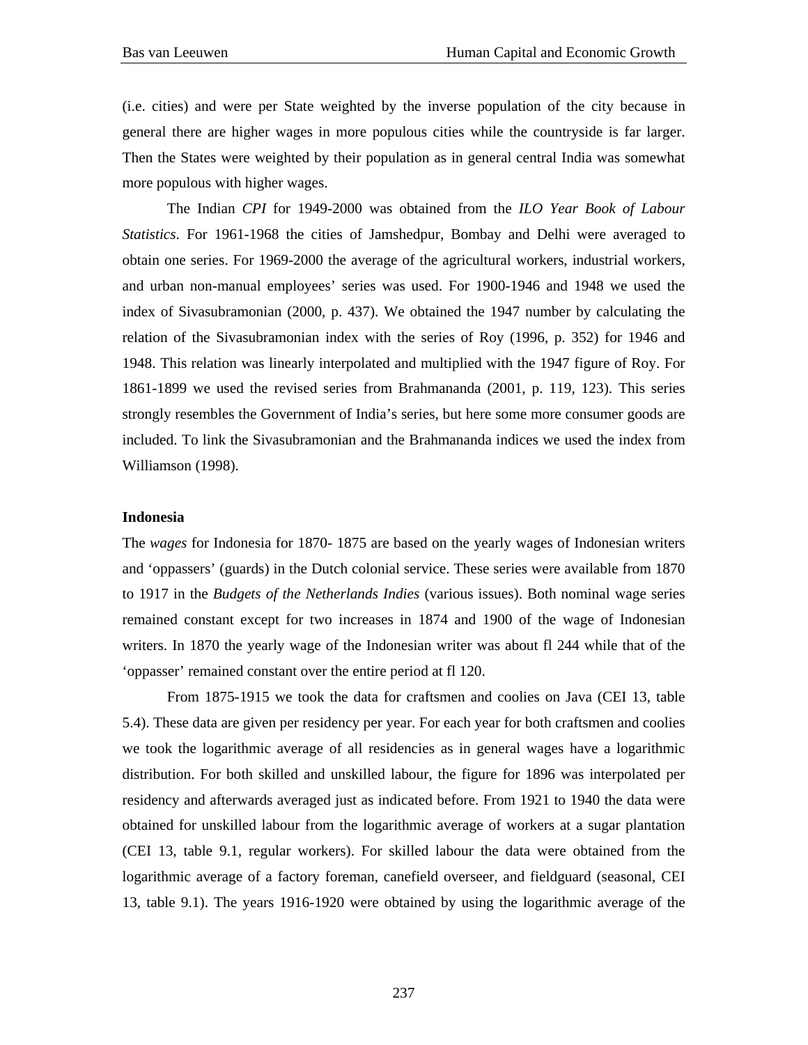(i.e. cities) and were per State weighted by the inverse population of the city because in general there are higher wages in more populous cities while the countryside is far larger. Then the States were weighted by their population as in general central India was somewhat more populous with higher wages.

The Indian *CPI* for 1949-2000 was obtained from the *ILO Year Book of Labour Statistics*. For 1961-1968 the cities of Jamshedpur, Bombay and Delhi were averaged to obtain one series. For 1969-2000 the average of the agricultural workers, industrial workers, and urban non-manual employees' series was used. For 1900-1946 and 1948 we used the index of Sivasubramonian (2000, p. 437). We obtained the 1947 number by calculating the relation of the Sivasubramonian index with the series of Roy (1996, p. 352) for 1946 and 1948. This relation was linearly interpolated and multiplied with the 1947 figure of Roy. For 1861-1899 we used the revised series from Brahmananda (2001, p. 119, 123). This series strongly resembles the Government of India's series, but here some more consumer goods are included. To link the Sivasubramonian and the Brahmananda indices we used the index from Williamson (1998).

**Indonesia**

The *wages* for Indonesia for 1870- 1875 are based on the yearly wages of Indonesian writers and 'oppassers' (guards) in the Dutch colonial service. These series were available from 1870 to 1917 in the *Budgets of the Netherlands Indies* (various issues). Both nominal wage series remained constant except for two increases in 1874 and 1900 of the wage of Indonesian writers. In 1870 the yearly wage of the Indonesian writer was about fl 244 while that of the 'oppasser' remained constant over the entire period at fl 120.

From 1875-1915 we took the data for craftsmen and coolies on Java (CEI 13, table 5.4). These data are given per residency per year. For each year for both craftsmen and coolies we took the logarithmic average of all residencies as in general wages have a logarithmic distribution. For both skilled and unskilled labour, the figure for 1896 was interpolated per residency and afterwards averaged just as indicated before. From 1921 to 1940 the data were obtained for unskilled labour from the logarithmic average of workers at a sugar plantation (CEI 13, table 9.1, regular workers). For skilled labour the data were obtained from the logarithmic average of a factory foreman, canefield overseer, and fieldguard (seasonal, CEI 13, table 9.1). The years 1916-1920 were obtained by using the logarithmic average of the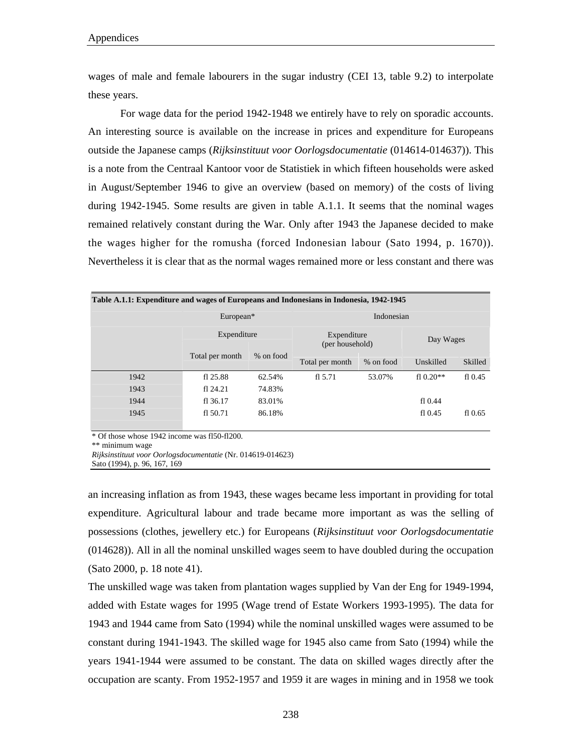wages of male and female labourers in the sugar industry (CEI 13, table 9.2) to interpolate these years.

For wage data for the period 1942-1948 we entirely have to rely on sporadic accounts. An interesting source is available on the increase in prices and expenditure for Europeans outside the Japanese camps (*Rijksinstituut voor Oorlogsdocumentatie* (014614-014637)). This is a note from the Centraal Kantoor voor de Statistiek in which fifteen households were asked in August/September 1946 to give an overview (based on memory) of the costs of living during 1942-1945. Some results are given in table A.1.1. It seems that the nominal wages remained relatively constant during the War. Only after 1943 the Japanese decided to make the wages higher for the romusha (forced Indonesian labour (Sato 1994, p. 1670)). Nevertheless it is clear that as the normal wages remained more or less constant and there was an increasing inflation as from 1943, these wages became less important in providing for total expenditure. Agricultural labour and trade became more important as was the selling of possessions (clothes, jewellery etc.) for Europeans (*Rijksinstituut voor Oorlogsdocumentatie* (014628)). All in all the nominal unskilled wages seem to have doubled during the occupation (Sato 2000, p. 18 note 41).

**Table A.1.1: Expenditure and wages of Europeans and Indonesians in Indonesia, 1942-1945**

| | European* | | Indonesian | | | |
|---|---|---|---|---|---|---|
| | Expenditure | | Expenditure (per household) | | Day Wages | |
| | Total per month | % on food | Total per month | % on food | Unskilled | Skilled |
| 1942 | fl 25.88 | 62.54% | fl 5.71 | 53.07% | fl 0.20** | fl 0.45 |
| 1943 | fl 24.21 | 74.83% | | | | |
| 1944 | fl 36.17 | 83.01% | | | fl 0.44 | |
| 1945 | fl 50.71 | 86.18% | | | fl 0.45 | fl 0.65 |

\* Of those whose 1942 income was fl50-fl200.
\*\* minimum wage
*Rijksinstituut voor Oorlogsdocumentatie* (Nr. 014619-014623)
Sato (1994), p. 96, 167, 169

The unskilled wage was taken from plantation wages supplied by Van der Eng for 1949-1994, added with Estate wages for 1995 (Wage trend of Estate Workers 1993-1995). The data for 1943 and 1944 came from Sato (1994) while the nominal unskilled wages were assumed to be constant during 1941-1943. The skilled wage for 1945 also came from Sato (1994) while the years 1941-1944 were assumed to be constant. The data on skilled wages directly after the occupation are scanty. From 1952-1957 and 1959 it are wages in mining and in 1958 we took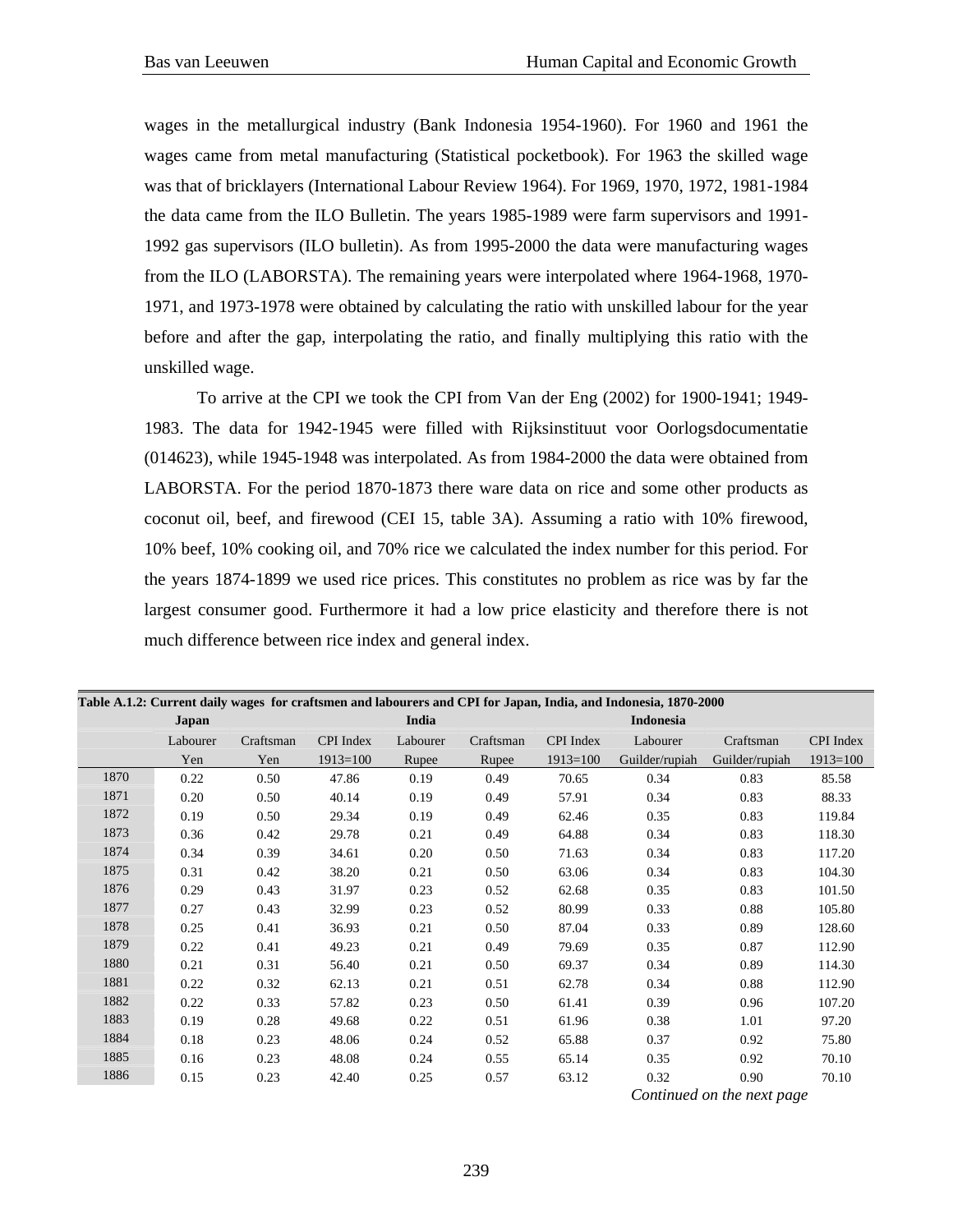wages in the metallurgical industry (Bank Indonesia 1954-1960). For 1960 and 1961 the wages came from metal manufacturing (Statistical pocketbook). For 1963 the skilled wage was that of bricklayers (International Labour Review 1964). For 1969, 1970, 1972, 1981-1984 the data came from the ILO Bulletin. The years 1985-1989 were farm supervisors and 1991-1992 gas supervisors (ILO bulletin). As from 1995-2000 the data were manufacturing wages from the ILO (LABORSTA). The remaining years were interpolated where 1964-1968, 1970-1971, and 1973-1978 were obtained by calculating the ratio with unskilled labour for the year before and after the gap, interpolating the ratio, and finally multiplying this ratio with the unskilled wage.

To arrive at the CPI we took the CPI from Van der Eng (2002) for 1900-1941; 1949-1983. The data for 1942-1945 were filled with Rijksinstituut voor Oorlogsdocumentatie (014623), while 1945-1948 was interpolated. As from 1984-2000 the data were obtained from LABORSTA. For the period 1870-1873 there ware data on rice and some other products as coconut oil, beef, and firewood (CEI 15, table 3A). Assuming a ratio with 10% firewood, 10% beef, 10% cooking oil, and 70% rice we calculated the index number for this period. For the years 1874-1899 we used rice prices. This constitutes no problem as rice was by far the largest consumer good. Furthermore it had a low price elasticity and therefore there is not much difference between rice index and general index.

**Table A.1.2: Current daily wages for craftsmen and labourers and CPI for Japan, India, and Indonesia, 1870-2000**

| | Japan | | | India | | | Indonesia | | |
|---|---|---|---|---|---|---|---|---|---|
| | Labourer | Craftsman | CPI Index | Labourer | Craftsman | CPI Index | Labourer | Craftsman | CPI Index |
| | Yen | Yen | 1913=100 | Rupee | Rupee | 1913=100 | Guilder/rupiah | Guilder/rupiah | 1913=100 |
| 1870 | 0.22 | 0.50 | 47.86 | 0.19 | 0.49 | 70.65 | 0.34 | 0.83 | 85.58 |
| 1871 | 0.20 | 0.50 | 40.14 | 0.19 | 0.49 | 57.91 | 0.34 | 0.83 | 88.33 |
| 1872 | 0.19 | 0.50 | 29.34 | 0.19 | 0.49 | 62.46 | 0.35 | 0.83 | 119.84 |
| 1873 | 0.36 | 0.42 | 29.78 | 0.21 | 0.49 | 64.88 | 0.34 | 0.83 | 118.30 |
| 1874 | 0.34 | 0.39 | 34.61 | 0.20 | 0.50 | 71.63 | 0.34 | 0.83 | 117.20 |
| 1875 | 0.31 | 0.42 | 38.20 | 0.21 | 0.50 | 63.06 | 0.34 | 0.83 | 104.30 |
| 1876 | 0.29 | 0.43 | 31.97 | 0.23 | 0.52 | 62.68 | 0.35 | 0.83 | 101.50 |
| 1877 | 0.27 | 0.43 | 32.99 | 0.23 | 0.52 | 80.99 | 0.33 | 0.88 | 105.80 |
| 1878 | 0.25 | 0.41 | 36.93 | 0.21 | 0.50 | 87.04 | 0.33 | 0.89 | 128.60 |
| 1879 | 0.22 | 0.41 | 49.23 | 0.21 | 0.49 | 79.69 | 0.35 | 0.87 | 112.90 |
| 1880 | 0.21 | 0.31 | 56.40 | 0.21 | 0.50 | 69.37 | 0.34 | 0.89 | 114.30 |
| 1881 | 0.22 | 0.32 | 62.13 | 0.21 | 0.51 | 62.78 | 0.34 | 0.88 | 112.90 |
| 1882 | 0.22 | 0.33 | 57.82 | 0.23 | 0.50 | 61.41 | 0.39 | 0.96 | 107.20 |
| 1883 | 0.19 | 0.28 | 49.68 | 0.22 | 0.51 | 61.96 | 0.38 | 1.01 | 97.20 |
| 1884 | 0.18 | 0.23 | 48.06 | 0.24 | 0.52 | 65.88 | 0.37 | 0.92 | 75.80 |
| 1885 | 0.16 | 0.23 | 48.08 | 0.24 | 0.55 | 65.14 | 0.35 | 0.92 | 70.10 |
| 1886 | 0.15 | 0.23 | 42.40 | 0.25 | 0.57 | 63.12 | 0.32 | 0.90 | 70.10 |

*Continued on the next page*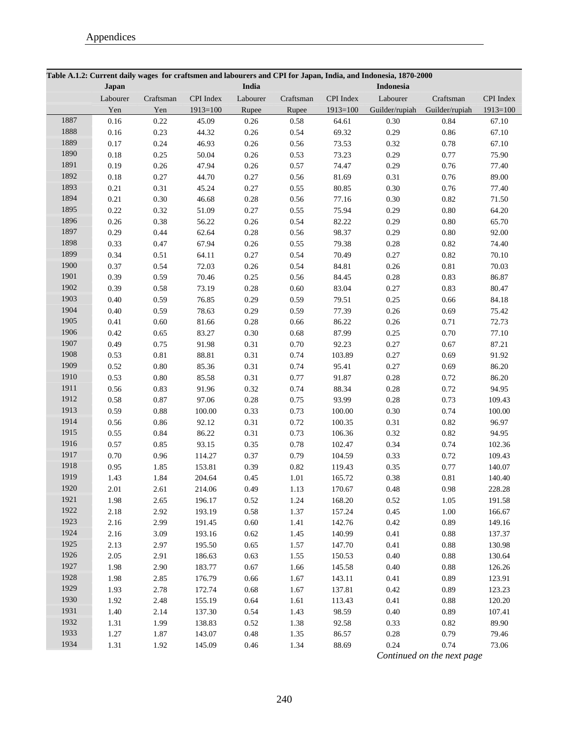**Table A.1.2: Current daily wages for craftsmen and labourers and CPI for Japan, India, and Indonesia, 1870-2000**

| | Japan | | | India | | | Indonesia | | |
|---|---|---|---|---|---|---|---|---|---|
| | Labourer | Craftsman | CPI Index | Labourer | Craftsman | CPI Index | Labourer | Craftsman | CPI Index |
| | Yen | Yen | 1913=100 | Rupee | Rupee | 1913=100 | Guilder/rupiah | Guilder/rupiah | 1913=100 |
| 1887 | 0.16 | 0.22 | 45.09 | 0.26 | 0.58 | 64.61 | 0.30 | 0.84 | 67.10 |
| 1888 | 0.16 | 0.23 | 44.32 | 0.26 | 0.54 | 69.32 | 0.29 | 0.86 | 67.10 |
| 1889 | 0.17 | 0.24 | 46.93 | 0.26 | 0.56 | 73.53 | 0.32 | 0.78 | 67.10 |
| 1890 | 0.18 | 0.25 | 50.04 | 0.26 | 0.53 | 73.23 | 0.29 | 0.77 | 75.90 |
| 1891 | 0.19 | 0.26 | 47.94 | 0.26 | 0.57 | 74.47 | 0.29 | 0.76 | 77.40 |
| 1892 | 0.18 | 0.27 | 44.70 | 0.27 | 0.56 | 81.69 | 0.31 | 0.76 | 89.00 |
| 1893 | 0.21 | 0.31 | 45.24 | 0.27 | 0.55 | 80.85 | 0.30 | 0.76 | 77.40 |
| 1894 | 0.21 | 0.30 | 46.68 | 0.28 | 0.56 | 77.16 | 0.30 | 0.82 | 71.50 |
| 1895 | 0.22 | 0.32 | 51.09 | 0.27 | 0.55 | 75.94 | 0.29 | 0.80 | 64.20 |
| 1896 | 0.26 | 0.38 | 56.22 | 0.26 | 0.54 | 82.22 | 0.29 | 0.80 | 65.70 |
| 1897 | 0.29 | 0.44 | 62.64 | 0.28 | 0.56 | 98.37 | 0.29 | 0.80 | 92.00 |
| 1898 | 0.33 | 0.47 | 67.94 | 0.26 | 0.55 | 79.38 | 0.28 | 0.82 | 74.40 |
| 1899 | 0.34 | 0.51 | 64.11 | 0.27 | 0.54 | 70.49 | 0.27 | 0.82 | 70.10 |
| 1900 | 0.37 | 0.54 | 72.03 | 0.26 | 0.54 | 84.81 | 0.26 | 0.81 | 70.03 |
| 1901 | 0.39 | 0.59 | 70.46 | 0.25 | 0.56 | 84.45 | 0.28 | 0.83 | 86.87 |
| 1902 | 0.39 | 0.58 | 73.19 | 0.28 | 0.60 | 83.04 | 0.27 | 0.83 | 80.47 |
| 1903 | 0.40 | 0.59 | 76.85 | 0.29 | 0.59 | 79.51 | 0.25 | 0.66 | 84.18 |
| 1904 | 0.40 | 0.59 | 78.63 | 0.29 | 0.59 | 77.39 | 0.26 | 0.69 | 75.42 |
| 1905 | 0.41 | 0.60 | 81.66 | 0.28 | 0.66 | 86.22 | 0.26 | 0.71 | 72.73 |
| 1906 | 0.42 | 0.65 | 83.27 | 0.30 | 0.68 | 87.99 | 0.25 | 0.70 | 77.10 |
| 1907 | 0.49 | 0.75 | 91.98 | 0.31 | 0.70 | 92.23 | 0.27 | 0.67 | 87.21 |
| 1908 | 0.53 | 0.81 | 88.81 | 0.31 | 0.74 | 103.89 | 0.27 | 0.69 | 91.92 |
| 1909 | 0.52 | 0.80 | 85.36 | 0.31 | 0.74 | 95.41 | 0.27 | 0.69 | 86.20 |
| 1910 | 0.53 | 0.80 | 85.58 | 0.31 | 0.77 | 91.87 | 0.28 | 0.72 | 86.20 |
| 1911 | 0.56 | 0.83 | 91.96 | 0.32 | 0.74 | 88.34 | 0.28 | 0.72 | 94.95 |
| 1912 | 0.58 | 0.87 | 97.06 | 0.28 | 0.75 | 93.99 | 0.28 | 0.73 | 109.43 |
| 1913 | 0.59 | 0.88 | 100.00 | 0.33 | 0.73 | 100.00 | 0.30 | 0.74 | 100.00 |
| 1914 | 0.56 | 0.86 | 92.12 | 0.31 | 0.72 | 100.35 | 0.31 | 0.82 | 96.97 |
| 1915 | 0.55 | 0.84 | 86.22 | 0.31 | 0.73 | 106.36 | 0.32 | 0.82 | 94.95 |
| 1916 | 0.57 | 0.85 | 93.15 | 0.35 | 0.78 | 102.47 | 0.34 | 0.74 | 102.36 |
| 1917 | 0.70 | 0.96 | 114.27 | 0.37 | 0.79 | 104.59 | 0.33 | 0.72 | 109.43 |
| 1918 | 0.95 | 1.85 | 153.81 | 0.39 | 0.82 | 119.43 | 0.35 | 0.77 | 140.07 |
| 1919 | 1.43 | 1.84 | 204.64 | 0.45 | 1.01 | 165.72 | 0.38 | 0.81 | 140.40 |
| 1920 | 2.01 | 2.61 | 214.06 | 0.49 | 1.13 | 170.67 | 0.48 | 0.98 | 228.28 |
| 1921 | 1.98 | 2.65 | 196.17 | 0.52 | 1.24 | 168.20 | 0.52 | 1.05 | 191.58 |
| 1922 | 2.18 | 2.92 | 193.19 | 0.58 | 1.37 | 157.24 | 0.45 | 1.00 | 166.67 |
| 1923 | 2.16 | 2.99 | 191.45 | 0.60 | 1.41 | 142.76 | 0.42 | 0.89 | 149.16 |
| 1924 | 2.16 | 3.09 | 193.16 | 0.62 | 1.45 | 140.99 | 0.41 | 0.88 | 137.37 |
| 1925 | 2.13 | 2.97 | 195.50 | 0.65 | 1.57 | 147.70 | 0.41 | 0.88 | 130.98 |
| 1926 | 2.05 | 2.91 | 186.63 | 0.63 | 1.55 | 150.53 | 0.40 | 0.88 | 130.64 |
| 1927 | 1.98 | 2.90 | 183.77 | 0.67 | 1.66 | 145.58 | 0.40 | 0.88 | 126.26 |
| 1928 | 1.98 | 2.85 | 176.79 | 0.66 | 1.67 | 143.11 | 0.41 | 0.89 | 123.91 |
| 1929 | 1.93 | 2.78 | 172.74 | 0.68 | 1.67 | 137.81 | 0.42 | 0.89 | 123.23 |
| 1930 | 1.92 | 2.48 | 155.19 | 0.64 | 1.61 | 113.43 | 0.41 | 0.88 | 120.20 |
| 1931 | 1.40 | 2.14 | 137.30 | 0.54 | 1.43 | 98.59 | 0.40 | 0.89 | 107.41 |
| 1932 | 1.31 | 1.99 | 138.83 | 0.52 | 1.38 | 92.58 | 0.33 | 0.82 | 89.90 |
| 1933 | 1.27 | 1.87 | 143.07 | 0.48 | 1.35 | 86.57 | 0.28 | 0.79 | 79.46 |
| 1934 | 1.31 | 1.92 | 145.09 | 0.46 | 1.34 | 88.69 | 0.24 | 0.74 | 73.06 |

*Continued on the next page*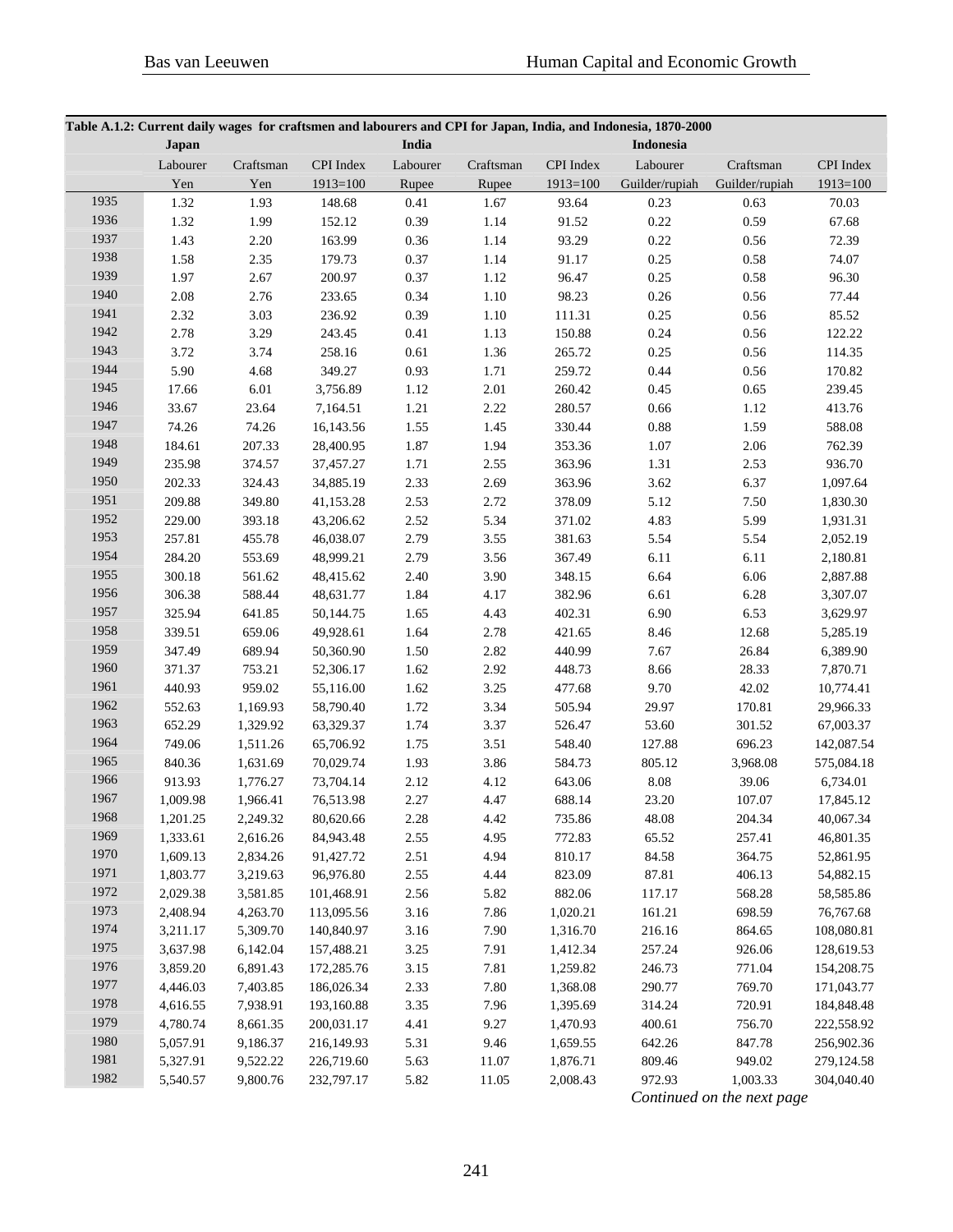**Table A.1.2: Current daily wages for craftsmen and labourers and CPI for Japan, India, and Indonesia, 1870-2000**

| | Japan | | | India | | | Indonesia | | |
|---|---|---|---|---|---|---|---|---|---|
| | Labourer | Craftsman | CPI Index | Labourer | Craftsman | CPI Index | Labourer | Craftsman | CPI Index |
| | Yen | Yen | 1913=100 | Rupee | Rupee | 1913=100 | Guilder/rupiah | Guilder/rupiah | 1913=100 |
| 1935 | 1.32 | 1.93 | 148.68 | 0.41 | 1.67 | 93.64 | 0.23 | 0.63 | 70.03 |
| 1936 | 1.32 | 1.99 | 152.12 | 0.39 | 1.14 | 91.52 | 0.22 | 0.59 | 67.68 |
| 1937 | 1.43 | 2.20 | 163.99 | 0.36 | 1.14 | 93.29 | 0.22 | 0.56 | 72.39 |
| 1938 | 1.58 | 2.35 | 179.73 | 0.37 | 1.14 | 91.17 | 0.25 | 0.58 | 74.07 |
| 1939 | 1.97 | 2.67 | 200.97 | 0.37 | 1.12 | 96.47 | 0.25 | 0.58 | 96.30 |
| 1940 | 2.08 | 2.76 | 233.65 | 0.34 | 1.10 | 98.23 | 0.26 | 0.56 | 77.44 |
| 1941 | 2.32 | 3.03 | 236.92 | 0.39 | 1.10 | 111.31 | 0.25 | 0.56 | 85.52 |
| 1942 | 2.78 | 3.29 | 243.45 | 0.41 | 1.13 | 150.88 | 0.24 | 0.56 | 122.22 |
| 1943 | 3.72 | 3.74 | 258.16 | 0.61 | 1.36 | 265.72 | 0.25 | 0.56 | 114.35 |
| 1944 | 5.90 | 4.68 | 349.27 | 0.93 | 1.71 | 259.72 | 0.44 | 0.56 | 170.82 |
| 1945 | 17.66 | 6.01 | 3,756.89 | 1.12 | 2.01 | 260.42 | 0.45 | 0.65 | 239.45 |
| 1946 | 33.67 | 23.64 | 7,164.51 | 1.21 | 2.22 | 280.57 | 0.66 | 1.12 | 413.76 |
| 1947 | 74.26 | 74.26 | 16,143.56 | 1.55 | 1.45 | 330.44 | 0.88 | 1.59 | 588.08 |
| 1948 | 184.61 | 207.33 | 28,400.95 | 1.87 | 1.94 | 353.36 | 1.07 | 2.06 | 762.39 |
| 1949 | 235.98 | 374.57 | 37,457.27 | 1.71 | 2.55 | 363.96 | 1.31 | 2.53 | 936.70 |
| 1950 | 202.33 | 324.43 | 34,885.19 | 2.33 | 2.69 | 363.96 | 3.62 | 6.37 | 1,097.64 |
| 1951 | 209.88 | 349.80 | 41,153.28 | 2.53 | 2.72 | 378.09 | 5.12 | 7.50 | 1,830.30 |
| 1952 | 229.00 | 393.18 | 43,206.62 | 2.52 | 5.34 | 371.02 | 4.83 | 5.99 | 1,931.31 |
| 1953 | 257.81 | 455.78 | 46,038.07 | 2.79 | 3.55 | 381.63 | 5.54 | 5.54 | 2,052.19 |
| 1954 | 284.20 | 553.69 | 48,999.21 | 2.79 | 3.56 | 367.49 | 6.11 | 6.11 | 2,180.81 |
| 1955 | 300.18 | 561.62 | 48,415.62 | 2.40 | 3.90 | 348.15 | 6.64 | 6.06 | 2,887.88 |
| 1956 | 306.38 | 588.44 | 48,631.77 | 1.84 | 4.17 | 382.96 | 6.61 | 6.28 | 3,307.07 |
| 1957 | 325.94 | 641.85 | 50,144.75 | 1.65 | 4.43 | 402.31 | 6.90 | 6.53 | 3,629.97 |
| 1958 | 339.51 | 659.06 | 49,928.61 | 1.64 | 2.78 | 421.65 | 8.46 | 12.68 | 5,285.19 |
| 1959 | 347.49 | 689.94 | 50,360.90 | 1.50 | 2.82 | 440.99 | 7.67 | 26.84 | 6,389.90 |
| 1960 | 371.37 | 753.21 | 52,306.17 | 1.62 | 2.92 | 448.73 | 8.66 | 28.33 | 7,870.71 |
| 1961 | 440.93 | 959.02 | 55,116.00 | 1.62 | 3.25 | 477.68 | 9.70 | 42.02 | 10,774.41 |
| 1962 | 552.63 | 1,169.93 | 58,790.40 | 1.72 | 3.34 | 505.94 | 29.97 | 170.81 | 29,966.33 |
| 1963 | 652.29 | 1,329.92 | 63,329.37 | 1.74 | 3.37 | 526.47 | 53.60 | 301.52 | 67,003.37 |
| 1964 | 749.06 | 1,511.26 | 65,706.92 | 1.75 | 3.51 | 548.40 | 127.88 | 696.23 | 142,087.54 |
| 1965 | 840.36 | 1,631.69 | 70,029.74 | 1.93 | 3.86 | 584.73 | 805.12 | 3,968.08 | 575,084.18 |
| 1966 | 913.93 | 1,776.27 | 73,704.14 | 2.12 | 4.12 | 643.06 | 8.08 | 39.06 | 6,734.01 |
| 1967 | 1,009.98 | 1,966.41 | 76,513.98 | 2.27 | 4.47 | 688.14 | 23.20 | 107.07 | 17,845.12 |
| 1968 | 1,201.25 | 2,249.32 | 80,620.66 | 2.28 | 4.42 | 735.86 | 48.08 | 204.34 | 40,067.34 |
| 1969 | 1,333.61 | 2,616.26 | 84,943.48 | 2.55 | 4.95 | 772.83 | 65.52 | 257.41 | 46,801.35 |
| 1970 | 1,609.13 | 2,834.26 | 91,427.72 | 2.51 | 4.94 | 810.17 | 84.58 | 364.75 | 52,861.95 |
| 1971 | 1,803.77 | 3,219.63 | 96,976.80 | 2.55 | 4.44 | 823.09 | 87.81 | 406.13 | 54,882.15 |
| 1972 | 2,029.38 | 3,581.85 | 101,468.91 | 2.56 | 5.82 | 882.06 | 117.17 | 568.28 | 58,585.86 |
| 1973 | 2,408.94 | 4,263.70 | 113,095.56 | 3.16 | 7.86 | 1,020.21 | 161.21 | 698.59 | 76,767.68 |
| 1974 | 3,211.17 | 5,309.70 | 140,840.97 | 3.16 | 7.90 | 1,316.70 | 216.16 | 864.65 | 108,080.81 |
| 1975 | 3,637.98 | 6,142.04 | 157,488.21 | 3.25 | 7.91 | 1,412.34 | 257.24 | 926.06 | 128,619.53 |
| 1976 | 3,859.20 | 6,891.43 | 172,285.76 | 3.15 | 7.81 | 1,259.82 | 246.73 | 771.04 | 154,208.75 |
| 1977 | 4,446.03 | 7,403.85 | 186,026.34 | 2.33 | 7.80 | 1,368.08 | 290.77 | 769.70 | 171,043.77 |
| 1978 | 4,616.55 | 7,938.91 | 193,160.88 | 3.35 | 7.96 | 1,395.69 | 314.24 | 720.91 | 184,848.48 |
| 1979 | 4,780.74 | 8,661.35 | 200,031.17 | 4.41 | 9.27 | 1,470.93 | 400.61 | 756.70 | 222,558.92 |
| 1980 | 5,057.91 | 9,186.37 | 216,149.93 | 5.31 | 9.46 | 1,659.55 | 642.26 | 847.78 | 256,902.36 |
| 1981 | 5,327.91 | 9,522.22 | 226,719.60 | 5.63 | 11.07 | 1,876.71 | 809.46 | 949.02 | 279,124.58 |
| 1982 | 5,540.57 | 9,800.76 | 232,797.17 | 5.82 | 11.05 | 2,008.43 | 972.93 | 1,003.33 | 304,040.40 |

*Continued on the next page*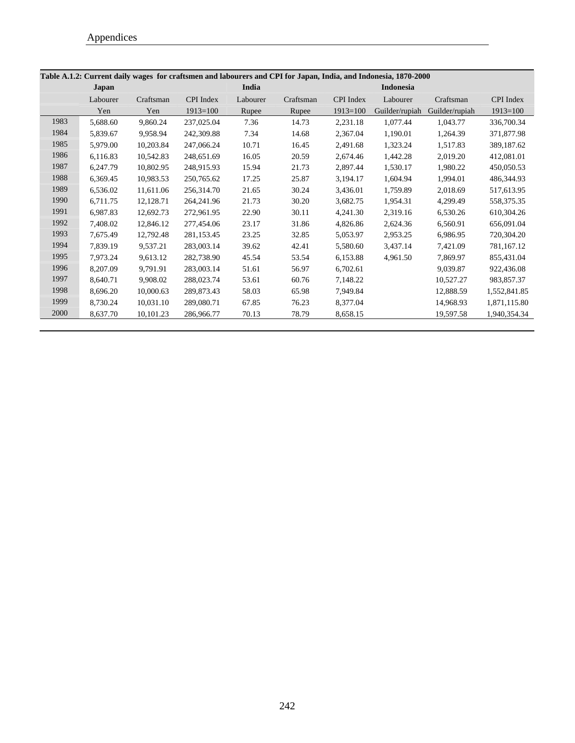**Table A.1.2: Current daily wages for craftsmen and labourers and CPI for Japan, India, and Indonesia, 1870-2000**

| | Japan | | | India | | | Indonesia | | |
|---|---|---|---|---|---|---|---|---|---|
| | Labourer | Craftsman | CPI Index | Labourer | Craftsman | CPI Index | Labourer | Craftsman | CPI Index |
| | Yen | Yen | 1913=100 | Rupee | Rupee | 1913=100 | Guilder/rupiah | Guilder/rupiah | 1913=100 |
| 1983 | 5,688.60 | 9,860.24 | 237,025.04 | 7.36 | 14.73 | 2,231.18 | 1,077.44 | 1,043.77 | 336,700.34 |
| 1984 | 5,839.67 | 9,958.94 | 242,309.88 | 7.34 | 14.68 | 2,367.04 | 1,190.01 | 1,264.39 | 371,877.98 |
| 1985 | 5,979.00 | 10,203.84 | 247,066.24 | 10.71 | 16.45 | 2,491.68 | 1,323.24 | 1,517.83 | 389,187.62 |
| 1986 | 6,116.83 | 10,542.83 | 248,651.69 | 16.05 | 20.59 | 2,674.46 | 1,442.28 | 2,019.20 | 412,081.01 |
| 1987 | 6,247.79 | 10,802.95 | 248,915.93 | 15.94 | 21.73 | 2,897.44 | 1,530.17 | 1,980.22 | 450,050.53 |
| 1988 | 6,369.45 | 10,983.53 | 250,765.62 | 17.25 | 25.87 | 3,194.17 | 1,604.94 | 1,994.01 | 486,344.93 |
| 1989 | 6,536.02 | 11,611.06 | 256,314.70 | 21.65 | 30.24 | 3,436.01 | 1,759.89 | 2,018.69 | 517,613.95 |
| 1990 | 6,711.75 | 12,128.71 | 264,241.96 | 21.73 | 30.20 | 3,682.75 | 1,954.31 | 4,299.49 | 558,375.35 |
| 1991 | 6,987.83 | 12,692.73 | 272,961.95 | 22.90 | 30.11 | 4,241.30 | 2,319.16 | 6,530.26 | 610,304.26 |
| 1992 | 7,408.02 | 12,846.12 | 277,454.06 | 23.17 | 31.86 | 4,826.86 | 2,624.36 | 6,560.91 | 656,091.04 |
| 1993 | 7,675.49 | 12,792.48 | 281,153.45 | 23.25 | 32.85 | 5,053.97 | 2,953.25 | 6,986.95 | 720,304.20 |
| 1994 | 7,839.19 | 9,537.21 | 283,003.14 | 39.62 | 42.41 | 5,580.60 | 3,437.14 | 7,421.09 | 781,167.12 |
| 1995 | 7,973.24 | 9,613.12 | 282,738.90 | 45.54 | 53.54 | 6,153.88 | 4,961.50 | 7,869.97 | 855,431.04 |
| 1996 | 8,207.09 | 9,791.91 | 283,003.14 | 51.61 | 56.97 | 6,702.61 | | 9,039.87 | 922,436.08 |
| 1997 | 8,640.71 | 9,908.02 | 288,023.74 | 53.61 | 60.76 | 7,148.22 | | 10,527.27 | 983,857.37 |
| 1998 | 8,696.20 | 10,000.63 | 289,873.43 | 58.03 | 65.98 | 7,949.84 | | 12,888.59 | 1,552,841.85 |
| 1999 | 8,730.24 | 10,031.10 | 289,080.71 | 67.85 | 76.23 | 8,377.04 | | 14,968.93 | 1,871,115.80 |
| 2000 | 8,637.70 | 10,101.23 | 286,966.77 | 70.13 | 78.79 | 8,658.15 | | 19,597.58 | 1,940,354.34 |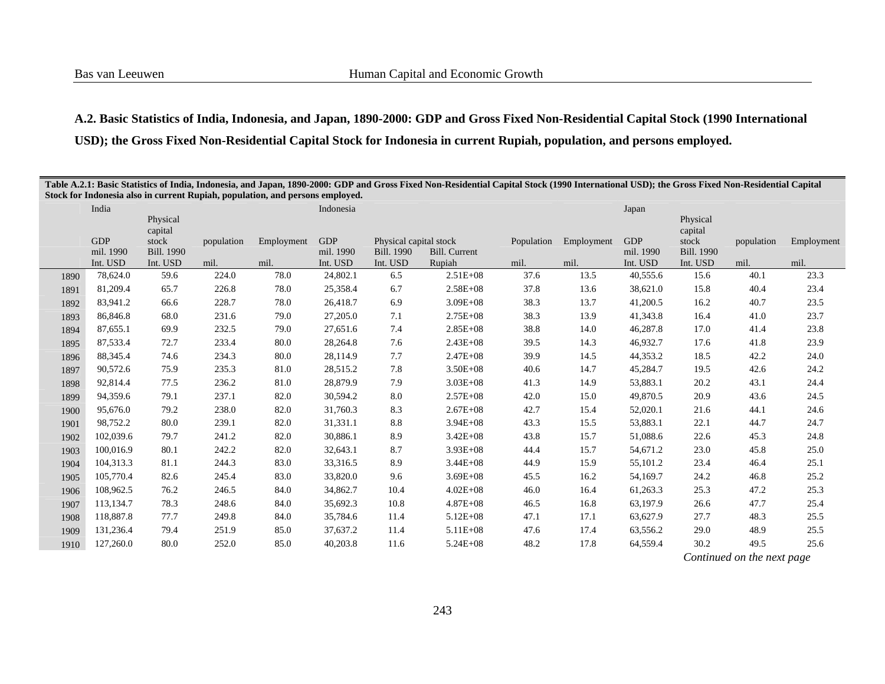**A.2. Basic Statistics of India, Indonesia, and Japan, 1890-2000: GDP and Gross Fixed Non-Residential Capital Stock (1990 International USD); the Gross Fixed Non-Residential Capital Stock for Indonesia in current Rupiah, population, and persons employed.**

**Table A.2.1: Basic Statistics of India, Indonesia, and Japan, 1890-2000: GDP and Gross Fixed Non-Residential Capital Stock (1990 International USD); the Gross Fixed Non-Residential Capital Stock for Indonesia also in current Rupiah, population, and persons employed.**

| | India | | | | Indonesia | | | | | Japan | | | |
|---|---|---|---|---|---|---|---|---|---|---|---|---|---|
| | GDP | Physical capital stock | population | Employment | GDP | Physical capital stock | | Population | Employment | GDP | Physical capital stock | population | Employment |
| | mil. 1990 Int. USD | Bill. 1990 Int. USD | mil. | mil. | mil. 1990 Int. USD | Bill. 1990 Int. USD | Bill. Current Rupiah | mil. | mil. | mil. 1990 Int. USD | Bill. 1990 Int. USD | mil. | mil. |
| 1890 | 78,624.0 | 59.6 | 224.0 | 78.0 | 24,802.1 | 6.5 | 2.51E+08 | 37.6 | 13.5 | 40,555.6 | 15.6 | 40.1 | 23.3 |
| 1891 | 81,209.4 | 65.7 | 226.8 | 78.0 | 25,358.4 | 6.7 | 2.58E+08 | 37.8 | 13.6 | 38,621.0 | 15.8 | 40.4 | 23.4 |
| 1892 | 83,941.2 | 66.6 | 228.7 | 78.0 | 26,418.7 | 6.9 | 3.09E+08 | 38.3 | 13.7 | 41,200.5 | 16.2 | 40.7 | 23.5 |
| 1893 | 86,846.8 | 68.0 | 231.6 | 79.0 | 27,205.0 | 7.1 | 2.75E+08 | 38.3 | 13.9 | 41,343.8 | 16.4 | 41.0 | 23.7 |
| 1894 | 87,655.1 | 69.9 | 232.5 | 79.0 | 27,651.6 | 7.4 | 2.85E+08 | 38.8 | 14.0 | 46,287.8 | 17.0 | 41.4 | 23.8 |
| 1895 | 87,533.4 | 72.7 | 233.4 | 80.0 | 28,264.8 | 7.6 | 2.43E+08 | 39.5 | 14.3 | 46,932.7 | 17.6 | 41.8 | 23.9 |
| 1896 | 88,345.4 | 74.6 | 234.3 | 80.0 | 28,114.9 | 7.7 | 2.47E+08 | 39.9 | 14.5 | 44,353.2 | 18.5 | 42.2 | 24.0 |
| 1897 | 90,572.6 | 75.9 | 235.3 | 81.0 | 28,515.2 | 7.8 | 3.50E+08 | 40.6 | 14.7 | 45,284.7 | 19.5 | 42.6 | 24.2 |
| 1898 | 92,814.4 | 77.5 | 236.2 | 81.0 | 28,879.9 | 7.9 | 3.03E+08 | 41.3 | 14.9 | 53,883.1 | 20.2 | 43.1 | 24.4 |
| 1899 | 94,359.6 | 79.1 | 237.1 | 82.0 | 30,594.2 | 8.0 | 2.57E+08 | 42.0 | 15.0 | 49,870.5 | 20.9 | 43.6 | 24.5 |
| 1900 | 95,676.0 | 79.2 | 238.0 | 82.0 | 31,760.3 | 8.3 | 2.67E+08 | 42.7 | 15.4 | 52,020.1 | 21.6 | 44.1 | 24.6 |
| 1901 | 98,752.2 | 80.0 | 239.1 | 82.0 | 31,331.1 | 8.8 | 3.94E+08 | 43.3 | 15.5 | 53,883.1 | 22.1 | 44.7 | 24.7 |
| 1902 | 102,039.6 | 79.7 | 241.2 | 82.0 | 30,886.1 | 8.9 | 3.42E+08 | 43.8 | 15.7 | 51,088.6 | 22.6 | 45.3 | 24.8 |
| 1903 | 100,016.9 | 80.1 | 242.2 | 82.0 | 32,643.1 | 8.7 | 3.93E+08 | 44.4 | 15.7 | 54,671.2 | 23.0 | 45.8 | 25.0 |
| 1904 | 104,313.3 | 81.1 | 244.3 | 83.0 | 33,316.5 | 8.9 | 3.44E+08 | 44.9 | 15.9 | 55,101.2 | 23.4 | 46.4 | 25.1 |
| 1905 | 105,770.4 | 82.6 | 245.4 | 83.0 | 33,820.0 | 9.6 | 3.69E+08 | 45.5 | 16.2 | 54,169.7 | 24.2 | 46.8 | 25.2 |
| 1906 | 108,962.5 | 76.2 | 246.5 | 84.0 | 34,862.7 | 10.4 | 4.02E+08 | 46.0 | 16.4 | 61,263.3 | 25.3 | 47.2 | 25.3 |
| 1907 | 113,134.7 | 78.3 | 248.6 | 84.0 | 35,692.3 | 10.8 | 4.87E+08 | 46.5 | 16.8 | 63,197.9 | 26.6 | 47.7 | 25.4 |
| 1908 | 118,887.8 | 77.7 | 249.8 | 84.0 | 35,784.6 | 11.4 | 5.12E+08 | 47.1 | 17.1 | 63,627.9 | 27.7 | 48.3 | 25.5 |
| 1909 | 131,236.4 | 79.4 | 251.9 | 85.0 | 37,637.2 | 11.4 | 5.11E+08 | 47.6 | 17.4 | 63,556.2 | 29.0 | 48.9 | 25.5 |
| 1910 | 127,260.0 | 80.0 | 252.0 | 85.0 | 40,203.8 | 11.6 | 5.24E+08 | 48.2 | 17.8 | 64,559.4 | 30.2 | 49.5 | 25.6 |

*Continued on the next page*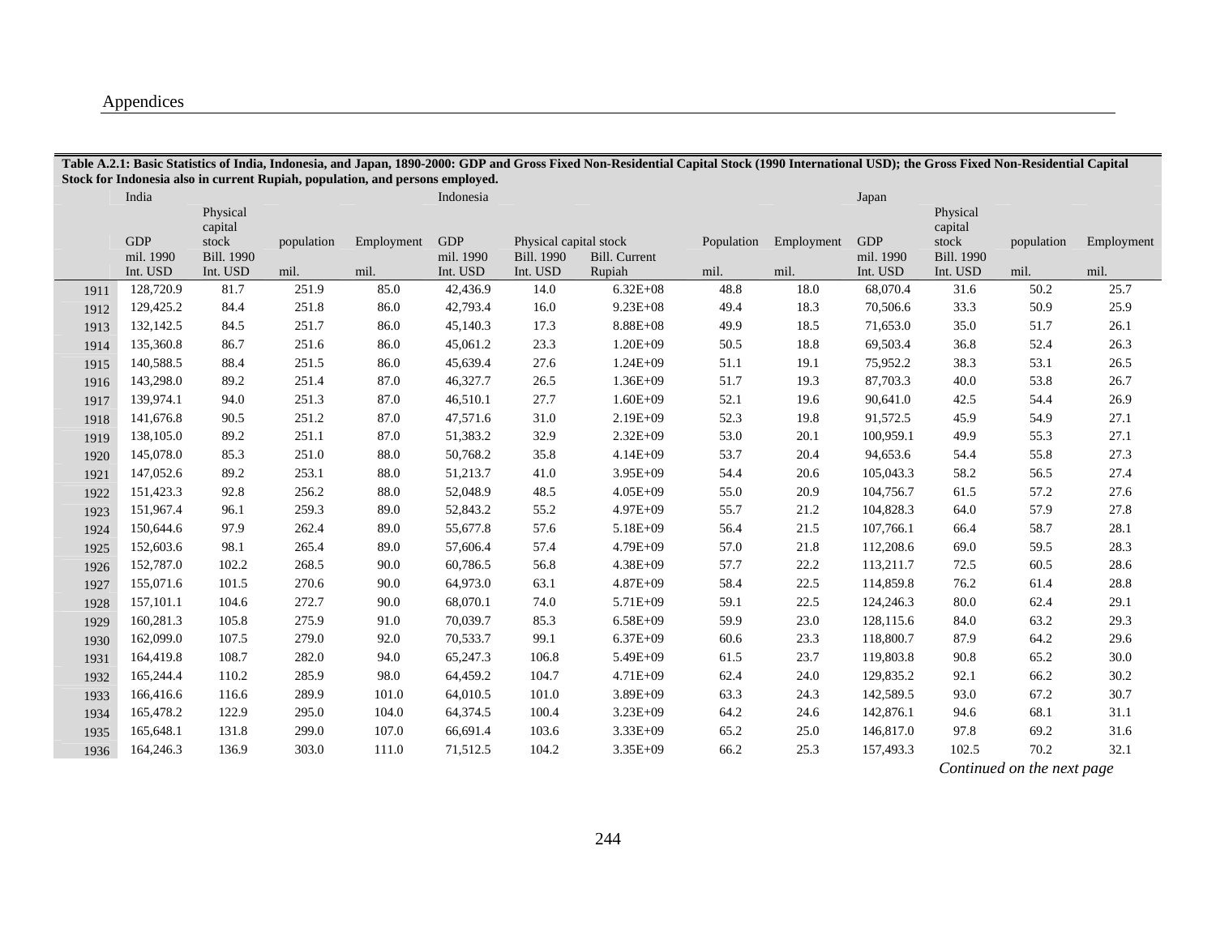**Table A.2.1: Basic Statistics of India, Indonesia, and Japan, 1890-2000: GDP and Gross Fixed Non-Residential Capital Stock (1990 International USD); the Gross Fixed Non-Residential Capital Stock for Indonesia also in current Rupiah, population, and persons employed.**

| | India | | | | Indonesia | | | | | Japan | | | |
|---|---|---|---|---|---|---|---|---|---|---|---|---|---|
| | GDP | Physical capital stock | population | Employment | GDP | Physical capital stock | | Population | Employment | GDP | Physical capital stock | population | Employment |
| | mil. 1990 Int. USD | Bill. 1990 Int. USD | mil. | mil. | mil. 1990 Int. USD | Bill. 1990 Int. USD | Bill. Current Rupiah | mil. | mil. | mil. 1990 Int. USD | Bill. 1990 Int. USD | mil. | mil. |
| 1911 | 128,720.9 | 81.7 | 251.9 | 85.0 | 42,436.9 | 14.0 | 6.32E+08 | 48.8 | 18.0 | 68,070.4 | 31.6 | 50.2 | 25.7 |
| 1912 | 129,425.2 | 84.4 | 251.8 | 86.0 | 42,793.4 | 16.0 | 9.23E+08 | 49.4 | 18.3 | 70,506.6 | 33.3 | 50.9 | 25.9 |
| 1913 | 132,142.5 | 84.5 | 251.7 | 86.0 | 45,140.3 | 17.3 | 8.88E+08 | 49.9 | 18.5 | 71,653.0 | 35.0 | 51.7 | 26.1 |
| 1914 | 135,360.8 | 86.7 | 251.6 | 86.0 | 45,061.2 | 23.3 | 1.20E+09 | 50.5 | 18.8 | 69,503.4 | 36.8 | 52.4 | 26.3 |
| 1915 | 140,588.5 | 88.4 | 251.5 | 86.0 | 45,639.4 | 27.6 | 1.24E+09 | 51.1 | 19.1 | 75,952.2 | 38.3 | 53.1 | 26.5 |
| 1916 | 143,298.0 | 89.2 | 251.4 | 87.0 | 46,327.7 | 26.5 | 1.36E+09 | 51.7 | 19.3 | 87,703.3 | 40.0 | 53.8 | 26.7 |
| 1917 | 139,974.1 | 94.0 | 251.3 | 87.0 | 46,510.1 | 27.7 | 1.60E+09 | 52.1 | 19.6 | 90,641.0 | 42.5 | 54.4 | 26.9 |
| 1918 | 141,676.8 | 90.5 | 251.2 | 87.0 | 47,571.6 | 31.0 | 2.19E+09 | 52.3 | 19.8 | 91,572.5 | 45.9 | 54.9 | 27.1 |
| 1919 | 138,105.0 | 89.2 | 251.1 | 87.0 | 51,383.2 | 32.9 | 2.32E+09 | 53.0 | 20.1 | 100,959.1 | 49.9 | 55.3 | 27.1 |
| 1920 | 145,078.0 | 85.3 | 251.0 | 88.0 | 50,768.2 | 35.8 | 4.14E+09 | 53.7 | 20.4 | 94,653.6 | 54.4 | 55.8 | 27.3 |
| 1921 | 147,052.6 | 89.2 | 253.1 | 88.0 | 51,213.7 | 41.0 | 3.95E+09 | 54.4 | 20.6 | 105,043.3 | 58.2 | 56.5 | 27.4 |
| 1922 | 151,423.3 | 92.8 | 256.2 | 88.0 | 52,048.9 | 48.5 | 4.05E+09 | 55.0 | 20.9 | 104,756.7 | 61.5 | 57.2 | 27.6 |
| 1923 | 151,967.4 | 96.1 | 259.3 | 89.0 | 52,843.2 | 55.2 | 4.97E+09 | 55.7 | 21.2 | 104,828.3 | 64.0 | 57.9 | 27.8 |
| 1924 | 150,644.6 | 97.9 | 262.4 | 89.0 | 55,677.8 | 57.6 | 5.18E+09 | 56.4 | 21.5 | 107,766.1 | 66.4 | 58.7 | 28.1 |
| 1925 | 152,603.6 | 98.1 | 265.4 | 89.0 | 57,606.4 | 57.4 | 4.79E+09 | 57.0 | 21.8 | 112,208.6 | 69.0 | 59.5 | 28.3 |
| 1926 | 152,787.0 | 102.2 | 268.5 | 90.0 | 60,786.5 | 56.8 | 4.38E+09 | 57.7 | 22.2 | 113,211.7 | 72.5 | 60.5 | 28.6 |
| 1927 | 155,071.6 | 101.5 | 270.6 | 90.0 | 64,973.0 | 63.1 | 4.87E+09 | 58.4 | 22.5 | 114,859.8 | 76.2 | 61.4 | 28.8 |
| 1928 | 157,101.1 | 104.6 | 272.7 | 90.0 | 68,070.1 | 74.0 | 5.71E+09 | 59.1 | 22.5 | 124,246.3 | 80.0 | 62.4 | 29.1 |
| 1929 | 160,281.3 | 105.8 | 275.9 | 91.0 | 70,039.7 | 85.3 | 6.58E+09 | 59.9 | 23.0 | 128,115.6 | 84.0 | 63.2 | 29.3 |
| 1930 | 162,099.0 | 107.5 | 279.0 | 92.0 | 70,533.7 | 99.1 | 6.37E+09 | 60.6 | 23.3 | 118,800.7 | 87.9 | 64.2 | 29.6 |
| 1931 | 164,419.8 | 108.7 | 282.0 | 94.0 | 65,247.3 | 106.8 | 5.49E+09 | 61.5 | 23.7 | 119,803.8 | 90.8 | 65.2 | 30.0 |
| 1932 | 165,244.4 | 110.2 | 285.9 | 98.0 | 64,459.2 | 104.7 | 4.71E+09 | 62.4 | 24.0 | 129,835.2 | 92.1 | 66.2 | 30.2 |
| 1933 | 166,416.6 | 116.6 | 289.9 | 101.0 | 64,010.5 | 101.0 | 3.89E+09 | 63.3 | 24.3 | 142,589.5 | 93.0 | 67.2 | 30.7 |
| 1934 | 165,478.2 | 122.9 | 295.0 | 104.0 | 64,374.5 | 100.4 | 3.23E+09 | 64.2 | 24.6 | 142,876.1 | 94.6 | 68.1 | 31.1 |
| 1935 | 165,648.1 | 131.8 | 299.0 | 107.0 | 66,691.4 | 103.6 | 3.33E+09 | 65.2 | 25.0 | 146,817.0 | 97.8 | 69.2 | 31.6 |
| 1936 | 164,246.3 | 136.9 | 303.0 | 111.0 | 71,512.5 | 104.2 | 3.35E+09 | 66.2 | 25.3 | 157,493.3 | 102.5 | 70.2 | 32.1 |

*Continued on the next page*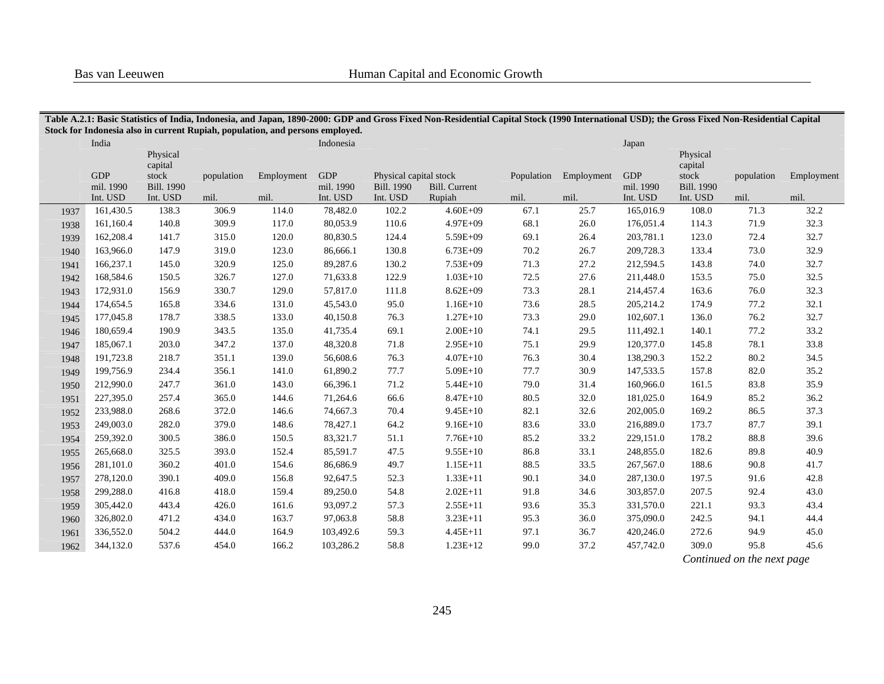**Table A.2.1: Basic Statistics of India, Indonesia, and Japan, 1890-2000: GDP and Gross Fixed Non-Residential Capital Stock (1990 International USD); the Gross Fixed Non-Residential Capital Stock for Indonesia also in current Rupiah, population, and persons employed.**

| | India | | | | Indonesia | | | | | Japan | | | |
|---|---|---|---|---|---|---|---|---|---|---|---|---|---|
| | GDP | Physical capital stock | population | Employment | GDP | Physical capital stock | | Population | Employment | GDP | Physical capital stock | population | Employment |
| | mil. 1990 Int. USD | Bill. 1990 Int. USD | mil. | mil. | mil. 1990 Int. USD | Bill. 1990 Int. USD | Bill. Current Rupiah | mil. | mil. | mil. 1990 Int. USD | Bill. 1990 Int. USD | mil. | mil. |
| 1937 | 161,430.5 | 138.3 | 306.9 | 114.0 | 78,482.0 | 102.2 | 4.60E+09 | 67.1 | 25.7 | 165,016.9 | 108.0 | 71.3 | 32.2 |
| 1938 | 161,160.4 | 140.8 | 309.9 | 117.0 | 80,053.9 | 110.6 | 4.97E+09 | 68.1 | 26.0 | 176,051.4 | 114.3 | 71.9 | 32.3 |
| 1939 | 162,208.4 | 141.7 | 315.0 | 120.0 | 80,830.5 | 124.4 | 5.59E+09 | 69.1 | 26.4 | 203,781.1 | 123.0 | 72.4 | 32.7 |
| 1940 | 163,966.0 | 147.9 | 319.0 | 123.0 | 86,666.1 | 130.8 | 6.73E+09 | 70.2 | 26.7 | 209,728.3 | 133.4 | 73.0 | 32.9 |
| 1941 | 166,237.1 | 145.0 | 320.9 | 125.0 | 89,287.6 | 130.2 | 7.53E+09 | 71.3 | 27.2 | 212,594.5 | 143.8 | 74.0 | 32.7 |
| 1942 | 168,584.6 | 150.5 | 326.7 | 127.0 | 71,633.8 | 122.9 | 1.03E+10 | 72.5 | 27.6 | 211,448.0 | 153.5 | 75.0 | 32.5 |
| 1943 | 172,931.0 | 156.9 | 330.7 | 129.0 | 57,817.0 | 111.8 | 8.62E+09 | 73.3 | 28.1 | 214,457.4 | 163.6 | 76.0 | 32.3 |
| 1944 | 174,654.5 | 165.8 | 334.6 | 131.0 | 45,543.0 | 95.0 | 1.16E+10 | 73.6 | 28.5 | 205,214.2 | 174.9 | 77.2 | 32.1 |
| 1945 | 177,045.8 | 178.7 | 338.5 | 133.0 | 40,150.8 | 76.3 | 1.27E+10 | 73.3 | 29.0 | 102,607.1 | 136.0 | 76.2 | 32.7 |
| 1946 | 180,659.4 | 190.9 | 343.5 | 135.0 | 41,735.4 | 69.1 | 2.00E+10 | 74.1 | 29.5 | 111,492.1 | 140.1 | 77.2 | 33.2 |
| 1947 | 185,067.1 | 203.0 | 347.2 | 137.0 | 48,320.8 | 71.8 | 2.95E+10 | 75.1 | 29.9 | 120,377.0 | 145.8 | 78.1 | 33.8 |
| 1948 | 191,723.8 | 218.7 | 351.1 | 139.0 | 56,608.6 | 76.3 | 4.07E+10 | 76.3 | 30.4 | 138,290.3 | 152.2 | 80.2 | 34.5 |
| 1949 | 199,756.9 | 234.4 | 356.1 | 141.0 | 61,890.2 | 77.7 | 5.09E+10 | 77.7 | 30.9 | 147,533.5 | 157.8 | 82.0 | 35.2 |
| 1950 | 212,990.0 | 247.7 | 361.0 | 143.0 | 66,396.1 | 71.2 | 5.44E+10 | 79.0 | 31.4 | 160,966.0 | 161.5 | 83.8 | 35.9 |
| 1951 | 227,395.0 | 257.4 | 365.0 | 144.6 | 71,264.6 | 66.6 | 8.47E+10 | 80.5 | 32.0 | 181,025.0 | 164.9 | 85.2 | 36.2 |
| 1952 | 233,988.0 | 268.6 | 372.0 | 146.6 | 74,667.3 | 70.4 | 9.45E+10 | 82.1 | 32.6 | 202,005.0 | 169.2 | 86.5 | 37.3 |
| 1953 | 249,003.0 | 282.0 | 379.0 | 148.6 | 78,427.1 | 64.2 | 9.16E+10 | 83.6 | 33.0 | 216,889.0 | 173.7 | 87.7 | 39.1 |
| 1954 | 259,392.0 | 300.5 | 386.0 | 150.5 | 83,321.7 | 51.1 | 7.76E+10 | 85.2 | 33.2 | 229,151.0 | 178.2 | 88.8 | 39.6 |
| 1955 | 265,668.0 | 325.5 | 393.0 | 152.4 | 85,591.7 | 47.5 | 9.55E+10 | 86.8 | 33.1 | 248,855.0 | 182.6 | 89.8 | 40.9 |
| 1956 | 281,101.0 | 360.2 | 401.0 | 154.6 | 86,686.9 | 49.7 | 1.15E+11 | 88.5 | 33.5 | 267,567.0 | 188.6 | 90.8 | 41.7 |
| 1957 | 278,120.0 | 390.1 | 409.0 | 156.8 | 92,647.5 | 52.3 | 1.33E+11 | 90.1 | 34.0 | 287,130.0 | 197.5 | 91.6 | 42.8 |
| 1958 | 299,288.0 | 416.8 | 418.0 | 159.4 | 89,250.0 | 54.8 | 2.02E+11 | 91.8 | 34.6 | 303,857.0 | 207.5 | 92.4 | 43.0 |
| 1959 | 305,442.0 | 443.4 | 426.0 | 161.6 | 93,097.2 | 57.3 | 2.55E+11 | 93.6 | 35.3 | 331,570.0 | 221.1 | 93.3 | 43.4 |
| 1960 | 326,802.0 | 471.2 | 434.0 | 163.7 | 97,063.8 | 58.8 | 3.23E+11 | 95.3 | 36.0 | 375,090.0 | 242.5 | 94.1 | 44.4 |
| 1961 | 336,552.0 | 504.2 | 444.0 | 164.9 | 103,492.6 | 59.3 | 4.45E+11 | 97.1 | 36.7 | 420,246.0 | 272.6 | 94.9 | 45.0 |
| 1962 | 344,132.0 | 537.6 | 454.0 | 166.2 | 103,286.2 | 58.8 | 1.23E+12 | 99.0 | 37.2 | 457,742.0 | 309.0 | 95.8 | 45.6 |

*Continued on the next page*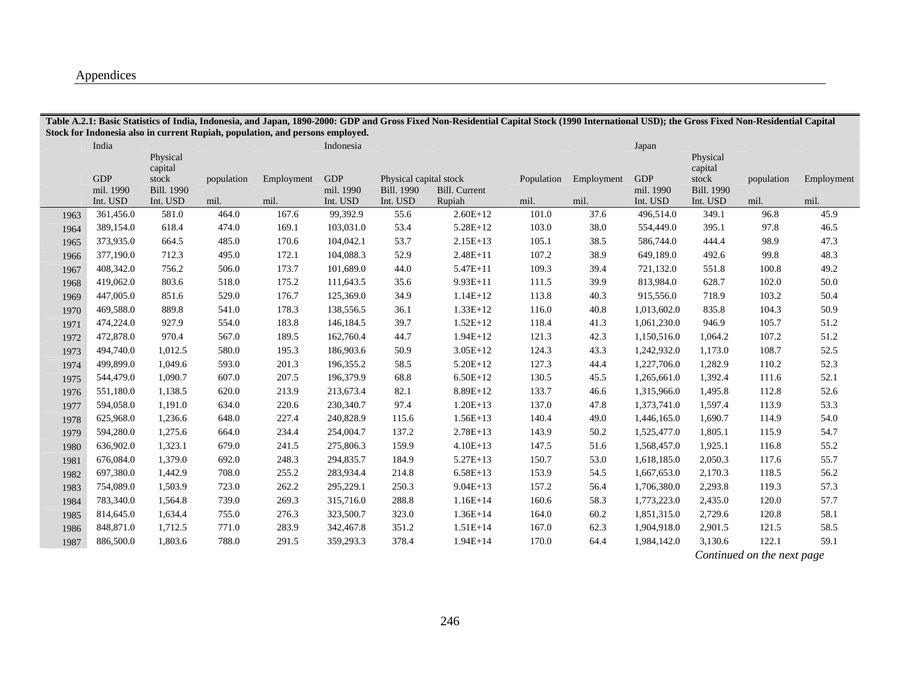**Table A.2.1: Basic Statistics of India, Indonesia, and Japan, 1890-2000: GDP and Gross Fixed Non-Residential Capital Stock (1990 International USD); the Gross Fixed Non-Residential Capital Stock for Indonesia also in current Rupiah, population, and persons employed.**

| | India | | | | Indonesia | | | | | Japan | | | |
|---|---|---|---|---|---|---|---|---|---|---|---|---|---|
| | GDP | Physical capital stock | population | Employment | GDP | Physical capital stock | | Population | Employment | GDP | Physical capital stock | population | Employment |
| | mil. 1990 Int. USD | Bill. 1990 Int. USD | mil. | mil. | mil. 1990 Int. USD | Bill. 1990 Int. USD | Bill. Current Rupiah | mil. | mil. | mil. 1990 Int. USD | Bill. 1990 Int. USD | mil. | mil. |
| 1963 | 361,456.0 | 581.0 | 464.0 | 167.6 | 99,392.9 | 55.6 | 2.60E+12 | 101.0 | 37.6 | 496,514.0 | 349.1 | 96.8 | 45.9 |
| 1964 | 389,154.0 | 618.4 | 474.0 | 169.1 | 103,031.0 | 53.4 | 5.28E+12 | 103.0 | 38.0 | 554,449.0 | 395.1 | 97.8 | 46.5 |
| 1965 | 373,935.0 | 664.5 | 485.0 | 170.6 | 104,042.1 | 53.7 | 2.15E+13 | 105.1 | 38.5 | 586,744.0 | 444.4 | 98.9 | 47.3 |
| 1966 | 377,190.0 | 712.3 | 495.0 | 172.1 | 104,088.3 | 52.9 | 2.48E+11 | 107.2 | 38.9 | 649,189.0 | 492.6 | 99.8 | 48.3 |
| 1967 | 408,342.0 | 756.2 | 506.0 | 173.7 | 101,689.0 | 44.0 | 5.47E+11 | 109.3 | 39.4 | 721,132.0 | 551.8 | 100.8 | 49.2 |
| 1968 | 419,062.0 | 803.6 | 518.0 | 175.2 | 111,643.5 | 35.6 | 9.93E+11 | 111.5 | 39.9 | 813,984.0 | 628.7 | 102.0 | 50.0 |
| 1969 | 447,005.0 | 851.6 | 529.0 | 176.7 | 125,369.0 | 34.9 | 1.14E+12 | 113.8 | 40.3 | 915,556.0 | 718.9 | 103.2 | 50.4 |
| 1970 | 469,588.0 | 889.8 | 541.0 | 178.3 | 138,556.5 | 36.1 | 1.33E+12 | 116.0 | 40.8 | 1,013,602.0 | 835.8 | 104.3 | 50.9 |
| 1971 | 474,224.0 | 927.9 | 554.0 | 183.8 | 146,184.5 | 39.7 | 1.52E+12 | 118.4 | 41.3 | 1,061,230.0 | 946.9 | 105.7 | 51.2 |
| 1972 | 472,878.0 | 970.4 | 567.0 | 189.5 | 162,760.4 | 44.7 | 1.94E+12 | 121.3 | 42.3 | 1,150,516.0 | 1,064.2 | 107.2 | 51.2 |
| 1973 | 494,740.0 | 1,012.5 | 580.0 | 195.3 | 186,903.6 | 50.9 | 3.05E+12 | 124.3 | 43.3 | 1,242,932.0 | 1,173.0 | 108.7 | 52.5 |
| 1974 | 499,899.0 | 1,049.6 | 593.0 | 201.3 | 196,355.2 | 58.5 | 5.20E+12 | 127.3 | 44.4 | 1,227,706.0 | 1,282.9 | 110.2 | 52.3 |
| 1975 | 544,479.0 | 1,090.7 | 607.0 | 207.5 | 196,379.9 | 68.8 | 6.50E+12 | 130.5 | 45.5 | 1,265,661.0 | 1,392.4 | 111.6 | 52.1 |
| 1976 | 551,180.0 | 1,138.5 | 620.0 | 213.9 | 213,673.4 | 82.1 | 8.89E+12 | 133.7 | 46.6 | 1,315,966.0 | 1,495.8 | 112.8 | 52.6 |
| 1977 | 594,058.0 | 1,191.0 | 634.0 | 220.6 | 230,340.7 | 97.4 | 1.20E+13 | 137.0 | 47.8 | 1,373,741.0 | 1,597.4 | 113.9 | 53.3 |
| 1978 | 625,968.0 | 1,236.6 | 648.0 | 227.4 | 240,828.9 | 115.6 | 1.56E+13 | 140.4 | 49.0 | 1,446,165.0 | 1,690.7 | 114.9 | 54.0 |
| 1979 | 594,280.0 | 1,275.6 | 664.0 | 234.4 | 254,004.7 | 137.2 | 2.78E+13 | 143.9 | 50.2 | 1,525,477.0 | 1,805.1 | 115.9 | 54.7 |
| 1980 | 636,902.0 | 1,323.1 | 679.0 | 241.5 | 275,806.3 | 159.9 | 4.10E+13 | 147.5 | 51.6 | 1,568,457.0 | 1,925.1 | 116.8 | 55.2 |
| 1981 | 676,084.0 | 1,379.0 | 692.0 | 248.3 | 294,835.7 | 184.9 | 5.27E+13 | 150.7 | 53.0 | 1,618,185.0 | 2,050.3 | 117.6 | 55.7 |
| 1982 | 697,380.0 | 1,442.9 | 708.0 | 255.2 | 283,934.4 | 214.8 | 6.58E+13 | 153.9 | 54.5 | 1,667,653.0 | 2,170.3 | 118.5 | 56.2 |
| 1983 | 754,089.0 | 1,503.9 | 723.0 | 262.2 | 295,229.1 | 250.3 | 9.04E+13 | 157.2 | 56.4 | 1,706,380.0 | 2,293.8 | 119.3 | 57.3 |
| 1984 | 783,340.0 | 1,564.8 | 739.0 | 269.3 | 315,716.0 | 288.8 | 1.16E+14 | 160.6 | 58.3 | 1,773,223.0 | 2,435.0 | 120.0 | 57.7 |
| 1985 | 814,645.0 | 1,634.4 | 755.0 | 276.3 | 323,500.7 | 323.0 | 1.36E+14 | 164.0 | 60.2 | 1,851,315.0 | 2,729.6 | 120.8 | 58.1 |
| 1986 | 848,871.0 | 1,712.5 | 771.0 | 283.9 | 342,467.8 | 351.2 | 1.51E+14 | 167.0 | 62.3 | 1,904,918.0 | 2,901.5 | 121.5 | 58.5 |
| 1987 | 886,500.0 | 1,803.6 | 788.0 | 291.5 | 359,293.3 | 378.4 | 1.94E+14 | 170.0 | 64.4 | 1,984,142.0 | 3,130.6 | 122.1 | 59.1 |

*Continued on the next page*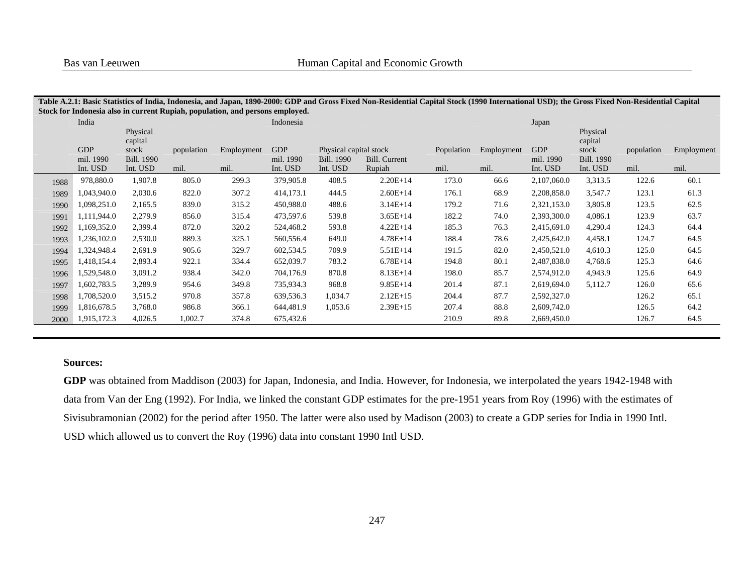**Table A.2.1: Basic Statistics of India, Indonesia, and Japan, 1890-2000: GDP and Gross Fixed Non-Residential Capital Stock (1990 International USD); the Gross Fixed Non-Residential Capital Stock for Indonesia also in current Rupiah, population, and persons employed.**

| | India | | | | Indonesia | | | | | Japan | | | |
|---|---|---|---|---|---|---|---|---|---|---|---|---|---|
| | GDP | Physical capital stock | population | Employment | GDP | Physical capital stock | | Population | Employment | GDP | Physical capital stock | population | Employment |
| | mil. 1990 Int. USD | Bill. 1990 Int. USD | mil. | mil. | mil. 1990 Int. USD | Bill. 1990 Int. USD | Bill. Current Rupiah | mil. | mil. | mil. 1990 Int. USD | Bill. 1990 Int. USD | mil. | mil. |
| 1988 | 978,880.0 | 1,907.8 | 805.0 | 299.3 | 379,905.8 | 408.5 | 2.20E+14 | 173.0 | 66.6 | 2,107,060.0 | 3,313.5 | 122.6 | 60.1 |
| 1989 | 1,043,940.0 | 2,030.6 | 822.0 | 307.2 | 414,173.1 | 444.5 | 2.60E+14 | 176.1 | 68.9 | 2,208,858.0 | 3,547.7 | 123.1 | 61.3 |
| 1990 | 1,098,251.0 | 2,165.5 | 839.0 | 315.2 | 450,988.0 | 488.6 | 3.14E+14 | 179.2 | 71.6 | 2,321,153.0 | 3,805.8 | 123.5 | 62.5 |
| 1991 | 1,111,944.0 | 2,279.9 | 856.0 | 315.4 | 473,597.6 | 539.8 | 3.65E+14 | 182.2 | 74.0 | 2,393,300.0 | 4,086.1 | 123.9 | 63.7 |
| 1992 | 1,169,352.0 | 2,399.4 | 872.0 | 320.2 | 524,468.2 | 593.8 | 4.22E+14 | 185.3 | 76.3 | 2,415,691.0 | 4,290.4 | 124.3 | 64.4 |
| 1993 | 1,236,102.0 | 2,530.0 | 889.3 | 325.1 | 560,556.4 | 649.0 | 4.78E+14 | 188.4 | 78.6 | 2,425,642.0 | 4,458.1 | 124.7 | 64.5 |
| 1994 | 1,324,948.4 | 2,691.9 | 905.6 | 329.7 | 602,534.5 | 709.9 | 5.51E+14 | 191.5 | 82.0 | 2,450,521.0 | 4,610.3 | 125.0 | 64.5 |
| 1995 | 1,418,154.4 | 2,893.4 | 922.1 | 334.4 | 652,039.7 | 783.2 | 6.78E+14 | 194.8 | 80.1 | 2,487,838.0 | 4,768.6 | 125.3 | 64.6 |
| 1996 | 1,529,548.0 | 3,091.2 | 938.4 | 342.0 | 704,176.9 | 870.8 | 8.13E+14 | 198.0 | 85.7 | 2,574,912.0 | 4,943.9 | 125.6 | 64.9 |
| 1997 | 1,602,783.5 | 3,289.9 | 954.6 | 349.8 | 735,934.3 | 968.8 | 9.85E+14 | 201.4 | 87.1 | 2,619,694.0 | 5,112.7 | 126.0 | 65.6 |
| 1998 | 1,708,520.0 | 3,515.2 | 970.8 | 357.8 | 639,536.3 | 1,034.7 | 2.12E+15 | 204.4 | 87.7 | 2,592,327.0 | | 126.2 | 65.1 |
| 1999 | 1,816,678.5 | 3,768.0 | 986.8 | 366.1 | 644,481.9 | 1,053.6 | 2.39E+15 | 207.4 | 88.8 | 2,609,742.0 | | 126.5 | 64.2 |
| 2000 | 1,915,172.3 | 4,026.5 | 1,002.7 | 374.8 | 675,432.6 | | | 210.9 | 89.8 | 2,669,450.0 | | 126.7 | 64.5 |

**Sources:**

**GDP** was obtained from Maddison (2003) for Japan, Indonesia, and India. However, for Indonesia, we interpolated the years 1942-1948 with data from Van der Eng (1992). For India, we linked the constant GDP estimates for the pre-1951 years from Roy (1996) with the estimates of Sivisubramonian (2002) for the period after 1950. The latter were also used by Madison (2003) to create a GDP series for India in 1990 Intl. USD which allowed us to convert the Roy (1996) data into constant 1990 Intl USD.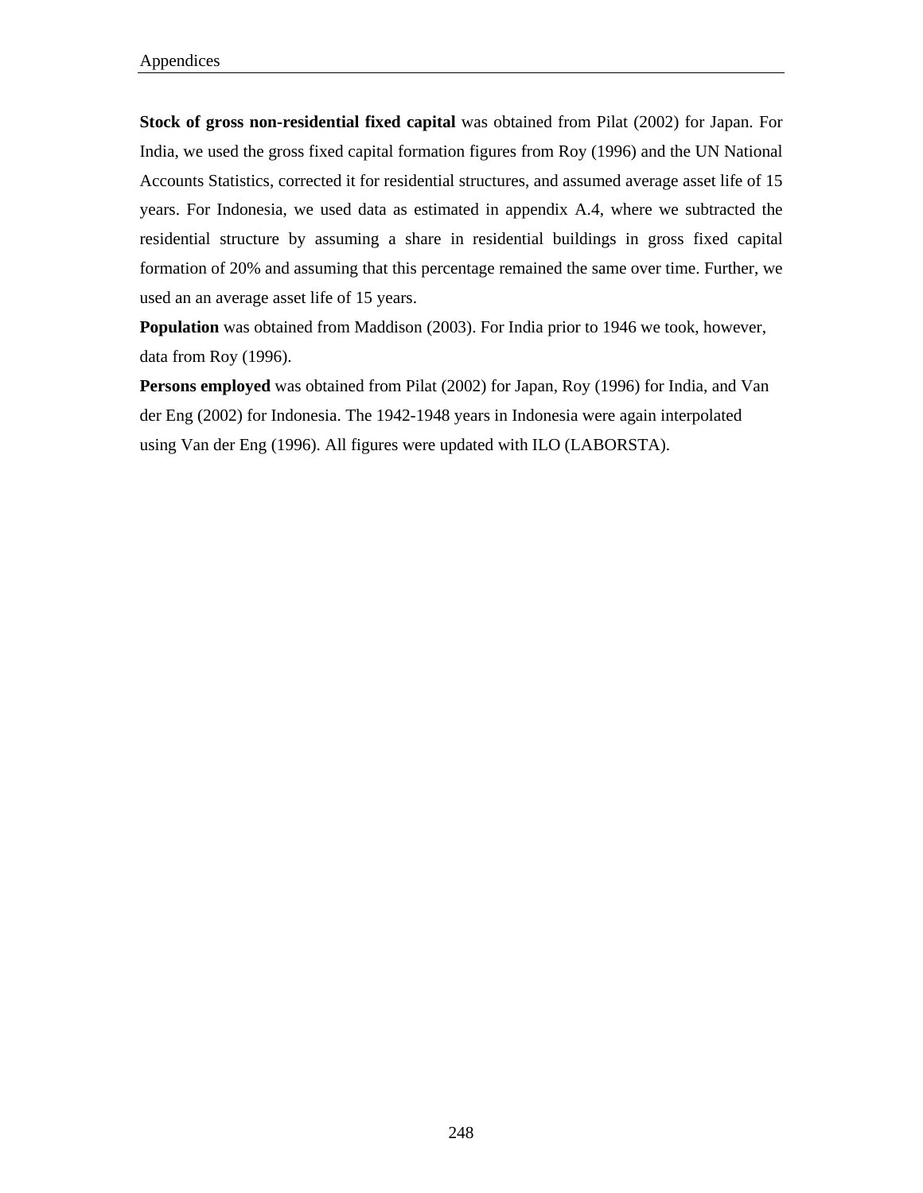**Stock of gross non-residential fixed capital** was obtained from Pilat (2002) for Japan. For India, we used the gross fixed capital formation figures from Roy (1996) and the UN National Accounts Statistics, corrected it for residential structures, and assumed average asset life of 15 years. For Indonesia, we used data as estimated in appendix A.4, where we subtracted the residential structure by assuming a share in residential buildings in gross fixed capital formation of 20% and assuming that this percentage remained the same over time. Further, we used an an average asset life of 15 years.

**Population** was obtained from Maddison (2003). For India prior to 1946 we took, however, data from Roy (1996).

**Persons employed** was obtained from Pilat (2002) for Japan, Roy (1996) for India, and Van der Eng (2002) for Indonesia. The 1942-1948 years in Indonesia were again interpolated using Van der Eng (1996). All figures were updated with ILO (LABORSTA).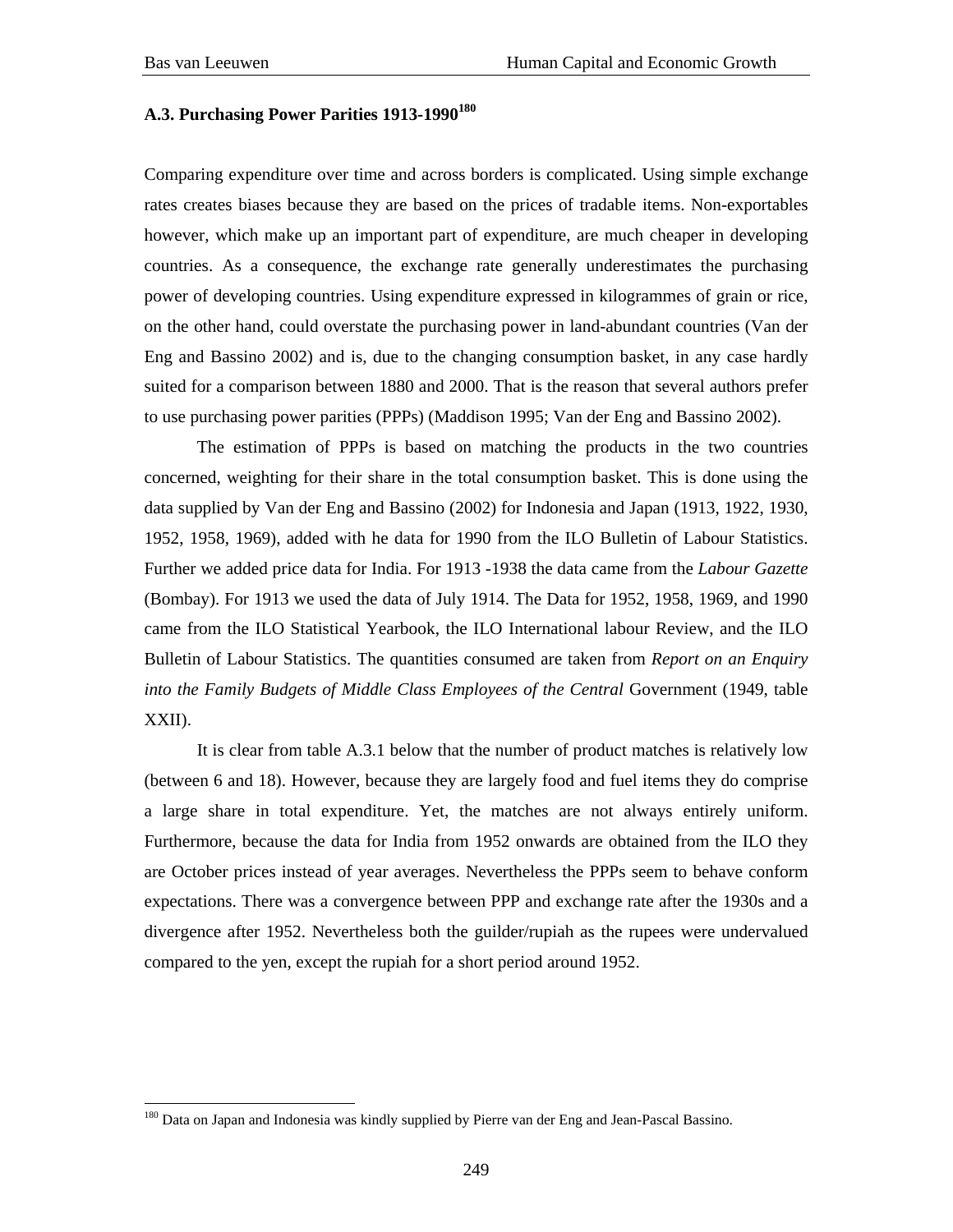### A.3. Purchasing Power Parities 1913-1990[180]

Comparing expenditure over time and across borders is complicated. Using simple exchange rates creates biases because they are based on the prices of tradable items. Non-exportables however, which make up an important part of expenditure, are much cheaper in developing countries. As a consequence, the exchange rate generally underestimates the purchasing power of developing countries. Using expenditure expressed in kilogrammes of grain or rice, on the other hand, could overstate the purchasing power in land-abundant countries (Van der Eng and Bassino 2002) and is, due to the changing consumption basket, in any case hardly suited for a comparison between 1880 and 2000. That is the reason that several authors prefer to use purchasing power parities (PPPs) (Maddison 1995; Van der Eng and Bassino 2002).

The estimation of PPPs is based on matching the products in the two countries concerned, weighting for their share in the total consumption basket. This is done using the data supplied by Van der Eng and Bassino (2002) for Indonesia and Japan (1913, 1922, 1930, 1952, 1958, 1969), added with he data for 1990 from the ILO Bulletin of Labour Statistics. Further we added price data for India. For 1913 -1938 the data came from the *Labour Gazette* (Bombay). For 1913 we used the data of July 1914. The Data for 1952, 1958, 1969, and 1990 came from the ILO Statistical Yearbook, the ILO International labour Review, and the ILO Bulletin of Labour Statistics. The quantities consumed are taken from *Report on an Enquiry into the Family Budgets of Middle Class Employees of the Central* Government (1949, table XXII).

It is clear from table A.3.1 below that the number of product matches is relatively low (between 6 and 18). However, because they are largely food and fuel items they do comprise a large share in total expenditure. Yet, the matches are not always entirely uniform. Furthermore, because the data for India from 1952 onwards are obtained from the ILO they are October prices instead of year averages. Nevertheless the PPPs seem to behave conform expectations. There was a convergence between PPP and exchange rate after the 1930s and a divergence after 1952. Nevertheless both the guilder/rupiah as the rupees were undervalued compared to the yen, except the rupiah for a short period around 1952.

[180] Data on Japan and Indonesia was kindly supplied by Pierre van der Eng and Jean-Pascal Bassino.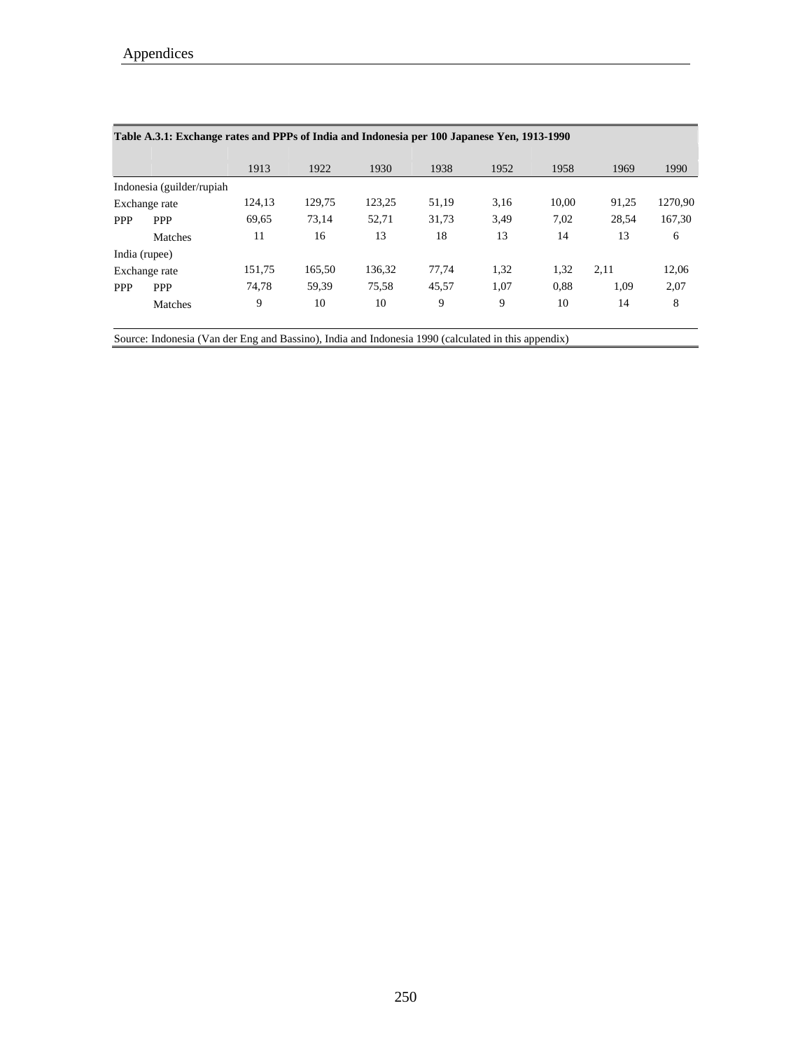**Table A.3.1: Exchange rates and PPPs of India and Indonesia per 100 Japanese Yen, 1913-1990**

| | | 1913 | 1922 | 1930 | 1938 | 1952 | 1958 | 1969 | 1990 |
|---|---|---|---|---|---|---|---|---|---|
| Indonesia (guilder/rupiah | | | | | | | | | |
| Exchange rate | | 124,13 | 129,75 | 123,25 | 51,19 | 3,16 | 10,00 | 91,25 | 1270,90 |
| PPP | PPP | 69,65 | 73,14 | 52,71 | 31,73 | 3,49 | 7,02 | 28,54 | 167,30 |
| | Matches | 11 | 16 | 13 | 18 | 13 | 14 | 13 | 6 |
| India (rupee) | | | | | | | | | |
| Exchange rate | | 151,75 | 165,50 | 136,32 | 77,74 | 1,32 | 1,32 | 2,11 | 12,06 |
| PPP | PPP | 74,78 | 59,39 | 75,58 | 45,57 | 1,07 | 0,88 | 1,09 | 2,07 |
| | Matches | 9 | 10 | 10 | 9 | 9 | 10 | 14 | 8 |

Source: Indonesia (Van der Eng and Bassino), India and Indonesia 1990 (calculated in this appendix)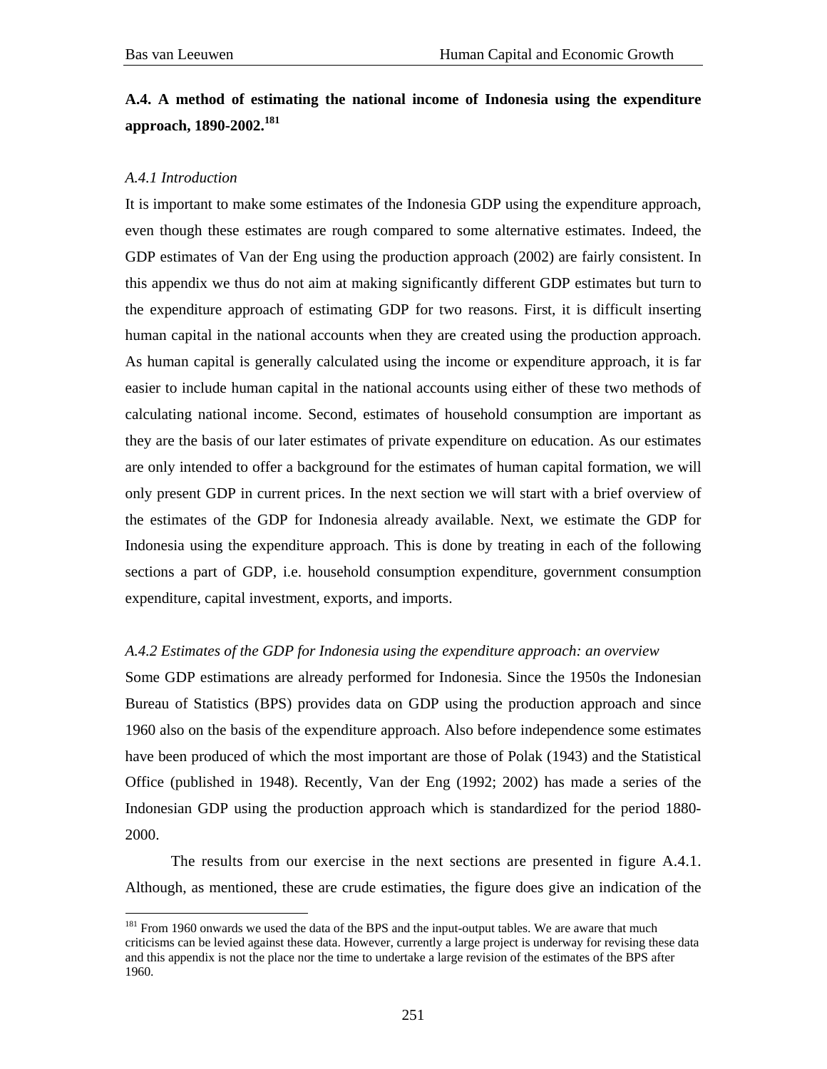## A.4. A method of estimating the national income of Indonesia using the expenditure approach, 1890-2002.[181]

### *A.4.1 Introduction*

It is important to make some estimates of the Indonesia GDP using the expenditure approach, even though these estimates are rough compared to some alternative estimates. Indeed, the GDP estimates of Van der Eng using the production approach (2002) are fairly consistent. In this appendix we thus do not aim at making significantly different GDP estimates but turn to the expenditure approach of estimating GDP for two reasons. First, it is difficult inserting human capital in the national accounts when they are created using the production approach. As human capital is generally calculated using the income or expenditure approach, it is far easier to include human capital in the national accounts using either of these two methods of calculating national income. Second, estimates of household consumption are important as they are the basis of our later estimates of private expenditure on education. As our estimates are only intended to offer a background for the estimates of human capital formation, we will only present GDP in current prices. In the next section we will start with a brief overview of the estimates of the GDP for Indonesia already available. Next, we estimate the GDP for Indonesia using the expenditure approach. This is done by treating in each of the following sections a part of GDP, i.e. household consumption expenditure, government consumption expenditure, capital investment, exports, and imports.

### *A.4.2 Estimates of the GDP for Indonesia using the expenditure approach: an overview*

Some GDP estimations are already performed for Indonesia. Since the 1950s the Indonesian Bureau of Statistics (BPS) provides data on GDP using the production approach and since 1960 also on the basis of the expenditure approach. Also before independence some estimates have been produced of which the most important are those of Polak (1943) and the Statistical Office (published in 1948). Recently, Van der Eng (1992; 2002) has made a series of the Indonesian GDP using the production approach which is standardized for the period 1880-2000.

The results from our exercise in the next sections are presented in figure A.4.1. Although, as mentioned, these are crude estimaties, the figure does give an indication of the

---

[181] From 1960 onwards we used the data of the BPS and the input-output tables. We are aware that much criticisms can be levied against these data. However, currently a large project is underway for revising these data and this appendix is not the place nor the time to undertake a large revision of the estimates of the BPS after 1960.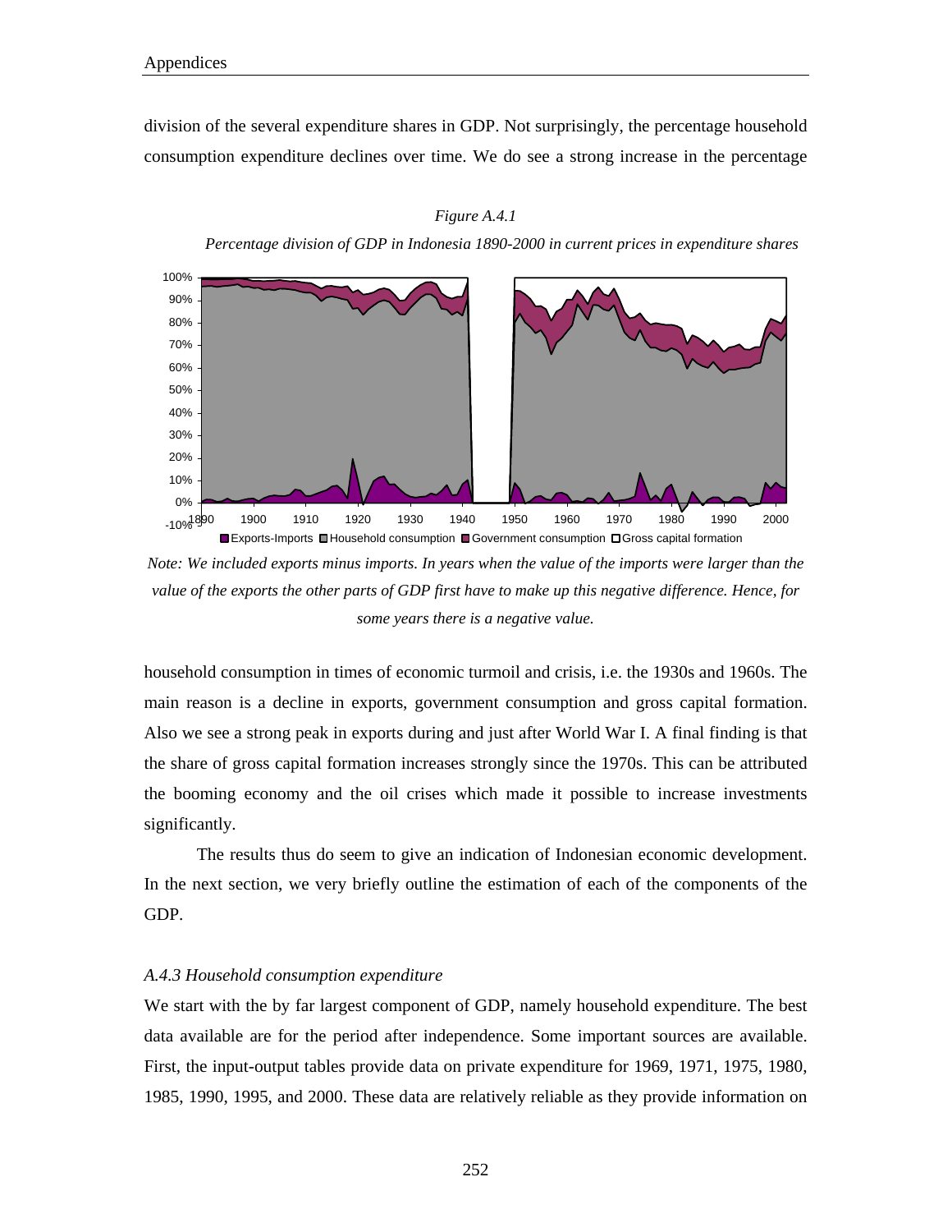division of the several expenditure shares in GDP. Not surprisingly, the percentage household consumption expenditure declines over time. We do see a strong increase in the percentage

*Figure A.4.1*

*Percentage division of GDP in Indonesia 1890-2000 in current prices in expenditure shares*

*Note: We included exports minus imports. In years when the value of the imports were larger than the value of the exports the other parts of GDP first have to make up this negative difference. Hence, for some years there is a negative value.*

household consumption in times of economic turmoil and crisis, i.e. the 1930s and 1960s. The main reason is a decline in exports, government consumption and gross capital formation. Also we see a strong peak in exports during and just after World War I. A final finding is that the share of gross capital formation increases strongly since the 1970s. This can be attributed the booming economy and the oil crises which made it possible to increase investments significantly.

The results thus do seem to give an indication of Indonesian economic development. In the next section, we very briefly outline the estimation of each of the components of the GDP.

### *A.4.3 Household consumption expenditure*

We start with the by far largest component of GDP, namely household expenditure. The best data available are for the period after independence. Some important sources are available. First, the input-output tables provide data on private expenditure for 1969, 1971, 1975, 1980, 1985, 1990, 1995, and 2000. These data are relatively reliable as they provide information on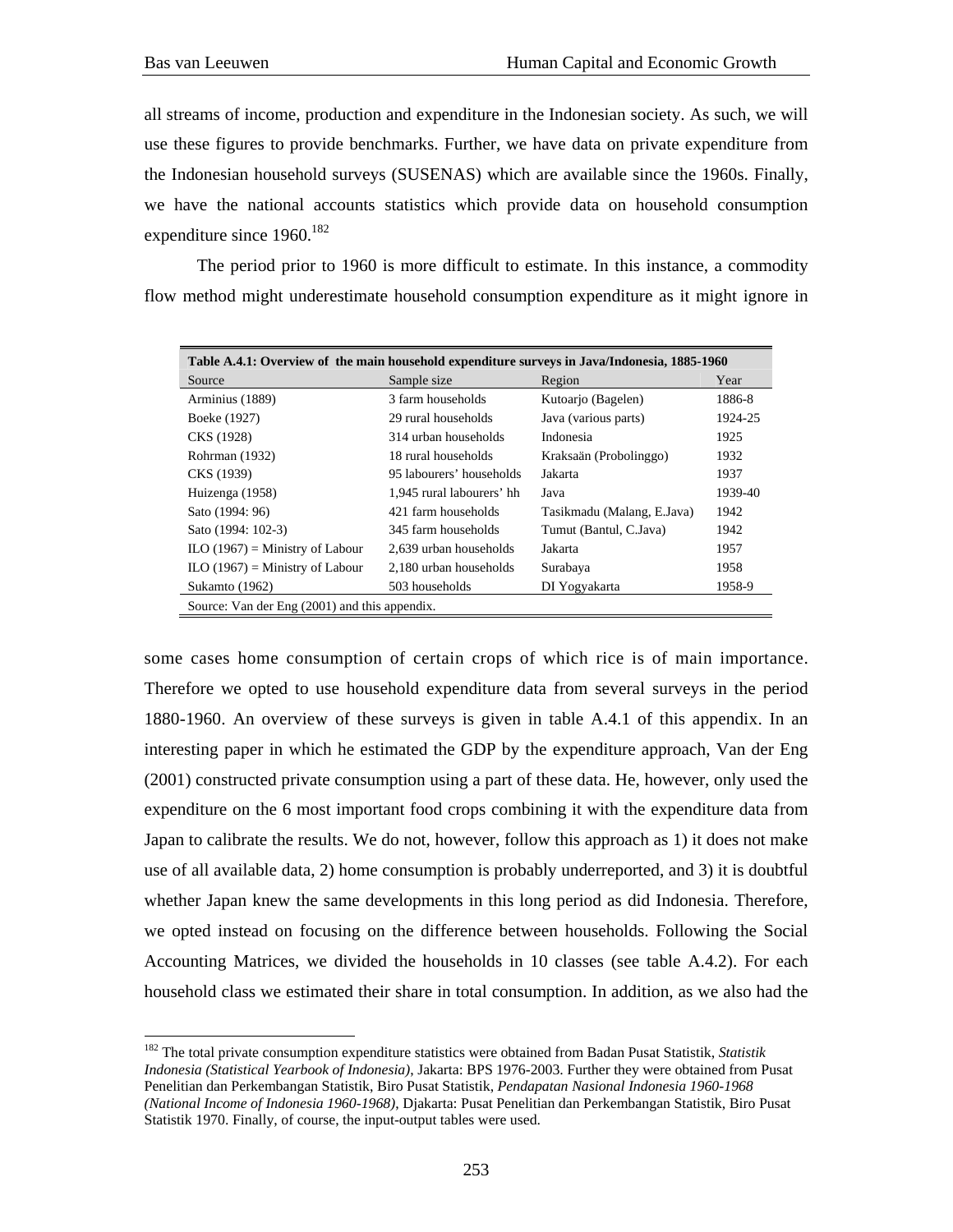all streams of income, production and expenditure in the Indonesian society. As such, we will use these figures to provide benchmarks. Further, we have data on private expenditure from the Indonesian household surveys (SUSENAS) which are available since the 1960s. Finally, we have the national accounts statistics which provide data on household consumption expenditure since 1960.[182]

The period prior to 1960 is more difficult to estimate. In this instance, a commodity flow method might underestimate household consumption expenditure as it might ignore in some cases home consumption of certain crops of which rice is of main importance. Therefore we opted to use household expenditure data from several surveys in the period 1880-1960. An overview of these surveys is given in table A.4.1 of this appendix. In an interesting paper in which he estimated the GDP by the expenditure approach, Van der Eng (2001) constructed private consumption using a part of these data. He, however, only used the expenditure on the 6 most important food crops combining it with the expenditure data from Japan to calibrate the results. We do not, however, follow this approach as 1) it does not make use of all available data, 2) home consumption is probably underreported, and 3) it is doubtful whether Japan knew the same developments in this long period as did Indonesia. Therefore, we opted instead on focusing on the difference between households. Following the Social Accounting Matrices, we divided the households in 10 classes (see table A.4.2). For each household class we estimated their share in total consumption. In addition, as we also had the

**Table A.4.1: Overview of the main household expenditure surveys in Java/Indonesia, 1885-1960**

| Source | Sample size | Region | Year |
|---|---|---|---|
| Arminius (1889) | 3 farm households | Kutoarjo (Bagelen) | 1886-8 |
| Boeke (1927) | 29 rural households | Java (various parts) | 1924-25 |
| CKS (1928) | 314 urban households | Indonesia | 1925 |
| Rohrman (1932) | 18 rural households | Kraksaän (Probolinggo) | 1932 |
| CKS (1939) | 95 labourers' households | Jakarta | 1937 |
| Huizenga (1958) | 1,945 rural labourers' hh | Java | 1939-40 |
| Sato (1994: 96) | 421 farm households | Tasikmadu (Malang, E.Java) | 1942 |
| Sato (1994: 102-3) | 345 farm households | Tumut (Bantul, C.Java) | 1942 |
| ILO (1967) = Ministry of Labour | 2,639 urban households | Jakarta | 1957 |
| ILO (1967) = Ministry of Labour | 2,180 urban households | Surabaya | 1958 |
| Sukamto (1962) | 503 households | DI Yogyakarta | 1958-9 |

Source: Van der Eng (2001) and this appendix.

[182] The total private consumption expenditure statistics were obtained from Badan Pusat Statistik, *Statistik Indonesia (Statistical Yearbook of Indonesia)*, Jakarta: BPS 1976-2003. Further they were obtained from Pusat Penelitian dan Perkembangan Statistik, Biro Pusat Statistik, *Pendapatan Nasional Indonesia 1960-1968 (National Income of Indonesia 1960-1968)*, Djakarta: Pusat Penelitian dan Perkembangan Statistik, Biro Pusat Statistik 1970. Finally, of course, the input-output tables were used.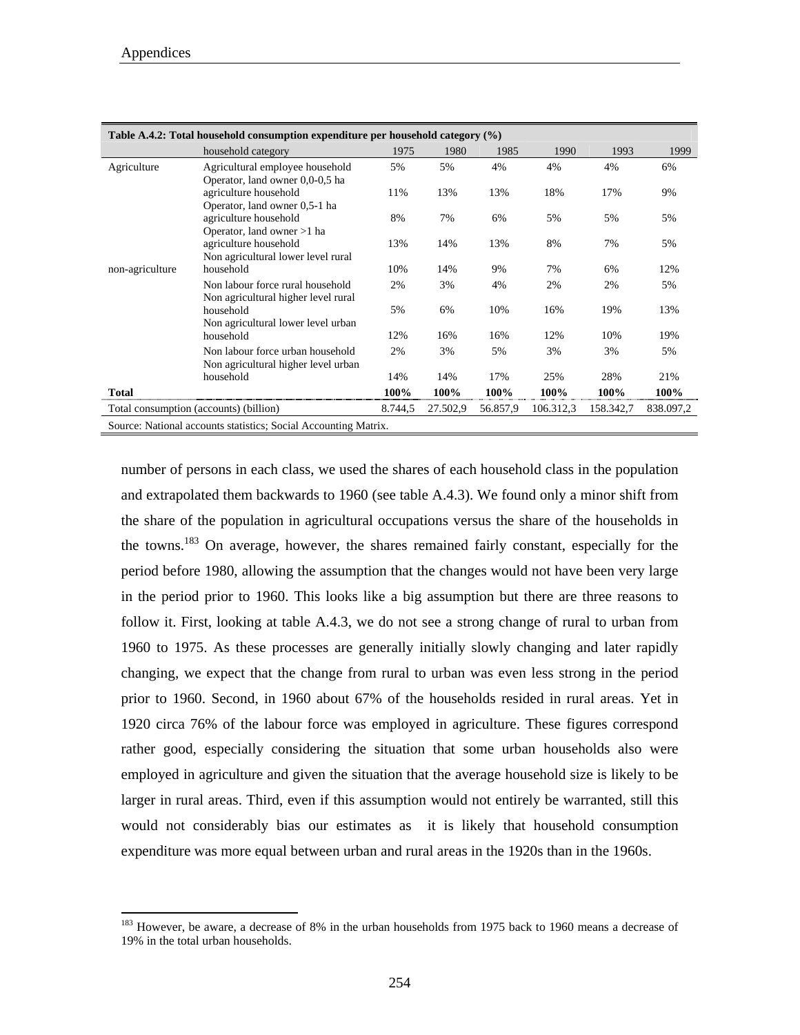**Table A.4.2: Total household consumption expenditure per household category (%)**

| | household category | 1975 | 1980 | 1985 | 1990 | 1993 | 1999 |
|---|---|---|---|---|---|---|---|
| Agriculture | Agricultural employee household | 5% | 5% | 4% | 4% | 4% | 6% |
| | Operator, land owner 0,0-0,5 ha agriculture household | 11% | 13% | 13% | 18% | 17% | 9% |
| | Operator, land owner 0,5-1 ha agriculture household | 8% | 7% | 6% | 5% | 5% | 5% |
| | Operator, land owner >1 ha agriculture household | 13% | 14% | 13% | 8% | 7% | 5% |
| non-agriculture | Non agricultural lower level rural household | 10% | 14% | 9% | 7% | 6% | 12% |
| | Non labour force rural household | 2% | 3% | 4% | 2% | 2% | 5% |
| | Non agricultural higher level rural household | 5% | 6% | 10% | 16% | 19% | 13% |
| | Non agricultural lower level urban household | 12% | 16% | 16% | 12% | 10% | 19% |
| | Non labour force urban household | 2% | 3% | 5% | 3% | 3% | 5% |
| | Non agricultural higher level urban household | 14% | 14% | 17% | 25% | 28% | 21% |
| **Total** | | **100%** | **100%** | **100%** | **100%** | **100%** | **100%** |
| Total consumption (accounts) (billion) | | 8.744,5 | 27.502,9 | 56.857,9 | 106.312,3 | 158.342,7 | 838.097,2 |

Source: National accounts statistics; Social Accounting Matrix.

number of persons in each class, we used the shares of each household class in the population and extrapolated them backwards to 1960 (see table A.4.3). We found only a minor shift from the share of the population in agricultural occupations versus the share of the households in the towns.[183] On average, however, the shares remained fairly constant, especially for the period before 1980, allowing the assumption that the changes would not have been very large in the period prior to 1960. This looks like a big assumption but there are three reasons to follow it. First, looking at table A.4.3, we do not see a strong change of rural to urban from 1960 to 1975. As these processes are generally initially slowly changing and later rapidly changing, we expect that the change from rural to urban was even less strong in the period prior to 1960. Second, in 1960 about 67% of the households resided in rural areas. Yet in 1920 circa 76% of the labour force was employed in agriculture. These figures correspond rather good, especially considering the situation that some urban households also were employed in agriculture and given the situation that the average household size is likely to be larger in rural areas. Third, even if this assumption would not entirely be warranted, still this would not considerably bias our estimates as it is likely that household consumption expenditure was more equal between urban and rural areas in the 1920s than in the 1960s.

---

[183] However, be aware, a decrease of 8% in the urban households from 1975 back to 1960 means a decrease of 19% in the total urban households.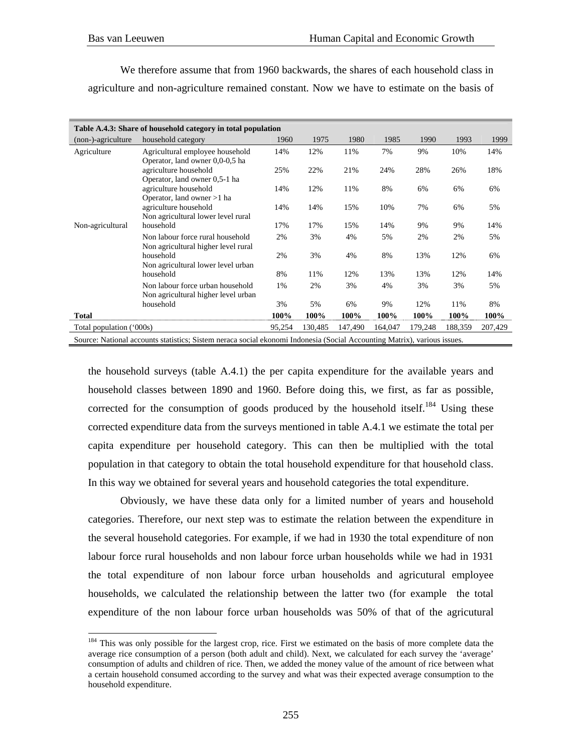We therefore assume that from 1960 backwards, the shares of each household class in agriculture and non-agriculture remained constant. Now we have to estimate on the basis of

**Table A.4.3: Share of household category in total population**

| (non-)-agriculture | household category | 1960 | 1975 | 1980 | 1985 | 1990 | 1993 | 1999 |
|---|---|---|---|---|---|---|---|---|
| Agriculture | Agricultural employee household | 14% | 12% | 11% | 7% | 9% | 10% | 14% |
| | Operator, land owner 0,0-0,5 ha agriculture household | 25% | 22% | 21% | 24% | 28% | 26% | 18% |
| | Operator, land owner 0,5-1 ha agriculture household | 14% | 12% | 11% | 8% | 6% | 6% | 6% |
| | Operator, land owner >1 ha agriculture household | 14% | 14% | 15% | 10% | 7% | 6% | 5% |
| Non-agricultural | Non agricultural lower level rural household | 17% | 17% | 15% | 14% | 9% | 9% | 14% |
| | Non labour force rural household | 2% | 3% | 4% | 5% | 2% | 2% | 5% |
| | Non agricultural higher level rural household | 2% | 3% | 4% | 8% | 13% | 12% | 6% |
| | Non agricultural lower level urban household | 8% | 11% | 12% | 13% | 13% | 12% | 14% |
| | Non labour force urban household | 1% | 2% | 3% | 4% | 3% | 3% | 5% |
| | Non agricultural higher level urban household | 3% | 5% | 6% | 9% | 12% | 11% | 8% |
| **Total** | | **100%** | **100%** | **100%** | **100%** | **100%** | **100%** | **100%** |
| Total population ('000s) | | 95,254 | 130,485 | 147,490 | 164,047 | 179,248 | 188,359 | 207,429 |

Source: National accounts statistics; Sistem neraca social ekonomi Indonesia (Social Accounting Matrix), various issues.

the household surveys (table A.4.1) the per capita expenditure for the available years and household classes between 1890 and 1960. Before doing this, we first, as far as possible, corrected for the consumption of goods produced by the household itself.[184] Using these corrected expenditure data from the surveys mentioned in table A.4.1 we estimate the total per capita expenditure per household category. This can then be multiplied with the total population in that category to obtain the total household expenditure for that household class. In this way we obtained for several years and household categories the total expenditure.

Obviously, we have these data only for a limited number of years and household categories. Therefore, our next step was to estimate the relation between the expenditure in the several household categories. For example, if we had in 1930 the total expenditure of non labour force rural households and non labour force urban households while we had in 1931 the total expenditure of non labour force urban households and agricutural employee households, we calculated the relationship between the latter two (for example the total expenditure of the non labour force urban households was 50% of that of the agricultural

[184] This was only possible for the largest crop, rice. First we estimated on the basis of more complete data the average rice consumption of a person (both adult and child). Next, we calculated for each survey the 'average' consumption of adults and children of rice. Then, we added the money value of the amount of rice between what a certain household consumed according to the survey and what was their expected average consumption to the household expenditure.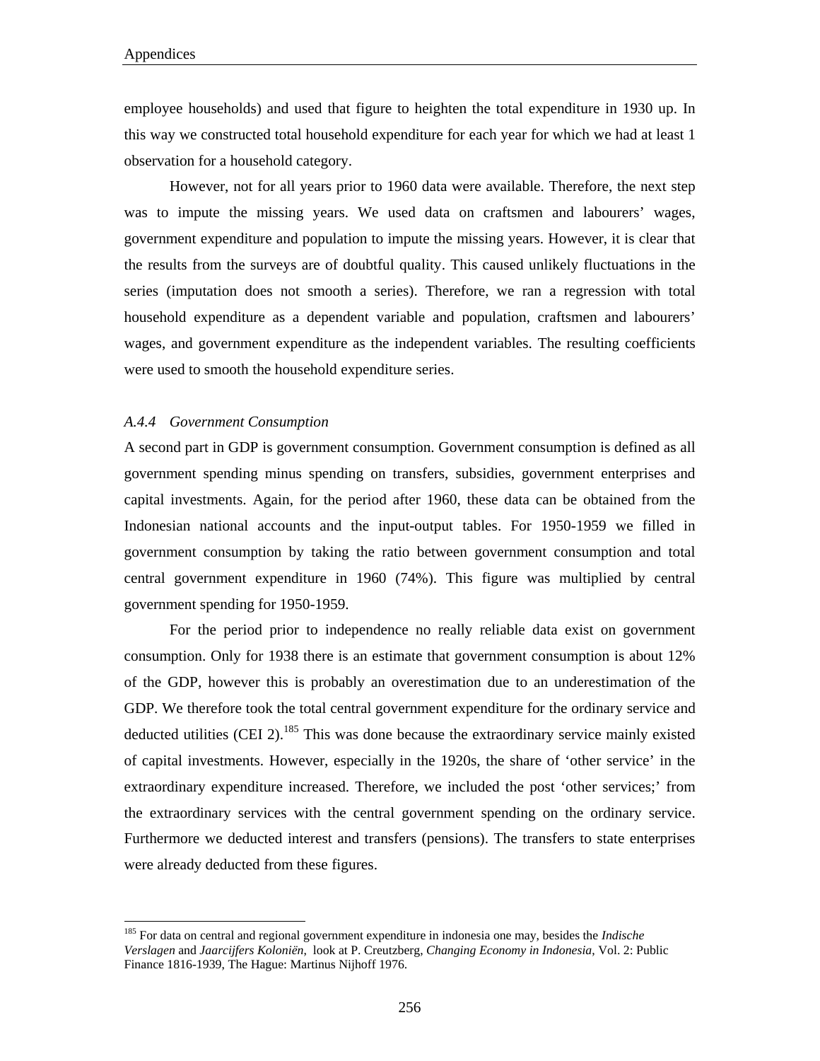employee households) and used that figure to heighten the total expenditure in 1930 up. In this way we constructed total household expenditure for each year for which we had at least 1 observation for a household category.

However, not for all years prior to 1960 data were available. Therefore, the next step was to impute the missing years. We used data on craftsmen and labourers' wages, government expenditure and population to impute the missing years. However, it is clear that the results from the surveys are of doubtful quality. This caused unlikely fluctuations in the series (imputation does not smooth a series). Therefore, we ran a regression with total household expenditure as a dependent variable and population, craftsmen and labourers' wages, and government expenditure as the independent variables. The resulting coefficients were used to smooth the household expenditure series.

### *A.4.4 Government Consumption*

A second part in GDP is government consumption. Government consumption is defined as all government spending minus spending on transfers, subsidies, government enterprises and capital investments. Again, for the period after 1960, these data can be obtained from the Indonesian national accounts and the input-output tables. For 1950-1959 we filled in government consumption by taking the ratio between government consumption and total central government expenditure in 1960 (74%). This figure was multiplied by central government spending for 1950-1959.

For the period prior to independence no really reliable data exist on government consumption. Only for 1938 there is an estimate that government consumption is about 12% of the GDP, however this is probably an overestimation due to an underestimation of the GDP. We therefore took the total central government expenditure for the ordinary service and deducted utilities (CEI 2).[185] This was done because the extraordinary service mainly existed of capital investments. However, especially in the 1920s, the share of 'other service' in the extraordinary expenditure increased. Therefore, we included the post 'other services;' from the extraordinary services with the central government spending on the ordinary service. Furthermore we deducted interest and transfers (pensions). The transfers to state enterprises were already deducted from these figures.

---

[185] For data on central and regional government expenditure in indonesia one may, besides the *Indische Verslagen* and *Jaarcijfers Koloniën*, look at P. Creutzberg, *Changing Economy in Indonesia*, Vol. 2: Public Finance 1816-1939, The Hague: Martinus Nijhoff 1976.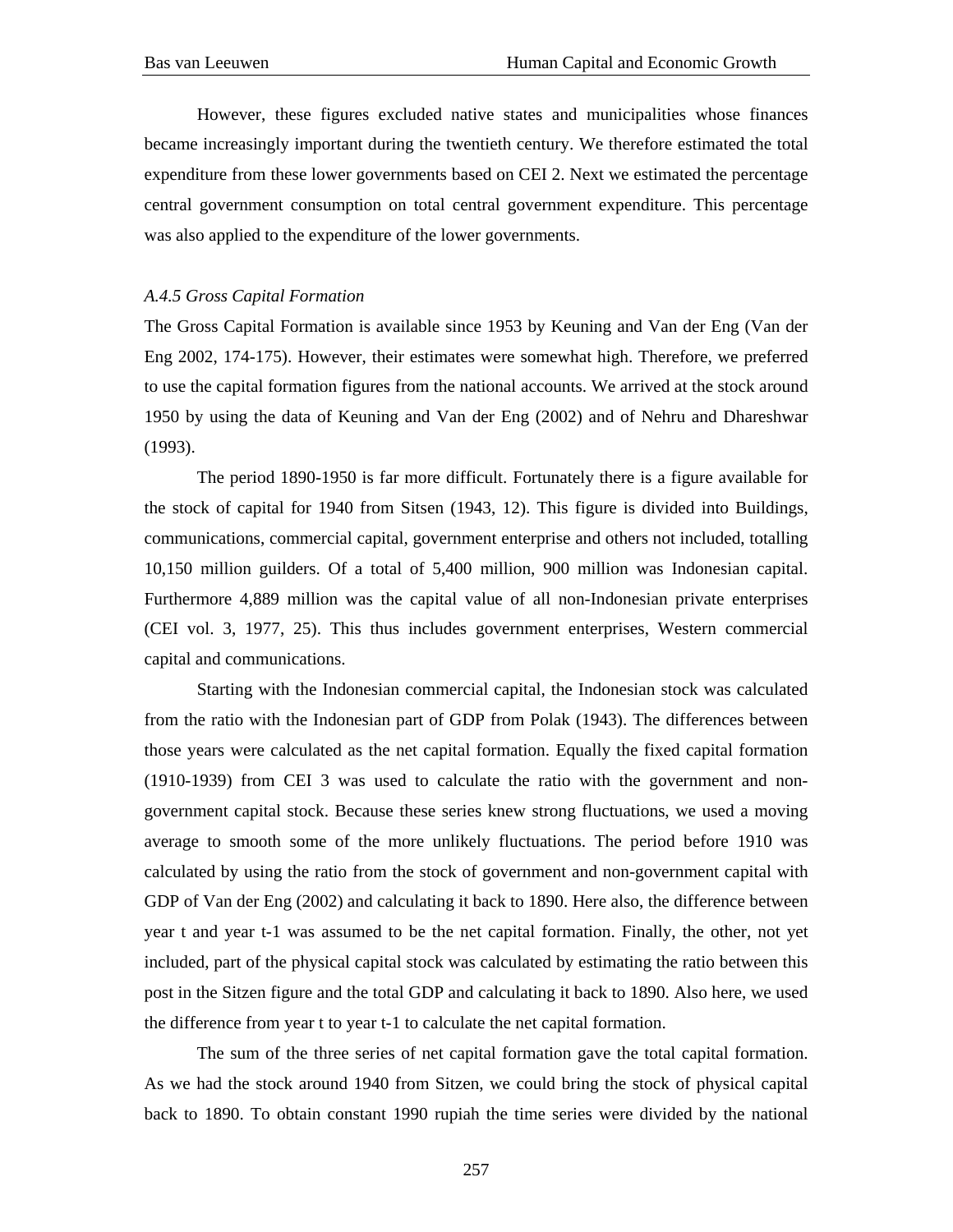However, these figures excluded native states and municipalities whose finances became increasingly important during the twentieth century. We therefore estimated the total expenditure from these lower governments based on CEI 2. Next we estimated the percentage central government consumption on total central government expenditure. This percentage was also applied to the expenditure of the lower governments.

### *A.4.5 Gross Capital Formation*

The Gross Capital Formation is available since 1953 by Keuning and Van der Eng (Van der Eng 2002, 174-175). However, their estimates were somewhat high. Therefore, we preferred to use the capital formation figures from the national accounts. We arrived at the stock around 1950 by using the data of Keuning and Van der Eng (2002) and of Nehru and Dhareshwar (1993).

The period 1890-1950 is far more difficult. Fortunately there is a figure available for the stock of capital for 1940 from Sitsen (1943, 12). This figure is divided into Buildings, communications, commercial capital, government enterprise and others not included, totalling 10,150 million guilders. Of a total of 5,400 million, 900 million was Indonesian capital. Furthermore 4,889 million was the capital value of all non-Indonesian private enterprises (CEI vol. 3, 1977, 25). This thus includes government enterprises, Western commercial capital and communications.

Starting with the Indonesian commercial capital, the Indonesian stock was calculated from the ratio with the Indonesian part of GDP from Polak (1943). The differences between those years were calculated as the net capital formation. Equally the fixed capital formation (1910-1939) from CEI 3 was used to calculate the ratio with the government and non-government capital stock. Because these series knew strong fluctuations, we used a moving average to smooth some of the more unlikely fluctuations. The period before 1910 was calculated by using the ratio from the stock of government and non-government capital with GDP of Van der Eng (2002) and calculating it back to 1890. Here also, the difference between year t and year t-1 was assumed to be the net capital formation. Finally, the other, not yet included, part of the physical capital stock was calculated by estimating the ratio between this post in the Sitzen figure and the total GDP and calculating it back to 1890. Also here, we used the difference from year t to year t-1 to calculate the net capital formation.

The sum of the three series of net capital formation gave the total capital formation. As we had the stock around 1940 from Sitzen, we could bring the stock of physical capital back to 1890. To obtain constant 1990 rupiah the time series were divided by the national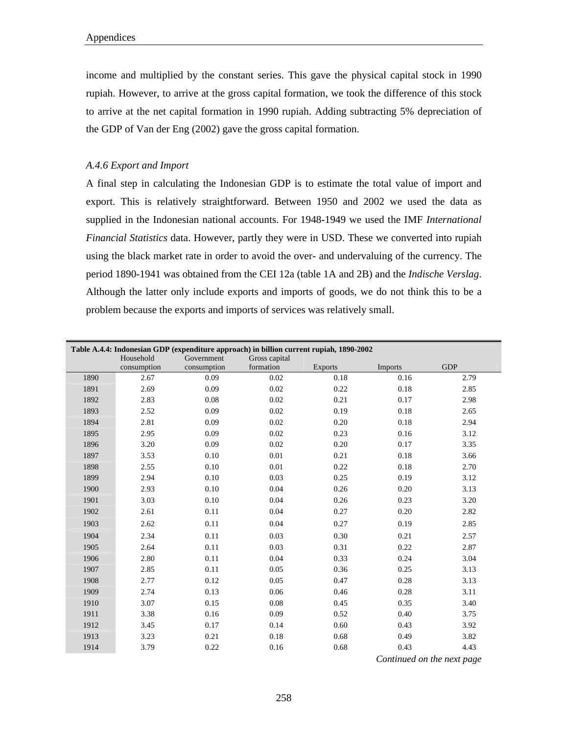income and multiplied by the constant series. This gave the physical capital stock in 1990 rupiah. However, to arrive at the gross capital formation, we took the difference of this stock to arrive at the net capital formation in 1990 rupiah. Adding subtracting 5% depreciation of the GDP of Van der Eng (2002) gave the gross capital formation.

### *A.4.6 Export and Import*

A final step in calculating the Indonesian GDP is to estimate the total value of import and export. This is relatively straightforward. Between 1950 and 2002 we used the data as supplied in the Indonesian national accounts. For 1948-1949 we used the IMF *International Financial Statistics* data. However, partly they were in USD. These we converted into rupiah using the black market rate in order to avoid the over- and undervaluing of the currency. The period 1890-1941 was obtained from the CEI 12a (table 1A and 2B) and the *Indische Verslag*. Although the latter only include exports and imports of goods, we do not think this to be a problem because the exports and imports of services was relatively small.

**Table A.4.4: Indonesian GDP (expenditure approach) in billion current rupiah, 1890-2002**

| | Household consumption | Government consumption | Gross capital formation | Exports | Imports | GDP |
|---|---|---|---|---|---|---|
| 1890 | 2.67 | 0.09 | 0.02 | 0.18 | 0.16 | 2.79 |
| 1891 | 2.69 | 0.09 | 0.02 | 0.22 | 0.18 | 2.85 |
| 1892 | 2.83 | 0.08 | 0.02 | 0.21 | 0.17 | 2.98 |
| 1893 | 2.52 | 0.09 | 0.02 | 0.19 | 0.18 | 2.65 |
| 1894 | 2.81 | 0.09 | 0.02 | 0.20 | 0.18 | 2.94 |
| 1895 | 2.95 | 0.09 | 0.02 | 0.23 | 0.16 | 3.12 |
| 1896 | 3.20 | 0.09 | 0.02 | 0.20 | 0.17 | 3.35 |
| 1897 | 3.53 | 0.10 | 0.01 | 0.21 | 0.18 | 3.66 |
| 1898 | 2.55 | 0.10 | 0.01 | 0.22 | 0.18 | 2.70 |
| 1899 | 2.94 | 0.10 | 0.03 | 0.25 | 0.19 | 3.12 |
| 1900 | 2.93 | 0.10 | 0.04 | 0.26 | 0.20 | 3.13 |
| 1901 | 3.03 | 0.10 | 0.04 | 0.26 | 0.23 | 3.20 |
| 1902 | 2.61 | 0.11 | 0.04 | 0.27 | 0.20 | 2.82 |
| 1903 | 2.62 | 0.11 | 0.04 | 0.27 | 0.19 | 2.85 |
| 1904 | 2.34 | 0.11 | 0.03 | 0.30 | 0.21 | 2.57 |
| 1905 | 2.64 | 0.11 | 0.03 | 0.31 | 0.22 | 2.87 |
| 1906 | 2.80 | 0.11 | 0.04 | 0.33 | 0.24 | 3.04 |
| 1907 | 2.85 | 0.11 | 0.05 | 0.36 | 0.25 | 3.13 |
| 1908 | 2.77 | 0.12 | 0.05 | 0.47 | 0.28 | 3.13 |
| 1909 | 2.74 | 0.13 | 0.06 | 0.46 | 0.28 | 3.11 |
| 1910 | 3.07 | 0.15 | 0.08 | 0.45 | 0.35 | 3.40 |
| 1911 | 3.38 | 0.16 | 0.09 | 0.52 | 0.40 | 3.75 |
| 1912 | 3.45 | 0.17 | 0.14 | 0.60 | 0.43 | 3.92 |
| 1913 | 3.23 | 0.21 | 0.18 | 0.68 | 0.49 | 3.82 |
| 1914 | 3.79 | 0.22 | 0.16 | 0.68 | 0.43 | 4.43 |

*Continued on the next page*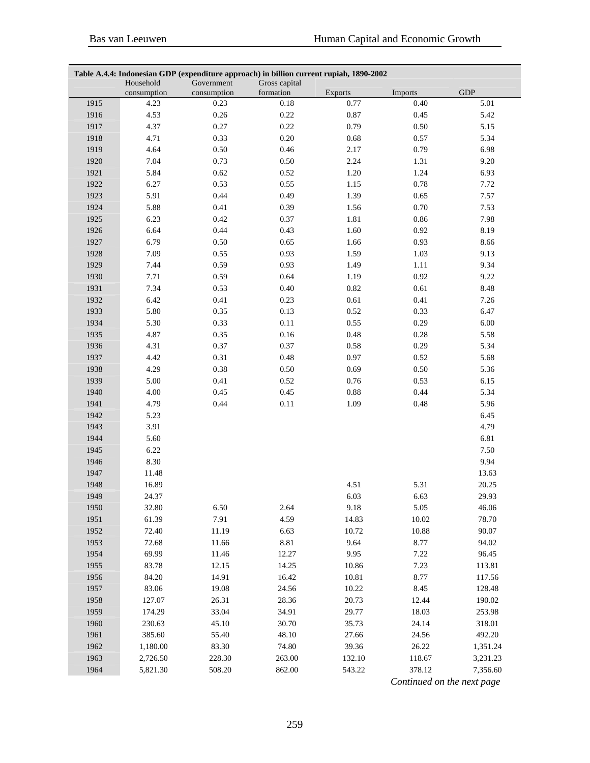**Table A.4.4: Indonesian GDP (expenditure approach) in billion current rupiah, 1890-2002**

| | Household consumption | Government consumption | Gross capital formation | Exports | Imports | GDP |
|---|---|---|---|---|---|---|
| 1915 | 4.23 | 0.23 | 0.18 | 0.77 | 0.40 | 5.01 |
| 1916 | 4.53 | 0.26 | 0.22 | 0.87 | 0.45 | 5.42 |
| 1917 | 4.37 | 0.27 | 0.22 | 0.79 | 0.50 | 5.15 |
| 1918 | 4.71 | 0.33 | 0.20 | 0.68 | 0.57 | 5.34 |
| 1919 | 4.64 | 0.50 | 0.46 | 2.17 | 0.79 | 6.98 |
| 1920 | 7.04 | 0.73 | 0.50 | 2.24 | 1.31 | 9.20 |
| 1921 | 5.84 | 0.62 | 0.52 | 1.20 | 1.24 | 6.93 |
| 1922 | 6.27 | 0.53 | 0.55 | 1.15 | 0.78 | 7.72 |
| 1923 | 5.91 | 0.44 | 0.49 | 1.39 | 0.65 | 7.57 |
| 1924 | 5.88 | 0.41 | 0.39 | 1.56 | 0.70 | 7.53 |
| 1925 | 6.23 | 0.42 | 0.37 | 1.81 | 0.86 | 7.98 |
| 1926 | 6.64 | 0.44 | 0.43 | 1.60 | 0.92 | 8.19 |
| 1927 | 6.79 | 0.50 | 0.65 | 1.66 | 0.93 | 8.66 |
| 1928 | 7.09 | 0.55 | 0.93 | 1.59 | 1.03 | 9.13 |
| 1929 | 7.44 | 0.59 | 0.93 | 1.49 | 1.11 | 9.34 |
| 1930 | 7.71 | 0.59 | 0.64 | 1.19 | 0.92 | 9.22 |
| 1931 | 7.34 | 0.53 | 0.40 | 0.82 | 0.61 | 8.48 |
| 1932 | 6.42 | 0.41 | 0.23 | 0.61 | 0.41 | 7.26 |
| 1933 | 5.80 | 0.35 | 0.13 | 0.52 | 0.33 | 6.47 |
| 1934 | 5.30 | 0.33 | 0.11 | 0.55 | 0.29 | 6.00 |
| 1935 | 4.87 | 0.35 | 0.16 | 0.48 | 0.28 | 5.58 |
| 1936 | 4.31 | 0.37 | 0.37 | 0.58 | 0.29 | 5.34 |
| 1937 | 4.42 | 0.31 | 0.48 | 0.97 | 0.52 | 5.68 |
| 1938 | 4.29 | 0.38 | 0.50 | 0.69 | 0.50 | 5.36 |
| 1939 | 5.00 | 0.41 | 0.52 | 0.76 | 0.53 | 6.15 |
| 1940 | 4.00 | 0.45 | 0.45 | 0.88 | 0.44 | 5.34 |
| 1941 | 4.79 | 0.44 | 0.11 | 1.09 | 0.48 | 5.96 |
| 1942 | 5.23 | | | | | 6.45 |
| 1943 | 3.91 | | | | | 4.79 |
| 1944 | 5.60 | | | | | 6.81 |
| 1945 | 6.22 | | | | | 7.50 |
| 1946 | 8.30 | | | | | 9.94 |
| 1947 | 11.48 | | | | | 13.63 |
| 1948 | 16.89 | | | 4.51 | 5.31 | 20.25 |
| 1949 | 24.37 | | | 6.03 | 6.63 | 29.93 |
| 1950 | 32.80 | 6.50 | 2.64 | 9.18 | 5.05 | 46.06 |
| 1951 | 61.39 | 7.91 | 4.59 | 14.83 | 10.02 | 78.70 |
| 1952 | 72.40 | 11.19 | 6.63 | 10.72 | 10.88 | 90.07 |
| 1953 | 72.68 | 11.66 | 8.81 | 9.64 | 8.77 | 94.02 |
| 1954 | 69.99 | 11.46 | 12.27 | 9.95 | 7.22 | 96.45 |
| 1955 | 83.78 | 12.15 | 14.25 | 10.86 | 7.23 | 113.81 |
| 1956 | 84.20 | 14.91 | 16.42 | 10.81 | 8.77 | 117.56 |
| 1957 | 83.06 | 19.08 | 24.56 | 10.22 | 8.45 | 128.48 |
| 1958 | 127.07 | 26.31 | 28.36 | 20.73 | 12.44 | 190.02 |
| 1959 | 174.29 | 33.04 | 34.91 | 29.77 | 18.03 | 253.98 |
| 1960 | 230.63 | 45.10 | 30.70 | 35.73 | 24.14 | 318.01 |
| 1961 | 385.60 | 55.40 | 48.10 | 27.66 | 24.56 | 492.20 |
| 1962 | 1,180.00 | 83.30 | 74.80 | 39.36 | 26.22 | 1,351.24 |
| 1963 | 2,726.50 | 228.30 | 263.00 | 132.10 | 118.67 | 3,231.23 |
| 1964 | 5,821.30 | 508.20 | 862.00 | 543.22 | 378.12 | 7,356.60 |

*Continued on the next page*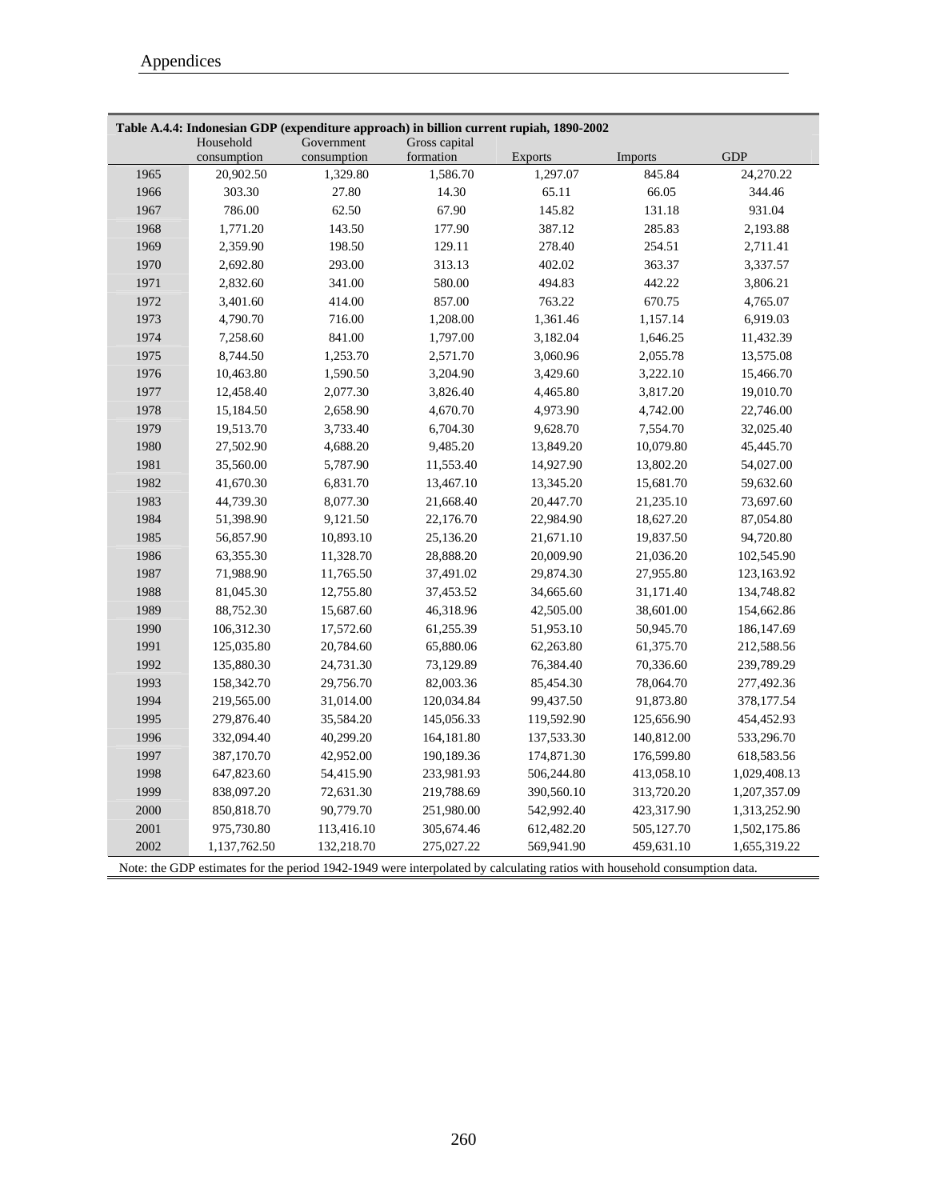**Table A.4.4: Indonesian GDP (expenditure approach) in billion current rupiah, 1890-2002**

| | Household consumption | Government consumption | Gross capital formation | Exports | Imports | GDP |
|---|---|---|---|---|---|---|
| 1965 | 20,902.50 | 1,329.80 | 1,586.70 | 1,297.07 | 845.84 | 24,270.22 |
| 1966 | 303.30 | 27.80 | 14.30 | 65.11 | 66.05 | 344.46 |
| 1967 | 786.00 | 62.50 | 67.90 | 145.82 | 131.18 | 931.04 |
| 1968 | 1,771.20 | 143.50 | 177.90 | 387.12 | 285.83 | 2,193.88 |
| 1969 | 2,359.90 | 198.50 | 129.11 | 278.40 | 254.51 | 2,711.41 |
| 1970 | 2,692.80 | 293.00 | 313.13 | 402.02 | 363.37 | 3,337.57 |
| 1971 | 2,832.60 | 341.00 | 580.00 | 494.83 | 442.22 | 3,806.21 |
| 1972 | 3,401.60 | 414.00 | 857.00 | 763.22 | 670.75 | 4,765.07 |
| 1973 | 4,790.70 | 716.00 | 1,208.00 | 1,361.46 | 1,157.14 | 6,919.03 |
| 1974 | 7,258.60 | 841.00 | 1,797.00 | 3,182.04 | 1,646.25 | 11,432.39 |
| 1975 | 8,744.50 | 1,253.70 | 2,571.70 | 3,060.96 | 2,055.78 | 13,575.08 |
| 1976 | 10,463.80 | 1,590.50 | 3,204.90 | 3,429.60 | 3,222.10 | 15,466.70 |
| 1977 | 12,458.40 | 2,077.30 | 3,826.40 | 4,465.80 | 3,817.20 | 19,010.70 |
| 1978 | 15,184.50 | 2,658.90 | 4,670.70 | 4,973.90 | 4,742.00 | 22,746.00 |
| 1979 | 19,513.70 | 3,733.40 | 6,704.30 | 9,628.70 | 7,554.70 | 32,025.40 |
| 1980 | 27,502.90 | 4,688.20 | 9,485.20 | 13,849.20 | 10,079.80 | 45,445.70 |
| 1981 | 35,560.00 | 5,787.90 | 11,553.40 | 14,927.90 | 13,802.20 | 54,027.00 |
| 1982 | 41,670.30 | 6,831.70 | 13,467.10 | 13,345.20 | 15,681.70 | 59,632.60 |
| 1983 | 44,739.30 | 8,077.30 | 21,668.40 | 20,447.70 | 21,235.10 | 73,697.60 |
| 1984 | 51,398.90 | 9,121.50 | 22,176.70 | 22,984.90 | 18,627.20 | 87,054.80 |
| 1985 | 56,857.90 | 10,893.10 | 25,136.20 | 21,671.10 | 19,837.50 | 94,720.80 |
| 1986 | 63,355.30 | 11,328.70 | 28,888.20 | 20,009.90 | 21,036.20 | 102,545.90 |
| 1987 | 71,988.90 | 11,765.50 | 37,491.02 | 29,874.30 | 27,955.80 | 123,163.92 |
| 1988 | 81,045.30 | 12,755.80 | 37,453.52 | 34,665.60 | 31,171.40 | 134,748.82 |
| 1989 | 88,752.30 | 15,687.60 | 46,318.96 | 42,505.00 | 38,601.00 | 154,662.86 |
| 1990 | 106,312.30 | 17,572.60 | 61,255.39 | 51,953.10 | 50,945.70 | 186,147.69 |
| 1991 | 125,035.80 | 20,784.60 | 65,880.06 | 62,263.80 | 61,375.70 | 212,588.56 |
| 1992 | 135,880.30 | 24,731.30 | 73,129.89 | 76,384.40 | 70,336.60 | 239,789.29 |
| 1993 | 158,342.70 | 29,756.70 | 82,003.36 | 85,454.30 | 78,064.70 | 277,492.36 |
| 1994 | 219,565.00 | 31,014.00 | 120,034.84 | 99,437.50 | 91,873.80 | 378,177.54 |
| 1995 | 279,876.40 | 35,584.20 | 145,056.33 | 119,592.90 | 125,656.90 | 454,452.93 |
| 1996 | 332,094.40 | 40,299.20 | 164,181.80 | 137,533.30 | 140,812.00 | 533,296.70 |
| 1997 | 387,170.70 | 42,952.00 | 190,189.36 | 174,871.30 | 176,599.80 | 618,583.56 |
| 1998 | 647,823.60 | 54,415.90 | 233,981.93 | 506,244.80 | 413,058.10 | 1,029,408.13 |
| 1999 | 838,097.20 | 72,631.30 | 219,788.69 | 390,560.10 | 313,720.20 | 1,207,357.09 |
| 2000 | 850,818.70 | 90,779.70 | 251,980.00 | 542,992.40 | 423,317.90 | 1,313,252.90 |
| 2001 | 975,730.80 | 113,416.10 | 305,674.46 | 612,482.20 | 505,127.70 | 1,502,175.86 |
| 2002 | 1,137,762.50 | 132,218.70 | 275,027.22 | 569,941.90 | 459,631.10 | 1,655,319.22 |

Note: the GDP estimates for the period 1942-1949 were interpolated by calculating ratios with household consumption data.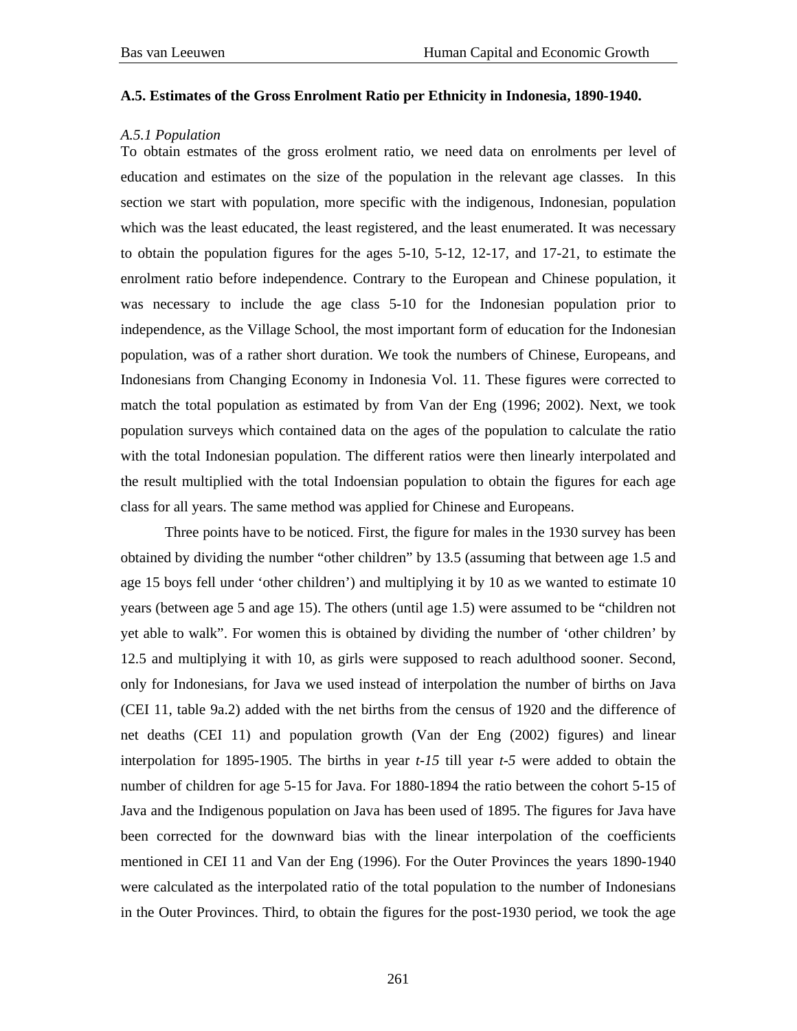**A.5. Estimates of the Gross Enrolment Ratio per Ethnicity in Indonesia, 1890-1940.**

*A.5.1 Population*

To obtain estmates of the gross erolment ratio, we need data on enrolments per level of education and estimates on the size of the population in the relevant age classes. In this section we start with population, more specific with the indigenous, Indonesian, population which was the least educated, the least registered, and the least enumerated. It was necessary to obtain the population figures for the ages 5-10, 5-12, 12-17, and 17-21, to estimate the enrolment ratio before independence. Contrary to the European and Chinese population, it was necessary to include the age class 5-10 for the Indonesian population prior to independence, as the Village School, the most important form of education for the Indonesian population, was of a rather short duration. We took the numbers of Chinese, Europeans, and Indonesians from Changing Economy in Indonesia Vol. 11. These figures were corrected to match the total population as estimated by from Van der Eng (1996; 2002). Next, we took population surveys which contained data on the ages of the population to calculate the ratio with the total Indonesian population. The different ratios were then linearly interpolated and the result multiplied with the total Indoensian population to obtain the figures for each age class for all years. The same method was applied for Chinese and Europeans.

Three points have to be noticed. First, the figure for males in the 1930 survey has been obtained by dividing the number "other children" by 13.5 (assuming that between age 1.5 and age 15 boys fell under 'other children') and multiplying it by 10 as we wanted to estimate 10 years (between age 5 and age 15). The others (until age 1.5) were assumed to be "children not yet able to walk". For women this is obtained by dividing the number of 'other children' by 12.5 and multiplying it with 10, as girls were supposed to reach adulthood sooner. Second, only for Indonesians, for Java we used instead of interpolation the number of births on Java (CEI 11, table 9a.2) added with the net births from the census of 1920 and the difference of net deaths (CEI 11) and population growth (Van der Eng (2002) figures) and linear interpolation for 1895-1905. The births in year *t-15* till year *t-5* were added to obtain the number of children for age 5-15 for Java. For 1880-1894 the ratio between the cohort 5-15 of Java and the Indigenous population on Java has been used of 1895. The figures for Java have been corrected for the downward bias with the linear interpolation of the coefficients mentioned in CEI 11 and Van der Eng (1996). For the Outer Provinces the years 1890-1940 were calculated as the interpolated ratio of the total population to the number of Indonesians in the Outer Provinces. Third, to obtain the figures for the post-1930 period, we took the age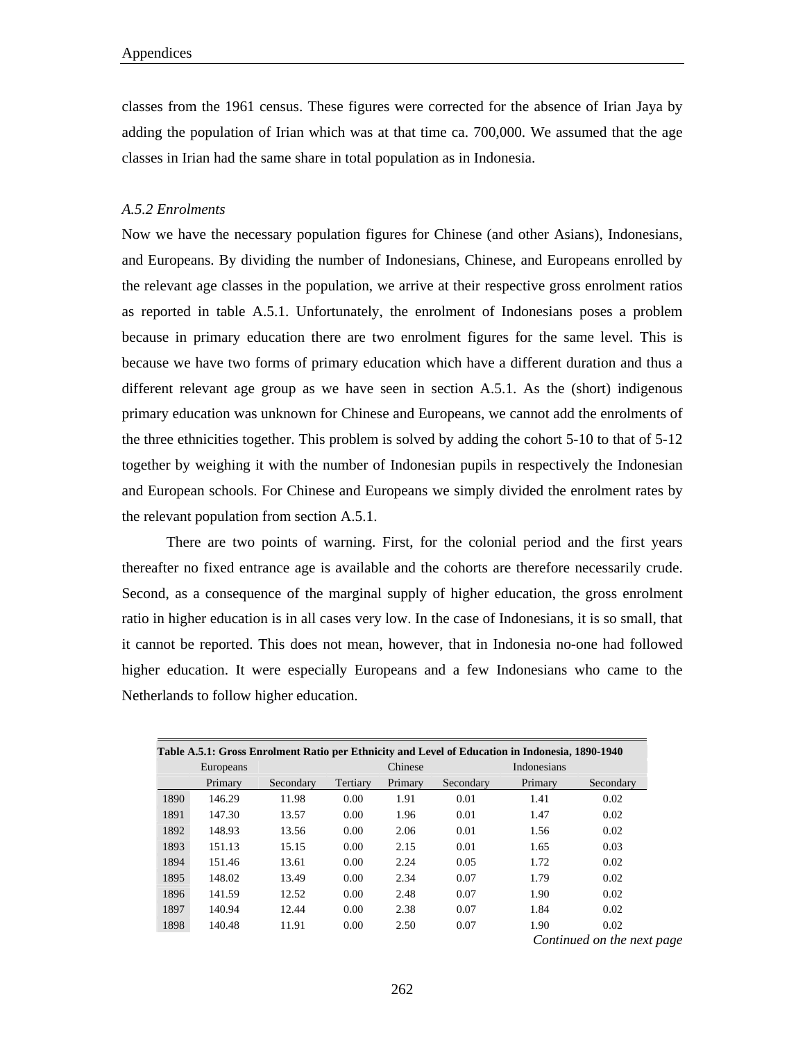classes from the 1961 census. These figures were corrected for the absence of Irian Jaya by adding the population of Irian which was at that time ca. 700,000. We assumed that the age classes in Irian had the same share in total population as in Indonesia.

*A.5.2 Enrolments*

Now we have the necessary population figures for Chinese (and other Asians), Indonesians, and Europeans. By dividing the number of Indonesians, Chinese, and Europeans enrolled by the relevant age classes in the population, we arrive at their respective gross enrolment ratios as reported in table A.5.1. Unfortunately, the enrolment of Indonesians poses a problem because in primary education there are two enrolment figures for the same level. This is because we have two forms of primary education which have a different duration and thus a different relevant age group as we have seen in section A.5.1. As the (short) indigenous primary education was unknown for Chinese and Europeans, we cannot add the enrolments of the three ethnicities together. This problem is solved by adding the cohort 5-10 to that of 5-12 together by weighing it with the number of Indonesian pupils in respectively the Indonesian and European schools. For Chinese and Europeans we simply divided the enrolment rates by the relevant population from section A.5.1.

There are two points of warning. First, for the colonial period and the first years thereafter no fixed entrance age is available and the cohorts are therefore necessarily crude. Second, as a consequence of the marginal supply of higher education, the gross enrolment ratio in higher education is in all cases very low. In the case of Indonesians, it is so small, that it cannot be reported. This does not mean, however, that in Indonesia no-one had followed higher education. It were especially Europeans and a few Indonesians who came to the Netherlands to follow higher education.

**Table A.5.1: Gross Enrolment Ratio per Ethnicity and Level of Education in Indonesia, 1890-1940**

| | Europeans | | | Chinese | | Indonesians | |
|---|---|---|---|---|---|---|---|
| | Primary | Secondary | Tertiary | Primary | Secondary | Primary | Secondary |
| 1890 | 146.29 | 11.98 | 0.00 | 1.91 | 0.01 | 1.41 | 0.02 |
| 1891 | 147.30 | 13.57 | 0.00 | 1.96 | 0.01 | 1.47 | 0.02 |
| 1892 | 148.93 | 13.56 | 0.00 | 2.06 | 0.01 | 1.56 | 0.02 |
| 1893 | 151.13 | 15.15 | 0.00 | 2.15 | 0.01 | 1.65 | 0.03 |
| 1894 | 151.46 | 13.61 | 0.00 | 2.24 | 0.05 | 1.72 | 0.02 |
| 1895 | 148.02 | 13.49 | 0.00 | 2.34 | 0.07 | 1.79 | 0.02 |
| 1896 | 141.59 | 12.52 | 0.00 | 2.48 | 0.07 | 1.90 | 0.02 |
| 1897 | 140.94 | 12.44 | 0.00 | 2.38 | 0.07 | 1.84 | 0.02 |
| 1898 | 140.48 | 11.91 | 0.00 | 2.50 | 0.07 | 1.90 | 0.02 |

*Continued on the next page*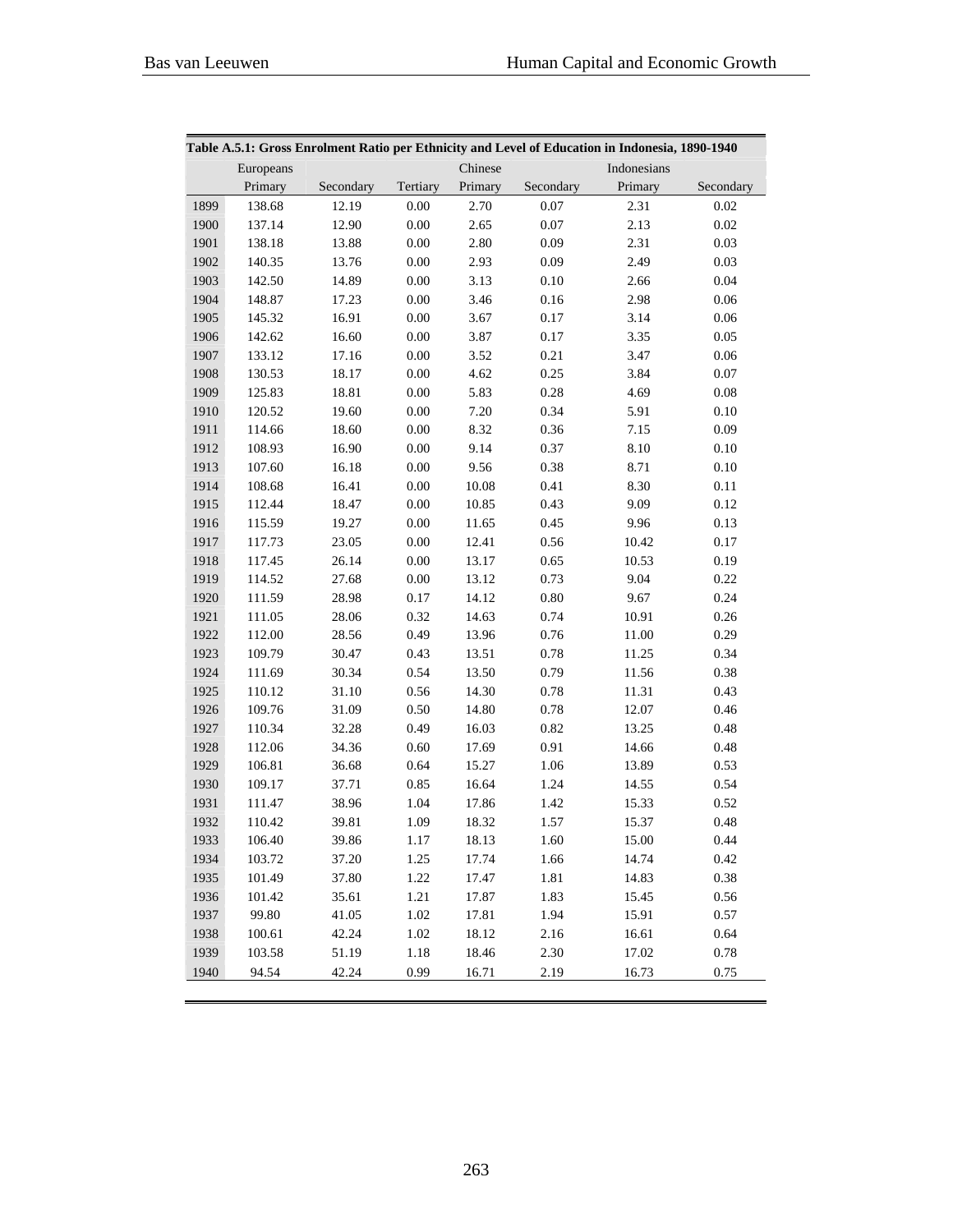**Table A.5.1: Gross Enrolment Ratio per Ethnicity and Level of Education in Indonesia, 1890-1940**

| | Europeans | | | Chinese | | Indonesians | |
|---|---|---|---|---|---|---|---|
| | Primary | Secondary | Tertiary | Primary | Secondary | Primary | Secondary |
| 1899 | 138.68 | 12.19 | 0.00 | 2.70 | 0.07 | 2.31 | 0.02 |
| 1900 | 137.14 | 12.90 | 0.00 | 2.65 | 0.07 | 2.13 | 0.02 |
| 1901 | 138.18 | 13.88 | 0.00 | 2.80 | 0.09 | 2.31 | 0.03 |
| 1902 | 140.35 | 13.76 | 0.00 | 2.93 | 0.09 | 2.49 | 0.03 |
| 1903 | 142.50 | 14.89 | 0.00 | 3.13 | 0.10 | 2.66 | 0.04 |
| 1904 | 148.87 | 17.23 | 0.00 | 3.46 | 0.16 | 2.98 | 0.06 |
| 1905 | 145.32 | 16.91 | 0.00 | 3.67 | 0.17 | 3.14 | 0.06 |
| 1906 | 142.62 | 16.60 | 0.00 | 3.87 | 0.17 | 3.35 | 0.05 |
| 1907 | 133.12 | 17.16 | 0.00 | 3.52 | 0.21 | 3.47 | 0.06 |
| 1908 | 130.53 | 18.17 | 0.00 | 4.62 | 0.25 | 3.84 | 0.07 |
| 1909 | 125.83 | 18.81 | 0.00 | 5.83 | 0.28 | 4.69 | 0.08 |
| 1910 | 120.52 | 19.60 | 0.00 | 7.20 | 0.34 | 5.91 | 0.10 |
| 1911 | 114.66 | 18.60 | 0.00 | 8.32 | 0.36 | 7.15 | 0.09 |
| 1912 | 108.93 | 16.90 | 0.00 | 9.14 | 0.37 | 8.10 | 0.10 |
| 1913 | 107.60 | 16.18 | 0.00 | 9.56 | 0.38 | 8.71 | 0.10 |
| 1914 | 108.68 | 16.41 | 0.00 | 10.08 | 0.41 | 8.30 | 0.11 |
| 1915 | 112.44 | 18.47 | 0.00 | 10.85 | 0.43 | 9.09 | 0.12 |
| 1916 | 115.59 | 19.27 | 0.00 | 11.65 | 0.45 | 9.96 | 0.13 |
| 1917 | 117.73 | 23.05 | 0.00 | 12.41 | 0.56 | 10.42 | 0.17 |
| 1918 | 117.45 | 26.14 | 0.00 | 13.17 | 0.65 | 10.53 | 0.19 |
| 1919 | 114.52 | 27.68 | 0.00 | 13.12 | 0.73 | 9.04 | 0.22 |
| 1920 | 111.59 | 28.98 | 0.17 | 14.12 | 0.80 | 9.67 | 0.24 |
| 1921 | 111.05 | 28.06 | 0.32 | 14.63 | 0.74 | 10.91 | 0.26 |
| 1922 | 112.00 | 28.56 | 0.49 | 13.96 | 0.76 | 11.00 | 0.29 |
| 1923 | 109.79 | 30.47 | 0.43 | 13.51 | 0.78 | 11.25 | 0.34 |
| 1924 | 111.69 | 30.34 | 0.54 | 13.50 | 0.79 | 11.56 | 0.38 |
| 1925 | 110.12 | 31.10 | 0.56 | 14.30 | 0.78 | 11.31 | 0.43 |
| 1926 | 109.76 | 31.09 | 0.50 | 14.80 | 0.78 | 12.07 | 0.46 |
| 1927 | 110.34 | 32.28 | 0.49 | 16.03 | 0.82 | 13.25 | 0.48 |
| 1928 | 112.06 | 34.36 | 0.60 | 17.69 | 0.91 | 14.66 | 0.48 |
| 1929 | 106.81 | 36.68 | 0.64 | 15.27 | 1.06 | 13.89 | 0.53 |
| 1930 | 109.17 | 37.71 | 0.85 | 16.64 | 1.24 | 14.55 | 0.54 |
| 1931 | 111.47 | 38.96 | 1.04 | 17.86 | 1.42 | 15.33 | 0.52 |
| 1932 | 110.42 | 39.81 | 1.09 | 18.32 | 1.57 | 15.37 | 0.48 |
| 1933 | 106.40 | 39.86 | 1.17 | 18.13 | 1.60 | 15.00 | 0.44 |
| 1934 | 103.72 | 37.20 | 1.25 | 17.74 | 1.66 | 14.74 | 0.42 |
| 1935 | 101.49 | 37.80 | 1.22 | 17.47 | 1.81 | 14.83 | 0.38 |
| 1936 | 101.42 | 35.61 | 1.21 | 17.87 | 1.83 | 15.45 | 0.56 |
| 1937 | 99.80 | 41.05 | 1.02 | 17.81 | 1.94 | 15.91 | 0.57 |
| 1938 | 100.61 | 42.24 | 1.02 | 18.12 | 2.16 | 16.61 | 0.64 |
| 1939 | 103.58 | 51.19 | 1.18 | 18.46 | 2.30 | 17.02 | 0.78 |
| 1940 | 94.54 | 42.24 | 0.99 | 16.71 | 2.19 | 16.73 | 0.75 |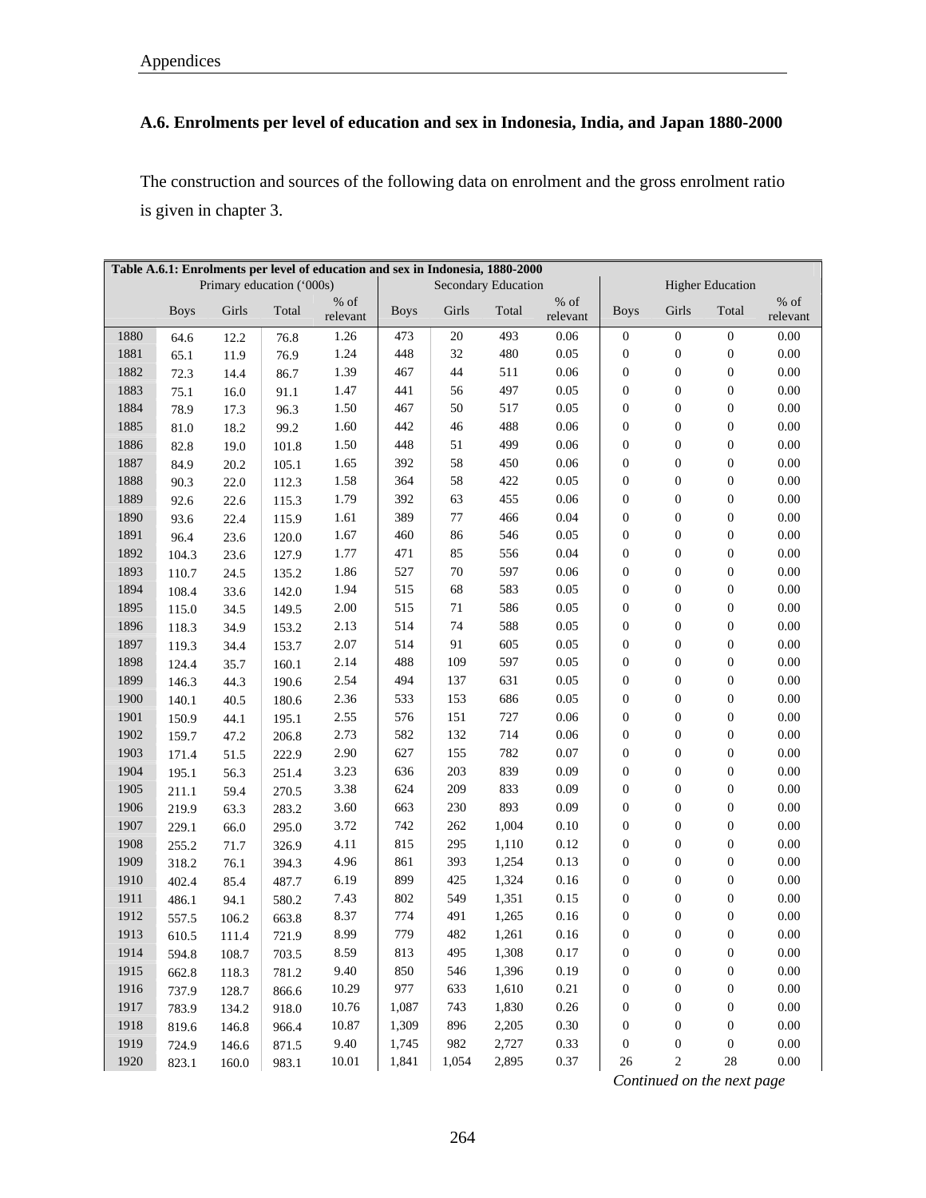## A.6. Enrolments per level of education and sex in Indonesia, India, and Japan 1880-2000

The construction and sources of the following data on enrolment and the gross enrolment ratio is given in chapter 3.

| Table A.6.1: Enrolments per level of education and sex in Indonesia, 1880-2000 | | | | | | | | | | | | |
|---|---|---|---|---|---|---|---|---|---|---|---|---|
| | Primary education ('000s) | | | | Secondary Education | | | | Higher Education | | | |
| | Boys | Girls | Total | % of relevant | Boys | Girls | Total | % of relevant | Boys | Girls | Total | % of relevant |
| 1880 | 64.6 | 12.2 | 76.8 | 1.26 | 473 | 20 | 493 | 0.06 | 0 | 0 | 0 | 0.00 |
| 1881 | 65.1 | 11.9 | 76.9 | 1.24 | 448 | 32 | 480 | 0.05 | 0 | 0 | 0 | 0.00 |
| 1882 | 72.3 | 14.4 | 86.7 | 1.39 | 467 | 44 | 511 | 0.06 | 0 | 0 | 0 | 0.00 |
| 1883 | 75.1 | 16.0 | 91.1 | 1.47 | 441 | 56 | 497 | 0.05 | 0 | 0 | 0 | 0.00 |
| 1884 | 78.9 | 17.3 | 96.3 | 1.50 | 467 | 50 | 517 | 0.05 | 0 | 0 | 0 | 0.00 |
| 1885 | 81.0 | 18.2 | 99.2 | 1.60 | 442 | 46 | 488 | 0.06 | 0 | 0 | 0 | 0.00 |
| 1886 | 82.8 | 19.0 | 101.8 | 1.50 | 448 | 51 | 499 | 0.06 | 0 | 0 | 0 | 0.00 |
| 1887 | 84.9 | 20.2 | 105.1 | 1.65 | 392 | 58 | 450 | 0.06 | 0 | 0 | 0 | 0.00 |
| 1888 | 90.3 | 22.0 | 112.3 | 1.58 | 364 | 58 | 422 | 0.05 | 0 | 0 | 0 | 0.00 |
| 1889 | 92.6 | 22.6 | 115.3 | 1.79 | 392 | 63 | 455 | 0.06 | 0 | 0 | 0 | 0.00 |
| 1890 | 93.6 | 22.4 | 115.9 | 1.61 | 389 | 77 | 466 | 0.04 | 0 | 0 | 0 | 0.00 |
| 1891 | 96.4 | 23.6 | 120.0 | 1.67 | 460 | 86 | 546 | 0.05 | 0 | 0 | 0 | 0.00 |
| 1892 | 104.3 | 23.6 | 127.9 | 1.77 | 471 | 85 | 556 | 0.04 | 0 | 0 | 0 | 0.00 |
| 1893 | 110.7 | 24.5 | 135.2 | 1.86 | 527 | 70 | 597 | 0.06 | 0 | 0 | 0 | 0.00 |
| 1894 | 108.4 | 33.6 | 142.0 | 1.94 | 515 | 68 | 583 | 0.05 | 0 | 0 | 0 | 0.00 |
| 1895 | 115.0 | 34.5 | 149.5 | 2.00 | 515 | 71 | 586 | 0.05 | 0 | 0 | 0 | 0.00 |
| 1896 | 118.3 | 34.9 | 153.2 | 2.13 | 514 | 74 | 588 | 0.05 | 0 | 0 | 0 | 0.00 |
| 1897 | 119.3 | 34.4 | 153.7 | 2.07 | 514 | 91 | 605 | 0.05 | 0 | 0 | 0 | 0.00 |
| 1898 | 124.4 | 35.7 | 160.1 | 2.14 | 488 | 109 | 597 | 0.05 | 0 | 0 | 0 | 0.00 |
| 1899 | 146.3 | 44.3 | 190.6 | 2.54 | 494 | 137 | 631 | 0.05 | 0 | 0 | 0 | 0.00 |
| 1900 | 140.1 | 40.5 | 180.6 | 2.36 | 533 | 153 | 686 | 0.05 | 0 | 0 | 0 | 0.00 |
| 1901 | 150.9 | 44.1 | 195.1 | 2.55 | 576 | 151 | 727 | 0.06 | 0 | 0 | 0 | 0.00 |
| 1902 | 159.7 | 47.2 | 206.8 | 2.73 | 582 | 132 | 714 | 0.06 | 0 | 0 | 0 | 0.00 |
| 1903 | 171.4 | 51.5 | 222.9 | 2.90 | 627 | 155 | 782 | 0.07 | 0 | 0 | 0 | 0.00 |
| 1904 | 195.1 | 56.3 | 251.4 | 3.23 | 636 | 203 | 839 | 0.09 | 0 | 0 | 0 | 0.00 |
| 1905 | 211.1 | 59.4 | 270.5 | 3.38 | 624 | 209 | 833 | 0.09 | 0 | 0 | 0 | 0.00 |
| 1906 | 219.9 | 63.3 | 283.2 | 3.60 | 663 | 230 | 893 | 0.09 | 0 | 0 | 0 | 0.00 |
| 1907 | 229.1 | 66.0 | 295.0 | 3.72 | 742 | 262 | 1,004 | 0.10 | 0 | 0 | 0 | 0.00 |
| 1908 | 255.2 | 71.7 | 326.9 | 4.11 | 815 | 295 | 1,110 | 0.12 | 0 | 0 | 0 | 0.00 |
| 1909 | 318.2 | 76.1 | 394.3 | 4.96 | 861 | 393 | 1,254 | 0.13 | 0 | 0 | 0 | 0.00 |
| 1910 | 402.4 | 85.4 | 487.7 | 6.19 | 899 | 425 | 1,324 | 0.16 | 0 | 0 | 0 | 0.00 |
| 1911 | 486.1 | 94.1 | 580.2 | 7.43 | 802 | 549 | 1,351 | 0.15 | 0 | 0 | 0 | 0.00 |
| 1912 | 557.5 | 106.2 | 663.8 | 8.37 | 774 | 491 | 1,265 | 0.16 | 0 | 0 | 0 | 0.00 |
| 1913 | 610.5 | 111.4 | 721.9 | 8.99 | 779 | 482 | 1,261 | 0.16 | 0 | 0 | 0 | 0.00 |
| 1914 | 594.8 | 108.7 | 703.5 | 8.59 | 813 | 495 | 1,308 | 0.17 | 0 | 0 | 0 | 0.00 |
| 1915 | 662.8 | 118.3 | 781.2 | 9.40 | 850 | 546 | 1,396 | 0.19 | 0 | 0 | 0 | 0.00 |
| 1916 | 737.9 | 128.7 | 866.6 | 10.29 | 977 | 633 | 1,610 | 0.21 | 0 | 0 | 0 | 0.00 |
| 1917 | 783.9 | 134.2 | 918.0 | 10.76 | 1,087 | 743 | 1,830 | 0.26 | 0 | 0 | 0 | 0.00 |
| 1918 | 819.6 | 146.8 | 966.4 | 10.87 | 1,309 | 896 | 2,205 | 0.30 | 0 | 0 | 0 | 0.00 |
| 1919 | 724.9 | 146.6 | 871.5 | 9.40 | 1,745 | 982 | 2,727 | 0.33 | 0 | 0 | 0 | 0.00 |
| 1920 | 823.1 | 160.0 | 983.1 | 10.01 | 1,841 | 1,054 | 2,895 | 0.37 | 26 | 2 | 28 | 0.00 |

*Continued on the next page*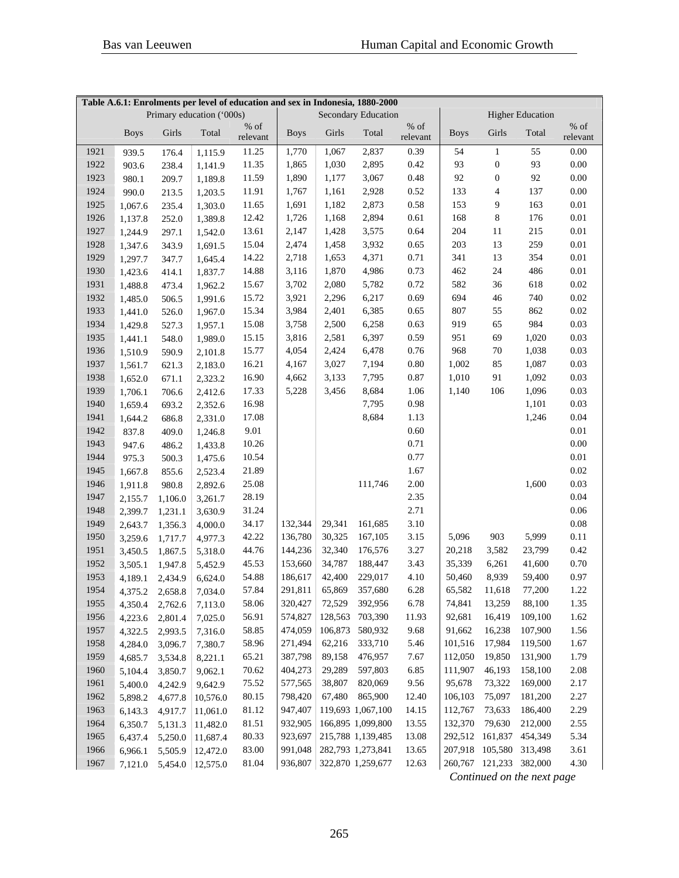**Table A.6.1: Enrolments per level of education and sex in Indonesia, 1880-2000**

| | Primary education ('000s) | | | | Secondary Education | | | | Higher Education | | | |
|---|---|---|---|---|---|---|---|---|---|---|---|---|
| | Boys | Girls | Total | % of relevant | Boys | Girls | Total | % of relevant | Boys | Girls | Total | % of relevant |
| 1921 | 939.5 | 176.4 | 1,115.9 | 11.25 | 1,770 | 1,067 | 2,837 | 0.39 | 54 | 1 | 55 | 0.00 |
| 1922 | 903.6 | 238.4 | 1,141.9 | 11.35 | 1,865 | 1,030 | 2,895 | 0.42 | 93 | 0 | 93 | 0.00 |
| 1923 | 980.1 | 209.7 | 1,189.8 | 11.59 | 1,890 | 1,177 | 3,067 | 0.48 | 92 | 0 | 92 | 0.00 |
| 1924 | 990.0 | 213.5 | 1,203.5 | 11.91 | 1,767 | 1,161 | 2,928 | 0.52 | 133 | 4 | 137 | 0.00 |
| 1925 | 1,067.6 | 235.4 | 1,303.0 | 11.65 | 1,691 | 1,182 | 2,873 | 0.58 | 153 | 9 | 163 | 0.01 |
| 1926 | 1,137.8 | 252.0 | 1,389.8 | 12.42 | 1,726 | 1,168 | 2,894 | 0.61 | 168 | 8 | 176 | 0.01 |
| 1927 | 1,244.9 | 297.1 | 1,542.0 | 13.61 | 2,147 | 1,428 | 3,575 | 0.64 | 204 | 11 | 215 | 0.01 |
| 1928 | 1,347.6 | 343.9 | 1,691.5 | 15.04 | 2,474 | 1,458 | 3,932 | 0.65 | 203 | 13 | 259 | 0.01 |
| 1929 | 1,297.7 | 347.7 | 1,645.4 | 14.22 | 2,718 | 1,653 | 4,371 | 0.71 | 341 | 13 | 354 | 0.01 |
| 1930 | 1,423.6 | 414.1 | 1,837.7 | 14.88 | 3,116 | 1,870 | 4,986 | 0.73 | 462 | 24 | 486 | 0.01 |
| 1931 | 1,488.8 | 473.4 | 1,962.2 | 15.67 | 3,702 | 2,080 | 5,782 | 0.72 | 582 | 36 | 618 | 0.02 |
| 1932 | 1,485.0 | 506.5 | 1,991.6 | 15.72 | 3,921 | 2,296 | 6,217 | 0.69 | 694 | 46 | 740 | 0.02 |
| 1933 | 1,441.0 | 526.0 | 1,967.0 | 15.34 | 3,984 | 2,401 | 6,385 | 0.65 | 807 | 55 | 862 | 0.02 |
| 1934 | 1,429.8 | 527.3 | 1,957.1 | 15.08 | 3,758 | 2,500 | 6,258 | 0.63 | 919 | 65 | 984 | 0.03 |
| 1935 | 1,441.1 | 548.0 | 1,989.0 | 15.15 | 3,816 | 2,581 | 6,397 | 0.59 | 951 | 69 | 1,020 | 0.03 |
| 1936 | 1,510.9 | 590.9 | 2,101.8 | 15.77 | 4,054 | 2,424 | 6,478 | 0.76 | 968 | 70 | 1,038 | 0.03 |
| 1937 | 1,561.7 | 621.3 | 2,183.0 | 16.21 | 4,167 | 3,027 | 7,194 | 0.80 | 1,002 | 85 | 1,087 | 0.03 |
| 1938 | 1,652.0 | 671.1 | 2,323.2 | 16.90 | 4,662 | 3,133 | 7,795 | 0.87 | 1,010 | 91 | 1,092 | 0.03 |
| 1939 | 1,706.1 | 706.6 | 2,412.6 | 17.33 | 5,228 | 3,456 | 8,684 | 1.06 | 1,140 | 106 | 1,096 | 0.03 |
| 1940 | 1,659.4 | 693.2 | 2,352.6 | 16.98 | | | 7,795 | 0.98 | | | 1,101 | 0.03 |
| 1941 | 1,644.2 | 686.8 | 2,331.0 | 17.08 | | | 8,684 | 1.13 | | | 1,246 | 0.04 |
| 1942 | 837.8 | 409.0 | 1,246.8 | 9.01 | | | | 0.60 | | | | 0.01 |
| 1943 | 947.6 | 486.2 | 1,433.8 | 10.26 | | | | 0.71 | | | | 0.00 |
| 1944 | 975.3 | 500.3 | 1,475.6 | 10.54 | | | | 0.77 | | | | 0.01 |
| 1945 | 1,667.8 | 855.6 | 2,523.4 | 21.89 | | | | 1.67 | | | | 0.02 |
| 1946 | 1,911.8 | 980.8 | 2,892.6 | 25.08 | | | 111,746 | 2.00 | | | 1,600 | 0.03 |
| 1947 | 2,155.7 | 1,106.0 | 3,261.7 | 28.19 | | | | 2.35 | | | | 0.04 |
| 1948 | 2,399.7 | 1,231.1 | 3,630.9 | 31.24 | | | | 2.71 | | | | 0.06 |
| 1949 | 2,643.7 | 1,356.3 | 4,000.0 | 34.17 | 132,344 | 29,341 | 161,685 | 3.10 | | | | 0.08 |
| 1950 | 3,259.6 | 1,717.7 | 4,977.3 | 42.22 | 136,780 | 30,325 | 167,105 | 3.15 | 5,096 | 903 | 5,999 | 0.11 |
| 1951 | 3,450.5 | 1,867.5 | 5,318.0 | 44.76 | 144,236 | 32,340 | 176,576 | 3.27 | 20,218 | 3,582 | 23,799 | 0.42 |
| 1952 | 3,505.1 | 1,947.8 | 5,452.9 | 45.53 | 153,660 | 34,787 | 188,447 | 3.43 | 35,339 | 6,261 | 41,600 | 0.70 |
| 1953 | 4,189.1 | 2,434.9 | 6,624.0 | 54.88 | 186,617 | 42,400 | 229,017 | 4.10 | 50,460 | 8,939 | 59,400 | 0.97 |
| 1954 | 4,375.2 | 2,658.8 | 7,034.0 | 57.84 | 291,811 | 65,869 | 357,680 | 6.28 | 65,582 | 11,618 | 77,200 | 1.22 |
| 1955 | 4,350.4 | 2,762.6 | 7,113.0 | 58.06 | 320,427 | 72,529 | 392,956 | 6.78 | 74,841 | 13,259 | 88,100 | 1.35 |
| 1956 | 4,223.6 | 2,801.4 | 7,025.0 | 56.91 | 574,827 | 128,563 | 703,390 | 11.93 | 92,681 | 16,419 | 109,100 | 1.62 |
| 1957 | 4,322.5 | 2,993.5 | 7,316.0 | 58.85 | 474,059 | 106,873 | 580,932 | 9.68 | 91,662 | 16,238 | 107,900 | 1.56 |
| 1958 | 4,284.0 | 3,096.7 | 7,380.7 | 58.96 | 271,494 | 62,216 | 333,710 | 5.46 | 101,516 | 17,984 | 119,500 | 1.67 |
| 1959 | 4,685.7 | 3,534.8 | 8,221.1 | 65.21 | 387,798 | 89,158 | 476,957 | 7.67 | 112,050 | 19,850 | 131,900 | 1.79 |
| 1960 | 5,104.4 | 3,850.7 | 9,062.1 | 70.62 | 404,273 | 29,289 | 597,803 | 6.85 | 111,907 | 46,193 | 158,100 | 2.08 |
| 1961 | 5,400.0 | 4,242.9 | 9,642.9 | 75.52 | 577,565 | 38,807 | 820,069 | 9.56 | 95,678 | 73,322 | 169,000 | 2.17 |
| 1962 | 5,898.2 | 4,677.8 | 10,576.0 | 80.15 | 798,420 | 67,480 | 865,900 | 12.40 | 106,103 | 75,097 | 181,200 | 2.27 |
| 1963 | 6,143.3 | 4,917.7 | 11,061.0 | 81.12 | 947,407 | 119,693 | 1,067,100 | 14.15 | 112,767 | 73,633 | 186,400 | 2.29 |
| 1964 | 6,350.7 | 5,131.3 | 11,482.0 | 81.51 | 932,905 | 166,895 | 1,099,800 | 13.55 | 132,370 | 79,630 | 212,000 | 2.55 |
| 1965 | 6,437.4 | 5,250.0 | 11,687.4 | 80.33 | 923,697 | 215,788 | 1,139,485 | 13.08 | 292,512 | 161,837 | 454,349 | 5.34 |
| 1966 | 6,966.1 | 5,505.9 | 12,472.0 | 83.00 | 991,048 | 282,793 | 1,273,841 | 13.65 | 207,918 | 105,580 | 313,498 | 3.61 |
| 1967 | 7,121.0 | 5,454.0 | 12,575.0 | 81.04 | 936,807 | 322,870 | 1,259,677 | 12.63 | 260,767 | 121,233 | 382,000 | 4.30 |

*Continued on the next page*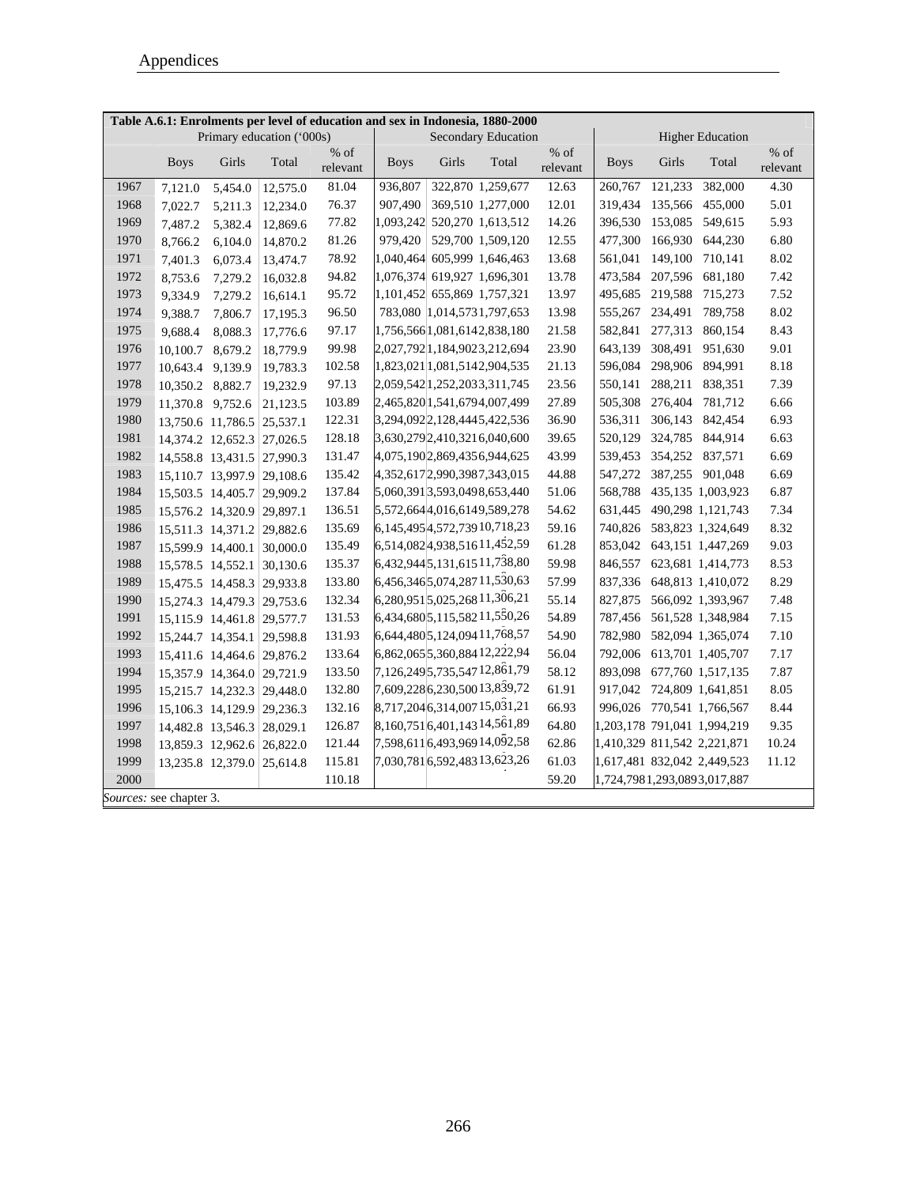**Table A.6.1: Enrolments per level of education and sex in Indonesia, 1880-2000**

| | Primary education ('000s) | | | | Secondary Education | | | | Higher Education | | | |
|---|---|---|---|---|---|---|---|---|---|---|---|---|
| | Boys | Girls | Total | % of relevant | Boys | Girls | Total | % of relevant | Boys | Girls | Total | % of relevant |
| 1967 | 7,121.0 | 5,454.0 | 12,575.0 | 81.04 | 936,807 | 322,870 | 1,259,677 | 12.63 | 260,767 | 121,233 | 382,000 | 4.30 |
| 1968 | 7,022.7 | 5,211.3 | 12,234.0 | 76.37 | 907,490 | 369,510 | 1,277,000 | 12.01 | 319,434 | 135,566 | 455,000 | 5.01 |
| 1969 | 7,487.2 | 5,382.4 | 12,869.6 | 77.82 | 1,093,242 | 520,270 | 1,613,512 | 14.26 | 396,530 | 153,085 | 549,615 | 5.93 |
| 1970 | 8,766.2 | 6,104.0 | 14,870.2 | 81.26 | 979,420 | 529,700 | 1,509,120 | 12.55 | 477,300 | 166,930 | 644,230 | 6.80 |
| 1971 | 7,401.3 | 6,073.4 | 13,474.7 | 78.92 | 1,040,464 | 605,999 | 1,646,463 | 13.68 | 561,041 | 149,100 | 710,141 | 8.02 |
| 1972 | 8,753.6 | 7,279.2 | 16,032.8 | 94.82 | 1,076,374 | 619,927 | 1,696,301 | 13.78 | 473,584 | 207,596 | 681,180 | 7.42 |
| 1973 | 9,334.9 | 7,279.2 | 16,614.1 | 95.72 | 1,101,452 | 655,869 | 1,757,321 | 13.97 | 495,685 | 219,588 | 715,273 | 7.52 |
| 1974 | 9,388.7 | 7,806.7 | 17,195.3 | 96.50 | 783,080 | 1,014,573 | 1,797,653 | 13.98 | 555,267 | 234,491 | 789,758 | 8.02 |
| 1975 | 9,688.4 | 8,088.3 | 17,776.6 | 97.17 | 1,756,566 | 1,081,614 | 2,838,180 | 21.58 | 582,841 | 277,313 | 860,154 | 8.43 |
| 1976 | 10,100.7 | 8,679.2 | 18,779.9 | 99.98 | 2,027,792 | 1,184,902 | 3,212,694 | 23.90 | 643,139 | 308,491 | 951,630 | 9.01 |
| 1977 | 10,643.4 | 9,139.9 | 19,783.3 | 102.58 | 1,823,021 | 1,081,514 | 2,904,535 | 21.13 | 596,084 | 298,906 | 894,991 | 8.18 |
| 1978 | 10,350.2 | 8,882.7 | 19,232.9 | 97.13 | 2,059,542 | 1,252,203 | 3,311,745 | 23.56 | 550,141 | 288,211 | 838,351 | 7.39 |
| 1979 | 11,370.8 | 9,752.6 | 21,123.5 | 103.89 | 2,465,820 | 1,541,679 | 4,007,499 | 27.89 | 505,308 | 276,404 | 781,712 | 6.66 |
| 1980 | 13,750.6 | 11,786.5 | 25,537.1 | 122.31 | 3,294,092 | 2,128,444 | 5,422,536 | 36.90 | 536,311 | 306,143 | 842,454 | 6.93 |
| 1981 | 14,374.2 | 12,652.3 | 27,026.5 | 128.18 | 3,630,279 | 2,410,321 | 6,040,600 | 39.65 | 520,129 | 324,785 | 844,914 | 6.63 |
| 1982 | 14,558.8 | 13,431.5 | 27,990.3 | 131.47 | 4,075,190 | 2,869,435 | 6,944,625 | 43.99 | 539,453 | 354,252 | 837,571 | 6.69 |
| 1983 | 15,110.7 | 13,997.9 | 29,108.6 | 135.42 | 4,352,617 | 2,990,398 | 7,343,015 | 44.88 | 547,272 | 387,255 | 901,048 | 6.69 |
| 1984 | 15,503.5 | 14,405.7 | 29,909.2 | 137.84 | 5,060,391 | 3,593,049 | 8,653,440 | 51.06 | 568,788 | 435,135 | 1,003,923 | 6.87 |
| 1985 | 15,576.2 | 14,320.9 | 29,897.1 | 136.51 | 5,572,664 | 4,016,614 | 9,589,278 | 54.62 | 631,445 | 490,298 | 1,121,743 | 7.34 |
| 1986 | 15,511.3 | 14,371.2 | 29,882.6 | 135.69 | 6,145,495 | 4,572,739 | 10,718,23 | 59.16 | 740,826 | 583,823 | 1,324,649 | 8.32 |
| 1987 | 15,599.9 | 14,400.1 | 30,000.0 | 135.49 | 6,514,082 | 4,938,516 | 11,452,59 | 61.28 | 853,042 | 643,151 | 1,447,269 | 9.03 |
| 1988 | 15,578.5 | 14,552.1 | 30,130.6 | 135.37 | 6,432,944 | 5,131,615 | 11,738,80 | 59.98 | 846,557 | 623,681 | 1,414,773 | 8.53 |
| 1989 | 15,475.5 | 14,458.3 | 29,933.8 | 133.80 | 6,456,346 | 5,074,287 | 11,530,63 | 57.99 | 837,336 | 648,813 | 1,410,072 | 8.29 |
| 1990 | 15,274.3 | 14,479.3 | 29,753.6 | 132.34 | 6,280,951 | 5,025,268 | 11,306,21 | 55.14 | 827,875 | 566,092 | 1,393,967 | 7.48 |
| 1991 | 15,115.9 | 14,461.8 | 29,577.7 | 131.53 | 6,434,680 | 5,115,582 | 11,550,26 | 54.89 | 787,456 | 561,528 | 1,348,984 | 7.15 |
| 1992 | 15,244.7 | 14,354.1 | 29,598.8 | 131.93 | 6,644,480 | 5,124,094 | 11,768,57 | 54.90 | 782,980 | 582,094 | 1,365,074 | 7.10 |
| 1993 | 15,411.6 | 14,464.6 | 29,876.2 | 133.64 | 6,862,065 | 5,360,884 | 12,222,94 | 56.04 | 792,006 | 613,701 | 1,405,707 | 7.17 |
| 1994 | 15,357.9 | 14,364.0 | 29,721.9 | 133.50 | 7,126,249 | 5,735,547 | 12,861,79 | 58.12 | 893,098 | 677,760 | 1,517,135 | 7.87 |
| 1995 | 15,215.7 | 14,232.3 | 29,448.0 | 132.80 | 7,609,228 | 6,230,500 | 13,839,72 | 61.91 | 917,042 | 724,809 | 1,641,851 | 8.05 |
| 1996 | 15,106.3 | 14,129.9 | 29,236.3 | 132.16 | 8,717,204 | 6,314,007 | 15,031,21 | 66.93 | 996,026 | 770,541 | 1,766,567 | 8.44 |
| 1997 | 14,482.8 | 13,546.3 | 28,029.1 | 126.87 | 8,160,751 | 6,401,143 | 14,561,89 | 64.80 | 1,203,178 | 791,041 | 1,994,219 | 9.35 |
| 1998 | 13,859.3 | 12,962.6 | 26,822.0 | 121.44 | 7,598,611 | 6,493,969 | 14,092,58 | 62.86 | 1,410,329 | 811,542 | 2,221,871 | 10.24 |
| 1999 | 13,235.8 | 12,379.0 | 25,614.8 | 115.81 | 7,030,781 | 6,592,483 | 13,623,26 | 61.03 | 1,617,481 | 832,042 | 2,449,523 | 11.12 |
| 2000 | | | | 110.18 | | | | 59.20 | 1,724,798 | 1,293,089 | 3,017,887 | |

*Sources:* see chapter 3.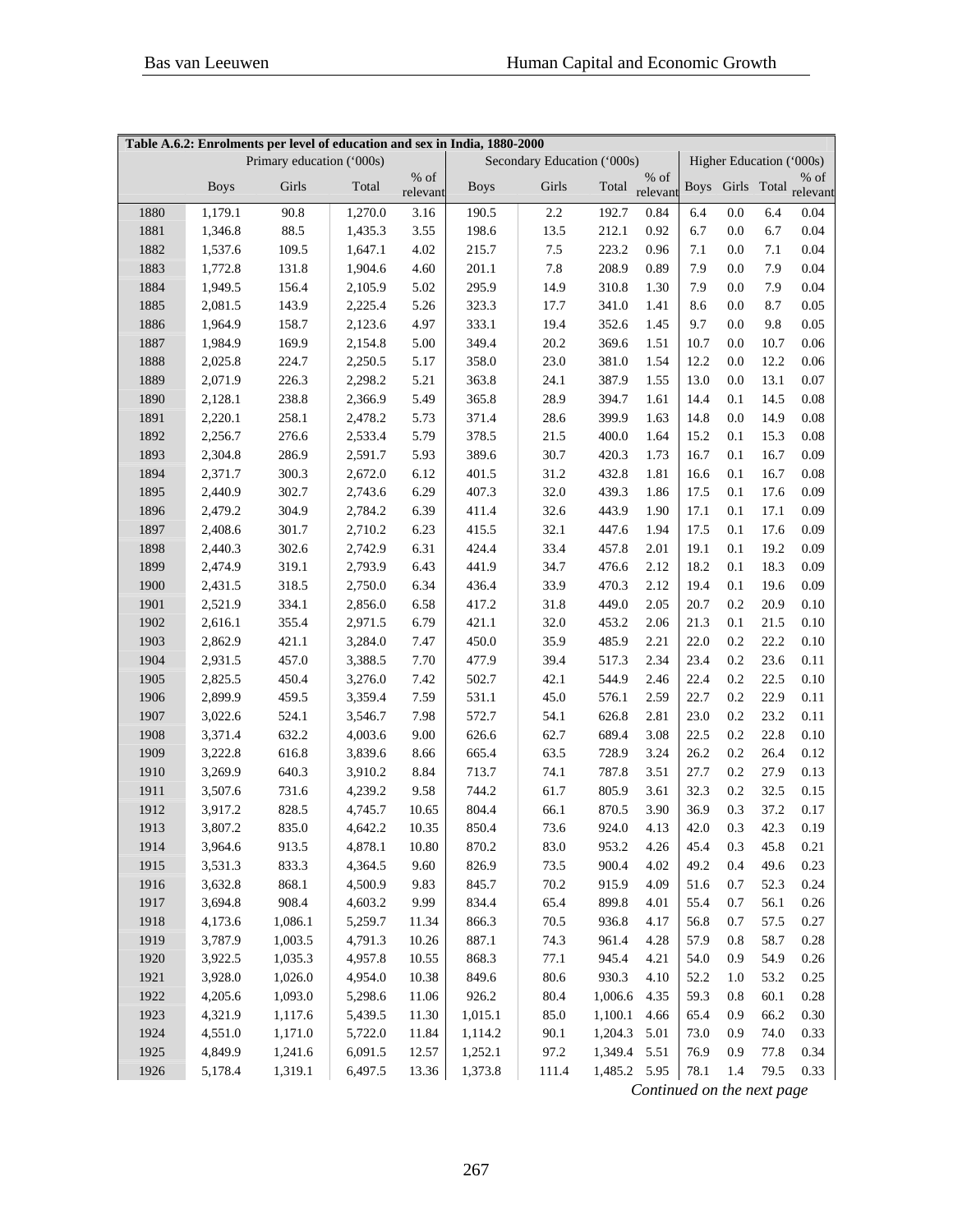| Table A.6.2: Enrolments per level of education and sex in India, 1880-2000 | | | | | | | | | | | | |
|---|---|---|---|---|---|---|---|---|---|---|---|---|
| | Primary education ('000s) | | | | Secondary Education ('000s) | | | | Higher Education ('000s) | | | |
| | Boys | Girls | Total | % of relevant | Boys | Girls | Total | % of relevant | Boys | Girls | Total | % of relevant |
| 1880 | 1,179.1 | 90.8 | 1,270.0 | 3.16 | 190.5 | 2.2 | 192.7 | 0.84 | 6.4 | 0.0 | 6.4 | 0.04 |
| 1881 | 1,346.8 | 88.5 | 1,435.3 | 3.55 | 198.6 | 13.5 | 212.1 | 0.92 | 6.7 | 0.0 | 6.7 | 0.04 |
| 1882 | 1,537.6 | 109.5 | 1,647.1 | 4.02 | 215.7 | 7.5 | 223.2 | 0.96 | 7.1 | 0.0 | 7.1 | 0.04 |
| 1883 | 1,772.8 | 131.8 | 1,904.6 | 4.60 | 201.1 | 7.8 | 208.9 | 0.89 | 7.9 | 0.0 | 7.9 | 0.04 |
| 1884 | 1,949.5 | 156.4 | 2,105.9 | 5.02 | 295.9 | 14.9 | 310.8 | 1.30 | 7.9 | 0.0 | 7.9 | 0.04 |
| 1885 | 2,081.5 | 143.9 | 2,225.4 | 5.26 | 323.3 | 17.7 | 341.0 | 1.41 | 8.6 | 0.0 | 8.7 | 0.05 |
| 1886 | 1,964.9 | 158.7 | 2,123.6 | 4.97 | 333.1 | 19.4 | 352.6 | 1.45 | 9.7 | 0.0 | 9.8 | 0.05 |
| 1887 | 1,984.9 | 169.9 | 2,154.8 | 5.00 | 349.4 | 20.2 | 369.6 | 1.51 | 10.7 | 0.0 | 10.7 | 0.06 |
| 1888 | 2,025.8 | 224.7 | 2,250.5 | 5.17 | 358.0 | 23.0 | 381.0 | 1.54 | 12.2 | 0.0 | 12.2 | 0.06 |
| 1889 | 2,071.9 | 226.3 | 2,298.2 | 5.21 | 363.8 | 24.1 | 387.9 | 1.55 | 13.0 | 0.0 | 13.1 | 0.07 |
| 1890 | 2,128.1 | 238.8 | 2,366.9 | 5.49 | 365.8 | 28.9 | 394.7 | 1.61 | 14.4 | 0.1 | 14.5 | 0.08 |
| 1891 | 2,220.1 | 258.1 | 2,478.2 | 5.73 | 371.4 | 28.6 | 399.9 | 1.63 | 14.8 | 0.0 | 14.9 | 0.08 |
| 1892 | 2,256.7 | 276.6 | 2,533.4 | 5.79 | 378.5 | 21.5 | 400.0 | 1.64 | 15.2 | 0.1 | 15.3 | 0.08 |
| 1893 | 2,304.8 | 286.9 | 2,591.7 | 5.93 | 389.6 | 30.7 | 420.3 | 1.73 | 16.7 | 0.1 | 16.7 | 0.09 |
| 1894 | 2,371.7 | 300.3 | 2,672.0 | 6.12 | 401.5 | 31.2 | 432.8 | 1.81 | 16.6 | 0.1 | 16.7 | 0.08 |
| 1895 | 2,440.9 | 302.7 | 2,743.6 | 6.29 | 407.3 | 32.0 | 439.3 | 1.86 | 17.5 | 0.1 | 17.6 | 0.09 |
| 1896 | 2,479.2 | 304.9 | 2,784.2 | 6.39 | 411.4 | 32.6 | 443.9 | 1.90 | 17.1 | 0.1 | 17.1 | 0.09 |
| 1897 | 2,408.6 | 301.7 | 2,710.2 | 6.23 | 415.5 | 32.1 | 447.6 | 1.94 | 17.5 | 0.1 | 17.6 | 0.09 |
| 1898 | 2,440.3 | 302.6 | 2,742.9 | 6.31 | 424.4 | 33.4 | 457.8 | 2.01 | 19.1 | 0.1 | 19.2 | 0.09 |
| 1899 | 2,474.9 | 319.1 | 2,793.9 | 6.43 | 441.9 | 34.7 | 476.6 | 2.12 | 18.2 | 0.1 | 18.3 | 0.09 |
| 1900 | 2,431.5 | 318.5 | 2,750.0 | 6.34 | 436.4 | 33.9 | 470.3 | 2.12 | 19.4 | 0.1 | 19.6 | 0.09 |
| 1901 | 2,521.9 | 334.1 | 2,856.0 | 6.58 | 417.2 | 31.8 | 449.0 | 2.05 | 20.7 | 0.2 | 20.9 | 0.10 |
| 1902 | 2,616.1 | 355.4 | 2,971.5 | 6.79 | 421.1 | 32.0 | 453.2 | 2.06 | 21.3 | 0.1 | 21.5 | 0.10 |
| 1903 | 2,862.9 | 421.1 | 3,284.0 | 7.47 | 450.0 | 35.9 | 485.9 | 2.21 | 22.0 | 0.2 | 22.2 | 0.10 |
| 1904 | 2,931.5 | 457.0 | 3,388.5 | 7.70 | 477.9 | 39.4 | 517.3 | 2.34 | 23.4 | 0.2 | 23.6 | 0.11 |
| 1905 | 2,825.5 | 450.4 | 3,276.0 | 7.42 | 502.7 | 42.1 | 544.9 | 2.46 | 22.4 | 0.2 | 22.5 | 0.10 |
| 1906 | 2,899.9 | 459.5 | 3,359.4 | 7.59 | 531.1 | 45.0 | 576.1 | 2.59 | 22.7 | 0.2 | 22.9 | 0.11 |
| 1907 | 3,022.6 | 524.1 | 3,546.7 | 7.98 | 572.7 | 54.1 | 626.8 | 2.81 | 23.0 | 0.2 | 23.2 | 0.11 |
| 1908 | 3,371.4 | 632.2 | 4,003.6 | 9.00 | 626.6 | 62.7 | 689.4 | 3.08 | 22.5 | 0.2 | 22.8 | 0.10 |
| 1909 | 3,222.8 | 616.8 | 3,839.6 | 8.66 | 665.4 | 63.5 | 728.9 | 3.24 | 26.2 | 0.2 | 26.4 | 0.12 |
| 1910 | 3,269.9 | 640.3 | 3,910.2 | 8.84 | 713.7 | 74.1 | 787.8 | 3.51 | 27.7 | 0.2 | 27.9 | 0.13 |
| 1911 | 3,507.6 | 731.6 | 4,239.2 | 9.58 | 744.2 | 61.7 | 805.9 | 3.61 | 32.3 | 0.2 | 32.5 | 0.15 |
| 1912 | 3,917.2 | 828.5 | 4,745.7 | 10.65 | 804.4 | 66.1 | 870.5 | 3.90 | 36.9 | 0.3 | 37.2 | 0.17 |
| 1913 | 3,807.2 | 835.0 | 4,642.2 | 10.35 | 850.4 | 73.6 | 924.0 | 4.13 | 42.0 | 0.3 | 42.3 | 0.19 |
| 1914 | 3,964.6 | 913.5 | 4,878.1 | 10.80 | 870.2 | 83.0 | 953.2 | 4.26 | 45.4 | 0.3 | 45.8 | 0.21 |
| 1915 | 3,531.3 | 833.3 | 4,364.5 | 9.60 | 826.9 | 73.5 | 900.4 | 4.02 | 49.2 | 0.4 | 49.6 | 0.23 |
| 1916 | 3,632.8 | 868.1 | 4,500.9 | 9.83 | 845.7 | 70.2 | 915.9 | 4.09 | 51.6 | 0.7 | 52.3 | 0.24 |
| 1917 | 3,694.8 | 908.4 | 4,603.2 | 9.99 | 834.4 | 65.4 | 899.8 | 4.01 | 55.4 | 0.7 | 56.1 | 0.26 |
| 1918 | 4,173.6 | 1,086.1 | 5,259.7 | 11.34 | 866.3 | 70.5 | 936.8 | 4.17 | 56.8 | 0.7 | 57.5 | 0.27 |
| 1919 | 3,787.9 | 1,003.5 | 4,791.3 | 10.26 | 887.1 | 74.3 | 961.4 | 4.28 | 57.9 | 0.8 | 58.7 | 0.28 |
| 1920 | 3,922.5 | 1,035.3 | 4,957.8 | 10.55 | 868.3 | 77.1 | 945.4 | 4.21 | 54.0 | 0.9 | 54.9 | 0.26 |
| 1921 | 3,928.0 | 1,026.0 | 4,954.0 | 10.38 | 849.6 | 80.6 | 930.3 | 4.10 | 52.2 | 1.0 | 53.2 | 0.25 |
| 1922 | 4,205.6 | 1,093.0 | 5,298.6 | 11.06 | 926.2 | 80.4 | 1,006.6 | 4.35 | 59.3 | 0.8 | 60.1 | 0.28 |
| 1923 | 4,321.9 | 1,117.6 | 5,439.5 | 11.30 | 1,015.1 | 85.0 | 1,100.1 | 4.66 | 65.4 | 0.9 | 66.2 | 0.30 |
| 1924 | 4,551.0 | 1,171.0 | 5,722.0 | 11.84 | 1,114.2 | 90.1 | 1,204.3 | 5.01 | 73.0 | 0.9 | 74.0 | 0.33 |
| 1925 | 4,849.9 | 1,241.6 | 6,091.5 | 12.57 | 1,252.1 | 97.2 | 1,349.4 | 5.51 | 76.9 | 0.9 | 77.8 | 0.34 |
| 1926 | 5,178.4 | 1,319.1 | 6,497.5 | 13.36 | 1,373.8 | 111.4 | 1,485.2 | 5.95 | 78.1 | 1.4 | 79.5 | 0.33 |

*Continued on the next page*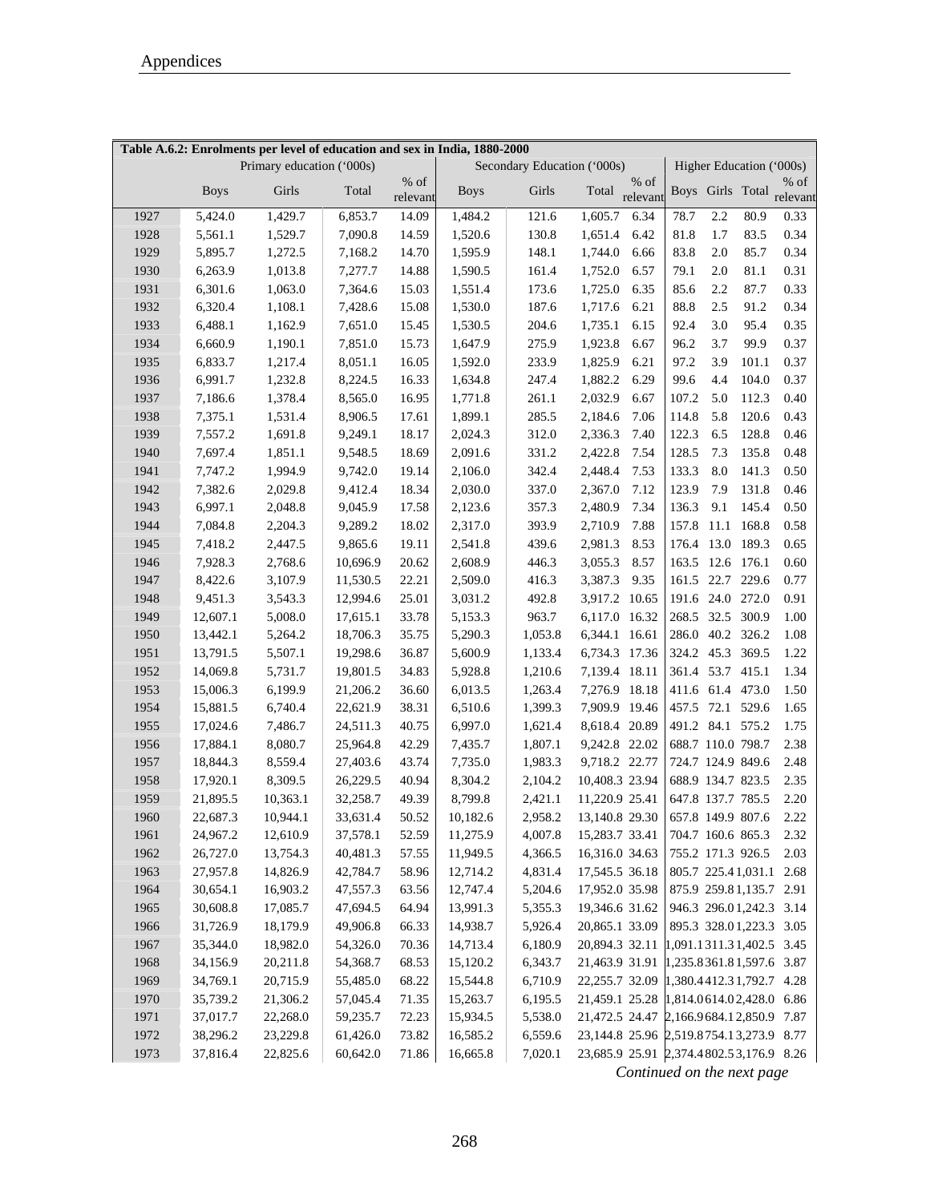| Table A.6.2: Enrolments per level of education and sex in India, 1880-2000 | | | | | | | | | | | | |
|---|---|---|---|---|---|---|---|---|---|---|---|---|
| | Primary education ('000s) | | | | Secondary Education ('000s) | | | | Higher Education ('000s) | | | |
| | Boys | Girls | Total | % of relevant | Boys | Girls | Total | % of relevant | Boys | Girls | Total | % of relevant |
| 1927 | 5,424.0 | 1,429.7 | 6,853.7 | 14.09 | 1,484.2 | 121.6 | 1,605.7 | 6.34 | 78.7 | 2.2 | 80.9 | 0.33 |
| 1928 | 5,561.1 | 1,529.7 | 7,090.8 | 14.59 | 1,520.6 | 130.8 | 1,651.4 | 6.42 | 81.8 | 1.7 | 83.5 | 0.34 |
| 1929 | 5,895.7 | 1,272.5 | 7,168.2 | 14.70 | 1,595.9 | 148.1 | 1,744.0 | 6.66 | 83.8 | 2.0 | 85.7 | 0.34 |
| 1930 | 6,263.9 | 1,013.8 | 7,277.7 | 14.88 | 1,590.5 | 161.4 | 1,752.0 | 6.57 | 79.1 | 2.0 | 81.1 | 0.31 |
| 1931 | 6,301.6 | 1,063.0 | 7,364.6 | 15.03 | 1,551.4 | 173.6 | 1,725.0 | 6.35 | 85.6 | 2.2 | 87.7 | 0.33 |
| 1932 | 6,320.4 | 1,108.1 | 7,428.6 | 15.08 | 1,530.0 | 187.6 | 1,717.6 | 6.21 | 88.8 | 2.5 | 91.2 | 0.34 |
| 1933 | 6,488.1 | 1,162.9 | 7,651.0 | 15.45 | 1,530.5 | 204.6 | 1,735.1 | 6.15 | 92.4 | 3.0 | 95.4 | 0.35 |
| 1934 | 6,660.9 | 1,190.1 | 7,851.0 | 15.73 | 1,647.9 | 275.9 | 1,923.8 | 6.67 | 96.2 | 3.7 | 99.9 | 0.37 |
| 1935 | 6,833.7 | 1,217.4 | 8,051.1 | 16.05 | 1,592.0 | 233.9 | 1,825.9 | 6.21 | 97.2 | 3.9 | 101.1 | 0.37 |
| 1936 | 6,991.7 | 1,232.8 | 8,224.5 | 16.33 | 1,634.8 | 247.4 | 1,882.2 | 6.29 | 99.6 | 4.4 | 104.0 | 0.37 |
| 1937 | 7,186.6 | 1,378.4 | 8,565.0 | 16.95 | 1,771.8 | 261.1 | 2,032.9 | 6.67 | 107.2 | 5.0 | 112.3 | 0.40 |
| 1938 | 7,375.1 | 1,531.4 | 8,906.5 | 17.61 | 1,899.1 | 285.5 | 2,184.6 | 7.06 | 114.8 | 5.8 | 120.6 | 0.43 |
| 1939 | 7,557.2 | 1,691.8 | 9,249.1 | 18.17 | 2,024.3 | 312.0 | 2,336.3 | 7.40 | 122.3 | 6.5 | 128.8 | 0.46 |
| 1940 | 7,697.4 | 1,851.1 | 9,548.5 | 18.69 | 2,091.6 | 331.2 | 2,422.8 | 7.54 | 128.5 | 7.3 | 135.8 | 0.48 |
| 1941 | 7,747.2 | 1,994.9 | 9,742.0 | 19.14 | 2,106.0 | 342.4 | 2,448.4 | 7.53 | 133.3 | 8.0 | 141.3 | 0.50 |
| 1942 | 7,382.6 | 2,029.8 | 9,412.4 | 18.34 | 2,030.0 | 337.0 | 2,367.0 | 7.12 | 123.9 | 7.9 | 131.8 | 0.46 |
| 1943 | 6,997.1 | 2,048.8 | 9,045.9 | 17.58 | 2,123.6 | 357.3 | 2,480.9 | 7.34 | 136.3 | 9.1 | 145.4 | 0.50 |
| 1944 | 7,084.8 | 2,204.3 | 9,289.2 | 18.02 | 2,317.0 | 393.9 | 2,710.9 | 7.88 | 157.8 | 11.1 | 168.8 | 0.58 |
| 1945 | 7,418.2 | 2,447.5 | 9,865.6 | 19.11 | 2,541.8 | 439.6 | 2,981.3 | 8.53 | 176.4 | 13.0 | 189.3 | 0.65 |
| 1946 | 7,928.3 | 2,768.6 | 10,696.9 | 20.62 | 2,608.9 | 446.3 | 3,055.3 | 8.57 | 163.5 | 12.6 | 176.1 | 0.60 |
| 1947 | 8,422.6 | 3,107.9 | 11,530.5 | 22.21 | 2,509.0 | 416.3 | 3,387.3 | 9.35 | 161.5 | 22.7 | 229.6 | 0.77 |
| 1948 | 9,451.3 | 3,543.3 | 12,994.6 | 25.01 | 3,031.2 | 492.8 | 3,917.2 | 10.65 | 191.6 | 24.0 | 272.0 | 0.91 |
| 1949 | 12,607.1 | 5,008.0 | 17,615.1 | 33.78 | 5,153.3 | 963.7 | 6,117.0 | 16.32 | 268.5 | 32.5 | 300.9 | 1.00 |
| 1950 | 13,442.1 | 5,264.2 | 18,706.3 | 35.75 | 5,290.3 | 1,053.8 | 6,344.1 | 16.61 | 286.0 | 40.2 | 326.2 | 1.08 |
| 1951 | 13,791.5 | 5,507.1 | 19,298.6 | 36.87 | 5,600.9 | 1,133.4 | 6,734.3 | 17.36 | 324.2 | 45.3 | 369.5 | 1.22 |
| 1952 | 14,069.8 | 5,731.7 | 19,801.5 | 34.83 | 5,928.8 | 1,210.6 | 7,139.4 | 18.11 | 361.4 | 53.7 | 415.1 | 1.34 |
| 1953 | 15,006.3 | 6,199.9 | 21,206.2 | 36.60 | 6,013.5 | 1,263.4 | 7,276.9 | 18.18 | 411.6 | 61.4 | 473.0 | 1.50 |
| 1954 | 15,881.5 | 6,740.4 | 22,621.9 | 38.31 | 6,510.6 | 1,399.3 | 7,909.9 | 19.46 | 457.5 | 72.1 | 529.6 | 1.65 |
| 1955 | 17,024.6 | 7,486.7 | 24,511.3 | 40.75 | 6,997.0 | 1,621.4 | 8,618.4 | 20.89 | 491.2 | 84.1 | 575.2 | 1.75 |
| 1956 | 17,884.1 | 8,080.7 | 25,964.8 | 42.29 | 7,435.7 | 1,807.1 | 9,242.8 | 22.02 | 688.7 | 110.0 | 798.7 | 2.38 |
| 1957 | 18,844.3 | 8,559.4 | 27,403.6 | 43.74 | 7,735.0 | 1,983.3 | 9,718.2 | 22.77 | 724.7 | 124.9 | 849.6 | 2.48 |
| 1958 | 17,920.1 | 8,309.5 | 26,229.5 | 40.94 | 8,304.2 | 2,104.2 | 10,408.3 | 23.94 | 688.9 | 134.7 | 823.5 | 2.35 |
| 1959 | 21,895.5 | 10,363.1 | 32,258.7 | 49.39 | 8,799.8 | 2,421.1 | 11,220.9 | 25.41 | 647.8 | 137.7 | 785.5 | 2.20 |
| 1960 | 22,687.3 | 10,944.1 | 33,631.4 | 50.52 | 10,182.6 | 2,958.2 | 13,140.8 | 29.30 | 657.8 | 149.9 | 807.6 | 2.22 |
| 1961 | 24,967.2 | 12,610.9 | 37,578.1 | 52.59 | 11,275.9 | 4,007.8 | 15,283.7 | 33.41 | 704.7 | 160.6 | 865.3 | 2.32 |
| 1962 | 26,727.0 | 13,754.3 | 40,481.3 | 57.55 | 11,949.5 | 4,366.5 | 16,316.0 | 34.63 | 755.2 | 171.3 | 926.5 | 2.03 |
| 1963 | 27,957.8 | 14,826.9 | 42,784.7 | 58.96 | 12,714.2 | 4,831.4 | 17,545.5 | 36.18 | 805.7 | 225.4 | 1,031.1 | 2.68 |
| 1964 | 30,654.1 | 16,903.2 | 47,557.3 | 63.56 | 12,747.4 | 5,204.6 | 17,952.0 | 35.98 | 875.9 | 259.8 | 1,135.7 | 2.91 |
| 1965 | 30,608.8 | 17,085.7 | 47,694.5 | 64.94 | 13,991.3 | 5,355.3 | 19,346.6 | 31.62 | 946.3 | 296.0 | 1,242.3 | 3.14 |
| 1966 | 31,726.9 | 18,179.9 | 49,906.8 | 66.33 | 14,938.7 | 5,926.4 | 20,865.1 | 33.09 | 895.3 | 328.0 | 1,223.3 | 3.05 |
| 1967 | 35,344.0 | 18,982.0 | 54,326.0 | 70.36 | 14,713.4 | 6,180.9 | 20,894.3 | 32.11 | 1,091.1 | 311.3 | 1,402.5 | 3.45 |
| 1968 | 34,156.9 | 20,211.8 | 54,368.7 | 68.53 | 15,120.2 | 6,343.7 | 21,463.9 | 31.91 | 1,235.8 | 361.8 | 1,597.6 | 3.87 |
| 1969 | 34,769.1 | 20,715.9 | 55,485.0 | 68.22 | 15,544.8 | 6,710.9 | 22,255.7 | 32.09 | 1,380.4 | 412.3 | 1,792.7 | 4.28 |
| 1970 | 35,739.2 | 21,306.2 | 57,045.4 | 71.35 | 15,263.7 | 6,195.5 | 21,459.1 | 25.28 | 1,814.0 | 614.0 | 2,428.0 | 6.86 |
| 1971 | 37,017.7 | 22,268.0 | 59,235.7 | 72.23 | 15,934.5 | 5,538.0 | 21,472.5 | 24.47 | 2,166.9 | 684.1 | 2,850.9 | 7.87 |
| 1972 | 38,296.2 | 23,229.8 | 61,426.0 | 73.82 | 16,585.2 | 6,559.6 | 23,144.8 | 25.96 | 2,519.8 | 754.1 | 3,273.9 | 8.77 |
| 1973 | 37,816.4 | 22,825.6 | 60,642.0 | 71.86 | 16,665.8 | 7,020.1 | 23,685.9 | 25.91 | 2,374.4 | 802.5 | 3,176.9 | 8.26 |

*Continued on the next page*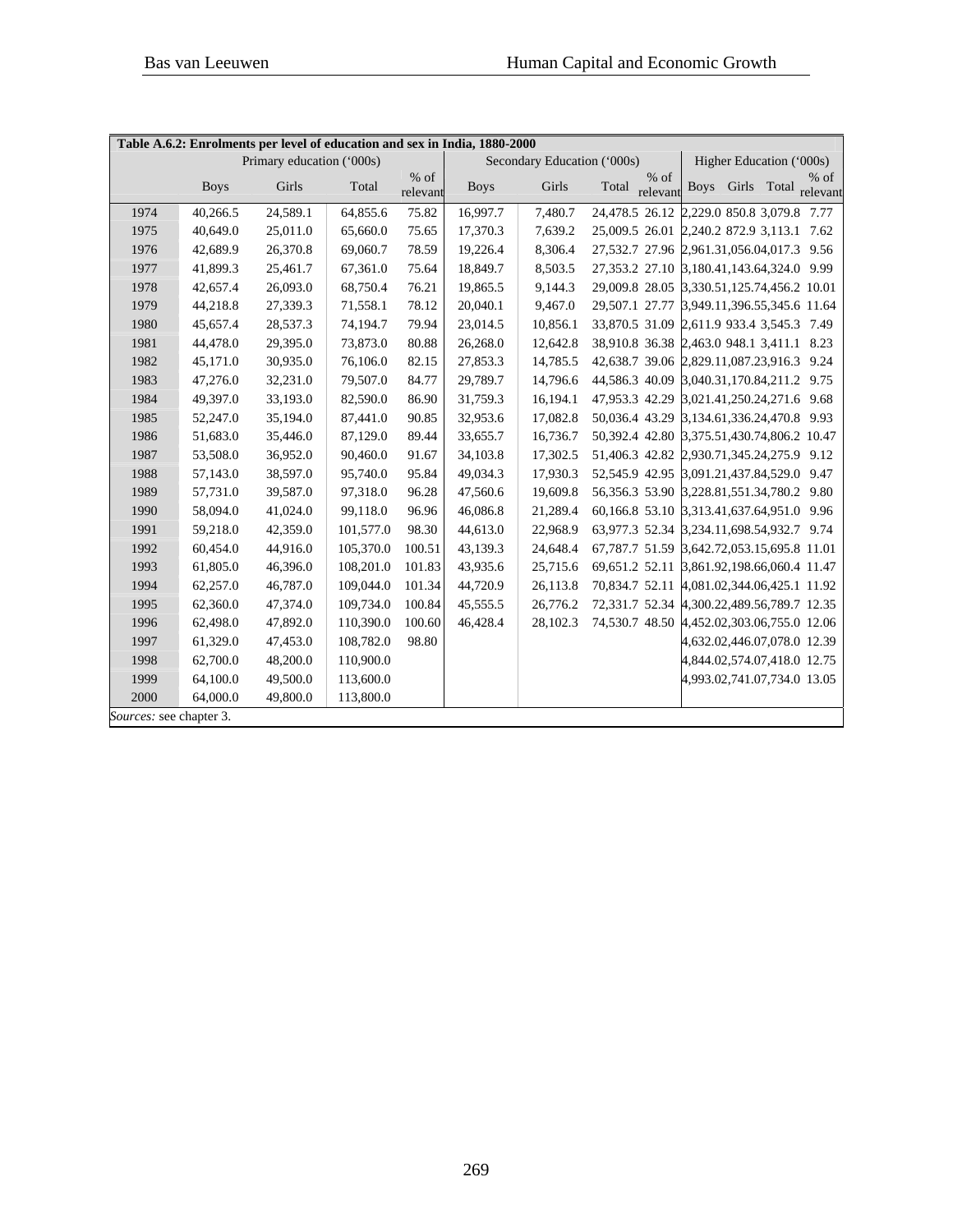| Table A.6.2: Enrolments per level of education and sex in India, 1880-2000 | | | | | | | | | | | | |
|---|---|---|---|---|---|---|---|---|---|---|---|---|
| | Primary education ('000s) | | | | Secondary Education ('000s) | | | | Higher Education ('000s) | | | |
| | Boys | Girls | Total | % of relevant | Boys | Girls | Total | % of relevant | Boys | Girls | Total | % of relevant |
| 1974 | 40,266.5 | 24,589.1 | 64,855.6 | 75.82 | 16,997.7 | 7,480.7 | 24,478.5 | 26.12 | 2,229.0 | 850.8 | 3,079.8 | 7.77 |
| 1975 | 40,649.0 | 25,011.0 | 65,660.0 | 75.65 | 17,370.3 | 7,639.2 | 25,009.5 | 26.01 | 2,240.2 | 872.9 | 3,113.1 | 7.62 |
| 1976 | 42,689.9 | 26,370.8 | 69,060.7 | 78.59 | 19,226.4 | 8,306.4 | 27,532.7 | 27.96 | 2,961.3 | 1,056.0 | 4,017.3 | 9.56 |
| 1977 | 41,899.3 | 25,461.7 | 67,361.0 | 75.64 | 18,849.7 | 8,503.5 | 27,353.2 | 27.10 | 3,180.4 | 1,143.6 | 4,324.0 | 9.99 |
| 1978 | 42,657.4 | 26,093.0 | 68,750.4 | 76.21 | 19,865.5 | 9,144.3 | 29,009.8 | 28.05 | 3,330.5 | 1,125.7 | 4,456.2 | 10.01 |
| 1979 | 44,218.8 | 27,339.3 | 71,558.1 | 78.12 | 20,040.1 | 9,467.0 | 29,507.1 | 27.77 | 3,949.1 | 1,396.5 | 5,345.6 | 11.64 |
| 1980 | 45,657.4 | 28,537.3 | 74,194.7 | 79.94 | 23,014.5 | 10,856.1 | 33,870.5 | 31.09 | 2,611.9 | 933.4 | 3,545.3 | 7.49 |
| 1981 | 44,478.0 | 29,395.0 | 73,873.0 | 80.88 | 26,268.0 | 12,642.8 | 38,910.8 | 36.38 | 2,463.0 | 948.1 | 3,411.1 | 8.23 |
| 1982 | 45,171.0 | 30,935.0 | 76,106.0 | 82.15 | 27,853.3 | 14,785.5 | 42,638.7 | 39.06 | 2,829.1 | 1,087.2 | 3,916.3 | 9.24 |
| 1983 | 47,276.0 | 32,231.0 | 79,507.0 | 84.77 | 29,789.7 | 14,796.6 | 44,586.3 | 40.09 | 3,040.3 | 1,170.8 | 4,211.2 | 9.75 |
| 1984 | 49,397.0 | 33,193.0 | 82,590.0 | 86.90 | 31,759.3 | 16,194.1 | 47,953.3 | 42.29 | 3,021.4 | 1,250.2 | 4,271.6 | 9.68 |
| 1985 | 52,247.0 | 35,194.0 | 87,441.0 | 90.85 | 32,953.6 | 17,082.8 | 50,036.4 | 43.29 | 3,134.6 | 1,336.2 | 4,470.8 | 9.93 |
| 1986 | 51,683.0 | 35,446.0 | 87,129.0 | 89.44 | 33,655.7 | 16,736.7 | 50,392.4 | 42.80 | 3,375.5 | 1,430.7 | 4,806.2 | 10.47 |
| 1987 | 53,508.0 | 36,952.0 | 90,460.0 | 91.67 | 34,103.8 | 17,302.5 | 51,406.3 | 42.82 | 2,930.7 | 1,345.2 | 4,275.9 | 9.12 |
| 1988 | 57,143.0 | 38,597.0 | 95,740.0 | 95.84 | 49,034.3 | 17,930.3 | 52,545.9 | 42.95 | 3,091.2 | 1,437.8 | 4,529.0 | 9.47 |
| 1989 | 57,731.0 | 39,587.0 | 97,318.0 | 96.28 | 47,560.6 | 19,609.8 | 56,356.3 | 53.90 | 3,228.8 | 1,551.3 | 4,780.2 | 9.80 |
| 1990 | 58,094.0 | 41,024.0 | 99,118.0 | 96.96 | 46,086.8 | 21,289.4 | 60,166.8 | 53.10 | 3,313.4 | 1,637.6 | 4,951.0 | 9.96 |
| 1991 | 59,218.0 | 42,359.0 | 101,577.0 | 98.30 | 44,613.0 | 22,968.9 | 63,977.3 | 52.34 | 3,234.1 | 1,698.5 | 4,932.7 | 9.74 |
| 1992 | 60,454.0 | 44,916.0 | 105,370.0 | 100.51 | 43,139.3 | 24,648.4 | 67,787.7 | 51.59 | 3,642.7 | 2,053.1 | 5,695.8 | 11.01 |
| 1993 | 61,805.0 | 46,396.0 | 108,201.0 | 101.83 | 43,935.6 | 25,715.6 | 69,651.2 | 52.11 | 3,861.9 | 2,198.6 | 6,060.4 | 11.47 |
| 1994 | 62,257.0 | 46,787.0 | 109,044.0 | 101.34 | 44,720.9 | 26,113.8 | 70,834.7 | 52.11 | 4,081.0 | 2,344.0 | 6,425.1 | 11.92 |
| 1995 | 62,360.0 | 47,374.0 | 109,734.0 | 100.84 | 45,555.5 | 26,776.2 | 72,331.7 | 52.34 | 4,300.2 | 2,489.5 | 6,789.7 | 12.35 |
| 1996 | 62,498.0 | 47,892.0 | 110,390.0 | 100.60 | 46,428.4 | 28,102.3 | 74,530.7 | 48.50 | 4,452.0 | 2,303.0 | 6,755.0 | 12.06 |
| 1997 | 61,329.0 | 47,453.0 | 108,782.0 | 98.80 | | | | | 4,632.0 | 2,446.0 | 7,078.0 | 12.39 |
| 1998 | 62,700.0 | 48,200.0 | 110,900.0 | | | | | | 4,844.0 | 2,574.0 | 7,418.0 | 12.75 |
| 1999 | 64,100.0 | 49,500.0 | 113,600.0 | | | | | | 4,993.0 | 2,741.0 | 7,734.0 | 13.05 |
| 2000 | 64,000.0 | 49,800.0 | 113,800.0 | | | | | | | | | |

*Sources:* see chapter 3.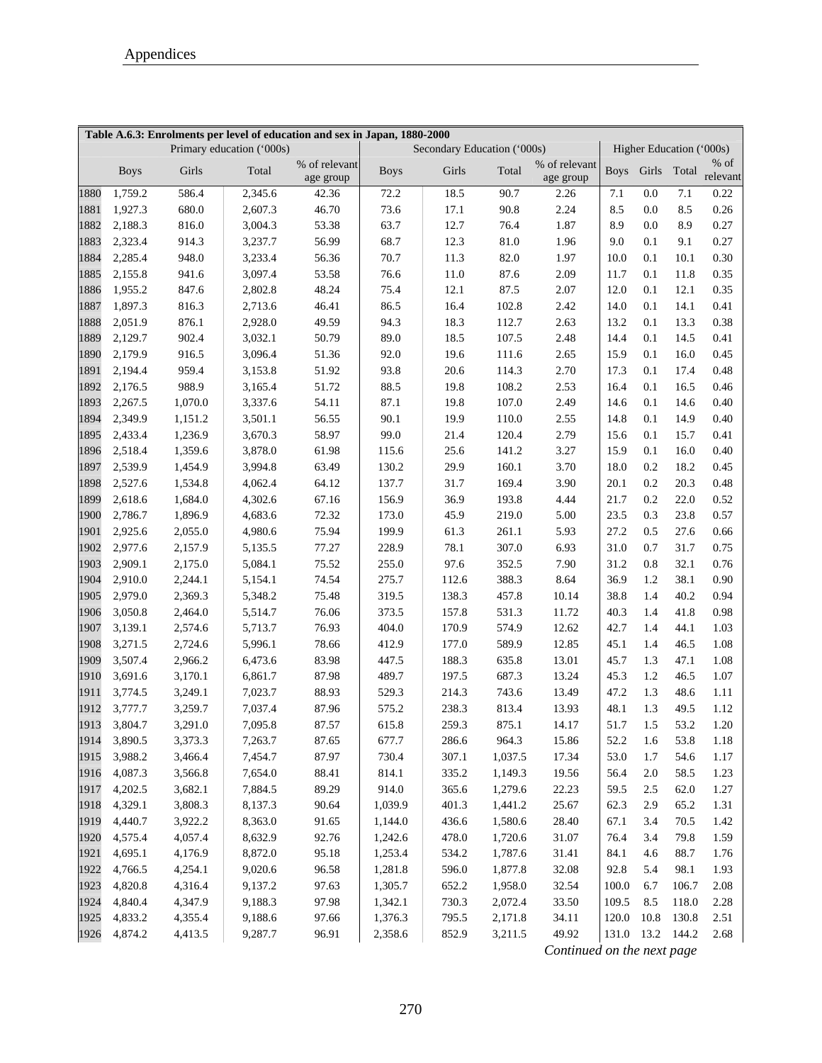**Table A.6.3: Enrolments per level of education and sex in Japan, 1880-2000**

| | Primary education ('000s) | | | | Secondary Education ('000s) | | | | Higher Education ('000s) | | | |
|---|---|---|---|---|---|---|---|---|---|---|---|---|
| | Boys | Girls | Total | % of relevant age group | Boys | Girls | Total | % of relevant age group | Boys | Girls | Total | % of relevant |
| 1880 | 1,759.2 | 586.4 | 2,345.6 | 42.36 | 72.2 | 18.5 | 90.7 | 2.26 | 7.1 | 0.0 | 7.1 | 0.22 |
| 1881 | 1,927.3 | 680.0 | 2,607.3 | 46.70 | 73.6 | 17.1 | 90.8 | 2.24 | 8.5 | 0.0 | 8.5 | 0.26 |
| 1882 | 2,188.3 | 816.0 | 3,004.3 | 53.38 | 63.7 | 12.7 | 76.4 | 1.87 | 8.9 | 0.0 | 8.9 | 0.27 |
| 1883 | 2,323.4 | 914.3 | 3,237.7 | 56.99 | 68.7 | 12.3 | 81.0 | 1.96 | 9.0 | 0.1 | 9.1 | 0.27 |
| 1884 | 2,285.4 | 948.0 | 3,233.4 | 56.36 | 70.7 | 11.3 | 82.0 | 1.97 | 10.0 | 0.1 | 10.1 | 0.30 |
| 1885 | 2,155.8 | 941.6 | 3,097.4 | 53.58 | 76.6 | 11.0 | 87.6 | 2.09 | 11.7 | 0.1 | 11.8 | 0.35 |
| 1886 | 1,955.2 | 847.6 | 2,802.8 | 48.24 | 75.4 | 12.1 | 87.5 | 2.07 | 12.0 | 0.1 | 12.1 | 0.35 |
| 1887 | 1,897.3 | 816.3 | 2,713.6 | 46.41 | 86.5 | 16.4 | 102.8 | 2.42 | 14.0 | 0.1 | 14.1 | 0.41 |
| 1888 | 2,051.9 | 876.1 | 2,928.0 | 49.59 | 94.3 | 18.3 | 112.7 | 2.63 | 13.2 | 0.1 | 13.3 | 0.38 |
| 1889 | 2,129.7 | 902.4 | 3,032.1 | 50.79 | 89.0 | 18.5 | 107.5 | 2.48 | 14.4 | 0.1 | 14.5 | 0.41 |
| 1890 | 2,179.9 | 916.5 | 3,096.4 | 51.36 | 92.0 | 19.6 | 111.6 | 2.65 | 15.9 | 0.1 | 16.0 | 0.45 |
| 1891 | 2,194.4 | 959.4 | 3,153.8 | 51.92 | 93.8 | 20.6 | 114.3 | 2.70 | 17.3 | 0.1 | 17.4 | 0.48 |
| 1892 | 2,176.5 | 988.9 | 3,165.4 | 51.72 | 88.5 | 19.8 | 108.2 | 2.53 | 16.4 | 0.1 | 16.5 | 0.46 |
| 1893 | 2,267.5 | 1,070.0 | 3,337.6 | 54.11 | 87.1 | 19.8 | 107.0 | 2.49 | 14.6 | 0.1 | 14.6 | 0.40 |
| 1894 | 2,349.9 | 1,151.2 | 3,501.1 | 56.55 | 90.1 | 19.9 | 110.0 | 2.55 | 14.8 | 0.1 | 14.9 | 0.40 |
| 1895 | 2,433.4 | 1,236.9 | 3,670.3 | 58.97 | 99.0 | 21.4 | 120.4 | 2.79 | 15.6 | 0.1 | 15.7 | 0.41 |
| 1896 | 2,518.4 | 1,359.6 | 3,878.0 | 61.98 | 115.6 | 25.6 | 141.2 | 3.27 | 15.9 | 0.1 | 16.0 | 0.40 |
| 1897 | 2,539.9 | 1,454.9 | 3,994.8 | 63.49 | 130.2 | 29.9 | 160.1 | 3.70 | 18.0 | 0.2 | 18.2 | 0.45 |
| 1898 | 2,527.6 | 1,534.8 | 4,062.4 | 64.12 | 137.7 | 31.7 | 169.4 | 3.90 | 20.1 | 0.2 | 20.3 | 0.48 |
| 1899 | 2,618.6 | 1,684.0 | 4,302.6 | 67.16 | 156.9 | 36.9 | 193.8 | 4.44 | 21.7 | 0.2 | 22.0 | 0.52 |
| 1900 | 2,786.7 | 1,896.9 | 4,683.6 | 72.32 | 173.0 | 45.9 | 219.0 | 5.00 | 23.5 | 0.3 | 23.8 | 0.57 |
| 1901 | 2,925.6 | 2,055.0 | 4,980.6 | 75.94 | 199.9 | 61.3 | 261.1 | 5.93 | 27.2 | 0.5 | 27.6 | 0.66 |
| 1902 | 2,977.6 | 2,157.9 | 5,135.5 | 77.27 | 228.9 | 78.1 | 307.0 | 6.93 | 31.0 | 0.7 | 31.7 | 0.75 |
| 1903 | 2,909.1 | 2,175.0 | 5,084.1 | 75.52 | 255.0 | 97.6 | 352.5 | 7.90 | 31.2 | 0.8 | 32.1 | 0.76 |
| 1904 | 2,910.0 | 2,244.1 | 5,154.1 | 74.54 | 275.7 | 112.6 | 388.3 | 8.64 | 36.9 | 1.2 | 38.1 | 0.90 |
| 1905 | 2,979.0 | 2,369.3 | 5,348.2 | 75.48 | 319.5 | 138.3 | 457.8 | 10.14 | 38.8 | 1.4 | 40.2 | 0.94 |
| 1906 | 3,050.8 | 2,464.0 | 5,514.7 | 76.06 | 373.5 | 157.8 | 531.3 | 11.72 | 40.3 | 1.4 | 41.8 | 0.98 |
| 1907 | 3,139.1 | 2,574.6 | 5,713.7 | 76.93 | 404.0 | 170.9 | 574.9 | 12.62 | 42.7 | 1.4 | 44.1 | 1.03 |
| 1908 | 3,271.5 | 2,724.6 | 5,996.1 | 78.66 | 412.9 | 177.0 | 589.9 | 12.85 | 45.1 | 1.4 | 46.5 | 1.08 |
| 1909 | 3,507.4 | 2,966.2 | 6,473.6 | 83.98 | 447.5 | 188.3 | 635.8 | 13.01 | 45.7 | 1.3 | 47.1 | 1.08 |
| 1910 | 3,691.6 | 3,170.1 | 6,861.7 | 87.98 | 489.7 | 197.5 | 687.3 | 13.24 | 45.3 | 1.2 | 46.5 | 1.07 |
| 1911 | 3,774.5 | 3,249.1 | 7,023.7 | 88.93 | 529.3 | 214.3 | 743.6 | 13.49 | 47.2 | 1.3 | 48.6 | 1.11 |
| 1912 | 3,777.7 | 3,259.7 | 7,037.4 | 87.96 | 575.2 | 238.3 | 813.4 | 13.93 | 48.1 | 1.3 | 49.5 | 1.12 |
| 1913 | 3,804.7 | 3,291.0 | 7,095.8 | 87.57 | 615.8 | 259.3 | 875.1 | 14.17 | 51.7 | 1.5 | 53.2 | 1.20 |
| 1914 | 3,890.5 | 3,373.3 | 7,263.7 | 87.65 | 677.7 | 286.6 | 964.3 | 15.86 | 52.2 | 1.6 | 53.8 | 1.18 |
| 1915 | 3,988.2 | 3,466.4 | 7,454.7 | 87.97 | 730.4 | 307.1 | 1,037.5 | 17.34 | 53.0 | 1.7 | 54.6 | 1.17 |
| 1916 | 4,087.3 | 3,566.8 | 7,654.0 | 88.41 | 814.1 | 335.2 | 1,149.3 | 19.56 | 56.4 | 2.0 | 58.5 | 1.23 |
| 1917 | 4,202.5 | 3,682.1 | 7,884.5 | 89.29 | 914.0 | 365.6 | 1,279.6 | 22.23 | 59.5 | 2.5 | 62.0 | 1.27 |
| 1918 | 4,329.1 | 3,808.3 | 8,137.3 | 90.64 | 1,039.9 | 401.3 | 1,441.2 | 25.67 | 62.3 | 2.9 | 65.2 | 1.31 |
| 1919 | 4,440.7 | 3,922.2 | 8,363.0 | 91.65 | 1,144.0 | 436.6 | 1,580.6 | 28.40 | 67.1 | 3.4 | 70.5 | 1.42 |
| 1920 | 4,575.4 | 4,057.4 | 8,632.9 | 92.76 | 1,242.6 | 478.0 | 1,720.6 | 31.07 | 76.4 | 3.4 | 79.8 | 1.59 |
| 1921 | 4,695.1 | 4,176.9 | 8,872.0 | 95.18 | 1,253.4 | 534.2 | 1,787.6 | 31.41 | 84.1 | 4.6 | 88.7 | 1.76 |
| 1922 | 4,766.5 | 4,254.1 | 9,020.6 | 96.58 | 1,281.8 | 596.0 | 1,877.8 | 32.08 | 92.8 | 5.4 | 98.1 | 1.93 |
| 1923 | 4,820.8 | 4,316.4 | 9,137.2 | 97.63 | 1,305.7 | 652.2 | 1,958.0 | 32.54 | 100.0 | 6.7 | 106.7 | 2.08 |
| 1924 | 4,840.4 | 4,347.9 | 9,188.3 | 97.98 | 1,342.1 | 730.3 | 2,072.4 | 33.50 | 109.5 | 8.5 | 118.0 | 2.28 |
| 1925 | 4,833.2 | 4,355.4 | 9,188.6 | 97.66 | 1,376.3 | 795.5 | 2,171.8 | 34.11 | 120.0 | 10.8 | 130.8 | 2.51 |
| 1926 | 4,874.2 | 4,413.5 | 9,287.7 | 96.91 | 2,358.6 | 852.9 | 3,211.5 | 49.92 | 131.0 | 13.2 | 144.2 | 2.68 |

*Continued on the next page*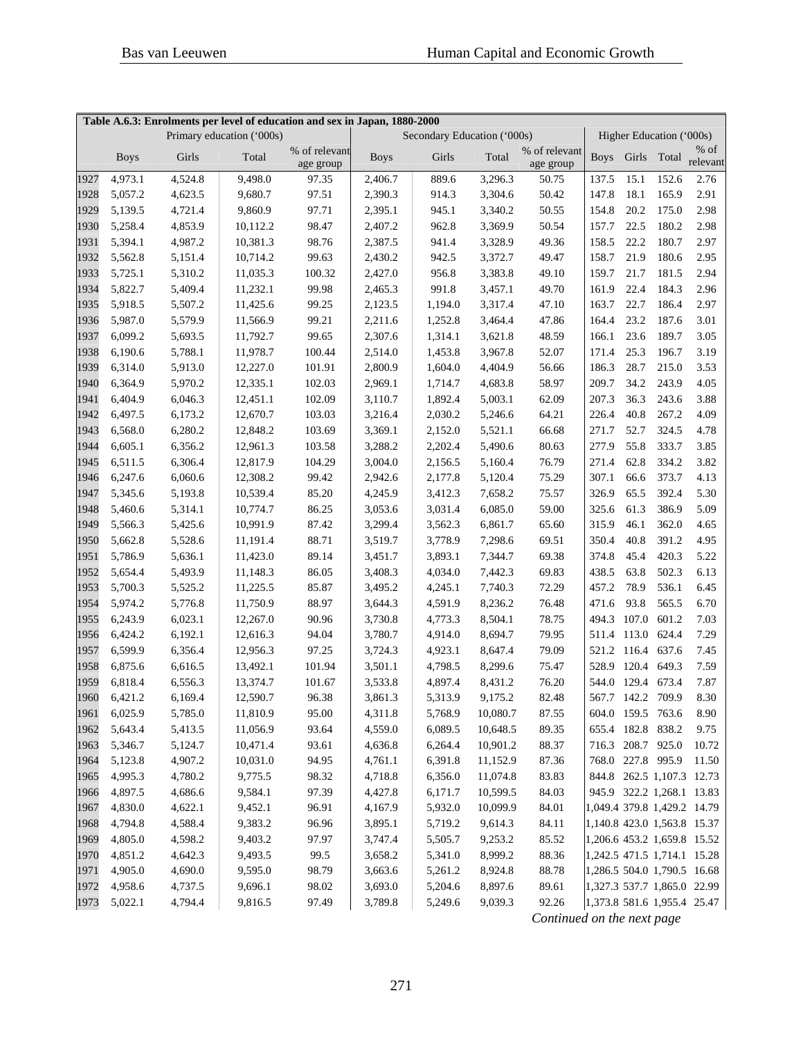**Table A.6.3: Enrolments per level of education and sex in Japan, 1880-2000**

| | Primary education ('000s) | | | | Secondary Education ('000s) | | | | Higher Education ('000s) | | | |
|---|---|---|---|---|---|---|---|---|---|---|---|---|
| | Boys | Girls | Total | % of relevant age group | Boys | Girls | Total | % of relevant age group | Boys | Girls | Total | % of relevant |
| 1927 | 4,973.1 | 4,524.8 | 9,498.0 | 97.35 | 2,406.7 | 889.6 | 3,296.3 | 50.75 | 137.5 | 15.1 | 152.6 | 2.76 |
| 1928 | 5,057.2 | 4,623.5 | 9,680.7 | 97.51 | 2,390.3 | 914.3 | 3,304.6 | 50.42 | 147.8 | 18.1 | 165.9 | 2.91 |
| 1929 | 5,139.5 | 4,721.4 | 9,860.9 | 97.71 | 2,395.1 | 945.1 | 3,340.2 | 50.55 | 154.8 | 20.2 | 175.0 | 2.98 |
| 1930 | 5,258.4 | 4,853.9 | 10,112.2 | 98.47 | 2,407.2 | 962.8 | 3,369.9 | 50.54 | 157.7 | 22.5 | 180.2 | 2.98 |
| 1931 | 5,394.1 | 4,987.2 | 10,381.3 | 98.76 | 2,387.5 | 941.4 | 3,328.9 | 49.36 | 158.5 | 22.2 | 180.7 | 2.97 |
| 1932 | 5,562.8 | 5,151.4 | 10,714.2 | 99.63 | 2,430.2 | 942.5 | 3,372.7 | 49.47 | 158.7 | 21.9 | 180.6 | 2.95 |
| 1933 | 5,725.1 | 5,310.2 | 11,035.3 | 100.32 | 2,427.0 | 956.8 | 3,383.8 | 49.10 | 159.7 | 21.7 | 181.5 | 2.94 |
| 1934 | 5,822.7 | 5,409.4 | 11,232.1 | 99.98 | 2,465.3 | 991.8 | 3,457.1 | 49.70 | 161.9 | 22.4 | 184.3 | 2.96 |
| 1935 | 5,918.5 | 5,507.2 | 11,425.6 | 99.25 | 2,123.5 | 1,194.0 | 3,317.4 | 47.10 | 163.7 | 22.7 | 186.4 | 2.97 |
| 1936 | 5,987.0 | 5,579.9 | 11,566.9 | 99.21 | 2,211.6 | 1,252.8 | 3,464.4 | 47.86 | 164.4 | 23.2 | 187.6 | 3.01 |
| 1937 | 6,099.2 | 5,693.5 | 11,792.7 | 99.65 | 2,307.6 | 1,314.1 | 3,621.8 | 48.59 | 166.1 | 23.6 | 189.7 | 3.05 |
| 1938 | 6,190.6 | 5,788.1 | 11,978.7 | 100.44 | 2,514.0 | 1,453.8 | 3,967.8 | 52.07 | 171.4 | 25.3 | 196.7 | 3.19 |
| 1939 | 6,314.0 | 5,913.0 | 12,227.0 | 101.91 | 2,800.9 | 1,604.0 | 4,404.9 | 56.66 | 186.3 | 28.7 | 215.0 | 3.53 |
| 1940 | 6,364.9 | 5,970.2 | 12,335.1 | 102.03 | 2,969.1 | 1,714.7 | 4,683.8 | 58.97 | 209.7 | 34.2 | 243.9 | 4.05 |
| 1941 | 6,404.9 | 6,046.3 | 12,451.1 | 102.09 | 3,110.7 | 1,892.4 | 5,003.1 | 62.09 | 207.3 | 36.3 | 243.6 | 3.88 |
| 1942 | 6,497.5 | 6,173.2 | 12,670.7 | 103.03 | 3,216.4 | 2,030.2 | 5,246.6 | 64.21 | 226.4 | 40.8 | 267.2 | 4.09 |
| 1943 | 6,568.0 | 6,280.2 | 12,848.2 | 103.69 | 3,369.1 | 2,152.0 | 5,521.1 | 66.68 | 271.7 | 52.7 | 324.5 | 4.78 |
| 1944 | 6,605.1 | 6,356.2 | 12,961.3 | 103.58 | 3,288.2 | 2,202.4 | 5,490.6 | 80.63 | 277.9 | 55.8 | 333.7 | 3.85 |
| 1945 | 6,511.5 | 6,306.4 | 12,817.9 | 104.29 | 3,004.0 | 2,156.5 | 5,160.4 | 76.79 | 271.4 | 62.8 | 334.2 | 3.82 |
| 1946 | 6,247.6 | 6,060.6 | 12,308.2 | 99.42 | 2,942.6 | 2,177.8 | 5,120.4 | 75.29 | 307.1 | 66.6 | 373.7 | 4.13 |
| 1947 | 5,345.6 | 5,193.8 | 10,539.4 | 85.20 | 4,245.9 | 3,412.3 | 7,658.2 | 75.57 | 326.9 | 65.5 | 392.4 | 5.30 |
| 1948 | 5,460.6 | 5,314.1 | 10,774.7 | 86.25 | 3,053.6 | 3,031.4 | 6,085.0 | 59.00 | 325.6 | 61.3 | 386.9 | 5.09 |
| 1949 | 5,566.3 | 5,425.6 | 10,991.9 | 87.42 | 3,299.4 | 3,562.3 | 6,861.7 | 65.60 | 315.9 | 46.1 | 362.0 | 4.65 |
| 1950 | 5,662.8 | 5,528.6 | 11,191.4 | 88.71 | 3,519.7 | 3,778.9 | 7,298.6 | 69.51 | 350.4 | 40.8 | 391.2 | 4.95 |
| 1951 | 5,786.9 | 5,636.1 | 11,423.0 | 89.14 | 3,451.7 | 3,893.1 | 7,344.7 | 69.38 | 374.8 | 45.4 | 420.3 | 5.22 |
| 1952 | 5,654.4 | 5,493.9 | 11,148.3 | 86.05 | 3,408.3 | 4,034.0 | 7,442.3 | 69.83 | 438.5 | 63.8 | 502.3 | 6.13 |
| 1953 | 5,700.3 | 5,525.2 | 11,225.5 | 85.87 | 3,495.2 | 4,245.1 | 7,740.3 | 72.29 | 457.2 | 78.9 | 536.1 | 6.45 |
| 1954 | 5,974.2 | 5,776.8 | 11,750.9 | 88.97 | 3,644.3 | 4,591.9 | 8,236.2 | 76.48 | 471.6 | 93.8 | 565.5 | 6.70 |
| 1955 | 6,243.9 | 6,023.1 | 12,267.0 | 90.96 | 3,730.8 | 4,773.3 | 8,504.1 | 78.75 | 494.3 | 107.0 | 601.2 | 7.03 |
| 1956 | 6,424.2 | 6,192.1 | 12,616.3 | 94.04 | 3,780.7 | 4,914.0 | 8,694.7 | 79.95 | 511.4 | 113.0 | 624.4 | 7.29 |
| 1957 | 6,599.9 | 6,356.4 | 12,956.3 | 97.25 | 3,724.3 | 4,923.1 | 8,647.4 | 79.09 | 521.2 | 116.4 | 637.6 | 7.45 |
| 1958 | 6,875.6 | 6,616.5 | 13,492.1 | 101.94 | 3,501.1 | 4,798.5 | 8,299.6 | 75.47 | 528.9 | 120.4 | 649.3 | 7.59 |
| 1959 | 6,818.4 | 6,556.3 | 13,374.7 | 101.67 | 3,533.8 | 4,897.4 | 8,431.2 | 76.20 | 544.0 | 129.4 | 673.4 | 7.87 |
| 1960 | 6,421.2 | 6,169.4 | 12,590.7 | 96.38 | 3,861.3 | 5,313.9 | 9,175.2 | 82.48 | 567.7 | 142.2 | 709.9 | 8.30 |
| 1961 | 6,025.9 | 5,785.0 | 11,810.9 | 95.00 | 4,311.8 | 5,768.9 | 10,080.7 | 87.55 | 604.0 | 159.5 | 763.6 | 8.90 |
| 1962 | 5,643.4 | 5,413.5 | 11,056.9 | 93.64 | 4,559.0 | 6,089.5 | 10,648.5 | 89.35 | 655.4 | 182.8 | 838.2 | 9.75 |
| 1963 | 5,346.7 | 5,124.7 | 10,471.4 | 93.61 | 4,636.8 | 6,264.4 | 10,901.2 | 88.37 | 716.3 | 208.7 | 925.0 | 10.72 |
| 1964 | 5,123.8 | 4,907.2 | 10,031.0 | 94.95 | 4,761.1 | 6,391.8 | 11,152.9 | 87.36 | 768.0 | 227.8 | 995.9 | 11.50 |
| 1965 | 4,995.3 | 4,780.2 | 9,775.5 | 98.32 | 4,718.8 | 6,356.0 | 11,074.8 | 83.83 | 844.8 | 262.5 | 1,107.3 | 12.73 |
| 1966 | 4,897.5 | 4,686.6 | 9,584.1 | 97.39 | 4,427.8 | 6,171.7 | 10,599.5 | 84.03 | 945.9 | 322.2 | 1,268.1 | 13.83 |
| 1967 | 4,830.0 | 4,622.1 | 9,452.1 | 96.91 | 4,167.9 | 5,932.0 | 10,099.9 | 84.01 | 1,049.4 | 379.8 | 1,429.2 | 14.79 |
| 1968 | 4,794.8 | 4,588.4 | 9,383.2 | 96.96 | 3,895.1 | 5,719.2 | 9,614.3 | 84.11 | 1,140.8 | 423.0 | 1,563.8 | 15.37 |
| 1969 | 4,805.0 | 4,598.2 | 9,403.2 | 97.97 | 3,747.4 | 5,505.7 | 9,253.2 | 85.52 | 1,206.6 | 453.2 | 1,659.8 | 15.52 |
| 1970 | 4,851.2 | 4,642.3 | 9,493.5 | 99.5 | 3,658.2 | 5,341.0 | 8,999.2 | 88.36 | 1,242.5 | 471.5 | 1,714.1 | 15.28 |
| 1971 | 4,905.0 | 4,690.0 | 9,595.0 | 98.79 | 3,663.6 | 5,261.2 | 8,924.8 | 88.78 | 1,286.5 | 504.0 | 1,790.5 | 16.68 |
| 1972 | 4,958.6 | 4,737.5 | 9,696.1 | 98.02 | 3,693.0 | 5,204.6 | 8,897.6 | 89.61 | 1,327.3 | 537.7 | 1,865.0 | 22.99 |
| 1973 | 5,022.1 | 4,794.4 | 9,816.5 | 97.49 | 3,789.8 | 5,249.6 | 9,039.3 | 92.26 | 1,373.8 | 581.6 | 1,955.4 | 25.47 |

*Continued on the next page*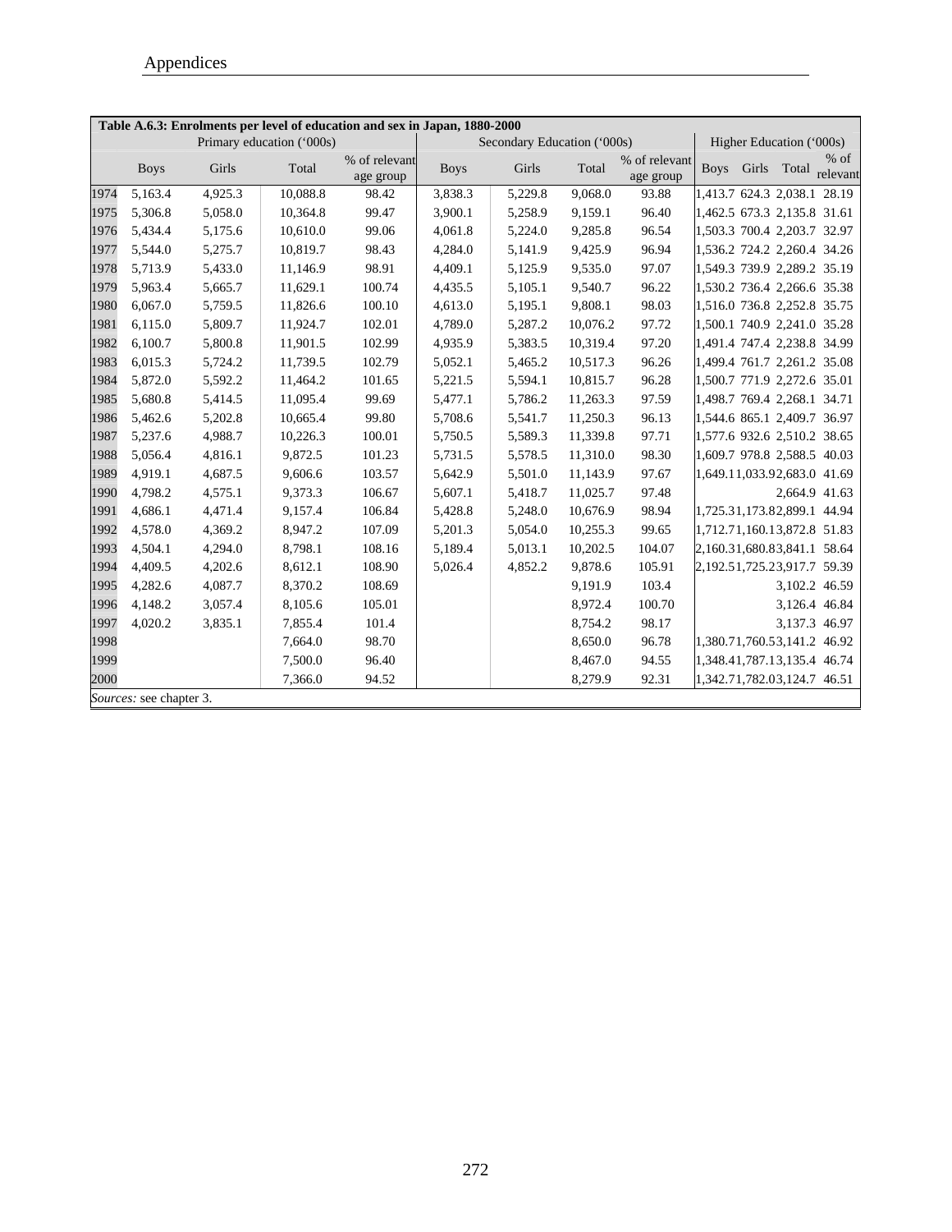| Table A.6.3: Enrolments per level of education and sex in Japan, 1880-2000 | | | | | | | | | | | | |
|---|---|---|---|---|---|---|---|---|---|---|---|---|
| | Primary education ('000s) | | | | Secondary Education ('000s) | | | | Higher Education ('000s) | | | |
| | Boys | Girls | Total | % of relevant age group | Boys | Girls | Total | % of relevant age group | Boys | Girls | Total | % of relevant |
| 1974 | 5,163.4 | 4,925.3 | 10,088.8 | 98.42 | 3,838.3 | 5,229.8 | 9,068.0 | 93.88 | 1,413.7 | 624.3 | 2,038.1 | 28.19 |
| 1975 | 5,306.8 | 5,058.0 | 10,364.8 | 99.47 | 3,900.1 | 5,258.9 | 9,159.1 | 96.40 | 1,462.5 | 673.3 | 2,135.8 | 31.61 |
| 1976 | 5,434.4 | 5,175.6 | 10,610.0 | 99.06 | 4,061.8 | 5,224.0 | 9,285.8 | 96.54 | 1,503.3 | 700.4 | 2,203.7 | 32.97 |
| 1977 | 5,544.0 | 5,275.7 | 10,819.7 | 98.43 | 4,284.0 | 5,141.9 | 9,425.9 | 96.94 | 1,536.2 | 724.2 | 2,260.4 | 34.26 |
| 1978 | 5,713.9 | 5,433.0 | 11,146.9 | 98.91 | 4,409.1 | 5,125.9 | 9,535.0 | 97.07 | 1,549.3 | 739.9 | 2,289.2 | 35.19 |
| 1979 | 5,963.4 | 5,665.7 | 11,629.1 | 100.74 | 4,435.5 | 5,105.1 | 9,540.7 | 96.22 | 1,530.2 | 736.4 | 2,266.6 | 35.38 |
| 1980 | 6,067.0 | 5,759.5 | 11,826.6 | 100.10 | 4,613.0 | 5,195.1 | 9,808.1 | 98.03 | 1,516.0 | 736.8 | 2,252.8 | 35.75 |
| 1981 | 6,115.0 | 5,809.7 | 11,924.7 | 102.01 | 4,789.0 | 5,287.2 | 10,076.2 | 97.72 | 1,500.1 | 740.9 | 2,241.0 | 35.28 |
| 1982 | 6,100.7 | 5,800.8 | 11,901.5 | 102.99 | 4,935.9 | 5,383.5 | 10,319.4 | 97.20 | 1,491.4 | 747.4 | 2,238.8 | 34.99 |
| 1983 | 6,015.3 | 5,724.2 | 11,739.5 | 102.79 | 5,052.1 | 5,465.2 | 10,517.3 | 96.26 | 1,499.4 | 761.7 | 2,261.2 | 35.08 |
| 1984 | 5,872.0 | 5,592.2 | 11,464.2 | 101.65 | 5,221.5 | 5,594.1 | 10,815.7 | 96.28 | 1,500.7 | 771.9 | 2,272.6 | 35.01 |
| 1985 | 5,680.8 | 5,414.5 | 11,095.4 | 99.69 | 5,477.1 | 5,786.2 | 11,263.3 | 97.59 | 1,498.7 | 769.4 | 2,268.1 | 34.71 |
| 1986 | 5,462.6 | 5,202.8 | 10,665.4 | 99.80 | 5,708.6 | 5,541.7 | 11,250.3 | 96.13 | 1,544.6 | 865.1 | 2,409.7 | 36.97 |
| 1987 | 5,237.6 | 4,988.7 | 10,226.3 | 100.01 | 5,750.5 | 5,589.3 | 11,339.8 | 97.71 | 1,577.6 | 932.6 | 2,510.2 | 38.65 |
| 1988 | 5,056.4 | 4,816.1 | 9,872.5 | 101.23 | 5,731.5 | 5,578.5 | 11,310.0 | 98.30 | 1,609.7 | 978.8 | 2,588.5 | 40.03 |
| 1989 | 4,919.1 | 4,687.5 | 9,606.6 | 103.57 | 5,642.9 | 5,501.0 | 11,143.9 | 97.67 | 1,649.1 | 1,033.9 | 2,683.0 | 41.69 |
| 1990 | 4,798.2 | 4,575.1 | 9,373.3 | 106.67 | 5,607.1 | 5,418.7 | 11,025.7 | 97.48 | | | 2,664.9 | 41.63 |
| 1991 | 4,686.1 | 4,471.4 | 9,157.4 | 106.84 | 5,428.8 | 5,248.0 | 10,676.9 | 98.94 | 1,725.3 | 1,173.8 | 2,899.1 | 44.94 |
| 1992 | 4,578.0 | 4,369.2 | 8,947.2 | 107.09 | 5,201.3 | 5,054.0 | 10,255.3 | 99.65 | 1,712.7 | 1,160.1 | 3,872.8 | 51.83 |
| 1993 | 4,504.1 | 4,294.0 | 8,798.1 | 108.16 | 5,189.4 | 5,013.1 | 10,202.5 | 104.07 | 2,160.3 | 1,680.8 | 3,841.1 | 58.64 |
| 1994 | 4,409.5 | 4,202.6 | 8,612.1 | 108.90 | 5,026.4 | 4,852.2 | 9,878.6 | 105.91 | 2,192.5 | 1,725.2 | 3,917.7 | 59.39 |
| 1995 | 4,282.6 | 4,087.7 | 8,370.2 | 108.69 | | | 9,191.9 | 103.4 | | | 3,102.2 | 46.59 |
| 1996 | 4,148.2 | 3,057.4 | 8,105.6 | 105.01 | | | 8,972.4 | 100.70 | | | 3,126.4 | 46.84 |
| 1997 | 4,020.2 | 3,835.1 | 7,855.4 | 101.4 | | | 8,754.2 | 98.17 | | | 3,137.3 | 46.97 |
| 1998 | | | 7,664.0 | 98.70 | | | 8,650.0 | 96.78 | 1,380.7 | 1,760.5 | 3,141.2 | 46.92 |
| 1999 | | | 7,500.0 | 96.40 | | | 8,467.0 | 94.55 | 1,348.4 | 1,787.1 | 3,135.4 | 46.74 |
| 2000 | | | 7,366.0 | 94.52 | | | 8,279.9 | 92.31 | 1,342.7 | 1,782.0 | 3,124.7 | 46.51 |

*Sources:* see chapter 3.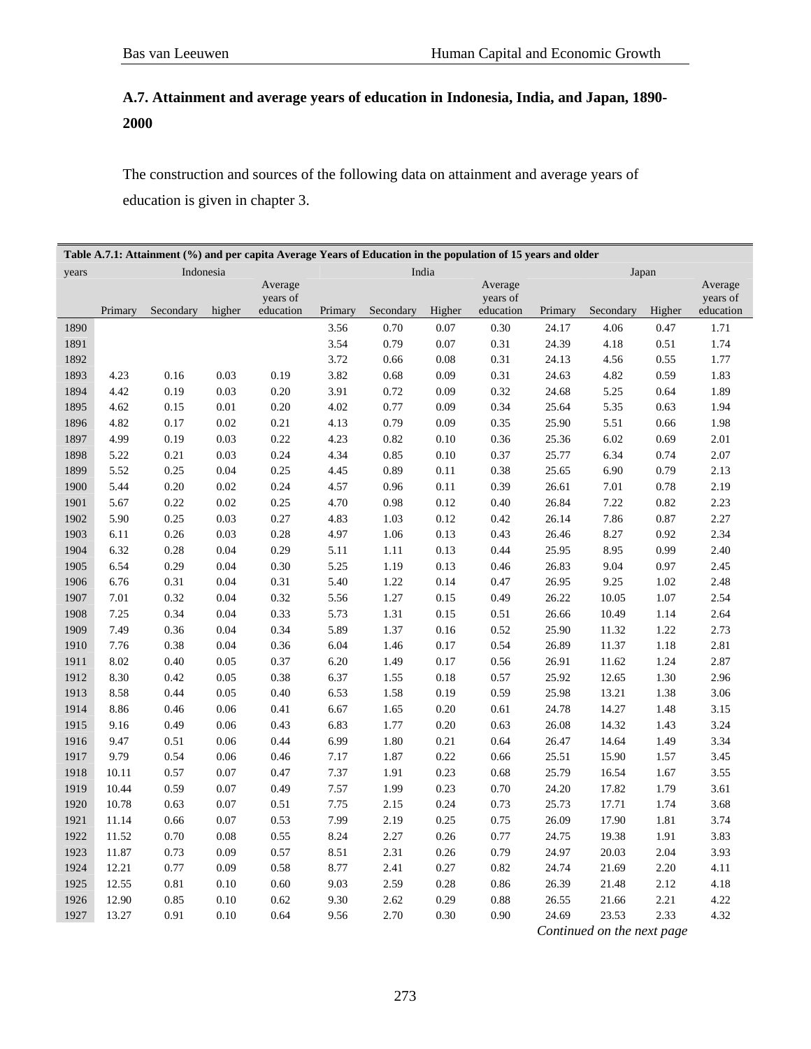## A.7. Attainment and average years of education in Indonesia, India, and Japan, 1890-2000

The construction and sources of the following data on attainment and average years of education is given in chapter 3.

**Table A.7.1: Attainment (%) and per capita Average Years of Education in the population of 15 years and older**

| years | Indonesia | | | | India | | | | Japan | | | |
|---|---|---|---|---|---|---|---|---|---|---|---|---|
| | Primary | Secondary | higher | Average years of education | Primary | Secondary | Higher | Average years of education | Primary | Secondary | Higher | Average years of education |
| 1890 | | | | | 3.56 | 0.70 | 0.07 | 0.30 | 24.17 | 4.06 | 0.47 | 1.71 |
| 1891 | | | | | 3.54 | 0.79 | 0.07 | 0.31 | 24.39 | 4.18 | 0.51 | 1.74 |
| 1892 | | | | | 3.72 | 0.66 | 0.08 | 0.31 | 24.13 | 4.56 | 0.55 | 1.77 |
| 1893 | 4.23 | 0.16 | 0.03 | 0.19 | 3.82 | 0.68 | 0.09 | 0.31 | 24.63 | 4.82 | 0.59 | 1.83 |
| 1894 | 4.42 | 0.19 | 0.03 | 0.20 | 3.91 | 0.72 | 0.09 | 0.32 | 24.68 | 5.25 | 0.64 | 1.89 |
| 1895 | 4.62 | 0.15 | 0.01 | 0.20 | 4.02 | 0.77 | 0.09 | 0.34 | 25.64 | 5.35 | 0.63 | 1.94 |
| 1896 | 4.82 | 0.17 | 0.02 | 0.21 | 4.13 | 0.79 | 0.09 | 0.35 | 25.90 | 5.51 | 0.66 | 1.98 |
| 1897 | 4.99 | 0.19 | 0.03 | 0.22 | 4.23 | 0.82 | 0.10 | 0.36 | 25.36 | 6.02 | 0.69 | 2.01 |
| 1898 | 5.22 | 0.21 | 0.03 | 0.24 | 4.34 | 0.85 | 0.10 | 0.37 | 25.77 | 6.34 | 0.74 | 2.07 |
| 1899 | 5.52 | 0.25 | 0.04 | 0.25 | 4.45 | 0.89 | 0.11 | 0.38 | 25.65 | 6.90 | 0.79 | 2.13 |
| 1900 | 5.44 | 0.20 | 0.02 | 0.24 | 4.57 | 0.96 | 0.11 | 0.39 | 26.61 | 7.01 | 0.78 | 2.19 |
| 1901 | 5.67 | 0.22 | 0.02 | 0.25 | 4.70 | 0.98 | 0.12 | 0.40 | 26.84 | 7.22 | 0.82 | 2.23 |
| 1902 | 5.90 | 0.25 | 0.03 | 0.27 | 4.83 | 1.03 | 0.12 | 0.42 | 26.14 | 7.86 | 0.87 | 2.27 |
| 1903 | 6.11 | 0.26 | 0.03 | 0.28 | 4.97 | 1.06 | 0.13 | 0.43 | 26.46 | 8.27 | 0.92 | 2.34 |
| 1904 | 6.32 | 0.28 | 0.04 | 0.29 | 5.11 | 1.11 | 0.13 | 0.44 | 25.95 | 8.95 | 0.99 | 2.40 |
| 1905 | 6.54 | 0.29 | 0.04 | 0.30 | 5.25 | 1.19 | 0.13 | 0.46 | 26.83 | 9.04 | 0.97 | 2.45 |
| 1906 | 6.76 | 0.31 | 0.04 | 0.31 | 5.40 | 1.22 | 0.14 | 0.47 | 26.95 | 9.25 | 1.02 | 2.48 |
| 1907 | 7.01 | 0.32 | 0.04 | 0.32 | 5.56 | 1.27 | 0.15 | 0.49 | 26.22 | 10.05 | 1.07 | 2.54 |
| 1908 | 7.25 | 0.34 | 0.04 | 0.33 | 5.73 | 1.31 | 0.15 | 0.51 | 26.66 | 10.49 | 1.14 | 2.64 |
| 1909 | 7.49 | 0.36 | 0.04 | 0.34 | 5.89 | 1.37 | 0.16 | 0.52 | 25.90 | 11.32 | 1.22 | 2.73 |
| 1910 | 7.76 | 0.38 | 0.04 | 0.36 | 6.04 | 1.46 | 0.17 | 0.54 | 26.89 | 11.37 | 1.18 | 2.81 |
| 1911 | 8.02 | 0.40 | 0.05 | 0.37 | 6.20 | 1.49 | 0.17 | 0.56 | 26.91 | 11.62 | 1.24 | 2.87 |
| 1912 | 8.30 | 0.42 | 0.05 | 0.38 | 6.37 | 1.55 | 0.18 | 0.57 | 25.92 | 12.65 | 1.30 | 2.96 |
| 1913 | 8.58 | 0.44 | 0.05 | 0.40 | 6.53 | 1.58 | 0.19 | 0.59 | 25.98 | 13.21 | 1.38 | 3.06 |
| 1914 | 8.86 | 0.46 | 0.06 | 0.41 | 6.67 | 1.65 | 0.20 | 0.61 | 24.78 | 14.27 | 1.48 | 3.15 |
| 1915 | 9.16 | 0.49 | 0.06 | 0.43 | 6.83 | 1.77 | 0.20 | 0.63 | 26.08 | 14.32 | 1.43 | 3.24 |
| 1916 | 9.47 | 0.51 | 0.06 | 0.44 | 6.99 | 1.80 | 0.21 | 0.64 | 26.47 | 14.64 | 1.49 | 3.34 |
| 1917 | 9.79 | 0.54 | 0.06 | 0.46 | 7.17 | 1.87 | 0.22 | 0.66 | 25.51 | 15.90 | 1.57 | 3.45 |
| 1918 | 10.11 | 0.57 | 0.07 | 0.47 | 7.37 | 1.91 | 0.23 | 0.68 | 25.79 | 16.54 | 1.67 | 3.55 |
| 1919 | 10.44 | 0.59 | 0.07 | 0.49 | 7.57 | 1.99 | 0.23 | 0.70 | 24.20 | 17.82 | 1.79 | 3.61 |
| 1920 | 10.78 | 0.63 | 0.07 | 0.51 | 7.75 | 2.15 | 0.24 | 0.73 | 25.73 | 17.71 | 1.74 | 3.68 |
| 1921 | 11.14 | 0.66 | 0.07 | 0.53 | 7.99 | 2.19 | 0.25 | 0.75 | 26.09 | 17.90 | 1.81 | 3.74 |
| 1922 | 11.52 | 0.70 | 0.08 | 0.55 | 8.24 | 2.27 | 0.26 | 0.77 | 24.75 | 19.38 | 1.91 | 3.83 |
| 1923 | 11.87 | 0.73 | 0.09 | 0.57 | 8.51 | 2.31 | 0.26 | 0.79 | 24.97 | 20.03 | 2.04 | 3.93 |
| 1924 | 12.21 | 0.77 | 0.09 | 0.58 | 8.77 | 2.41 | 0.27 | 0.82 | 24.74 | 21.69 | 2.20 | 4.11 |
| 1925 | 12.55 | 0.81 | 0.10 | 0.60 | 9.03 | 2.59 | 0.28 | 0.86 | 26.39 | 21.48 | 2.12 | 4.18 |
| 1926 | 12.90 | 0.85 | 0.10 | 0.62 | 9.30 | 2.62 | 0.29 | 0.88 | 26.55 | 21.66 | 2.21 | 4.22 |
| 1927 | 13.27 | 0.91 | 0.10 | 0.64 | 9.56 | 2.70 | 0.30 | 0.90 | 24.69 | 23.53 | 2.33 | 4.32 |

*Continued on the next page*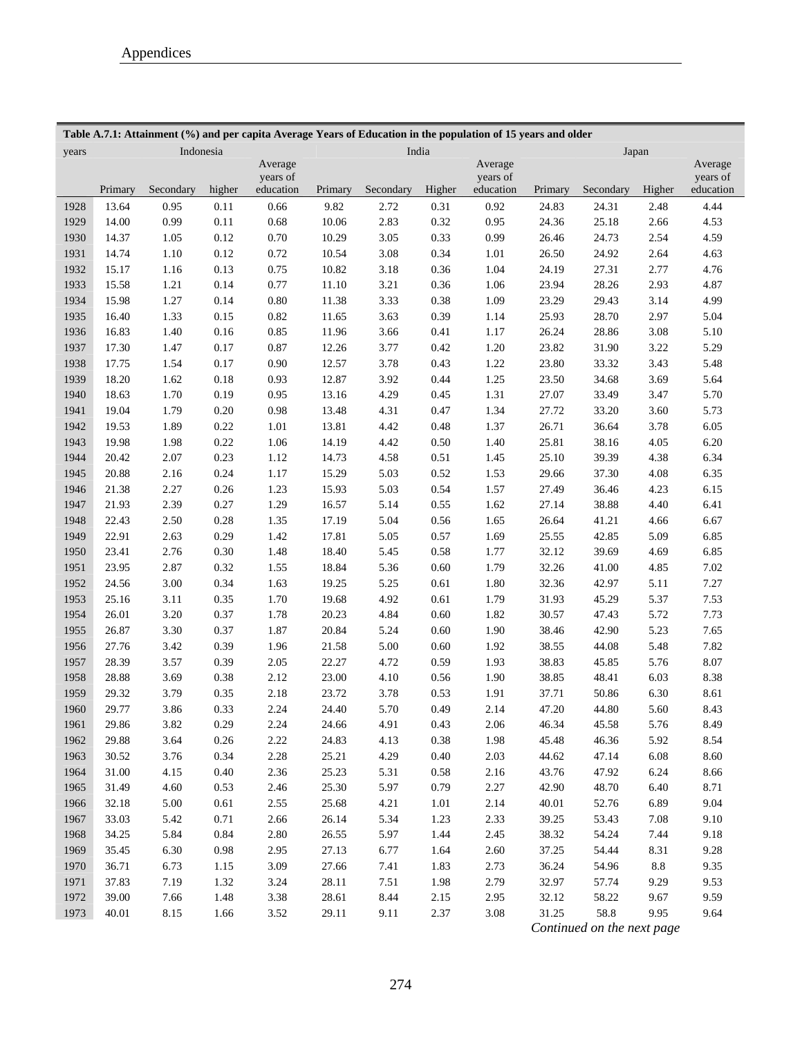**Table A.7.1: Attainment (%) and per capita Average Years of Education in the population of 15 years and older**

| years | Indonesia | | | | India | | | | Japan | | | |
|---|---|---|---|---|---|---|---|---|---|---|---|---|
| | Primary | Secondary | higher | Average years of education | Primary | Secondary | Higher | Average years of education | Primary | Secondary | Higher | Average years of education |
| 1928 | 13.64 | 0.95 | 0.11 | 0.66 | 9.82 | 2.72 | 0.31 | 0.92 | 24.83 | 24.31 | 2.48 | 4.44 |
| 1929 | 14.00 | 0.99 | 0.11 | 0.68 | 10.06 | 2.83 | 0.32 | 0.95 | 24.36 | 25.18 | 2.66 | 4.53 |
| 1930 | 14.37 | 1.05 | 0.12 | 0.70 | 10.29 | 3.05 | 0.33 | 0.99 | 26.46 | 24.73 | 2.54 | 4.59 |
| 1931 | 14.74 | 1.10 | 0.12 | 0.72 | 10.54 | 3.08 | 0.34 | 1.01 | 26.50 | 24.92 | 2.64 | 4.63 |
| 1932 | 15.17 | 1.16 | 0.13 | 0.75 | 10.82 | 3.18 | 0.36 | 1.04 | 24.19 | 27.31 | 2.77 | 4.76 |
| 1933 | 15.58 | 1.21 | 0.14 | 0.77 | 11.10 | 3.21 | 0.36 | 1.06 | 23.94 | 28.26 | 2.93 | 4.87 |
| 1934 | 15.98 | 1.27 | 0.14 | 0.80 | 11.38 | 3.33 | 0.38 | 1.09 | 23.29 | 29.43 | 3.14 | 4.99 |
| 1935 | 16.40 | 1.33 | 0.15 | 0.82 | 11.65 | 3.63 | 0.39 | 1.14 | 25.93 | 28.70 | 2.97 | 5.04 |
| 1936 | 16.83 | 1.40 | 0.16 | 0.85 | 11.96 | 3.66 | 0.41 | 1.17 | 26.24 | 28.86 | 3.08 | 5.10 |
| 1937 | 17.30 | 1.47 | 0.17 | 0.87 | 12.26 | 3.77 | 0.42 | 1.20 | 23.82 | 31.90 | 3.22 | 5.29 |
| 1938 | 17.75 | 1.54 | 0.17 | 0.90 | 12.57 | 3.78 | 0.43 | 1.22 | 23.80 | 33.32 | 3.43 | 5.48 |
| 1939 | 18.20 | 1.62 | 0.18 | 0.93 | 12.87 | 3.92 | 0.44 | 1.25 | 23.50 | 34.68 | 3.69 | 5.64 |
| 1940 | 18.63 | 1.70 | 0.19 | 0.95 | 13.16 | 4.29 | 0.45 | 1.31 | 27.07 | 33.49 | 3.47 | 5.70 |
| 1941 | 19.04 | 1.79 | 0.20 | 0.98 | 13.48 | 4.31 | 0.47 | 1.34 | 27.72 | 33.20 | 3.60 | 5.73 |
| 1942 | 19.53 | 1.89 | 0.22 | 1.01 | 13.81 | 4.42 | 0.48 | 1.37 | 26.71 | 36.64 | 3.78 | 6.05 |
| 1943 | 19.98 | 1.98 | 0.22 | 1.06 | 14.19 | 4.42 | 0.50 | 1.40 | 25.81 | 38.16 | 4.05 | 6.20 |
| 1944 | 20.42 | 2.07 | 0.23 | 1.12 | 14.73 | 4.58 | 0.51 | 1.45 | 25.10 | 39.39 | 4.38 | 6.34 |
| 1945 | 20.88 | 2.16 | 0.24 | 1.17 | 15.29 | 5.03 | 0.52 | 1.53 | 29.66 | 37.30 | 4.08 | 6.35 |
| 1946 | 21.38 | 2.27 | 0.26 | 1.23 | 15.93 | 5.03 | 0.54 | 1.57 | 27.49 | 36.46 | 4.23 | 6.15 |
| 1947 | 21.93 | 2.39 | 0.27 | 1.29 | 16.57 | 5.14 | 0.55 | 1.62 | 27.14 | 38.88 | 4.40 | 6.41 |
| 1948 | 22.43 | 2.50 | 0.28 | 1.35 | 17.19 | 5.04 | 0.56 | 1.65 | 26.64 | 41.21 | 4.66 | 6.67 |
| 1949 | 22.91 | 2.63 | 0.29 | 1.42 | 17.81 | 5.05 | 0.57 | 1.69 | 25.55 | 42.85 | 5.09 | 6.85 |
| 1950 | 23.41 | 2.76 | 0.30 | 1.48 | 18.40 | 5.45 | 0.58 | 1.77 | 32.12 | 39.69 | 4.69 | 6.85 |
| 1951 | 23.95 | 2.87 | 0.32 | 1.55 | 18.84 | 5.36 | 0.60 | 1.79 | 32.26 | 41.00 | 4.85 | 7.02 |
| 1952 | 24.56 | 3.00 | 0.34 | 1.63 | 19.25 | 5.25 | 0.61 | 1.80 | 32.36 | 42.97 | 5.11 | 7.27 |
| 1953 | 25.16 | 3.11 | 0.35 | 1.70 | 19.68 | 4.92 | 0.61 | 1.79 | 31.93 | 45.29 | 5.37 | 7.53 |
| 1954 | 26.01 | 3.20 | 0.37 | 1.78 | 20.23 | 4.84 | 0.60 | 1.82 | 30.57 | 47.43 | 5.72 | 7.73 |
| 1955 | 26.87 | 3.30 | 0.37 | 1.87 | 20.84 | 5.24 | 0.60 | 1.90 | 38.46 | 42.90 | 5.23 | 7.65 |
| 1956 | 27.76 | 3.42 | 0.39 | 1.96 | 21.58 | 5.00 | 0.60 | 1.92 | 38.55 | 44.08 | 5.48 | 7.82 |
| 1957 | 28.39 | 3.57 | 0.39 | 2.05 | 22.27 | 4.72 | 0.59 | 1.93 | 38.83 | 45.85 | 5.76 | 8.07 |
| 1958 | 28.88 | 3.69 | 0.38 | 2.12 | 23.00 | 4.10 | 0.56 | 1.90 | 38.85 | 48.41 | 6.03 | 8.38 |
| 1959 | 29.32 | 3.79 | 0.35 | 2.18 | 23.72 | 3.78 | 0.53 | 1.91 | 37.71 | 50.86 | 6.30 | 8.61 |
| 1960 | 29.77 | 3.86 | 0.33 | 2.24 | 24.40 | 5.70 | 0.49 | 2.14 | 47.20 | 44.80 | 5.60 | 8.43 |
| 1961 | 29.86 | 3.82 | 0.29 | 2.24 | 24.66 | 4.91 | 0.43 | 2.06 | 46.34 | 45.58 | 5.76 | 8.49 |
| 1962 | 29.88 | 3.64 | 0.26 | 2.22 | 24.83 | 4.13 | 0.38 | 1.98 | 45.48 | 46.36 | 5.92 | 8.54 |
| 1963 | 30.52 | 3.76 | 0.34 | 2.28 | 25.21 | 4.29 | 0.40 | 2.03 | 44.62 | 47.14 | 6.08 | 8.60 |
| 1964 | 31.00 | 4.15 | 0.40 | 2.36 | 25.23 | 5.31 | 0.58 | 2.16 | 43.76 | 47.92 | 6.24 | 8.66 |
| 1965 | 31.49 | 4.60 | 0.53 | 2.46 | 25.30 | 5.97 | 0.79 | 2.27 | 42.90 | 48.70 | 6.40 | 8.71 |
| 1966 | 32.18 | 5.00 | 0.61 | 2.55 | 25.68 | 4.21 | 1.01 | 2.14 | 40.01 | 52.76 | 6.89 | 9.04 |
| 1967 | 33.03 | 5.42 | 0.71 | 2.66 | 26.14 | 5.34 | 1.23 | 2.33 | 39.25 | 53.43 | 7.08 | 9.10 |
| 1968 | 34.25 | 5.84 | 0.84 | 2.80 | 26.55 | 5.97 | 1.44 | 2.45 | 38.32 | 54.24 | 7.44 | 9.18 |
| 1969 | 35.45 | 6.30 | 0.98 | 2.95 | 27.13 | 6.77 | 1.64 | 2.60 | 37.25 | 54.44 | 8.31 | 9.28 |
| 1970 | 36.71 | 6.73 | 1.15 | 3.09 | 27.66 | 7.41 | 1.83 | 2.73 | 36.24 | 54.96 | 8.8 | 9.35 |
| 1971 | 37.83 | 7.19 | 1.32 | 3.24 | 28.11 | 7.51 | 1.98 | 2.79 | 32.97 | 57.74 | 9.29 | 9.53 |
| 1972 | 39.00 | 7.66 | 1.48 | 3.38 | 28.61 | 8.44 | 2.15 | 2.95 | 32.12 | 58.22 | 9.67 | 9.59 |
| 1973 | 40.01 | 8.15 | 1.66 | 3.52 | 29.11 | 9.11 | 2.37 | 3.08 | 31.25 | 58.8 | 9.95 | 9.64 |

*Continued on the next page*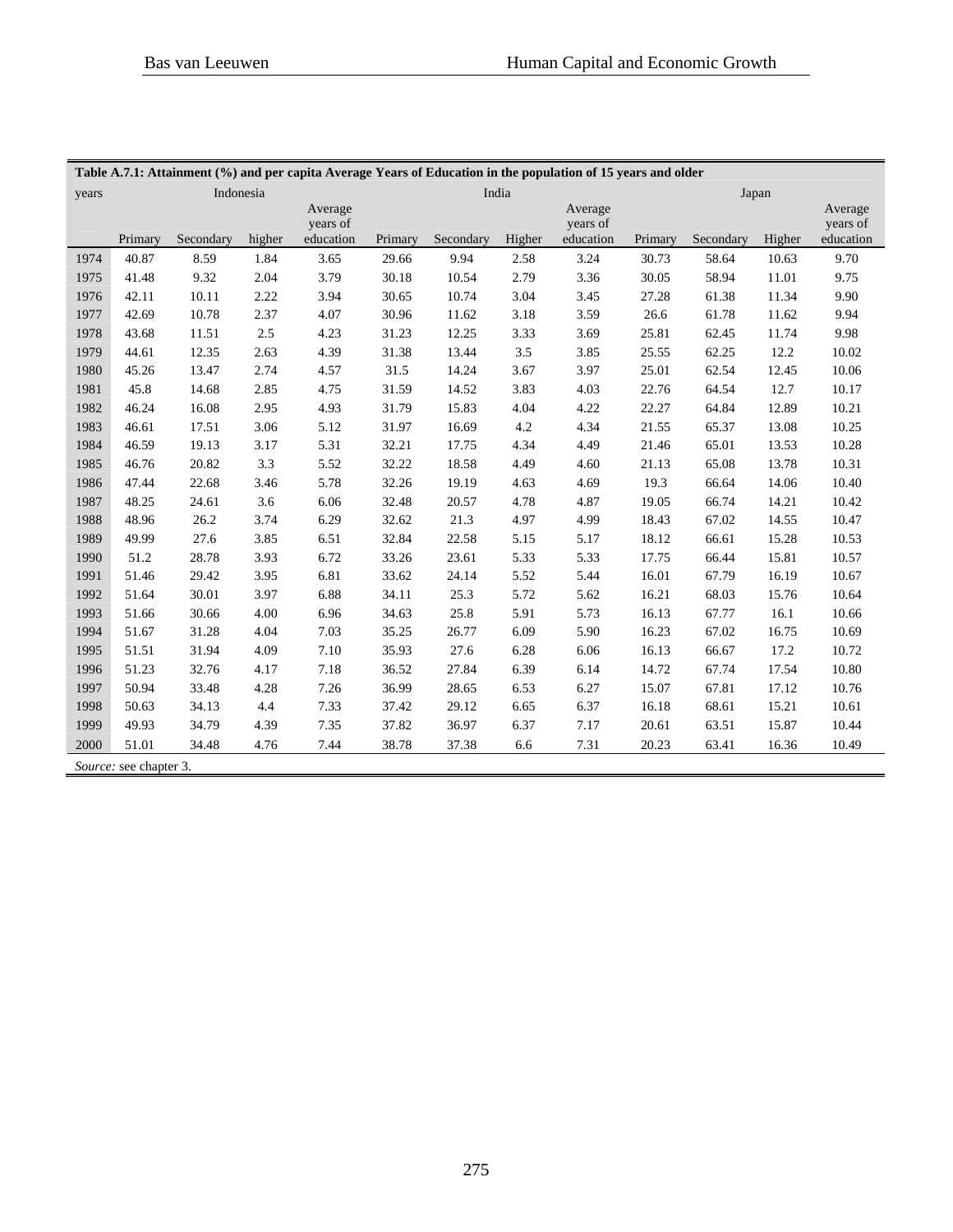**Table A.7.1: Attainment (%) and per capita Average Years of Education in the population of 15 years and older**

| years | Indonesia | | | | India | | | | Japan | | | |
|---|---|---|---|---|---|---|---|---|---|---|---|---|
| | Primary | Secondary | higher | Average years of education | Primary | Secondary | Higher | Average years of education | Primary | Secondary | Higher | Average years of education |
| 1974 | 40.87 | 8.59 | 1.84 | 3.65 | 29.66 | 9.94 | 2.58 | 3.24 | 30.73 | 58.64 | 10.63 | 9.70 |
| 1975 | 41.48 | 9.32 | 2.04 | 3.79 | 30.18 | 10.54 | 2.79 | 3.36 | 30.05 | 58.94 | 11.01 | 9.75 |
| 1976 | 42.11 | 10.11 | 2.22 | 3.94 | 30.65 | 10.74 | 3.04 | 3.45 | 27.28 | 61.38 | 11.34 | 9.90 |
| 1977 | 42.69 | 10.78 | 2.37 | 4.07 | 30.96 | 11.62 | 3.18 | 3.59 | 26.6 | 61.78 | 11.62 | 9.94 |
| 1978 | 43.68 | 11.51 | 2.5 | 4.23 | 31.23 | 12.25 | 3.33 | 3.69 | 25.81 | 62.45 | 11.74 | 9.98 |
| 1979 | 44.61 | 12.35 | 2.63 | 4.39 | 31.38 | 13.44 | 3.5 | 3.85 | 25.55 | 62.25 | 12.2 | 10.02 |
| 1980 | 45.26 | 13.47 | 2.74 | 4.57 | 31.5 | 14.24 | 3.67 | 3.97 | 25.01 | 62.54 | 12.45 | 10.06 |
| 1981 | 45.8 | 14.68 | 2.85 | 4.75 | 31.59 | 14.52 | 3.83 | 4.03 | 22.76 | 64.54 | 12.7 | 10.17 |
| 1982 | 46.24 | 16.08 | 2.95 | 4.93 | 31.79 | 15.83 | 4.04 | 4.22 | 22.27 | 64.84 | 12.89 | 10.21 |
| 1983 | 46.61 | 17.51 | 3.06 | 5.12 | 31.97 | 16.69 | 4.2 | 4.34 | 21.55 | 65.37 | 13.08 | 10.25 |
| 1984 | 46.59 | 19.13 | 3.17 | 5.31 | 32.21 | 17.75 | 4.34 | 4.49 | 21.46 | 65.01 | 13.53 | 10.28 |
| 1985 | 46.76 | 20.82 | 3.3 | 5.52 | 32.22 | 18.58 | 4.49 | 4.60 | 21.13 | 65.08 | 13.78 | 10.31 |
| 1986 | 47.44 | 22.68 | 3.46 | 5.78 | 32.26 | 19.19 | 4.63 | 4.69 | 19.3 | 66.64 | 14.06 | 10.40 |
| 1987 | 48.25 | 24.61 | 3.6 | 6.06 | 32.48 | 20.57 | 4.78 | 4.87 | 19.05 | 66.74 | 14.21 | 10.42 |
| 1988 | 48.96 | 26.2 | 3.74 | 6.29 | 32.62 | 21.3 | 4.97 | 4.99 | 18.43 | 67.02 | 14.55 | 10.47 |
| 1989 | 49.99 | 27.6 | 3.85 | 6.51 | 32.84 | 22.58 | 5.15 | 5.17 | 18.12 | 66.61 | 15.28 | 10.53 |
| 1990 | 51.2 | 28.78 | 3.93 | 6.72 | 33.26 | 23.61 | 5.33 | 5.33 | 17.75 | 66.44 | 15.81 | 10.57 |
| 1991 | 51.46 | 29.42 | 3.95 | 6.81 | 33.62 | 24.14 | 5.52 | 5.44 | 16.01 | 67.79 | 16.19 | 10.67 |
| 1992 | 51.64 | 30.01 | 3.97 | 6.88 | 34.11 | 25.3 | 5.72 | 5.62 | 16.21 | 68.03 | 15.76 | 10.64 |
| 1993 | 51.66 | 30.66 | 4.00 | 6.96 | 34.63 | 25.8 | 5.91 | 5.73 | 16.13 | 67.77 | 16.1 | 10.66 |
| 1994 | 51.67 | 31.28 | 4.04 | 7.03 | 35.25 | 26.77 | 6.09 | 5.90 | 16.23 | 67.02 | 16.75 | 10.69 |
| 1995 | 51.51 | 31.94 | 4.09 | 7.10 | 35.93 | 27.6 | 6.28 | 6.06 | 16.13 | 66.67 | 17.2 | 10.72 |
| 1996 | 51.23 | 32.76 | 4.17 | 7.18 | 36.52 | 27.84 | 6.39 | 6.14 | 14.72 | 67.74 | 17.54 | 10.80 |
| 1997 | 50.94 | 33.48 | 4.28 | 7.26 | 36.99 | 28.65 | 6.53 | 6.27 | 15.07 | 67.81 | 17.12 | 10.76 |
| 1998 | 50.63 | 34.13 | 4.4 | 7.33 | 37.42 | 29.12 | 6.65 | 6.37 | 16.18 | 68.61 | 15.21 | 10.61 |
| 1999 | 49.93 | 34.79 | 4.39 | 7.35 | 37.82 | 36.97 | 6.37 | 7.17 | 20.61 | 63.51 | 15.87 | 10.44 |
| 2000 | 51.01 | 34.48 | 4.76 | 7.44 | 38.78 | 37.38 | 6.6 | 7.31 | 20.23 | 63.41 | 16.36 | 10.49 |

*Source:* see chapter 3.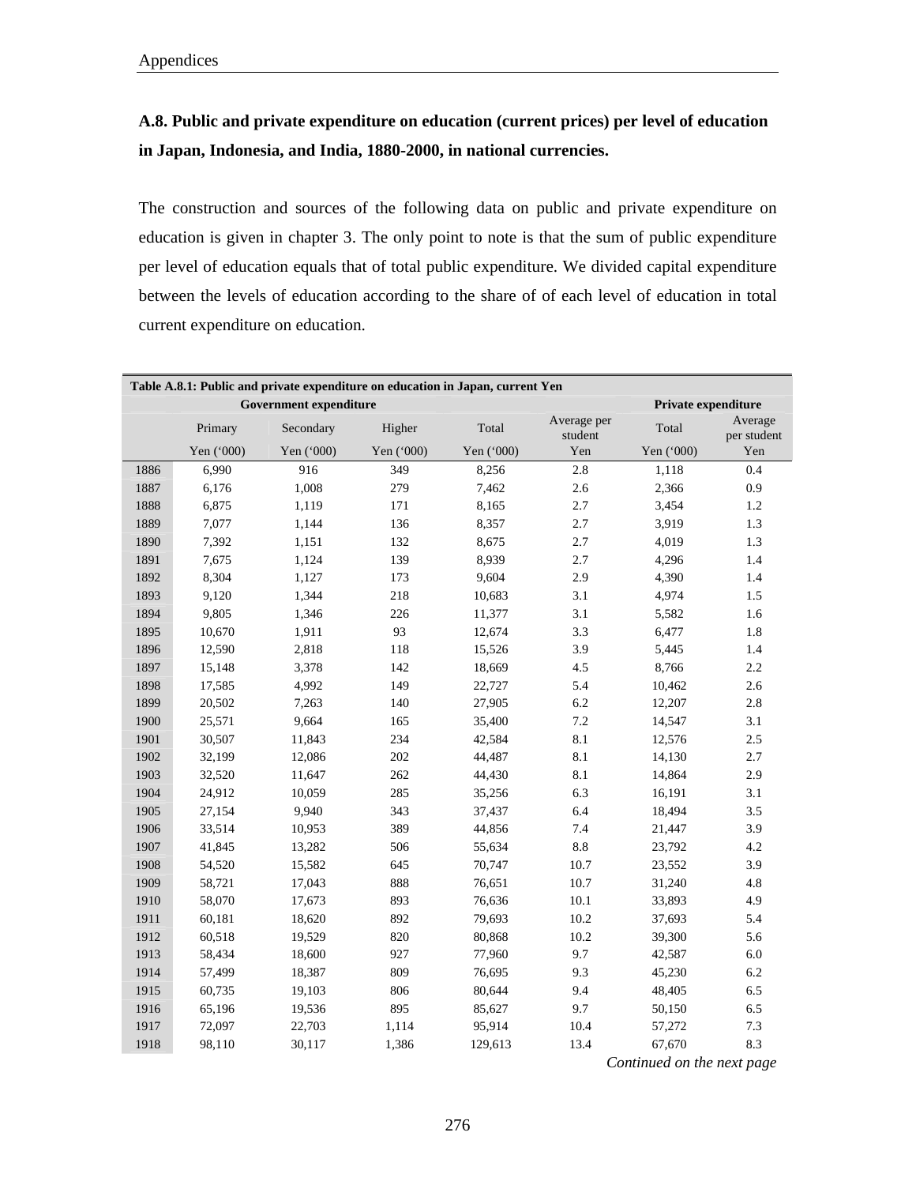## A.8. Public and private expenditure on education (current prices) per level of education in Japan, Indonesia, and India, 1880-2000, in national currencies.

The construction and sources of the following data on public and private expenditure on education is given in chapter 3. The only point to note is that the sum of public expenditure per level of education equals that of total public expenditure. We divided capital expenditure between the levels of education according to the share of of each level of education in total current expenditure on education.

**Table A.8.1: Public and private expenditure on education in Japan, current Yen**

| | Government expenditure | | | | | Private expenditure | |
|---|---|---|---|---|---|---|---|
| | Primary | Secondary | Higher | Total | Average per student | Total | Average per student |
| | Yen (‘000) | Yen (‘000) | Yen (‘000) | Yen (‘000) | Yen | Yen (‘000) | Yen |
| 1886 | 6,990 | 916 | 349 | 8,256 | 2.8 | 1,118 | 0.4 |
| 1887 | 6,176 | 1,008 | 279 | 7,462 | 2.6 | 2,366 | 0.9 |
| 1888 | 6,875 | 1,119 | 171 | 8,165 | 2.7 | 3,454 | 1.2 |
| 1889 | 7,077 | 1,144 | 136 | 8,357 | 2.7 | 3,919 | 1.3 |
| 1890 | 7,392 | 1,151 | 132 | 8,675 | 2.7 | 4,019 | 1.3 |
| 1891 | 7,675 | 1,124 | 139 | 8,939 | 2.7 | 4,296 | 1.4 |
| 1892 | 8,304 | 1,127 | 173 | 9,604 | 2.9 | 4,390 | 1.4 |
| 1893 | 9,120 | 1,344 | 218 | 10,683 | 3.1 | 4,974 | 1.5 |
| 1894 | 9,805 | 1,346 | 226 | 11,377 | 3.1 | 5,582 | 1.6 |
| 1895 | 10,670 | 1,911 | 93 | 12,674 | 3.3 | 6,477 | 1.8 |
| 1896 | 12,590 | 2,818 | 118 | 15,526 | 3.9 | 5,445 | 1.4 |
| 1897 | 15,148 | 3,378 | 142 | 18,669 | 4.5 | 8,766 | 2.2 |
| 1898 | 17,585 | 4,992 | 149 | 22,727 | 5.4 | 10,462 | 2.6 |
| 1899 | 20,502 | 7,263 | 140 | 27,905 | 6.2 | 12,207 | 2.8 |
| 1900 | 25,571 | 9,664 | 165 | 35,400 | 7.2 | 14,547 | 3.1 |
| 1901 | 30,507 | 11,843 | 234 | 42,584 | 8.1 | 12,576 | 2.5 |
| 1902 | 32,199 | 12,086 | 202 | 44,487 | 8.1 | 14,130 | 2.7 |
| 1903 | 32,520 | 11,647 | 262 | 44,430 | 8.1 | 14,864 | 2.9 |
| 1904 | 24,912 | 10,059 | 285 | 35,256 | 6.3 | 16,191 | 3.1 |
| 1905 | 27,154 | 9,940 | 343 | 37,437 | 6.4 | 18,494 | 3.5 |
| 1906 | 33,514 | 10,953 | 389 | 44,856 | 7.4 | 21,447 | 3.9 |
| 1907 | 41,845 | 13,282 | 506 | 55,634 | 8.8 | 23,792 | 4.2 |
| 1908 | 54,520 | 15,582 | 645 | 70,747 | 10.7 | 23,552 | 3.9 |
| 1909 | 58,721 | 17,043 | 888 | 76,651 | 10.7 | 31,240 | 4.8 |
| 1910 | 58,070 | 17,673 | 893 | 76,636 | 10.1 | 33,893 | 4.9 |
| 1911 | 60,181 | 18,620 | 892 | 79,693 | 10.2 | 37,693 | 5.4 |
| 1912 | 60,518 | 19,529 | 820 | 80,868 | 10.2 | 39,300 | 5.6 |
| 1913 | 58,434 | 18,600 | 927 | 77,960 | 9.7 | 42,587 | 6.0 |
| 1914 | 57,499 | 18,387 | 809 | 76,695 | 9.3 | 45,230 | 6.2 |
| 1915 | 60,735 | 19,103 | 806 | 80,644 | 9.4 | 48,405 | 6.5 |
| 1916 | 65,196 | 19,536 | 895 | 85,627 | 9.7 | 50,150 | 6.5 |
| 1917 | 72,097 | 22,703 | 1,114 | 95,914 | 10.4 | 57,272 | 7.3 |
| 1918 | 98,110 | 30,117 | 1,386 | 129,613 | 13.4 | 67,670 | 8.3 |

*Continued on the next page*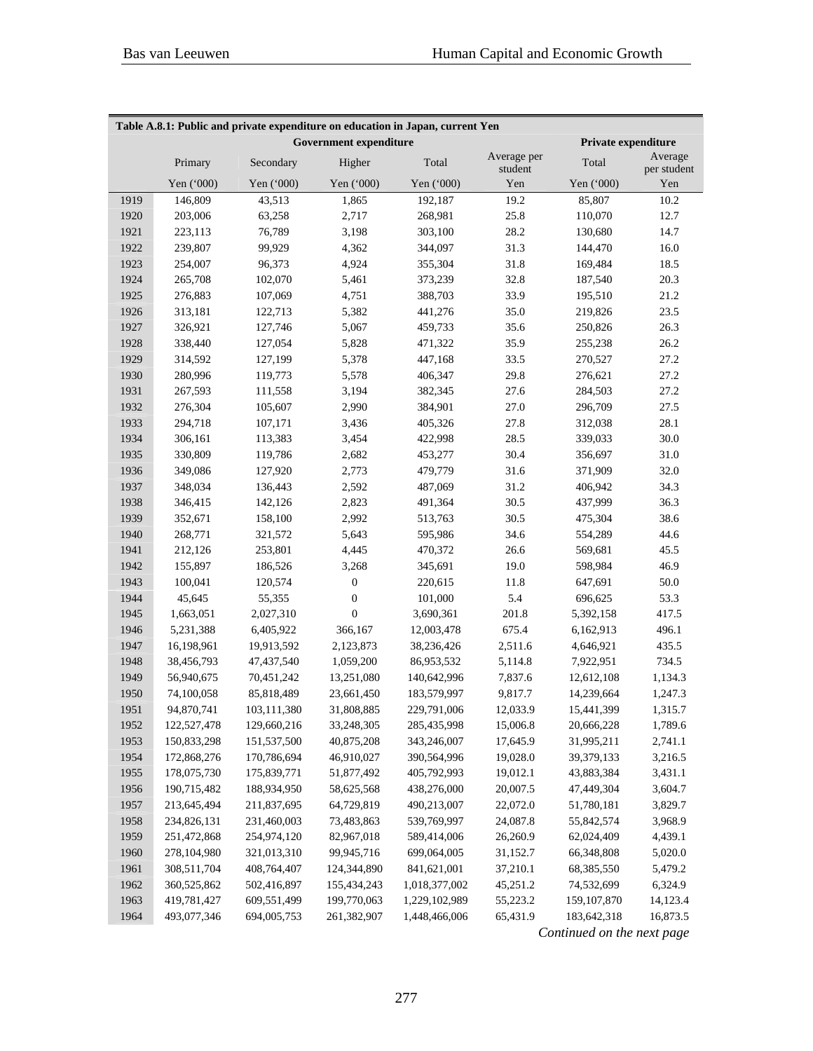**Table A.8.1: Public and private expenditure on education in Japan, current Yen**

| | Government expenditure | | | | | Private expenditure | |
|---|---|---|---|---|---|---|---|
| | Primary | Secondary | Higher | Total | Average per student | Total | Average per student |
| | Yen ('000) | Yen ('000) | Yen ('000) | Yen ('000) | Yen | Yen ('000) | Yen |
| 1919 | 146,809 | 43,513 | 1,865 | 192,187 | 19.2 | 85,807 | 10.2 |
| 1920 | 203,006 | 63,258 | 2,717 | 268,981 | 25.8 | 110,070 | 12.7 |
| 1921 | 223,113 | 76,789 | 3,198 | 303,100 | 28.2 | 130,680 | 14.7 |
| 1922 | 239,807 | 99,929 | 4,362 | 344,097 | 31.3 | 144,470 | 16.0 |
| 1923 | 254,007 | 96,373 | 4,924 | 355,304 | 31.8 | 169,484 | 18.5 |
| 1924 | 265,708 | 102,070 | 5,461 | 373,239 | 32.8 | 187,540 | 20.3 |
| 1925 | 276,883 | 107,069 | 4,751 | 388,703 | 33.9 | 195,510 | 21.2 |
| 1926 | 313,181 | 122,713 | 5,382 | 441,276 | 35.0 | 219,826 | 23.5 |
| 1927 | 326,921 | 127,746 | 5,067 | 459,733 | 35.6 | 250,826 | 26.3 |
| 1928 | 338,440 | 127,054 | 5,828 | 471,322 | 35.9 | 255,238 | 26.2 |
| 1929 | 314,592 | 127,199 | 5,378 | 447,168 | 33.5 | 270,527 | 27.2 |
| 1930 | 280,996 | 119,773 | 5,578 | 406,347 | 29.8 | 276,621 | 27.2 |
| 1931 | 267,593 | 111,558 | 3,194 | 382,345 | 27.6 | 284,503 | 27.2 |
| 1932 | 276,304 | 105,607 | 2,990 | 384,901 | 27.0 | 296,709 | 27.5 |
| 1933 | 294,718 | 107,171 | 3,436 | 405,326 | 27.8 | 312,038 | 28.1 |
| 1934 | 306,161 | 113,383 | 3,454 | 422,998 | 28.5 | 339,033 | 30.0 |
| 1935 | 330,809 | 119,786 | 2,682 | 453,277 | 30.4 | 356,697 | 31.0 |
| 1936 | 349,086 | 127,920 | 2,773 | 479,779 | 31.6 | 371,909 | 32.0 |
| 1937 | 348,034 | 136,443 | 2,592 | 487,069 | 31.2 | 406,942 | 34.3 |
| 1938 | 346,415 | 142,126 | 2,823 | 491,364 | 30.5 | 437,999 | 36.3 |
| 1939 | 352,671 | 158,100 | 2,992 | 513,763 | 30.5 | 475,304 | 38.6 |
| 1940 | 268,771 | 321,572 | 5,643 | 595,986 | 34.6 | 554,289 | 44.6 |
| 1941 | 212,126 | 253,801 | 4,445 | 470,372 | 26.6 | 569,681 | 45.5 |
| 1942 | 155,897 | 186,526 | 3,268 | 345,691 | 19.0 | 598,984 | 46.9 |
| 1943 | 100,041 | 120,574 | 0 | 220,615 | 11.8 | 647,691 | 50.0 |
| 1944 | 45,645 | 55,355 | 0 | 101,000 | 5.4 | 696,625 | 53.3 |
| 1945 | 1,663,051 | 2,027,310 | 0 | 3,690,361 | 201.8 | 5,392,158 | 417.5 |
| 1946 | 5,231,388 | 6,405,922 | 366,167 | 12,003,478 | 675.4 | 6,162,913 | 496.1 |
| 1947 | 16,198,961 | 19,913,592 | 2,123,873 | 38,236,426 | 2,511.6 | 4,646,921 | 435.5 |
| 1948 | 38,456,793 | 47,437,540 | 1,059,200 | 86,953,532 | 5,114.8 | 7,922,951 | 734.5 |
| 1949 | 56,940,675 | 70,451,242 | 13,251,080 | 140,642,996 | 7,837.6 | 12,612,108 | 1,134.3 |
| 1950 | 74,100,058 | 85,818,489 | 23,661,450 | 183,579,997 | 9,817.7 | 14,239,664 | 1,247.3 |
| 1951 | 94,870,741 | 103,111,380 | 31,808,885 | 229,791,006 | 12,033.9 | 15,441,399 | 1,315.7 |
| 1952 | 122,527,478 | 129,660,216 | 33,248,305 | 285,435,998 | 15,006.8 | 20,666,228 | 1,789.6 |
| 1953 | 150,833,298 | 151,537,500 | 40,875,208 | 343,246,007 | 17,645.9 | 31,995,211 | 2,741.1 |
| 1954 | 172,868,276 | 170,786,694 | 46,910,027 | 390,564,996 | 19,028.0 | 39,379,133 | 3,216.5 |
| 1955 | 178,075,730 | 175,839,771 | 51,877,492 | 405,792,993 | 19,012.1 | 43,883,384 | 3,431.1 |
| 1956 | 190,715,482 | 188,934,950 | 58,625,568 | 438,276,000 | 20,007.5 | 47,449,304 | 3,604.7 |
| 1957 | 213,645,494 | 211,837,695 | 64,729,819 | 490,213,007 | 22,072.0 | 51,780,181 | 3,829.7 |
| 1958 | 234,826,131 | 231,460,003 | 73,483,863 | 539,769,997 | 24,087.8 | 55,842,574 | 3,968.9 |
| 1959 | 251,472,868 | 254,974,120 | 82,967,018 | 589,414,006 | 26,260.9 | 62,024,409 | 4,439.1 |
| 1960 | 278,104,980 | 321,013,310 | 99,945,716 | 699,064,005 | 31,152.7 | 66,348,808 | 5,020.0 |
| 1961 | 308,511,704 | 408,764,407 | 124,344,890 | 841,621,001 | 37,210.1 | 68,385,550 | 5,479.2 |
| 1962 | 360,525,862 | 502,416,897 | 155,434,243 | 1,018,377,002 | 45,251.2 | 74,532,699 | 6,324.9 |
| 1963 | 419,781,427 | 609,551,499 | 199,770,063 | 1,229,102,989 | 55,223.2 | 159,107,870 | 14,123.4 |
| 1964 | 493,077,346 | 694,005,753 | 261,382,907 | 1,448,466,006 | 65,431.9 | 183,642,318 | 16,873.5 |

*Continued on the next page*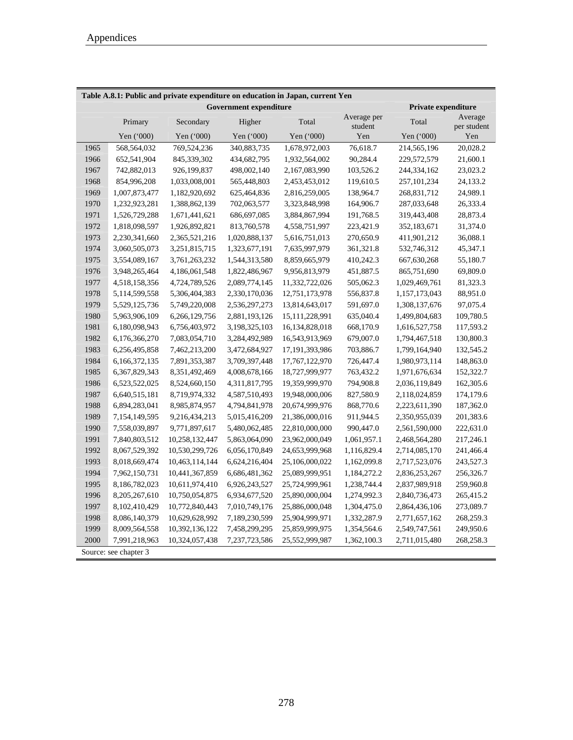**Table A.8.1: Public and private expenditure on education in Japan, current Yen**

| | Government expenditure | | | | | Private expenditure | |
|---|---|---|---|---|---|---|---|
| | Primary | Secondary | Higher | Total | Average per student | Total | Average per student |
| | Yen (‘000) | Yen (‘000) | Yen (‘000) | Yen (‘000) | Yen | Yen (‘000) | Yen |
| 1965 | 568,564,032 | 769,524,236 | 340,883,735 | 1,678,972,003 | 76,618.7 | 214,565,196 | 20,028.2 |
| 1966 | 652,541,904 | 845,339,302 | 434,682,795 | 1,932,564,002 | 90,284.4 | 229,572,579 | 21,600.1 |
| 1967 | 742,882,013 | 926,199,837 | 498,002,140 | 2,167,083,990 | 103,526.2 | 244,334,162 | 23,023.2 |
| 1968 | 854,996,208 | 1,033,008,001 | 565,448,803 | 2,453,453,012 | 119,610.5 | 257,101,234 | 24,133.2 |
| 1969 | 1,007,873,477 | 1,182,920,692 | 625,464,836 | 2,816,259,005 | 138,964.7 | 268,831,712 | 24,989.1 |
| 1970 | 1,232,923,281 | 1,388,862,139 | 702,063,577 | 3,323,848,998 | 164,906.7 | 287,033,648 | 26,333.4 |
| 1971 | 1,526,729,288 | 1,671,441,621 | 686,697,085 | 3,884,867,994 | 191,768.5 | 319,443,408 | 28,873.4 |
| 1972 | 1,818,098,597 | 1,926,892,821 | 813,760,578 | 4,558,751,997 | 223,421.9 | 352,183,671 | 31,374.0 |
| 1973 | 2,230,341,660 | 2,365,521,216 | 1,020,888,137 | 5,616,751,013 | 270,650.9 | 411,901,212 | 36,088.1 |
| 1974 | 3,060,505,073 | 3,251,815,715 | 1,323,677,191 | 7,635,997,979 | 361,321.8 | 532,746,312 | 45,347.1 |
| 1975 | 3,554,089,167 | 3,761,263,232 | 1,544,313,580 | 8,859,665,979 | 410,242.3 | 667,630,268 | 55,180.7 |
| 1976 | 3,948,265,464 | 4,186,061,548 | 1,822,486,967 | 9,956,813,979 | 451,887.5 | 865,751,690 | 69,809.0 |
| 1977 | 4,518,158,356 | 4,724,789,526 | 2,089,774,145 | 11,332,722,026 | 505,062.3 | 1,029,469,761 | 81,323.3 |
| 1978 | 5,114,599,558 | 5,306,404,383 | 2,330,170,036 | 12,751,173,978 | 556,837.8 | 1,157,173,043 | 88,951.0 |
| 1979 | 5,529,125,736 | 5,749,220,008 | 2,536,297,273 | 13,814,643,017 | 591,697.0 | 1,308,137,676 | 97,075.4 |
| 1980 | 5,963,906,109 | 6,266,129,756 | 2,881,193,126 | 15,111,228,991 | 635,040.4 | 1,499,804,683 | 109,780.5 |
| 1981 | 6,180,098,943 | 6,756,403,972 | 3,198,325,103 | 16,134,828,018 | 668,170.9 | 1,616,527,758 | 117,593.2 |
| 1982 | 6,176,366,270 | 7,083,054,710 | 3,284,492,989 | 16,543,913,969 | 679,007.0 | 1,794,467,518 | 130,800.3 |
| 1983 | 6,256,495,858 | 7,462,213,200 | 3,472,684,927 | 17,191,393,986 | 703,886.7 | 1,799,164,940 | 132,545.2 |
| 1984 | 6,166,372,135 | 7,891,353,387 | 3,709,397,448 | 17,767,122,970 | 726,447.4 | 1,980,973,114 | 148,863.0 |
| 1985 | 6,367,829,343 | 8,351,492,469 | 4,008,678,166 | 18,727,999,977 | 763,432.2 | 1,971,676,634 | 152,322.7 |
| 1986 | 6,523,522,025 | 8,524,660,150 | 4,311,817,795 | 19,359,999,970 | 794,908.8 | 2,036,119,849 | 162,305.6 |
| 1987 | 6,640,515,181 | 8,719,974,332 | 4,587,510,493 | 19,948,000,006 | 827,580.9 | 2,118,024,859 | 174,179.6 |
| 1988 | 6,894,283,041 | 8,985,874,957 | 4,794,841,978 | 20,674,999,976 | 868,770.6 | 2,223,611,390 | 187,362.0 |
| 1989 | 7,154,149,595 | 9,216,434,213 | 5,015,416,209 | 21,386,000,016 | 911,944.5 | 2,350,955,039 | 201,383.6 |
| 1990 | 7,558,039,897 | 9,771,897,617 | 5,480,062,485 | 22,810,000,000 | 990,447.0 | 2,561,590,000 | 222,631.0 |
| 1991 | 7,840,803,512 | 10,258,132,447 | 5,863,064,090 | 23,962,000,049 | 1,061,957.1 | 2,468,564,280 | 217,246.1 |
| 1992 | 8,067,529,392 | 10,530,299,726 | 6,056,170,849 | 24,653,999,968 | 1,116,829.4 | 2,714,085,170 | 241,466.4 |
| 1993 | 8,018,669,474 | 10,463,114,144 | 6,624,216,404 | 25,106,000,022 | 1,162,099.8 | 2,717,523,076 | 243,527.3 |
| 1994 | 7,962,150,731 | 10,441,367,859 | 6,686,481,362 | 25,089,999,951 | 1,184,272.2 | 2,836,253,267 | 256,326.7 |
| 1995 | 8,186,782,023 | 10,611,974,410 | 6,926,243,527 | 25,724,999,961 | 1,238,744.4 | 2,837,989,918 | 259,960.8 |
| 1996 | 8,205,267,610 | 10,750,054,875 | 6,934,677,520 | 25,890,000,004 | 1,274,992.3 | 2,840,736,473 | 265,415.2 |
| 1997 | 8,102,410,429 | 10,772,840,443 | 7,010,749,176 | 25,886,000,048 | 1,304,475.0 | 2,864,436,106 | 273,089.7 |
| 1998 | 8,086,140,379 | 10,629,628,992 | 7,189,230,599 | 25,904,999,971 | 1,332,287.9 | 2,771,657,162 | 268,259.3 |
| 1999 | 8,009,564,558 | 10,392,136,122 | 7,458,299,295 | 25,859,999,975 | 1,354,564.6 | 2,549,747,561 | 249,950.6 |
| 2000 | 7,991,218,963 | 10,324,057,438 | 7,237,723,586 | 25,552,999,987 | 1,362,100.3 | 2,711,015,480 | 268,258.3 |

Source: see chapter 3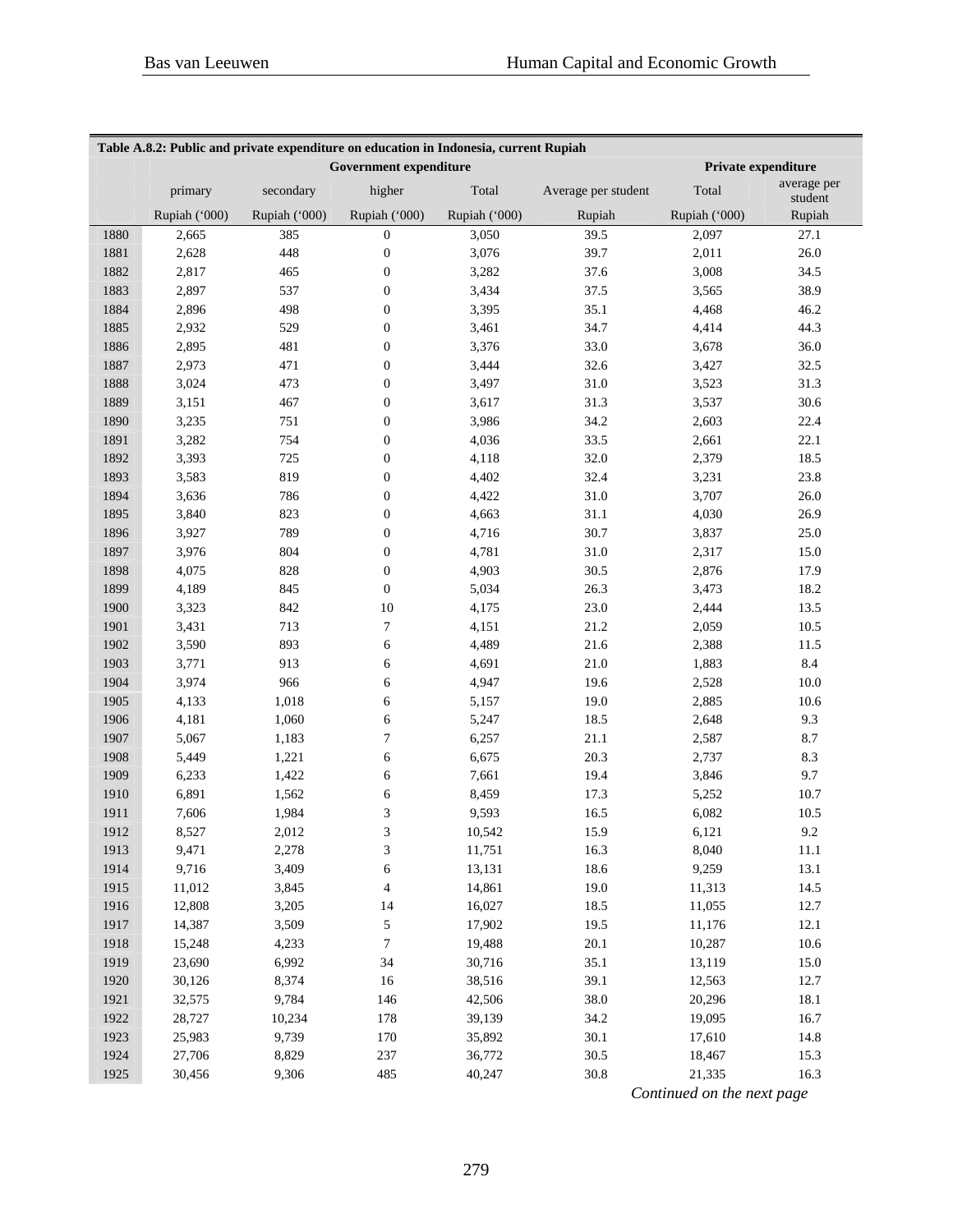| Table A.8.2: Public and private expenditure on education in Indonesia, current Rupiah | | | | | | | |
|---|---|---|---|---|---|---|---|
| | Government expenditure | | | | | Private expenditure | |
| | primary | secondary | higher | Total | Average per student | Total | average per student |
| | Rupiah (‘000) | Rupiah (‘000) | Rupiah (‘000) | Rupiah (‘000) | Rupiah | Rupiah (‘000) | Rupiah |
| 1880 | 2,665 | 385 | 0 | 3,050 | 39.5 | 2,097 | 27.1 |
| 1881 | 2,628 | 448 | 0 | 3,076 | 39.7 | 2,011 | 26.0 |
| 1882 | 2,817 | 465 | 0 | 3,282 | 37.6 | 3,008 | 34.5 |
| 1883 | 2,897 | 537 | 0 | 3,434 | 37.5 | 3,565 | 38.9 |
| 1884 | 2,896 | 498 | 0 | 3,395 | 35.1 | 4,468 | 46.2 |
| 1885 | 2,932 | 529 | 0 | 3,461 | 34.7 | 4,414 | 44.3 |
| 1886 | 2,895 | 481 | 0 | 3,376 | 33.0 | 3,678 | 36.0 |
| 1887 | 2,973 | 471 | 0 | 3,444 | 32.6 | 3,427 | 32.5 |
| 1888 | 3,024 | 473 | 0 | 3,497 | 31.0 | 3,523 | 31.3 |
| 1889 | 3,151 | 467 | 0 | 3,617 | 31.3 | 3,537 | 30.6 |
| 1890 | 3,235 | 751 | 0 | 3,986 | 34.2 | 2,603 | 22.4 |
| 1891 | 3,282 | 754 | 0 | 4,036 | 33.5 | 2,661 | 22.1 |
| 1892 | 3,393 | 725 | 0 | 4,118 | 32.0 | 2,379 | 18.5 |
| 1893 | 3,583 | 819 | 0 | 4,402 | 32.4 | 3,231 | 23.8 |
| 1894 | 3,636 | 786 | 0 | 4,422 | 31.0 | 3,707 | 26.0 |
| 1895 | 3,840 | 823 | 0 | 4,663 | 31.1 | 4,030 | 26.9 |
| 1896 | 3,927 | 789 | 0 | 4,716 | 30.7 | 3,837 | 25.0 |
| 1897 | 3,976 | 804 | 0 | 4,781 | 31.0 | 2,317 | 15.0 |
| 1898 | 4,075 | 828 | 0 | 4,903 | 30.5 | 2,876 | 17.9 |
| 1899 | 4,189 | 845 | 0 | 5,034 | 26.3 | 3,473 | 18.2 |
| 1900 | 3,323 | 842 | 10 | 4,175 | 23.0 | 2,444 | 13.5 |
| 1901 | 3,431 | 713 | 7 | 4,151 | 21.2 | 2,059 | 10.5 |
| 1902 | 3,590 | 893 | 6 | 4,489 | 21.6 | 2,388 | 11.5 |
| 1903 | 3,771 | 913 | 6 | 4,691 | 21.0 | 1,883 | 8.4 |
| 1904 | 3,974 | 966 | 6 | 4,947 | 19.6 | 2,528 | 10.0 |
| 1905 | 4,133 | 1,018 | 6 | 5,157 | 19.0 | 2,885 | 10.6 |
| 1906 | 4,181 | 1,060 | 6 | 5,247 | 18.5 | 2,648 | 9.3 |
| 1907 | 5,067 | 1,183 | 7 | 6,257 | 21.1 | 2,587 | 8.7 |
| 1908 | 5,449 | 1,221 | 6 | 6,675 | 20.3 | 2,737 | 8.3 |
| 1909 | 6,233 | 1,422 | 6 | 7,661 | 19.4 | 3,846 | 9.7 |
| 1910 | 6,891 | 1,562 | 6 | 8,459 | 17.3 | 5,252 | 10.7 |
| 1911 | 7,606 | 1,984 | 3 | 9,593 | 16.5 | 6,082 | 10.5 |
| 1912 | 8,527 | 2,012 | 3 | 10,542 | 15.9 | 6,121 | 9.2 |
| 1913 | 9,471 | 2,278 | 3 | 11,751 | 16.3 | 8,040 | 11.1 |
| 1914 | 9,716 | 3,409 | 6 | 13,131 | 18.6 | 9,259 | 13.1 |
| 1915 | 11,012 | 3,845 | 4 | 14,861 | 19.0 | 11,313 | 14.5 |
| 1916 | 12,808 | 3,205 | 14 | 16,027 | 18.5 | 11,055 | 12.7 |
| 1917 | 14,387 | 3,509 | 5 | 17,902 | 19.5 | 11,176 | 12.1 |
| 1918 | 15,248 | 4,233 | 7 | 19,488 | 20.1 | 10,287 | 10.6 |
| 1919 | 23,690 | 6,992 | 34 | 30,716 | 35.1 | 13,119 | 15.0 |
| 1920 | 30,126 | 8,374 | 16 | 38,516 | 39.1 | 12,563 | 12.7 |
| 1921 | 32,575 | 9,784 | 146 | 42,506 | 38.0 | 20,296 | 18.1 |
| 1922 | 28,727 | 10,234 | 178 | 39,139 | 34.2 | 19,095 | 16.7 |
| 1923 | 25,983 | 9,739 | 170 | 35,892 | 30.1 | 17,610 | 14.8 |
| 1924 | 27,706 | 8,829 | 237 | 36,772 | 30.5 | 18,467 | 15.3 |
| 1925 | 30,456 | 9,306 | 485 | 40,247 | 30.8 | 21,335 | 16.3 |

*Continued on the next page*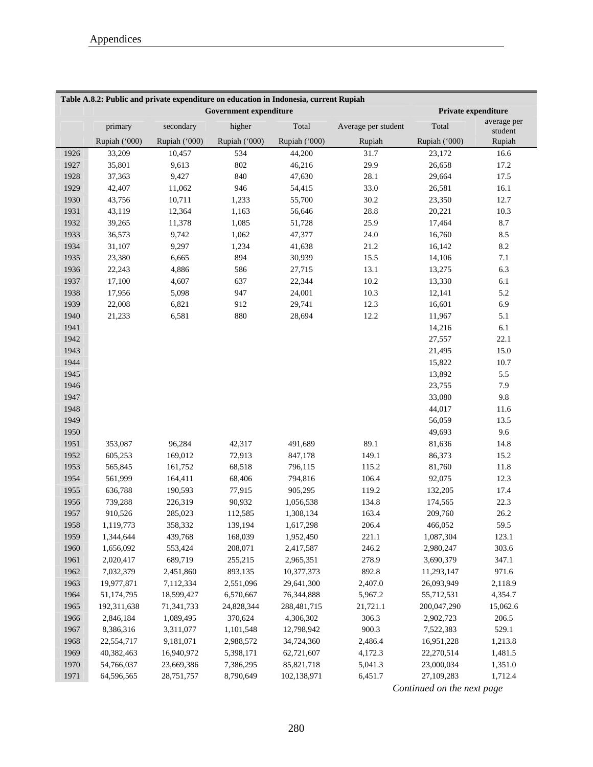**Table A.8.2: Public and private expenditure on education in Indonesia, current Rupiah**

| | Government expenditure | | | | | Private expenditure | |
|---|---|---|---|---|---|---|---|
| | primary | secondary | higher | Total | Average per student | Total | average per student |
| | Rupiah ('000) | Rupiah ('000) | Rupiah ('000) | Rupiah ('000) | Rupiah | Rupiah ('000) | Rupiah |
| 1926 | 33,209 | 10,457 | 534 | 44,200 | 31.7 | 23,172 | 16.6 |
| 1927 | 35,801 | 9,613 | 802 | 46,216 | 29.9 | 26,658 | 17.2 |
| 1928 | 37,363 | 9,427 | 840 | 47,630 | 28.1 | 29,664 | 17.5 |
| 1929 | 42,407 | 11,062 | 946 | 54,415 | 33.0 | 26,581 | 16.1 |
| 1930 | 43,756 | 10,711 | 1,233 | 55,700 | 30.2 | 23,350 | 12.7 |
| 1931 | 43,119 | 12,364 | 1,163 | 56,646 | 28.8 | 20,221 | 10.3 |
| 1932 | 39,265 | 11,378 | 1,085 | 51,728 | 25.9 | 17,464 | 8.7 |
| 1933 | 36,573 | 9,742 | 1,062 | 47,377 | 24.0 | 16,760 | 8.5 |
| 1934 | 31,107 | 9,297 | 1,234 | 41,638 | 21.2 | 16,142 | 8.2 |
| 1935 | 23,380 | 6,665 | 894 | 30,939 | 15.5 | 14,106 | 7.1 |
| 1936 | 22,243 | 4,886 | 586 | 27,715 | 13.1 | 13,275 | 6.3 |
| 1937 | 17,100 | 4,607 | 637 | 22,344 | 10.2 | 13,330 | 6.1 |
| 1938 | 17,956 | 5,098 | 947 | 24,001 | 10.3 | 12,141 | 5.2 |
| 1939 | 22,008 | 6,821 | 912 | 29,741 | 12.3 | 16,601 | 6.9 |
| 1940 | 21,233 | 6,581 | 880 | 28,694 | 12.2 | 11,967 | 5.1 |
| 1941 | | | | | | 14,216 | 6.1 |
| 1942 | | | | | | 27,557 | 22.1 |
| 1943 | | | | | | 21,495 | 15.0 |
| 1944 | | | | | | 15,822 | 10.7 |
| 1945 | | | | | | 13,892 | 5.5 |
| 1946 | | | | | | 23,755 | 7.9 |
| 1947 | | | | | | 33,080 | 9.8 |
| 1948 | | | | | | 44,017 | 11.6 |
| 1949 | | | | | | 56,059 | 13.5 |
| 1950 | | | | | | 49,693 | 9.6 |
| 1951 | 353,087 | 96,284 | 42,317 | 491,689 | 89.1 | 81,636 | 14.8 |
| 1952 | 605,253 | 169,012 | 72,913 | 847,178 | 149.1 | 86,373 | 15.2 |
| 1953 | 565,845 | 161,752 | 68,518 | 796,115 | 115.2 | 81,760 | 11.8 |
| 1954 | 561,999 | 164,411 | 68,406 | 794,816 | 106.4 | 92,075 | 12.3 |
| 1955 | 636,788 | 190,593 | 77,915 | 905,295 | 119.2 | 132,205 | 17.4 |
| 1956 | 739,288 | 226,319 | 90,932 | 1,056,538 | 134.8 | 174,565 | 22.3 |
| 1957 | 910,526 | 285,023 | 112,585 | 1,308,134 | 163.4 | 209,760 | 26.2 |
| 1958 | 1,119,773 | 358,332 | 139,194 | 1,617,298 | 206.4 | 466,052 | 59.5 |
| 1959 | 1,344,644 | 439,768 | 168,039 | 1,952,450 | 221.1 | 1,087,304 | 123.1 |
| 1960 | 1,656,092 | 553,424 | 208,071 | 2,417,587 | 246.2 | 2,980,247 | 303.6 |
| 1961 | 2,020,417 | 689,719 | 255,215 | 2,965,351 | 278.9 | 3,690,379 | 347.1 |
| 1962 | 7,032,379 | 2,451,860 | 893,135 | 10,377,373 | 892.8 | 11,293,147 | 971.6 |
| 1963 | 19,977,871 | 7,112,334 | 2,551,096 | 29,641,300 | 2,407.0 | 26,093,949 | 2,118.9 |
| 1964 | 51,174,795 | 18,599,427 | 6,570,667 | 76,344,888 | 5,967.2 | 55,712,531 | 4,354.7 |
| 1965 | 192,311,638 | 71,341,733 | 24,828,344 | 288,481,715 | 21,721.1 | 200,047,290 | 15,062.6 |
| 1966 | 2,846,184 | 1,089,495 | 370,624 | 4,306,302 | 306.3 | 2,902,723 | 206.5 |
| 1967 | 8,386,316 | 3,311,077 | 1,101,548 | 12,798,942 | 900.3 | 7,522,383 | 529.1 |
| 1968 | 22,554,717 | 9,181,071 | 2,988,572 | 34,724,360 | 2,486.4 | 16,951,228 | 1,213.8 |
| 1969 | 40,382,463 | 16,940,972 | 5,398,171 | 62,721,607 | 4,172.3 | 22,270,514 | 1,481.5 |
| 1970 | 54,766,037 | 23,669,386 | 7,386,295 | 85,821,718 | 5,041.3 | 23,000,034 | 1,351.0 |
| 1971 | 64,596,565 | 28,751,757 | 8,790,649 | 102,138,971 | 6,451.7 | 27,109,283 | 1,712.4 |

*Continued on the next page*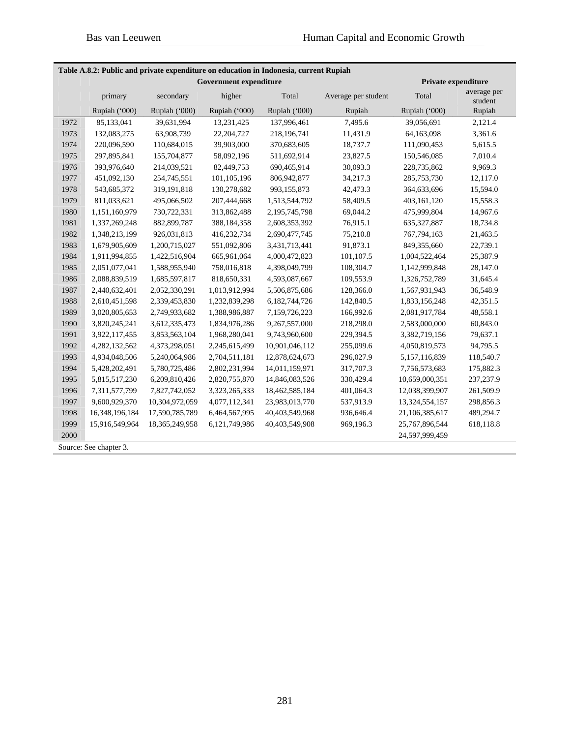**Table A.8.2: Public and private expenditure on education in Indonesia, current Rupiah**

| | Government expenditure | | | | | Private expenditure | |
|---|---|---|---|---|---|---|---|
| | primary | secondary | higher | Total | Average per student | Total | average per student |
| | Rupiah ('000) | Rupiah ('000) | Rupiah ('000) | Rupiah ('000) | Rupiah | Rupiah ('000) | Rupiah |
| 1972 | 85,133,041 | 39,631,994 | 13,231,425 | 137,996,461 | 7,495.6 | 39,056,691 | 2,121.4 |
| 1973 | 132,083,275 | 63,908,739 | 22,204,727 | 218,196,741 | 11,431.9 | 64,163,098 | 3,361.6 |
| 1974 | 220,096,590 | 110,684,015 | 39,903,000 | 370,683,605 | 18,737.7 | 111,090,453 | 5,615.5 |
| 1975 | 297,895,841 | 155,704,877 | 58,092,196 | 511,692,914 | 23,827.5 | 150,546,085 | 7,010.4 |
| 1976 | 393,976,640 | 214,039,521 | 82,449,753 | 690,465,914 | 30,093.3 | 228,735,862 | 9,969.3 |
| 1977 | 451,092,130 | 254,745,551 | 101,105,196 | 806,942,877 | 34,217.3 | 285,753,730 | 12,117.0 |
| 1978 | 543,685,372 | 319,191,818 | 130,278,682 | 993,155,873 | 42,473.3 | 364,633,696 | 15,594.0 |
| 1979 | 811,033,621 | 495,066,502 | 207,444,668 | 1,513,544,792 | 58,409.5 | 403,161,120 | 15,558.3 |
| 1980 | 1,151,160,979 | 730,722,331 | 313,862,488 | 2,195,745,798 | 69,044.2 | 475,999,804 | 14,967.6 |
| 1981 | 1,337,269,248 | 882,899,787 | 388,184,358 | 2,608,353,392 | 76,915.1 | 635,327,887 | 18,734.8 |
| 1982 | 1,348,213,199 | 926,031,813 | 416,232,734 | 2,690,477,745 | 75,210.8 | 767,794,163 | 21,463.5 |
| 1983 | 1,679,905,609 | 1,200,715,027 | 551,092,806 | 3,431,713,441 | 91,873.1 | 849,355,660 | 22,739.1 |
| 1984 | 1,911,994,855 | 1,422,516,904 | 665,961,064 | 4,000,472,823 | 101,107.5 | 1,004,522,464 | 25,387.9 |
| 1985 | 2,051,077,041 | 1,588,955,940 | 758,016,818 | 4,398,049,799 | 108,304.7 | 1,142,999,848 | 28,147.0 |
| 1986 | 2,088,839,519 | 1,685,597,817 | 818,650,331 | 4,593,087,667 | 109,553.9 | 1,326,752,789 | 31,645.4 |
| 1987 | 2,440,632,401 | 2,052,330,291 | 1,013,912,994 | 5,506,875,686 | 128,366.0 | 1,567,931,943 | 36,548.9 |
| 1988 | 2,610,451,598 | 2,339,453,830 | 1,232,839,298 | 6,182,744,726 | 142,840.5 | 1,833,156,248 | 42,351.5 |
| 1989 | 3,020,805,653 | 2,749,933,682 | 1,388,986,887 | 7,159,726,223 | 166,992.6 | 2,081,917,784 | 48,558.1 |
| 1990 | 3,820,245,241 | 3,612,335,473 | 1,834,976,286 | 9,267,557,000 | 218,298.0 | 2,583,000,000 | 60,843.0 |
| 1991 | 3,922,117,455 | 3,853,563,104 | 1,968,280,041 | 9,743,960,600 | 229,394.5 | 3,382,719,156 | 79,637.1 |
| 1992 | 4,282,132,562 | 4,373,298,051 | 2,245,615,499 | 10,901,046,112 | 255,099.6 | 4,050,819,573 | 94,795.5 |
| 1993 | 4,934,048,506 | 5,240,064,986 | 2,704,511,181 | 12,878,624,673 | 296,027.9 | 5,157,116,839 | 118,540.7 |
| 1994 | 5,428,202,491 | 5,780,725,486 | 2,802,231,994 | 14,011,159,971 | 317,707.3 | 7,756,573,683 | 175,882.3 |
| 1995 | 5,815,517,230 | 6,209,810,426 | 2,820,755,870 | 14,846,083,526 | 330,429.4 | 10,659,000,351 | 237,237.9 |
| 1996 | 7,311,577,799 | 7,827,742,052 | 3,323,265,333 | 18,462,585,184 | 401,064.3 | 12,038,399,907 | 261,509.9 |
| 1997 | 9,600,929,370 | 10,304,972,059 | 4,077,112,341 | 23,983,013,770 | 537,913.9 | 13,324,554,157 | 298,856.3 |
| 1998 | 16,348,196,184 | 17,590,785,789 | 6,464,567,995 | 40,403,549,968 | 936,646.4 | 21,106,385,617 | 489,294.7 |
| 1999 | 15,916,549,964 | 18,365,249,958 | 6,121,749,986 | 40,403,549,908 | 969,196.3 | 25,767,896,544 | 618,118.8 |
| 2000 | | | | | | 24,597,999,459 | |

Source: See chapter 3.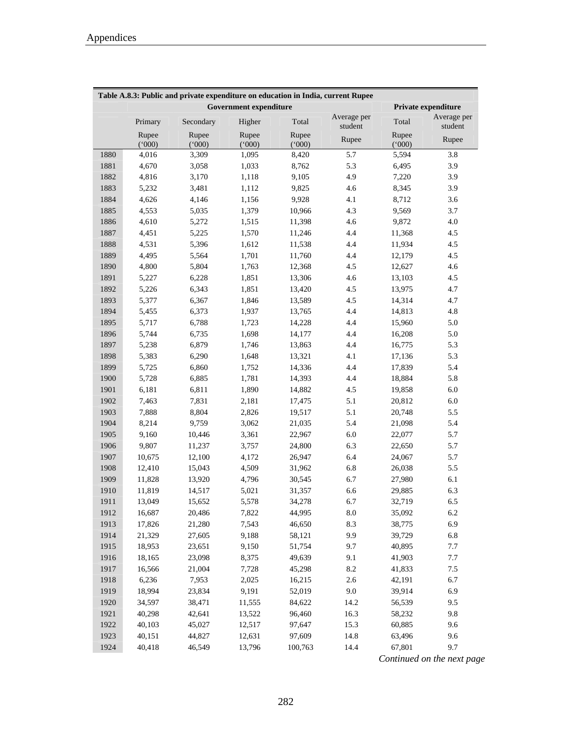**Table A.8.3: Public and private expenditure on education in India, current Rupee**

| | Government expenditure | | | | | Private expenditure | |
|---|---|---|---|---|---|---|---|
| | Primary | Secondary | Higher | Total | Average per student | Total | Average per student |
| | Rupee ('000) | Rupee ('000) | Rupee ('000) | Rupee ('000) | Rupee | Rupee ('000) | Rupee |
| 1880 | 4,016 | 3,309 | 1,095 | 8,420 | 5.7 | 5,594 | 3.8 |
| 1881 | 4,670 | 3,058 | 1,033 | 8,762 | 5.3 | 6,495 | 3.9 |
| 1882 | 4,816 | 3,170 | 1,118 | 9,105 | 4.9 | 7,220 | 3.9 |
| 1883 | 5,232 | 3,481 | 1,112 | 9,825 | 4.6 | 8,345 | 3.9 |
| 1884 | 4,626 | 4,146 | 1,156 | 9,928 | 4.1 | 8,712 | 3.6 |
| 1885 | 4,553 | 5,035 | 1,379 | 10,966 | 4.3 | 9,569 | 3.7 |
| 1886 | 4,610 | 5,272 | 1,515 | 11,398 | 4.6 | 9,872 | 4.0 |
| 1887 | 4,451 | 5,225 | 1,570 | 11,246 | 4.4 | 11,368 | 4.5 |
| 1888 | 4,531 | 5,396 | 1,612 | 11,538 | 4.4 | 11,934 | 4.5 |
| 1889 | 4,495 | 5,564 | 1,701 | 11,760 | 4.4 | 12,179 | 4.5 |
| 1890 | 4,800 | 5,804 | 1,763 | 12,368 | 4.5 | 12,627 | 4.6 |
| 1891 | 5,227 | 6,228 | 1,851 | 13,306 | 4.6 | 13,103 | 4.5 |
| 1892 | 5,226 | 6,343 | 1,851 | 13,420 | 4.5 | 13,975 | 4.7 |
| 1893 | 5,377 | 6,367 | 1,846 | 13,589 | 4.5 | 14,314 | 4.7 |
| 1894 | 5,455 | 6,373 | 1,937 | 13,765 | 4.4 | 14,813 | 4.8 |
| 1895 | 5,717 | 6,788 | 1,723 | 14,228 | 4.4 | 15,960 | 5.0 |
| 1896 | 5,744 | 6,735 | 1,698 | 14,177 | 4.4 | 16,208 | 5.0 |
| 1897 | 5,238 | 6,879 | 1,746 | 13,863 | 4.4 | 16,775 | 5.3 |
| 1898 | 5,383 | 6,290 | 1,648 | 13,321 | 4.1 | 17,136 | 5.3 |
| 1899 | 5,725 | 6,860 | 1,752 | 14,336 | 4.4 | 17,839 | 5.4 |
| 1900 | 5,728 | 6,885 | 1,781 | 14,393 | 4.4 | 18,884 | 5.8 |
| 1901 | 6,181 | 6,811 | 1,890 | 14,882 | 4.5 | 19,858 | 6.0 |
| 1902 | 7,463 | 7,831 | 2,181 | 17,475 | 5.1 | 20,812 | 6.0 |
| 1903 | 7,888 | 8,804 | 2,826 | 19,517 | 5.1 | 20,748 | 5.5 |
| 1904 | 8,214 | 9,759 | 3,062 | 21,035 | 5.4 | 21,098 | 5.4 |
| 1905 | 9,160 | 10,446 | 3,361 | 22,967 | 6.0 | 22,077 | 5.7 |
| 1906 | 9,807 | 11,237 | 3,757 | 24,800 | 6.3 | 22,650 | 5.7 |
| 1907 | 10,675 | 12,100 | 4,172 | 26,947 | 6.4 | 24,067 | 5.7 |
| 1908 | 12,410 | 15,043 | 4,509 | 31,962 | 6.8 | 26,038 | 5.5 |
| 1909 | 11,828 | 13,920 | 4,796 | 30,545 | 6.7 | 27,980 | 6.1 |
| 1910 | 11,819 | 14,517 | 5,021 | 31,357 | 6.6 | 29,885 | 6.3 |
| 1911 | 13,049 | 15,652 | 5,578 | 34,278 | 6.7 | 32,719 | 6.5 |
| 1912 | 16,687 | 20,486 | 7,822 | 44,995 | 8.0 | 35,092 | 6.2 |
| 1913 | 17,826 | 21,280 | 7,543 | 46,650 | 8.3 | 38,775 | 6.9 |
| 1914 | 21,329 | 27,605 | 9,188 | 58,121 | 9.9 | 39,729 | 6.8 |
| 1915 | 18,953 | 23,651 | 9,150 | 51,754 | 9.7 | 40,895 | 7.7 |
| 1916 | 18,165 | 23,098 | 8,375 | 49,639 | 9.1 | 41,903 | 7.7 |
| 1917 | 16,566 | 21,004 | 7,728 | 45,298 | 8.2 | 41,833 | 7.5 |
| 1918 | 6,236 | 7,953 | 2,025 | 16,215 | 2.6 | 42,191 | 6.7 |
| 1919 | 18,994 | 23,834 | 9,191 | 52,019 | 9.0 | 39,914 | 6.9 |
| 1920 | 34,597 | 38,471 | 11,555 | 84,622 | 14.2 | 56,539 | 9.5 |
| 1921 | 40,298 | 42,641 | 13,522 | 96,460 | 16.3 | 58,232 | 9.8 |
| 1922 | 40,103 | 45,027 | 12,517 | 97,647 | 15.3 | 60,885 | 9.6 |
| 1923 | 40,151 | 44,827 | 12,631 | 97,609 | 14.8 | 63,496 | 9.6 |
| 1924 | 40,418 | 46,549 | 13,796 | 100,763 | 14.4 | 67,801 | 9.7 |

*Continued on the next page*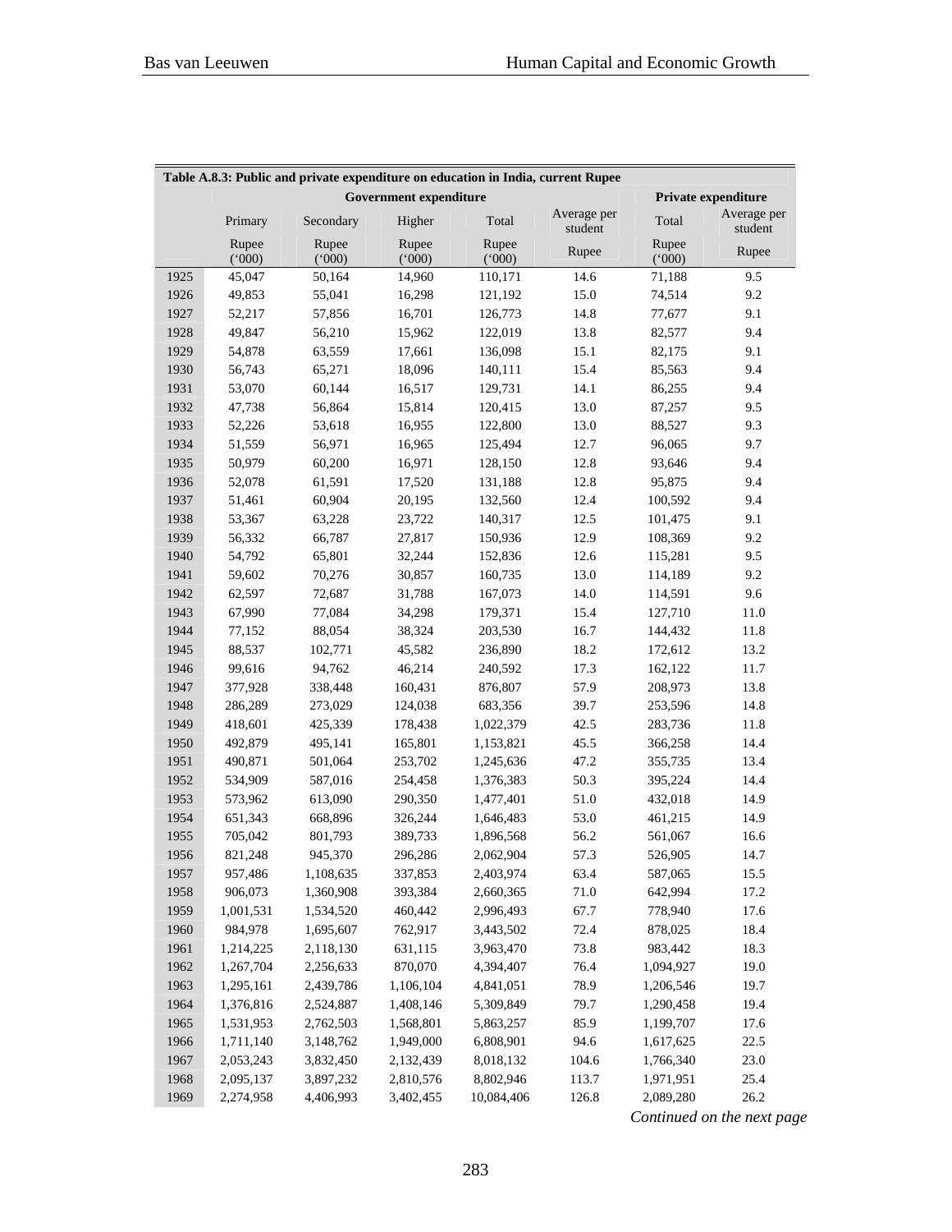| Table A.8.3: Public and private expenditure on education in India, current Rupee | | | | | | | |
|---|---|---|---|---|---|---|---|
| | Government expenditure | | | | | Private expenditure | |
| | Primary | Secondary | Higher | Total | Average per student | Total | Average per student |
| | Rupee ('000) | Rupee ('000) | Rupee ('000) | Rupee ('000) | Rupee | Rupee ('000) | Rupee |
| 1925 | 45,047 | 50,164 | 14,960 | 110,171 | 14.6 | 71,188 | 9.5 |
| 1926 | 49,853 | 55,041 | 16,298 | 121,192 | 15.0 | 74,514 | 9.2 |
| 1927 | 52,217 | 57,856 | 16,701 | 126,773 | 14.8 | 77,677 | 9.1 |
| 1928 | 49,847 | 56,210 | 15,962 | 122,019 | 13.8 | 82,577 | 9.4 |
| 1929 | 54,878 | 63,559 | 17,661 | 136,098 | 15.1 | 82,175 | 9.1 |
| 1930 | 56,743 | 65,271 | 18,096 | 140,111 | 15.4 | 85,563 | 9.4 |
| 1931 | 53,070 | 60,144 | 16,517 | 129,731 | 14.1 | 86,255 | 9.4 |
| 1932 | 47,738 | 56,864 | 15,814 | 120,415 | 13.0 | 87,257 | 9.5 |
| 1933 | 52,226 | 53,618 | 16,955 | 122,800 | 13.0 | 88,527 | 9.3 |
| 1934 | 51,559 | 56,971 | 16,965 | 125,494 | 12.7 | 96,065 | 9.7 |
| 1935 | 50,979 | 60,200 | 16,971 | 128,150 | 12.8 | 93,646 | 9.4 |
| 1936 | 52,078 | 61,591 | 17,520 | 131,188 | 12.8 | 95,875 | 9.4 |
| 1937 | 51,461 | 60,904 | 20,195 | 132,560 | 12.4 | 100,592 | 9.4 |
| 1938 | 53,367 | 63,228 | 23,722 | 140,317 | 12.5 | 101,475 | 9.1 |
| 1939 | 56,332 | 66,787 | 27,817 | 150,936 | 12.9 | 108,369 | 9.2 |
| 1940 | 54,792 | 65,801 | 32,244 | 152,836 | 12.6 | 115,281 | 9.5 |
| 1941 | 59,602 | 70,276 | 30,857 | 160,735 | 13.0 | 114,189 | 9.2 |
| 1942 | 62,597 | 72,687 | 31,788 | 167,073 | 14.0 | 114,591 | 9.6 |
| 1943 | 67,990 | 77,084 | 34,298 | 179,371 | 15.4 | 127,710 | 11.0 |
| 1944 | 77,152 | 88,054 | 38,324 | 203,530 | 16.7 | 144,432 | 11.8 |
| 1945 | 88,537 | 102,771 | 45,582 | 236,890 | 18.2 | 172,612 | 13.2 |
| 1946 | 99,616 | 94,762 | 46,214 | 240,592 | 17.3 | 162,122 | 11.7 |
| 1947 | 377,928 | 338,448 | 160,431 | 876,807 | 57.9 | 208,973 | 13.8 |
| 1948 | 286,289 | 273,029 | 124,038 | 683,356 | 39.7 | 253,596 | 14.8 |
| 1949 | 418,601 | 425,339 | 178,438 | 1,022,379 | 42.5 | 283,736 | 11.8 |
| 1950 | 492,879 | 495,141 | 165,801 | 1,153,821 | 45.5 | 366,258 | 14.4 |
| 1951 | 490,871 | 501,064 | 253,702 | 1,245,636 | 47.2 | 355,735 | 13.4 |
| 1952 | 534,909 | 587,016 | 254,458 | 1,376,383 | 50.3 | 395,224 | 14.4 |
| 1953 | 573,962 | 613,090 | 290,350 | 1,477,401 | 51.0 | 432,018 | 14.9 |
| 1954 | 651,343 | 668,896 | 326,244 | 1,646,483 | 53.0 | 461,215 | 14.9 |
| 1955 | 705,042 | 801,793 | 389,733 | 1,896,568 | 56.2 | 561,067 | 16.6 |
| 1956 | 821,248 | 945,370 | 296,286 | 2,062,904 | 57.3 | 526,905 | 14.7 |
| 1957 | 957,486 | 1,108,635 | 337,853 | 2,403,974 | 63.4 | 587,065 | 15.5 |
| 1958 | 906,073 | 1,360,908 | 393,384 | 2,660,365 | 71.0 | 642,994 | 17.2 |
| 1959 | 1,001,531 | 1,534,520 | 460,442 | 2,996,493 | 67.7 | 778,940 | 17.6 |
| 1960 | 984,978 | 1,695,607 | 762,917 | 3,443,502 | 72.4 | 878,025 | 18.4 |
| 1961 | 1,214,225 | 2,118,130 | 631,115 | 3,963,470 | 73.8 | 983,442 | 18.3 |
| 1962 | 1,267,704 | 2,256,633 | 870,070 | 4,394,407 | 76.4 | 1,094,927 | 19.0 |
| 1963 | 1,295,161 | 2,439,786 | 1,106,104 | 4,841,051 | 78.9 | 1,206,546 | 19.7 |
| 1964 | 1,376,816 | 2,524,887 | 1,408,146 | 5,309,849 | 79.7 | 1,290,458 | 19.4 |
| 1965 | 1,531,953 | 2,762,503 | 1,568,801 | 5,863,257 | 85.9 | 1,199,707 | 17.6 |
| 1966 | 1,711,140 | 3,148,762 | 1,949,000 | 6,808,901 | 94.6 | 1,617,625 | 22.5 |
| 1967 | 2,053,243 | 3,832,450 | 2,132,439 | 8,018,132 | 104.6 | 1,766,340 | 23.0 |
| 1968 | 2,095,137 | 3,897,232 | 2,810,576 | 8,802,946 | 113.7 | 1,971,951 | 25.4 |
| 1969 | 2,274,958 | 4,406,993 | 3,402,455 | 10,084,406 | 126.8 | 2,089,280 | 26.2 |

*Continued on the next page*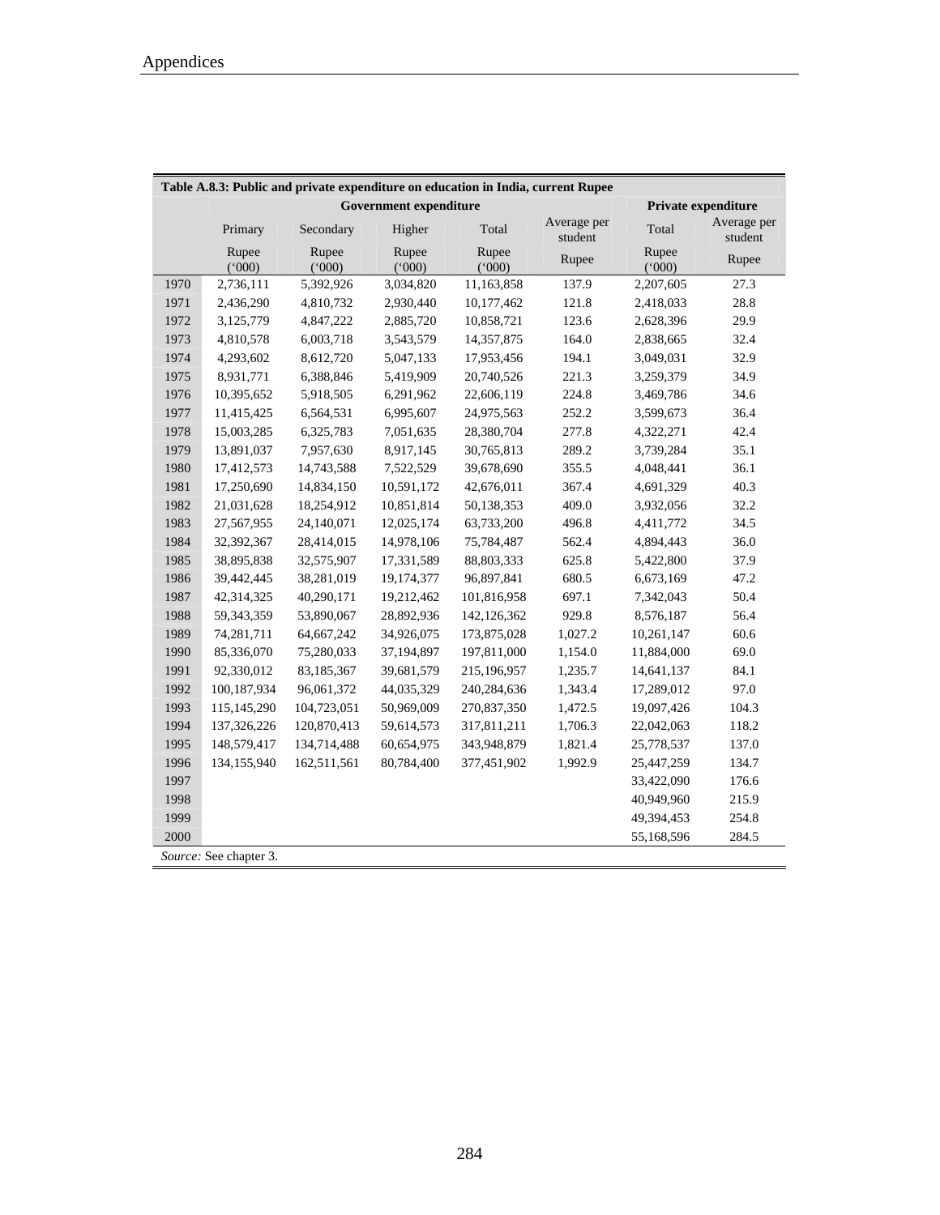**Table A.8.3: Public and private expenditure on education in India, current Rupee**

| | Government expenditure | | | | | Private expenditure | |
|---|---|---|---|---|---|---|---|
| | Primary | Secondary | Higher | Total | Average per student | Total | Average per student |
| | Rupee ('000) | Rupee ('000) | Rupee ('000) | Rupee ('000) | Rupee | Rupee ('000) | Rupee |
| 1970 | 2,736,111 | 5,392,926 | 3,034,820 | 11,163,858 | 137.9 | 2,207,605 | 27.3 |
| 1971 | 2,436,290 | 4,810,732 | 2,930,440 | 10,177,462 | 121.8 | 2,418,033 | 28.8 |
| 1972 | 3,125,779 | 4,847,222 | 2,885,720 | 10,858,721 | 123.6 | 2,628,396 | 29.9 |
| 1973 | 4,810,578 | 6,003,718 | 3,543,579 | 14,357,875 | 164.0 | 2,838,665 | 32.4 |
| 1974 | 4,293,602 | 8,612,720 | 5,047,133 | 17,953,456 | 194.1 | 3,049,031 | 32.9 |
| 1975 | 8,931,771 | 6,388,846 | 5,419,909 | 20,740,526 | 221.3 | 3,259,379 | 34.9 |
| 1976 | 10,395,652 | 5,918,505 | 6,291,962 | 22,606,119 | 224.8 | 3,469,786 | 34.6 |
| 1977 | 11,415,425 | 6,564,531 | 6,995,607 | 24,975,563 | 252.2 | 3,599,673 | 36.4 |
| 1978 | 15,003,285 | 6,325,783 | 7,051,635 | 28,380,704 | 277.8 | 4,322,271 | 42.4 |
| 1979 | 13,891,037 | 7,957,630 | 8,917,145 | 30,765,813 | 289.2 | 3,739,284 | 35.1 |
| 1980 | 17,412,573 | 14,743,588 | 7,522,529 | 39,678,690 | 355.5 | 4,048,441 | 36.1 |
| 1981 | 17,250,690 | 14,834,150 | 10,591,172 | 42,676,011 | 367.4 | 4,691,329 | 40.3 |
| 1982 | 21,031,628 | 18,254,912 | 10,851,814 | 50,138,353 | 409.0 | 3,932,056 | 32.2 |
| 1983 | 27,567,955 | 24,140,071 | 12,025,174 | 63,733,200 | 496.8 | 4,411,772 | 34.5 |
| 1984 | 32,392,367 | 28,414,015 | 14,978,106 | 75,784,487 | 562.4 | 4,894,443 | 36.0 |
| 1985 | 38,895,838 | 32,575,907 | 17,331,589 | 88,803,333 | 625.8 | 5,422,800 | 37.9 |
| 1986 | 39,442,445 | 38,281,019 | 19,174,377 | 96,897,841 | 680.5 | 6,673,169 | 47.2 |
| 1987 | 42,314,325 | 40,290,171 | 19,212,462 | 101,816,958 | 697.1 | 7,342,043 | 50.4 |
| 1988 | 59,343,359 | 53,890,067 | 28,892,936 | 142,126,362 | 929.8 | 8,576,187 | 56.4 |
| 1989 | 74,281,711 | 64,667,242 | 34,926,075 | 173,875,028 | 1,027.2 | 10,261,147 | 60.6 |
| 1990 | 85,336,070 | 75,280,033 | 37,194,897 | 197,811,000 | 1,154.0 | 11,884,000 | 69.0 |
| 1991 | 92,330,012 | 83,185,367 | 39,681,579 | 215,196,957 | 1,235.7 | 14,641,137 | 84.1 |
| 1992 | 100,187,934 | 96,061,372 | 44,035,329 | 240,284,636 | 1,343.4 | 17,289,012 | 97.0 |
| 1993 | 115,145,290 | 104,723,051 | 50,969,009 | 270,837,350 | 1,472.5 | 19,097,426 | 104.3 |
| 1994 | 137,326,226 | 120,870,413 | 59,614,573 | 317,811,211 | 1,706.3 | 22,042,063 | 118.2 |
| 1995 | 148,579,417 | 134,714,488 | 60,654,975 | 343,948,879 | 1,821.4 | 25,778,537 | 137.0 |
| 1996 | 134,155,940 | 162,511,561 | 80,784,400 | 377,451,902 | 1,992.9 | 25,447,259 | 134.7 |
| 1997 | | | | | | 33,422,090 | 176.6 |
| 1998 | | | | | | 40,949,960 | 215.9 |
| 1999 | | | | | | 49,394,453 | 254.8 |
| 2000 | | | | | | 55,168,596 | 284.5 |

*Source:* See chapter 3.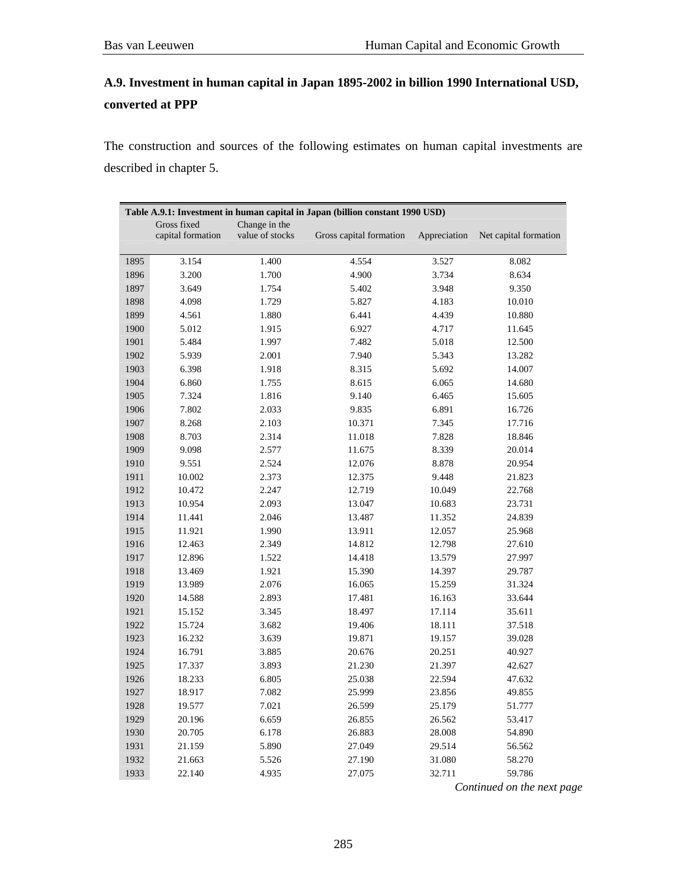### A.9. Investment in human capital in Japan 1895-2002 in billion 1990 International USD, converted at PPP

The construction and sources of the following estimates on human capital investments are described in chapter 5.

| Table A.9.1: Investment in human capital in Japan (billion constant 1990 USD) | | | | | |
|---|---|---|---|---|---|
| | Gross fixed capital formation | Change in the value of stocks | Gross capital formation | Appreciation | Net capital formation |
| 1895 | 3.154 | 1.400 | 4.554 | 3.527 | 8.082 |
| 1896 | 3.200 | 1.700 | 4.900 | 3.734 | 8.634 |
| 1897 | 3.649 | 1.754 | 5.402 | 3.948 | 9.350 |
| 1898 | 4.098 | 1.729 | 5.827 | 4.183 | 10.010 |
| 1899 | 4.561 | 1.880 | 6.441 | 4.439 | 10.880 |
| 1900 | 5.012 | 1.915 | 6.927 | 4.717 | 11.645 |
| 1901 | 5.484 | 1.997 | 7.482 | 5.018 | 12.500 |
| 1902 | 5.939 | 2.001 | 7.940 | 5.343 | 13.282 |
| 1903 | 6.398 | 1.918 | 8.315 | 5.692 | 14.007 |
| 1904 | 6.860 | 1.755 | 8.615 | 6.065 | 14.680 |
| 1905 | 7.324 | 1.816 | 9.140 | 6.465 | 15.605 |
| 1906 | 7.802 | 2.033 | 9.835 | 6.891 | 16.726 |
| 1907 | 8.268 | 2.103 | 10.371 | 7.345 | 17.716 |
| 1908 | 8.703 | 2.314 | 11.018 | 7.828 | 18.846 |
| 1909 | 9.098 | 2.577 | 11.675 | 8.339 | 20.014 |
| 1910 | 9.551 | 2.524 | 12.076 | 8.878 | 20.954 |
| 1911 | 10.002 | 2.373 | 12.375 | 9.448 | 21.823 |
| 1912 | 10.472 | 2.247 | 12.719 | 10.049 | 22.768 |
| 1913 | 10.954 | 2.093 | 13.047 | 10.683 | 23.731 |
| 1914 | 11.441 | 2.046 | 13.487 | 11.352 | 24.839 |
| 1915 | 11.921 | 1.990 | 13.911 | 12.057 | 25.968 |
| 1916 | 12.463 | 2.349 | 14.812 | 12.798 | 27.610 |
| 1917 | 12.896 | 1.522 | 14.418 | 13.579 | 27.997 |
| 1918 | 13.469 | 1.921 | 15.390 | 14.397 | 29.787 |
| 1919 | 13.989 | 2.076 | 16.065 | 15.259 | 31.324 |
| 1920 | 14.588 | 2.893 | 17.481 | 16.163 | 33.644 |
| 1921 | 15.152 | 3.345 | 18.497 | 17.114 | 35.611 |
| 1922 | 15.724 | 3.682 | 19.406 | 18.111 | 37.518 |
| 1923 | 16.232 | 3.639 | 19.871 | 19.157 | 39.028 |
| 1924 | 16.791 | 3.885 | 20.676 | 20.251 | 40.927 |
| 1925 | 17.337 | 3.893 | 21.230 | 21.397 | 42.627 |
| 1926 | 18.233 | 6.805 | 25.038 | 22.594 | 47.632 |
| 1927 | 18.917 | 7.082 | 25.999 | 23.856 | 49.855 |
| 1928 | 19.577 | 7.021 | 26.599 | 25.179 | 51.777 |
| 1929 | 20.196 | 6.659 | 26.855 | 26.562 | 53.417 |
| 1930 | 20.705 | 6.178 | 26.883 | 28.008 | 54.890 |
| 1931 | 21.159 | 5.890 | 27.049 | 29.514 | 56.562 |
| 1932 | 21.663 | 5.526 | 27.190 | 31.080 | 58.270 |
| 1933 | 22.140 | 4.935 | 27.075 | 32.711 | 59.786 |

*Continued on the next page*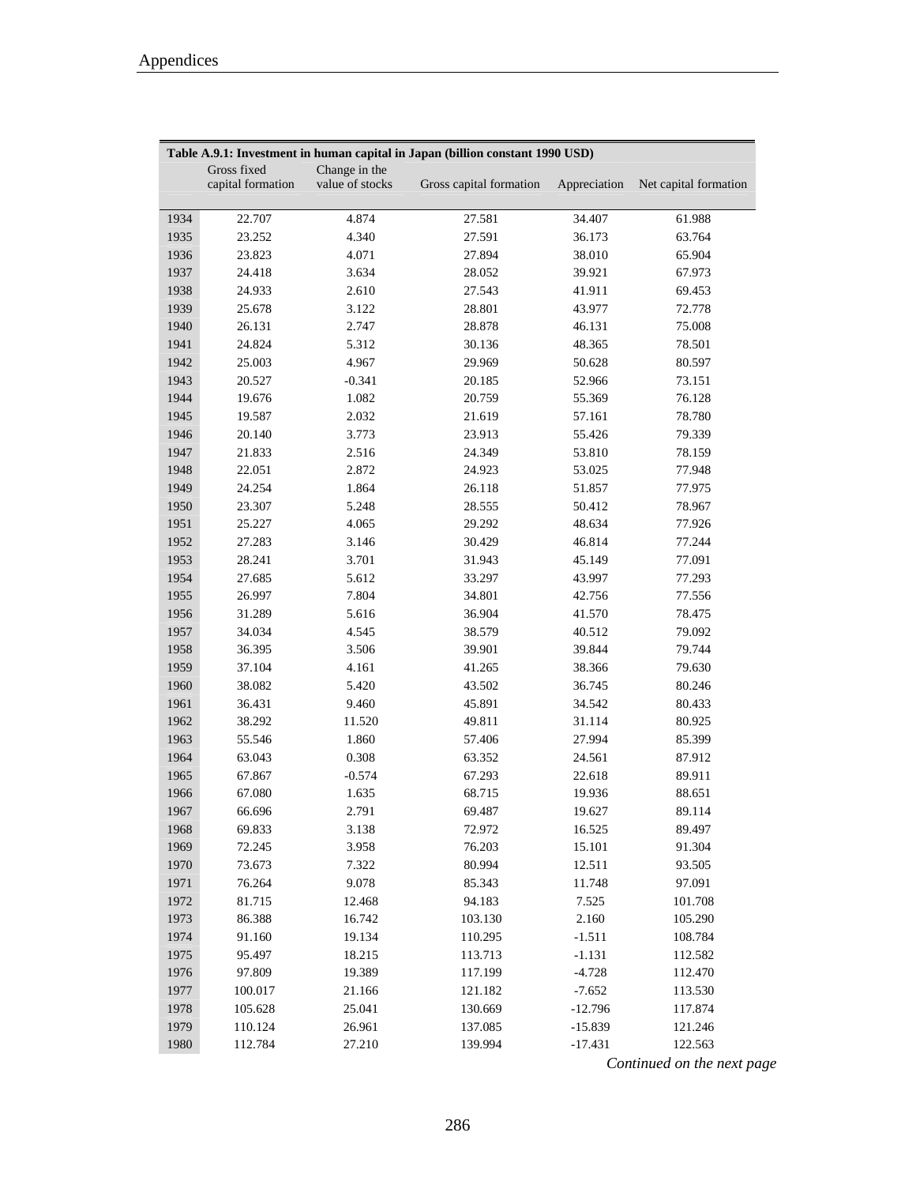| Table A.9.1: Investment in human capital in Japan (billion constant 1990 USD) | | | | | |
|---|---|---|---|---|---|
| | Gross fixed capital formation | Change in the value of stocks | Gross capital formation | Appreciation | Net capital formation |
| 1934 | 22.707 | 4.874 | 27.581 | 34.407 | 61.988 |
| 1935 | 23.252 | 4.340 | 27.591 | 36.173 | 63.764 |
| 1936 | 23.823 | 4.071 | 27.894 | 38.010 | 65.904 |
| 1937 | 24.418 | 3.634 | 28.052 | 39.921 | 67.973 |
| 1938 | 24.933 | 2.610 | 27.543 | 41.911 | 69.453 |
| 1939 | 25.678 | 3.122 | 28.801 | 43.977 | 72.778 |
| 1940 | 26.131 | 2.747 | 28.878 | 46.131 | 75.008 |
| 1941 | 24.824 | 5.312 | 30.136 | 48.365 | 78.501 |
| 1942 | 25.003 | 4.967 | 29.969 | 50.628 | 80.597 |
| 1943 | 20.527 | -0.341 | 20.185 | 52.966 | 73.151 |
| 1944 | 19.676 | 1.082 | 20.759 | 55.369 | 76.128 |
| 1945 | 19.587 | 2.032 | 21.619 | 57.161 | 78.780 |
| 1946 | 20.140 | 3.773 | 23.913 | 55.426 | 79.339 |
| 1947 | 21.833 | 2.516 | 24.349 | 53.810 | 78.159 |
| 1948 | 22.051 | 2.872 | 24.923 | 53.025 | 77.948 |
| 1949 | 24.254 | 1.864 | 26.118 | 51.857 | 77.975 |
| 1950 | 23.307 | 5.248 | 28.555 | 50.412 | 78.967 |
| 1951 | 25.227 | 4.065 | 29.292 | 48.634 | 77.926 |
| 1952 | 27.283 | 3.146 | 30.429 | 46.814 | 77.244 |
| 1953 | 28.241 | 3.701 | 31.943 | 45.149 | 77.091 |
| 1954 | 27.685 | 5.612 | 33.297 | 43.997 | 77.293 |
| 1955 | 26.997 | 7.804 | 34.801 | 42.756 | 77.556 |
| 1956 | 31.289 | 5.616 | 36.904 | 41.570 | 78.475 |
| 1957 | 34.034 | 4.545 | 38.579 | 40.512 | 79.092 |
| 1958 | 36.395 | 3.506 | 39.901 | 39.844 | 79.744 |
| 1959 | 37.104 | 4.161 | 41.265 | 38.366 | 79.630 |
| 1960 | 38.082 | 5.420 | 43.502 | 36.745 | 80.246 |
| 1961 | 36.431 | 9.460 | 45.891 | 34.542 | 80.433 |
| 1962 | 38.292 | 11.520 | 49.811 | 31.114 | 80.925 |
| 1963 | 55.546 | 1.860 | 57.406 | 27.994 | 85.399 |
| 1964 | 63.043 | 0.308 | 63.352 | 24.561 | 87.912 |
| 1965 | 67.867 | -0.574 | 67.293 | 22.618 | 89.911 |
| 1966 | 67.080 | 1.635 | 68.715 | 19.936 | 88.651 |
| 1967 | 66.696 | 2.791 | 69.487 | 19.627 | 89.114 |
| 1968 | 69.833 | 3.138 | 72.972 | 16.525 | 89.497 |
| 1969 | 72.245 | 3.958 | 76.203 | 15.101 | 91.304 |
| 1970 | 73.673 | 7.322 | 80.994 | 12.511 | 93.505 |
| 1971 | 76.264 | 9.078 | 85.343 | 11.748 | 97.091 |
| 1972 | 81.715 | 12.468 | 94.183 | 7.525 | 101.708 |
| 1973 | 86.388 | 16.742 | 103.130 | 2.160 | 105.290 |
| 1974 | 91.160 | 19.134 | 110.295 | -1.511 | 108.784 |
| 1975 | 95.497 | 18.215 | 113.713 | -1.131 | 112.582 |
| 1976 | 97.809 | 19.389 | 117.199 | -4.728 | 112.470 |
| 1977 | 100.017 | 21.166 | 121.182 | -7.652 | 113.530 |
| 1978 | 105.628 | 25.041 | 130.669 | -12.796 | 117.874 |
| 1979 | 110.124 | 26.961 | 137.085 | -15.839 | 121.246 |
| 1980 | 112.784 | 27.210 | 139.994 | -17.431 | 122.563 |

*Continued on the next page*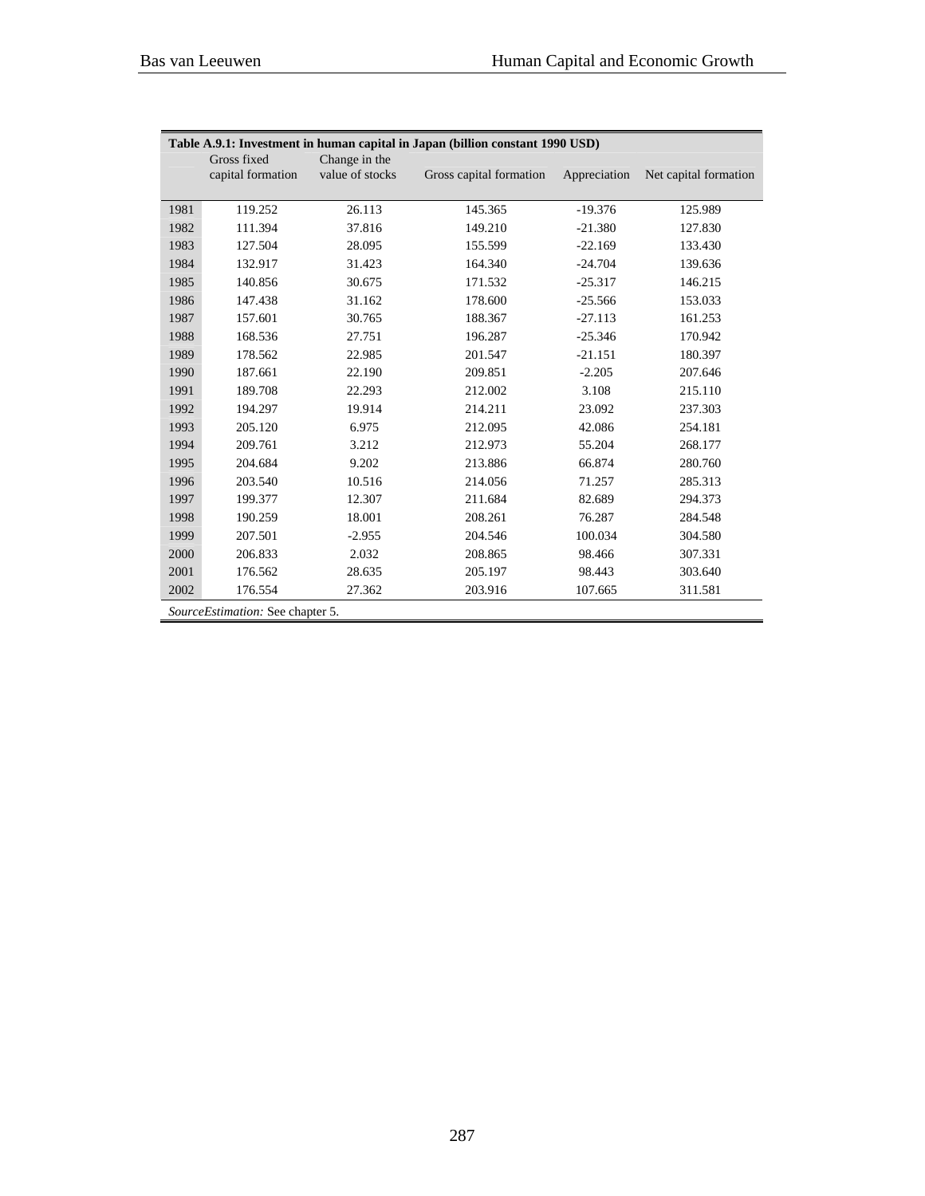| Table A.9.1: Investment in human capital in Japan (billion constant 1990 USD) | | | | | |
|---|---|---|---|---|---|
| | Gross fixed capital formation | Change in the value of stocks | Gross capital formation | Appreciation | Net capital formation |
| 1981 | 119.252 | 26.113 | 145.365 | -19.376 | 125.989 |
| 1982 | 111.394 | 37.816 | 149.210 | -21.380 | 127.830 |
| 1983 | 127.504 | 28.095 | 155.599 | -22.169 | 133.430 |
| 1984 | 132.917 | 31.423 | 164.340 | -24.704 | 139.636 |
| 1985 | 140.856 | 30.675 | 171.532 | -25.317 | 146.215 |
| 1986 | 147.438 | 31.162 | 178.600 | -25.566 | 153.033 |
| 1987 | 157.601 | 30.765 | 188.367 | -27.113 | 161.253 |
| 1988 | 168.536 | 27.751 | 196.287 | -25.346 | 170.942 |
| 1989 | 178.562 | 22.985 | 201.547 | -21.151 | 180.397 |
| 1990 | 187.661 | 22.190 | 209.851 | -2.205 | 207.646 |
| 1991 | 189.708 | 22.293 | 212.002 | 3.108 | 215.110 |
| 1992 | 194.297 | 19.914 | 214.211 | 23.092 | 237.303 |
| 1993 | 205.120 | 6.975 | 212.095 | 42.086 | 254.181 |
| 1994 | 209.761 | 3.212 | 212.973 | 55.204 | 268.177 |
| 1995 | 204.684 | 9.202 | 213.886 | 66.874 | 280.760 |
| 1996 | 203.540 | 10.516 | 214.056 | 71.257 | 285.313 |
| 1997 | 199.377 | 12.307 | 211.684 | 82.689 | 294.373 |
| 1998 | 190.259 | 18.001 | 208.261 | 76.287 | 284.548 |
| 1999 | 207.501 | -2.955 | 204.546 | 100.034 | 304.580 |
| 2000 | 206.833 | 2.032 | 208.865 | 98.466 | 307.331 |
| 2001 | 176.562 | 28.635 | 205.197 | 98.443 | 303.640 |
| 2002 | 176.554 | 27.362 | 203.916 | 107.665 | 311.581 |

*SourceEstimation:* See chapter 5.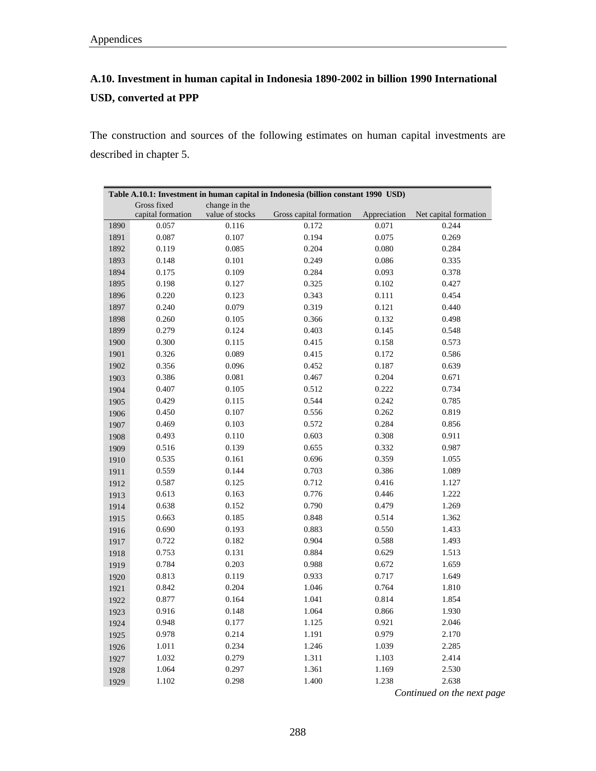## A.10. Investment in human capital in Indonesia 1890-2002 in billion 1990 International USD, converted at PPP

The construction and sources of the following estimates on human capital investments are described in chapter 5.

**Table A.10.1: Investment in human capital in Indonesia (billion constant 1990 USD)**

| | Gross fixed capital formation | change in the value of stocks | Gross capital formation | Appreciation | Net capital formation |
|---|---|---|---|---|---|
| 1890 | 0.057 | 0.116 | 0.172 | 0.071 | 0.244 |
| 1891 | 0.087 | 0.107 | 0.194 | 0.075 | 0.269 |
| 1892 | 0.119 | 0.085 | 0.204 | 0.080 | 0.284 |
| 1893 | 0.148 | 0.101 | 0.249 | 0.086 | 0.335 |
| 1894 | 0.175 | 0.109 | 0.284 | 0.093 | 0.378 |
| 1895 | 0.198 | 0.127 | 0.325 | 0.102 | 0.427 |
| 1896 | 0.220 | 0.123 | 0.343 | 0.111 | 0.454 |
| 1897 | 0.240 | 0.079 | 0.319 | 0.121 | 0.440 |
| 1898 | 0.260 | 0.105 | 0.366 | 0.132 | 0.498 |
| 1899 | 0.279 | 0.124 | 0.403 | 0.145 | 0.548 |
| 1900 | 0.300 | 0.115 | 0.415 | 0.158 | 0.573 |
| 1901 | 0.326 | 0.089 | 0.415 | 0.172 | 0.586 |
| 1902 | 0.356 | 0.096 | 0.452 | 0.187 | 0.639 |
| 1903 | 0.386 | 0.081 | 0.467 | 0.204 | 0.671 |
| 1904 | 0.407 | 0.105 | 0.512 | 0.222 | 0.734 |
| 1905 | 0.429 | 0.115 | 0.544 | 0.242 | 0.785 |
| 1906 | 0.450 | 0.107 | 0.556 | 0.262 | 0.819 |
| 1907 | 0.469 | 0.103 | 0.572 | 0.284 | 0.856 |
| 1908 | 0.493 | 0.110 | 0.603 | 0.308 | 0.911 |
| 1909 | 0.516 | 0.139 | 0.655 | 0.332 | 0.987 |
| 1910 | 0.535 | 0.161 | 0.696 | 0.359 | 1.055 |
| 1911 | 0.559 | 0.144 | 0.703 | 0.386 | 1.089 |
| 1912 | 0.587 | 0.125 | 0.712 | 0.416 | 1.127 |
| 1913 | 0.613 | 0.163 | 0.776 | 0.446 | 1.222 |
| 1914 | 0.638 | 0.152 | 0.790 | 0.479 | 1.269 |
| 1915 | 0.663 | 0.185 | 0.848 | 0.514 | 1.362 |
| 1916 | 0.690 | 0.193 | 0.883 | 0.550 | 1.433 |
| 1917 | 0.722 | 0.182 | 0.904 | 0.588 | 1.493 |
| 1918 | 0.753 | 0.131 | 0.884 | 0.629 | 1.513 |
| 1919 | 0.784 | 0.203 | 0.988 | 0.672 | 1.659 |
| 1920 | 0.813 | 0.119 | 0.933 | 0.717 | 1.649 |
| 1921 | 0.842 | 0.204 | 1.046 | 0.764 | 1.810 |
| 1922 | 0.877 | 0.164 | 1.041 | 0.814 | 1.854 |
| 1923 | 0.916 | 0.148 | 1.064 | 0.866 | 1.930 |
| 1924 | 0.948 | 0.177 | 1.125 | 0.921 | 2.046 |
| 1925 | 0.978 | 0.214 | 1.191 | 0.979 | 2.170 |
| 1926 | 1.011 | 0.234 | 1.246 | 1.039 | 2.285 |
| 1927 | 1.032 | 0.279 | 1.311 | 1.103 | 2.414 |
| 1928 | 1.064 | 0.297 | 1.361 | 1.169 | 2.530 |
| 1929 | 1.102 | 0.298 | 1.400 | 1.238 | 2.638 |

*Continued on the next page*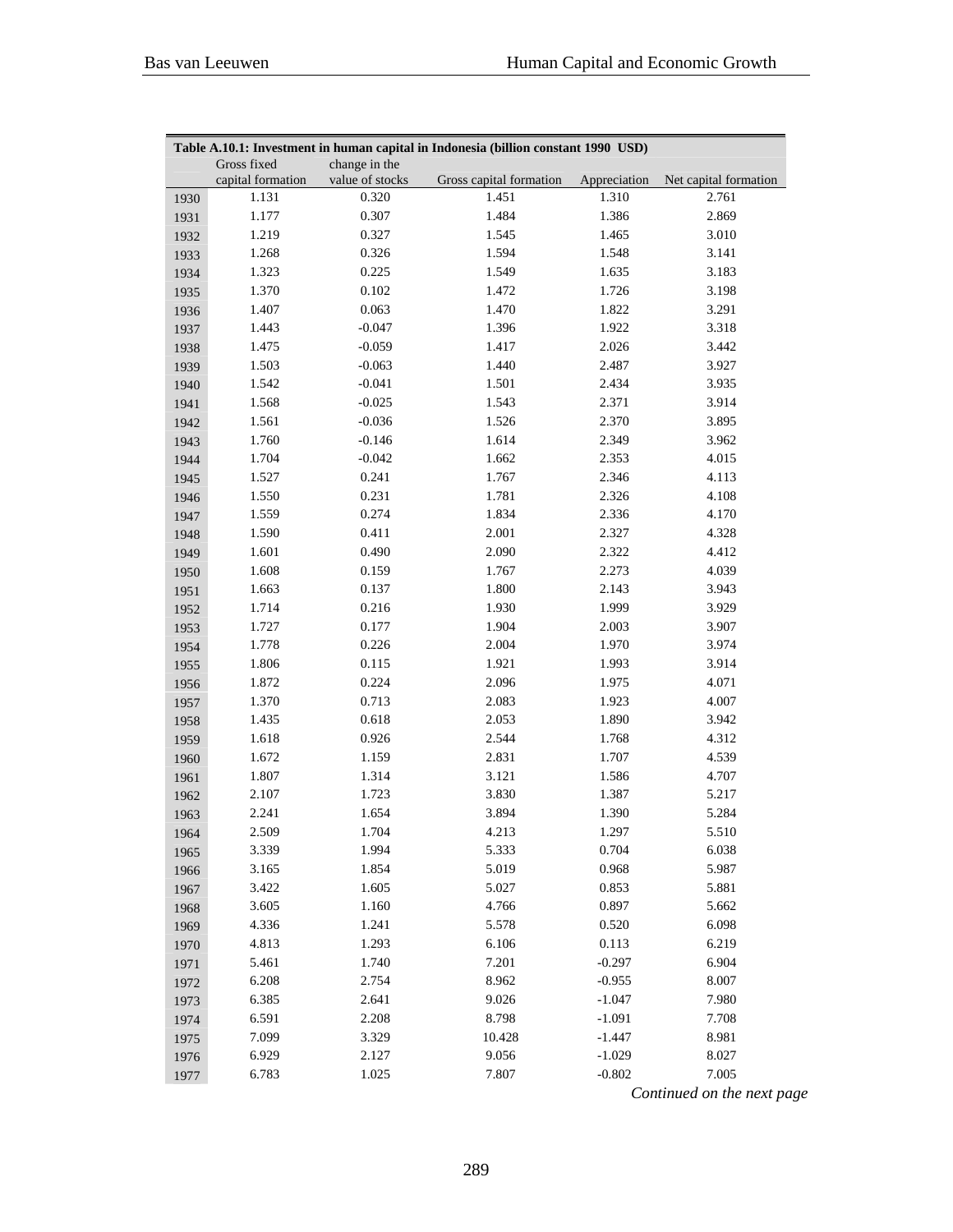| Table A.10.1: Investment in human capital in Indonesia (billion constant 1990 USD) | | | | | |
|---|---|---|---|---|---|
| | Gross fixed capital formation | change in the value of stocks | Gross capital formation | Appreciation | Net capital formation |
| 1930 | 1.131 | 0.320 | 1.451 | 1.310 | 2.761 |
| 1931 | 1.177 | 0.307 | 1.484 | 1.386 | 2.869 |
| 1932 | 1.219 | 0.327 | 1.545 | 1.465 | 3.010 |
| 1933 | 1.268 | 0.326 | 1.594 | 1.548 | 3.141 |
| 1934 | 1.323 | 0.225 | 1.549 | 1.635 | 3.183 |
| 1935 | 1.370 | 0.102 | 1.472 | 1.726 | 3.198 |
| 1936 | 1.407 | 0.063 | 1.470 | 1.822 | 3.291 |
| 1937 | 1.443 | -0.047 | 1.396 | 1.922 | 3.318 |
| 1938 | 1.475 | -0.059 | 1.417 | 2.026 | 3.442 |
| 1939 | 1.503 | -0.063 | 1.440 | 2.487 | 3.927 |
| 1940 | 1.542 | -0.041 | 1.501 | 2.434 | 3.935 |
| 1941 | 1.568 | -0.025 | 1.543 | 2.371 | 3.914 |
| 1942 | 1.561 | -0.036 | 1.526 | 2.370 | 3.895 |
| 1943 | 1.760 | -0.146 | 1.614 | 2.349 | 3.962 |
| 1944 | 1.704 | -0.042 | 1.662 | 2.353 | 4.015 |
| 1945 | 1.527 | 0.241 | 1.767 | 2.346 | 4.113 |
| 1946 | 1.550 | 0.231 | 1.781 | 2.326 | 4.108 |
| 1947 | 1.559 | 0.274 | 1.834 | 2.336 | 4.170 |
| 1948 | 1.590 | 0.411 | 2.001 | 2.327 | 4.328 |
| 1949 | 1.601 | 0.490 | 2.090 | 2.322 | 4.412 |
| 1950 | 1.608 | 0.159 | 1.767 | 2.273 | 4.039 |
| 1951 | 1.663 | 0.137 | 1.800 | 2.143 | 3.943 |
| 1952 | 1.714 | 0.216 | 1.930 | 1.999 | 3.929 |
| 1953 | 1.727 | 0.177 | 1.904 | 2.003 | 3.907 |
| 1954 | 1.778 | 0.226 | 2.004 | 1.970 | 3.974 |
| 1955 | 1.806 | 0.115 | 1.921 | 1.993 | 3.914 |
| 1956 | 1.872 | 0.224 | 2.096 | 1.975 | 4.071 |
| 1957 | 1.370 | 0.713 | 2.083 | 1.923 | 4.007 |
| 1958 | 1.435 | 0.618 | 2.053 | 1.890 | 3.942 |
| 1959 | 1.618 | 0.926 | 2.544 | 1.768 | 4.312 |
| 1960 | 1.672 | 1.159 | 2.831 | 1.707 | 4.539 |
| 1961 | 1.807 | 1.314 | 3.121 | 1.586 | 4.707 |
| 1962 | 2.107 | 1.723 | 3.830 | 1.387 | 5.217 |
| 1963 | 2.241 | 1.654 | 3.894 | 1.390 | 5.284 |
| 1964 | 2.509 | 1.704 | 4.213 | 1.297 | 5.510 |
| 1965 | 3.339 | 1.994 | 5.333 | 0.704 | 6.038 |
| 1966 | 3.165 | 1.854 | 5.019 | 0.968 | 5.987 |
| 1967 | 3.422 | 1.605 | 5.027 | 0.853 | 5.881 |
| 1968 | 3.605 | 1.160 | 4.766 | 0.897 | 5.662 |
| 1969 | 4.336 | 1.241 | 5.578 | 0.520 | 6.098 |
| 1970 | 4.813 | 1.293 | 6.106 | 0.113 | 6.219 |
| 1971 | 5.461 | 1.740 | 7.201 | -0.297 | 6.904 |
| 1972 | 6.208 | 2.754 | 8.962 | -0.955 | 8.007 |
| 1973 | 6.385 | 2.641 | 9.026 | -1.047 | 7.980 |
| 1974 | 6.591 | 2.208 | 8.798 | -1.091 | 7.708 |
| 1975 | 7.099 | 3.329 | 10.428 | -1.447 | 8.981 |
| 1976 | 6.929 | 2.127 | 9.056 | -1.029 | 8.027 |
| 1977 | 6.783 | 1.025 | 7.807 | -0.802 | 7.005 |

*Continued on the next page*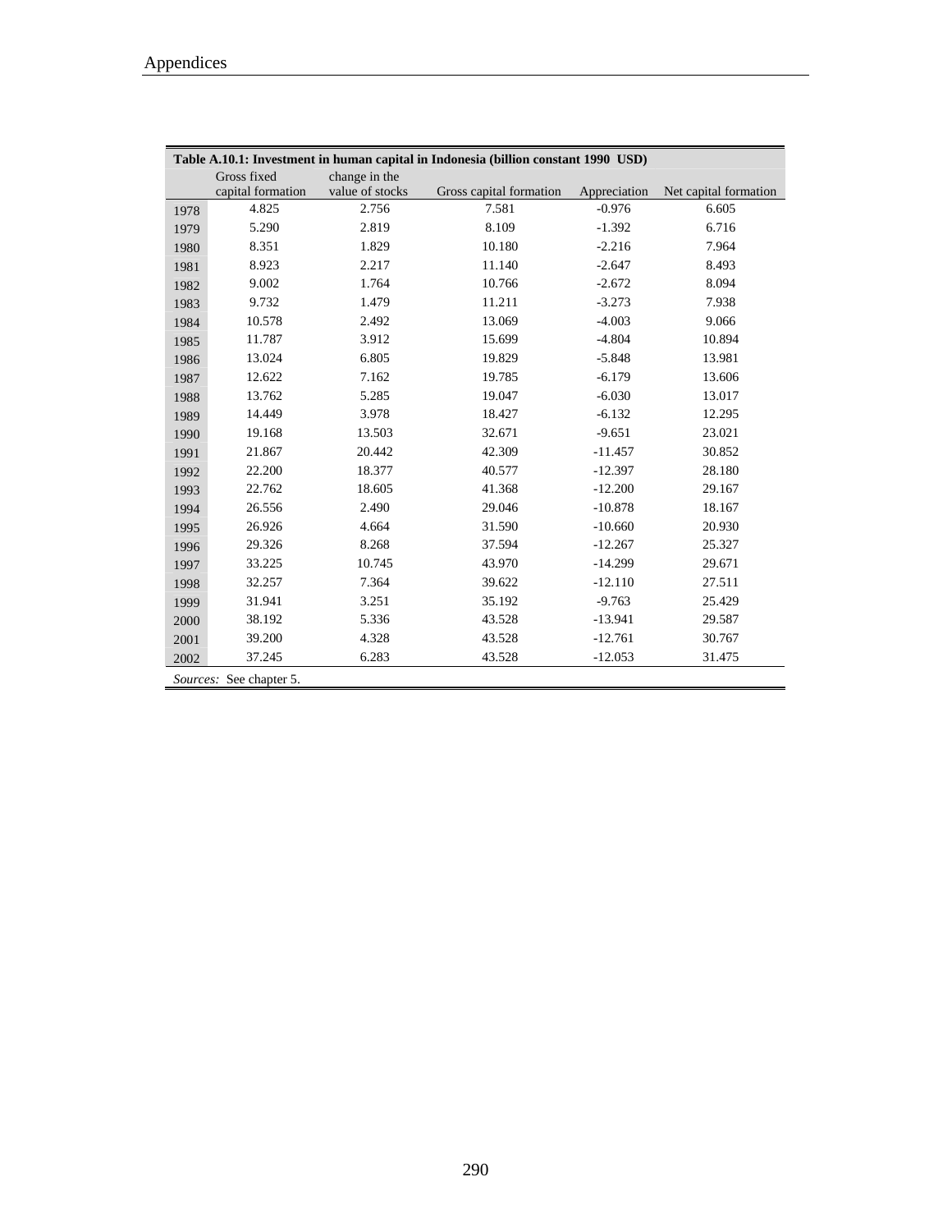**Table A.10.1: Investment in human capital in Indonesia (billion constant 1990 USD)**

| | Gross fixed capital formation | change in the value of stocks | Gross capital formation | Appreciation | Net capital formation |
|---|---|---|---|---|---|
| 1978 | 4.825 | 2.756 | 7.581 | -0.976 | 6.605 |
| 1979 | 5.290 | 2.819 | 8.109 | -1.392 | 6.716 |
| 1980 | 8.351 | 1.829 | 10.180 | -2.216 | 7.964 |
| 1981 | 8.923 | 2.217 | 11.140 | -2.647 | 8.493 |
| 1982 | 9.002 | 1.764 | 10.766 | -2.672 | 8.094 |
| 1983 | 9.732 | 1.479 | 11.211 | -3.273 | 7.938 |
| 1984 | 10.578 | 2.492 | 13.069 | -4.003 | 9.066 |
| 1985 | 11.787 | 3.912 | 15.699 | -4.804 | 10.894 |
| 1986 | 13.024 | 6.805 | 19.829 | -5.848 | 13.981 |
| 1987 | 12.622 | 7.162 | 19.785 | -6.179 | 13.606 |
| 1988 | 13.762 | 5.285 | 19.047 | -6.030 | 13.017 |
| 1989 | 14.449 | 3.978 | 18.427 | -6.132 | 12.295 |
| 1990 | 19.168 | 13.503 | 32.671 | -9.651 | 23.021 |
| 1991 | 21.867 | 20.442 | 42.309 | -11.457 | 30.852 |
| 1992 | 22.200 | 18.377 | 40.577 | -12.397 | 28.180 |
| 1993 | 22.762 | 18.605 | 41.368 | -12.200 | 29.167 |
| 1994 | 26.556 | 2.490 | 29.046 | -10.878 | 18.167 |
| 1995 | 26.926 | 4.664 | 31.590 | -10.660 | 20.930 |
| 1996 | 29.326 | 8.268 | 37.594 | -12.267 | 25.327 |
| 1997 | 33.225 | 10.745 | 43.970 | -14.299 | 29.671 |
| 1998 | 32.257 | 7.364 | 39.622 | -12.110 | 27.511 |
| 1999 | 31.941 | 3.251 | 35.192 | -9.763 | 25.429 |
| 2000 | 38.192 | 5.336 | 43.528 | -13.941 | 29.587 |
| 2001 | 39.200 | 4.328 | 43.528 | -12.761 | 30.767 |
| 2002 | 37.245 | 6.283 | 43.528 | -12.053 | 31.475 |

*Sources:* See chapter 5.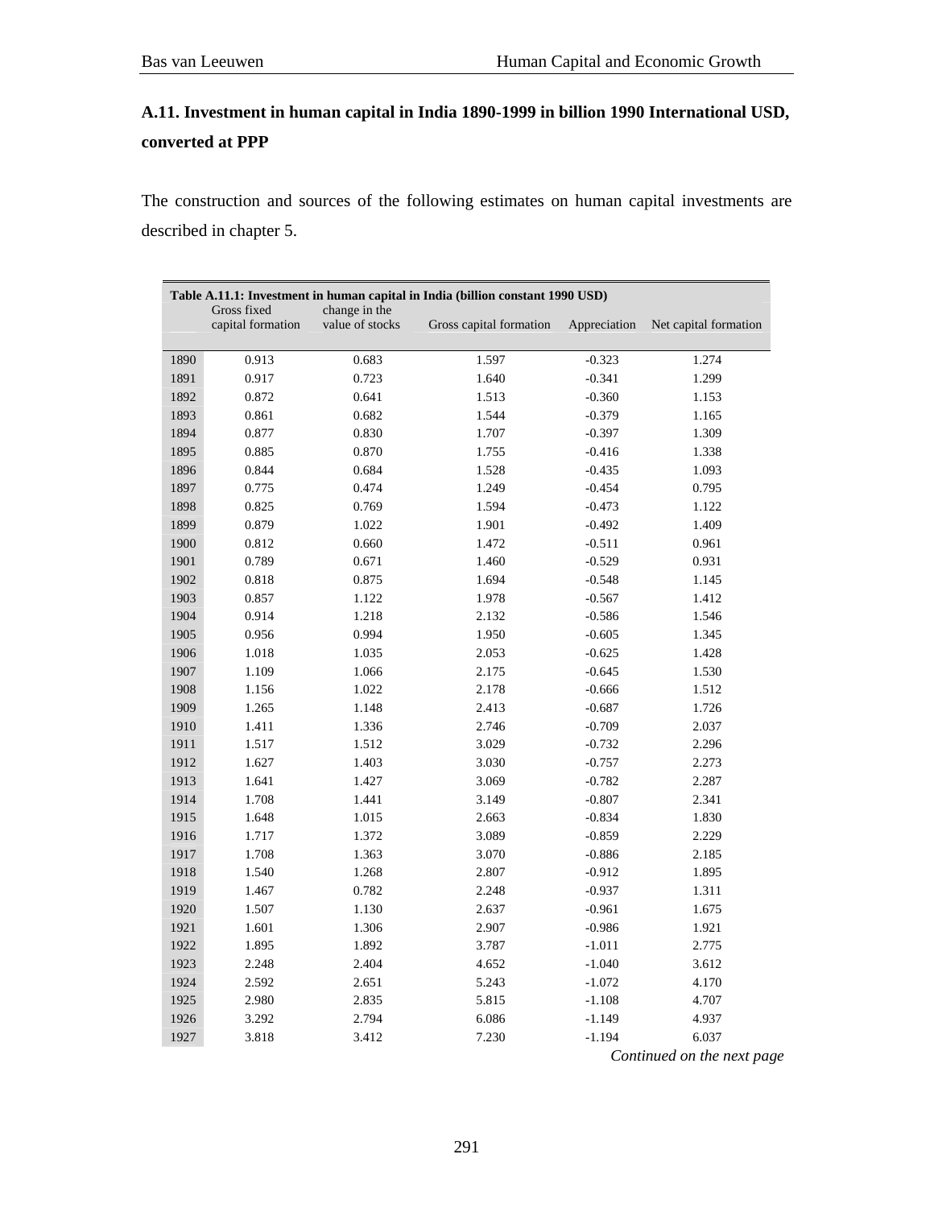### A.11. Investment in human capital in India 1890-1999 in billion 1990 International USD, converted at PPP

The construction and sources of the following estimates on human capital investments are described in chapter 5.

**Table A.11.1: Investment in human capital in India (billion constant 1990 USD)**

| | Gross fixed capital formation | change in the value of stocks | Gross capital formation | Appreciation | Net capital formation |
|---|---|---|---|---|---|
| 1890 | 0.913 | 0.683 | 1.597 | -0.323 | 1.274 |
| 1891 | 0.917 | 0.723 | 1.640 | -0.341 | 1.299 |
| 1892 | 0.872 | 0.641 | 1.513 | -0.360 | 1.153 |
| 1893 | 0.861 | 0.682 | 1.544 | -0.379 | 1.165 |
| 1894 | 0.877 | 0.830 | 1.707 | -0.397 | 1.309 |
| 1895 | 0.885 | 0.870 | 1.755 | -0.416 | 1.338 |
| 1896 | 0.844 | 0.684 | 1.528 | -0.435 | 1.093 |
| 1897 | 0.775 | 0.474 | 1.249 | -0.454 | 0.795 |
| 1898 | 0.825 | 0.769 | 1.594 | -0.473 | 1.122 |
| 1899 | 0.879 | 1.022 | 1.901 | -0.492 | 1.409 |
| 1900 | 0.812 | 0.660 | 1.472 | -0.511 | 0.961 |
| 1901 | 0.789 | 0.671 | 1.460 | -0.529 | 0.931 |
| 1902 | 0.818 | 0.875 | 1.694 | -0.548 | 1.145 |
| 1903 | 0.857 | 1.122 | 1.978 | -0.567 | 1.412 |
| 1904 | 0.914 | 1.218 | 2.132 | -0.586 | 1.546 |
| 1905 | 0.956 | 0.994 | 1.950 | -0.605 | 1.345 |
| 1906 | 1.018 | 1.035 | 2.053 | -0.625 | 1.428 |
| 1907 | 1.109 | 1.066 | 2.175 | -0.645 | 1.530 |
| 1908 | 1.156 | 1.022 | 2.178 | -0.666 | 1.512 |
| 1909 | 1.265 | 1.148 | 2.413 | -0.687 | 1.726 |
| 1910 | 1.411 | 1.336 | 2.746 | -0.709 | 2.037 |
| 1911 | 1.517 | 1.512 | 3.029 | -0.732 | 2.296 |
| 1912 | 1.627 | 1.403 | 3.030 | -0.757 | 2.273 |
| 1913 | 1.641 | 1.427 | 3.069 | -0.782 | 2.287 |
| 1914 | 1.708 | 1.441 | 3.149 | -0.807 | 2.341 |
| 1915 | 1.648 | 1.015 | 2.663 | -0.834 | 1.830 |
| 1916 | 1.717 | 1.372 | 3.089 | -0.859 | 2.229 |
| 1917 | 1.708 | 1.363 | 3.070 | -0.886 | 2.185 |
| 1918 | 1.540 | 1.268 | 2.807 | -0.912 | 1.895 |
| 1919 | 1.467 | 0.782 | 2.248 | -0.937 | 1.311 |
| 1920 | 1.507 | 1.130 | 2.637 | -0.961 | 1.675 |
| 1921 | 1.601 | 1.306 | 2.907 | -0.986 | 1.921 |
| 1922 | 1.895 | 1.892 | 3.787 | -1.011 | 2.775 |
| 1923 | 2.248 | 2.404 | 4.652 | -1.040 | 3.612 |
| 1924 | 2.592 | 2.651 | 5.243 | -1.072 | 4.170 |
| 1925 | 2.980 | 2.835 | 5.815 | -1.108 | 4.707 |
| 1926 | 3.292 | 2.794 | 6.086 | -1.149 | 4.937 |
| 1927 | 3.818 | 3.412 | 7.230 | -1.194 | 6.037 |

*Continued on the next page*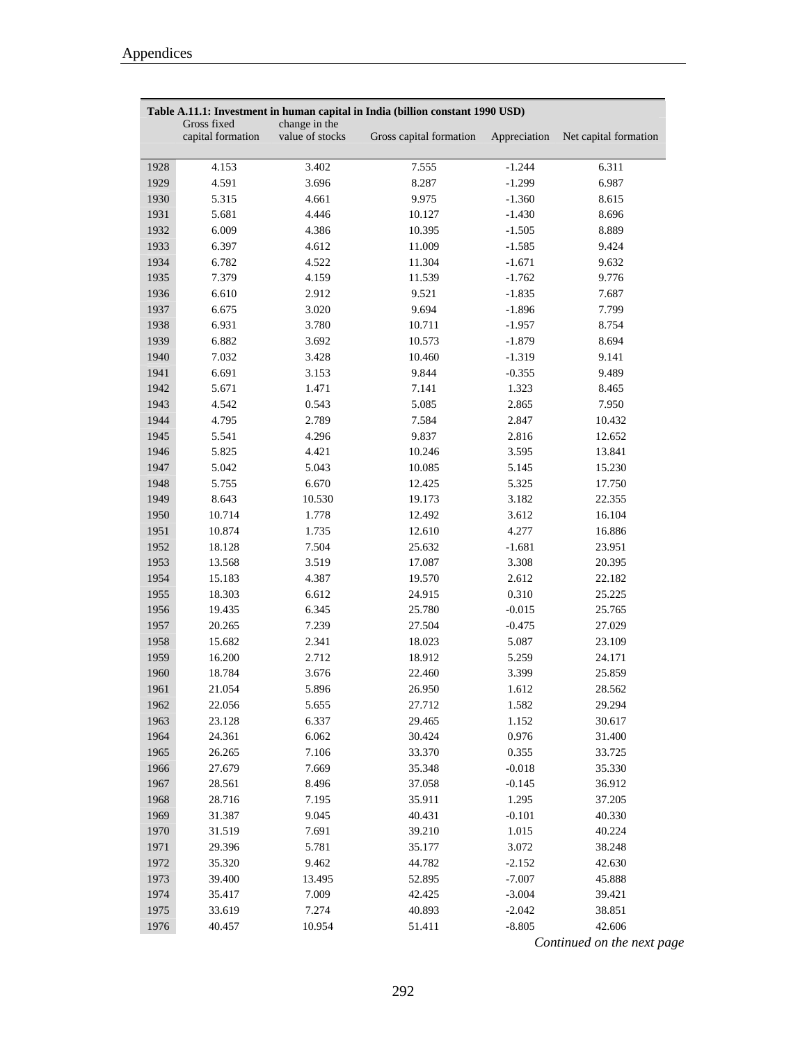**Table A.11.1: Investment in human capital in India (billion constant 1990 USD)**

| | Gross fixed capital formation | change in the value of stocks | Gross capital formation | Appreciation | Net capital formation |
|---|---|---|---|---|---|
| 1928 | 4.153 | 3.402 | 7.555 | -1.244 | 6.311 |
| 1929 | 4.591 | 3.696 | 8.287 | -1.299 | 6.987 |
| 1930 | 5.315 | 4.661 | 9.975 | -1.360 | 8.615 |
| 1931 | 5.681 | 4.446 | 10.127 | -1.430 | 8.696 |
| 1932 | 6.009 | 4.386 | 10.395 | -1.505 | 8.889 |
| 1933 | 6.397 | 4.612 | 11.009 | -1.585 | 9.424 |
| 1934 | 6.782 | 4.522 | 11.304 | -1.671 | 9.632 |
| 1935 | 7.379 | 4.159 | 11.539 | -1.762 | 9.776 |
| 1936 | 6.610 | 2.912 | 9.521 | -1.835 | 7.687 |
| 1937 | 6.675 | 3.020 | 9.694 | -1.896 | 7.799 |
| 1938 | 6.931 | 3.780 | 10.711 | -1.957 | 8.754 |
| 1939 | 6.882 | 3.692 | 10.573 | -1.879 | 8.694 |
| 1940 | 7.032 | 3.428 | 10.460 | -1.319 | 9.141 |
| 1941 | 6.691 | 3.153 | 9.844 | -0.355 | 9.489 |
| 1942 | 5.671 | 1.471 | 7.141 | 1.323 | 8.465 |
| 1943 | 4.542 | 0.543 | 5.085 | 2.865 | 7.950 |
| 1944 | 4.795 | 2.789 | 7.584 | 2.847 | 10.432 |
| 1945 | 5.541 | 4.296 | 9.837 | 2.816 | 12.652 |
| 1946 | 5.825 | 4.421 | 10.246 | 3.595 | 13.841 |
| 1947 | 5.042 | 5.043 | 10.085 | 5.145 | 15.230 |
| 1948 | 5.755 | 6.670 | 12.425 | 5.325 | 17.750 |
| 1949 | 8.643 | 10.530 | 19.173 | 3.182 | 22.355 |
| 1950 | 10.714 | 1.778 | 12.492 | 3.612 | 16.104 |
| 1951 | 10.874 | 1.735 | 12.610 | 4.277 | 16.886 |
| 1952 | 18.128 | 7.504 | 25.632 | -1.681 | 23.951 |
| 1953 | 13.568 | 3.519 | 17.087 | 3.308 | 20.395 |
| 1954 | 15.183 | 4.387 | 19.570 | 2.612 | 22.182 |
| 1955 | 18.303 | 6.612 | 24.915 | 0.310 | 25.225 |
| 1956 | 19.435 | 6.345 | 25.780 | -0.015 | 25.765 |
| 1957 | 20.265 | 7.239 | 27.504 | -0.475 | 27.029 |
| 1958 | 15.682 | 2.341 | 18.023 | 5.087 | 23.109 |
| 1959 | 16.200 | 2.712 | 18.912 | 5.259 | 24.171 |
| 1960 | 18.784 | 3.676 | 22.460 | 3.399 | 25.859 |
| 1961 | 21.054 | 5.896 | 26.950 | 1.612 | 28.562 |
| 1962 | 22.056 | 5.655 | 27.712 | 1.582 | 29.294 |
| 1963 | 23.128 | 6.337 | 29.465 | 1.152 | 30.617 |
| 1964 | 24.361 | 6.062 | 30.424 | 0.976 | 31.400 |
| 1965 | 26.265 | 7.106 | 33.370 | 0.355 | 33.725 |
| 1966 | 27.679 | 7.669 | 35.348 | -0.018 | 35.330 |
| 1967 | 28.561 | 8.496 | 37.058 | -0.145 | 36.912 |
| 1968 | 28.716 | 7.195 | 35.911 | 1.295 | 37.205 |
| 1969 | 31.387 | 9.045 | 40.431 | -0.101 | 40.330 |
| 1970 | 31.519 | 7.691 | 39.210 | 1.015 | 40.224 |
| 1971 | 29.396 | 5.781 | 35.177 | 3.072 | 38.248 |
| 1972 | 35.320 | 9.462 | 44.782 | -2.152 | 42.630 |
| 1973 | 39.400 | 13.495 | 52.895 | -7.007 | 45.888 |
| 1974 | 35.417 | 7.009 | 42.425 | -3.004 | 39.421 |
| 1975 | 33.619 | 7.274 | 40.893 | -2.042 | 38.851 |
| 1976 | 40.457 | 10.954 | 51.411 | -8.805 | 42.606 |

*Continued on the next page*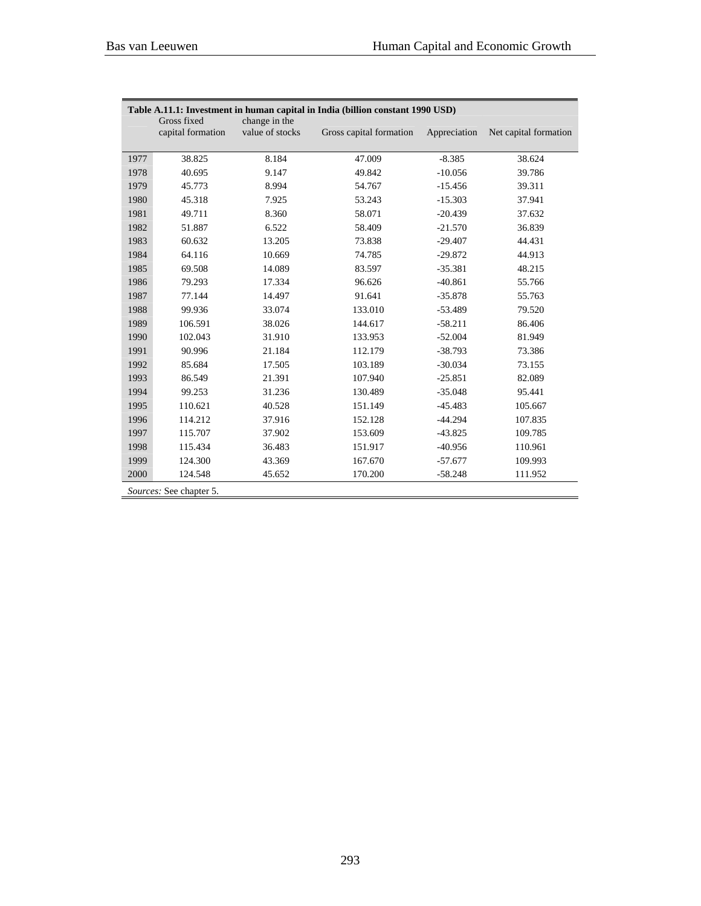**Table A.11.1: Investment in human capital in India (billion constant 1990 USD)**

| | Gross fixed capital formation | change in the value of stocks | Gross capital formation | Appreciation | Net capital formation |
|---|---|---|---|---|---|
| 1977 | 38.825 | 8.184 | 47.009 | -8.385 | 38.624 |
| 1978 | 40.695 | 9.147 | 49.842 | -10.056 | 39.786 |
| 1979 | 45.773 | 8.994 | 54.767 | -15.456 | 39.311 |
| 1980 | 45.318 | 7.925 | 53.243 | -15.303 | 37.941 |
| 1981 | 49.711 | 8.360 | 58.071 | -20.439 | 37.632 |
| 1982 | 51.887 | 6.522 | 58.409 | -21.570 | 36.839 |
| 1983 | 60.632 | 13.205 | 73.838 | -29.407 | 44.431 |
| 1984 | 64.116 | 10.669 | 74.785 | -29.872 | 44.913 |
| 1985 | 69.508 | 14.089 | 83.597 | -35.381 | 48.215 |
| 1986 | 79.293 | 17.334 | 96.626 | -40.861 | 55.766 |
| 1987 | 77.144 | 14.497 | 91.641 | -35.878 | 55.763 |
| 1988 | 99.936 | 33.074 | 133.010 | -53.489 | 79.520 |
| 1989 | 106.591 | 38.026 | 144.617 | -58.211 | 86.406 |
| 1990 | 102.043 | 31.910 | 133.953 | -52.004 | 81.949 |
| 1991 | 90.996 | 21.184 | 112.179 | -38.793 | 73.386 |
| 1992 | 85.684 | 17.505 | 103.189 | -30.034 | 73.155 |
| 1993 | 86.549 | 21.391 | 107.940 | -25.851 | 82.089 |
| 1994 | 99.253 | 31.236 | 130.489 | -35.048 | 95.441 |
| 1995 | 110.621 | 40.528 | 151.149 | -45.483 | 105.667 |
| 1996 | 114.212 | 37.916 | 152.128 | -44.294 | 107.835 |
| 1997 | 115.707 | 37.902 | 153.609 | -43.825 | 109.785 |
| 1998 | 115.434 | 36.483 | 151.917 | -40.956 | 110.961 |
| 1999 | 124.300 | 43.369 | 167.670 | -57.677 | 109.993 |
| 2000 | 124.548 | 45.652 | 170.200 | -58.248 | 111.952 |

*Sources:* See chapter 5.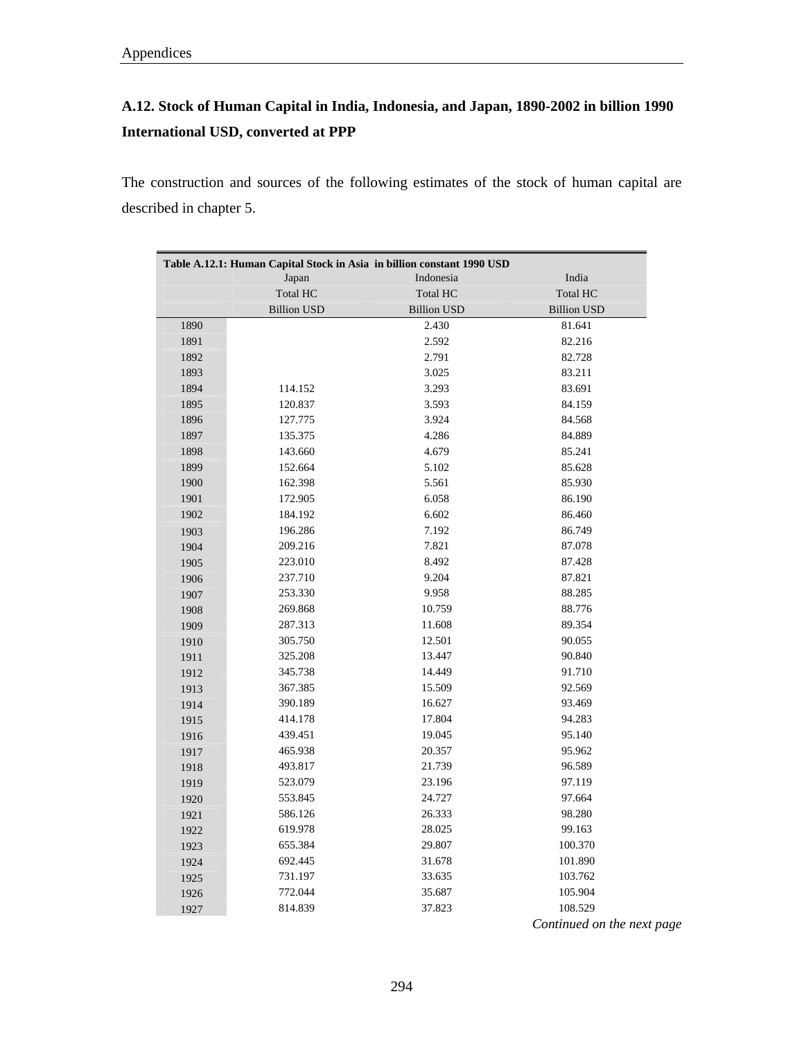## A.12. Stock of Human Capital in India, Indonesia, and Japan, 1890-2002 in billion 1990 International USD, converted at PPP

The construction and sources of the following estimates of the stock of human capital are described in chapter 5.

**Table A.12.1: Human Capital Stock in Asia in billion constant 1990 USD**

| | Japan | Indonesia | India |
|---|---|---|---|
| | Total HC | Total HC | Total HC |
| | Billion USD | Billion USD | Billion USD |
| 1890 | | 2.430 | 81.641 |
| 1891 | | 2.592 | 82.216 |
| 1892 | | 2.791 | 82.728 |
| 1893 | | 3.025 | 83.211 |
| 1894 | 114.152 | 3.293 | 83.691 |
| 1895 | 120.837 | 3.593 | 84.159 |
| 1896 | 127.775 | 3.924 | 84.568 |
| 1897 | 135.375 | 4.286 | 84.889 |
| 1898 | 143.660 | 4.679 | 85.241 |
| 1899 | 152.664 | 5.102 | 85.628 |
| 1900 | 162.398 | 5.561 | 85.930 |
| 1901 | 172.905 | 6.058 | 86.190 |
| 1902 | 184.192 | 6.602 | 86.460 |
| 1903 | 196.286 | 7.192 | 86.749 |
| 1904 | 209.216 | 7.821 | 87.078 |
| 1905 | 223.010 | 8.492 | 87.428 |
| 1906 | 237.710 | 9.204 | 87.821 |
| 1907 | 253.330 | 9.958 | 88.285 |
| 1908 | 269.868 | 10.759 | 88.776 |
| 1909 | 287.313 | 11.608 | 89.354 |
| 1910 | 305.750 | 12.501 | 90.055 |
| 1911 | 325.208 | 13.447 | 90.840 |
| 1912 | 345.738 | 14.449 | 91.710 |
| 1913 | 367.385 | 15.509 | 92.569 |
| 1914 | 390.189 | 16.627 | 93.469 |
| 1915 | 414.178 | 17.804 | 94.283 |
| 1916 | 439.451 | 19.045 | 95.140 |
| 1917 | 465.938 | 20.357 | 95.962 |
| 1918 | 493.817 | 21.739 | 96.589 |
| 1919 | 523.079 | 23.196 | 97.119 |
| 1920 | 553.845 | 24.727 | 97.664 |
| 1921 | 586.126 | 26.333 | 98.280 |
| 1922 | 619.978 | 28.025 | 99.163 |
| 1923 | 655.384 | 29.807 | 100.370 |
| 1924 | 692.445 | 31.678 | 101.890 |
| 1925 | 731.197 | 33.635 | 103.762 |
| 1926 | 772.044 | 35.687 | 105.904 |
| 1927 | 814.839 | 37.823 | 108.529 |

*Continued on the next page*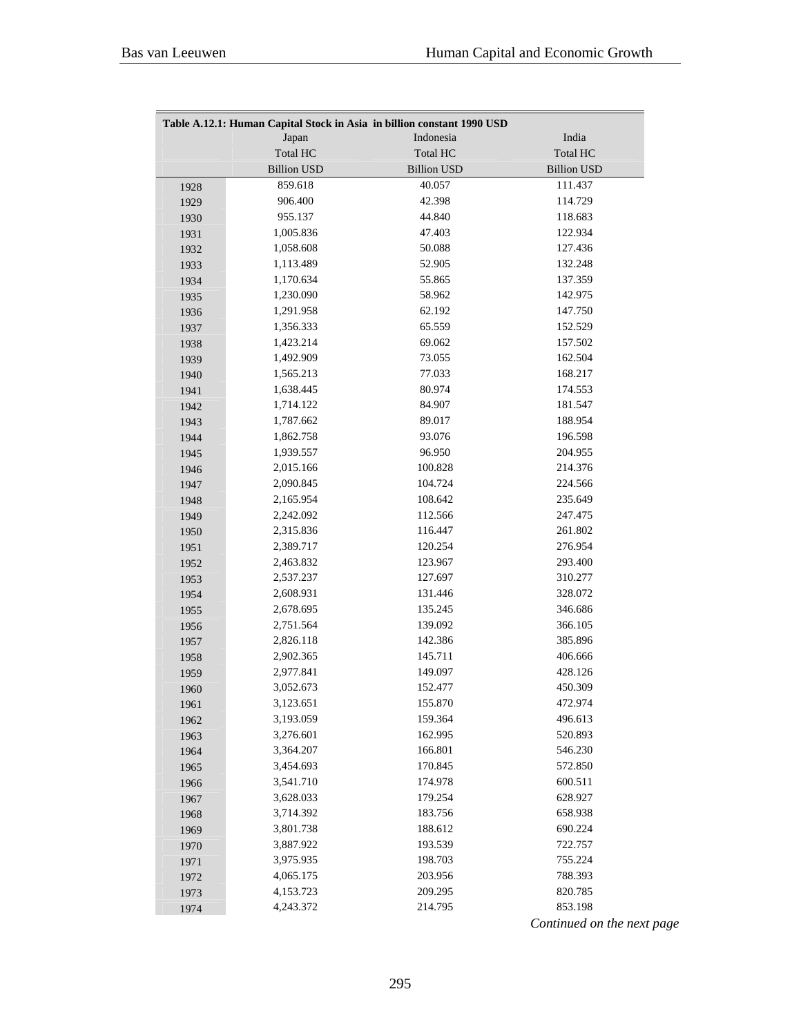**Table A.12.1: Human Capital Stock in Asia in billion constant 1990 USD**

| | Japan | Indonesia | India |
|---|---|---|---|
| | Total HC | Total HC | Total HC |
| | Billion USD | Billion USD | Billion USD |
| 1928 | 859.618 | 40.057 | 111.437 |
| 1929 | 906.400 | 42.398 | 114.729 |
| 1930 | 955.137 | 44.840 | 118.683 |
| 1931 | 1,005.836 | 47.403 | 122.934 |
| 1932 | 1,058.608 | 50.088 | 127.436 |
| 1933 | 1,113.489 | 52.905 | 132.248 |
| 1934 | 1,170.634 | 55.865 | 137.359 |
| 1935 | 1,230.090 | 58.962 | 142.975 |
| 1936 | 1,291.958 | 62.192 | 147.750 |
| 1937 | 1,356.333 | 65.559 | 152.529 |
| 1938 | 1,423.214 | 69.062 | 157.502 |
| 1939 | 1,492.909 | 73.055 | 162.504 |
| 1940 | 1,565.213 | 77.033 | 168.217 |
| 1941 | 1,638.445 | 80.974 | 174.553 |
| 1942 | 1,714.122 | 84.907 | 181.547 |
| 1943 | 1,787.662 | 89.017 | 188.954 |
| 1944 | 1,862.758 | 93.076 | 196.598 |
| 1945 | 1,939.557 | 96.950 | 204.955 |
| 1946 | 2,015.166 | 100.828 | 214.376 |
| 1947 | 2,090.845 | 104.724 | 224.566 |
| 1948 | 2,165.954 | 108.642 | 235.649 |
| 1949 | 2,242.092 | 112.566 | 247.475 |
| 1950 | 2,315.836 | 116.447 | 261.802 |
| 1951 | 2,389.717 | 120.254 | 276.954 |
| 1952 | 2,463.832 | 123.967 | 293.400 |
| 1953 | 2,537.237 | 127.697 | 310.277 |
| 1954 | 2,608.931 | 131.446 | 328.072 |
| 1955 | 2,678.695 | 135.245 | 346.686 |
| 1956 | 2,751.564 | 139.092 | 366.105 |
| 1957 | 2,826.118 | 142.386 | 385.896 |
| 1958 | 2,902.365 | 145.711 | 406.666 |
| 1959 | 2,977.841 | 149.097 | 428.126 |
| 1960 | 3,052.673 | 152.477 | 450.309 |
| 1961 | 3,123.651 | 155.870 | 472.974 |
| 1962 | 3,193.059 | 159.364 | 496.613 |
| 1963 | 3,276.601 | 162.995 | 520.893 |
| 1964 | 3,364.207 | 166.801 | 546.230 |
| 1965 | 3,454.693 | 170.845 | 572.850 |
| 1966 | 3,541.710 | 174.978 | 600.511 |
| 1967 | 3,628.033 | 179.254 | 628.927 |
| 1968 | 3,714.392 | 183.756 | 658.938 |
| 1969 | 3,801.738 | 188.612 | 690.224 |
| 1970 | 3,887.922 | 193.539 | 722.757 |
| 1971 | 3,975.935 | 198.703 | 755.224 |
| 1972 | 4,065.175 | 203.956 | 788.393 |
| 1973 | 4,153.723 | 209.295 | 820.785 |
| 1974 | 4,243.372 | 214.795 | 853.198 |

*Continued on the next page*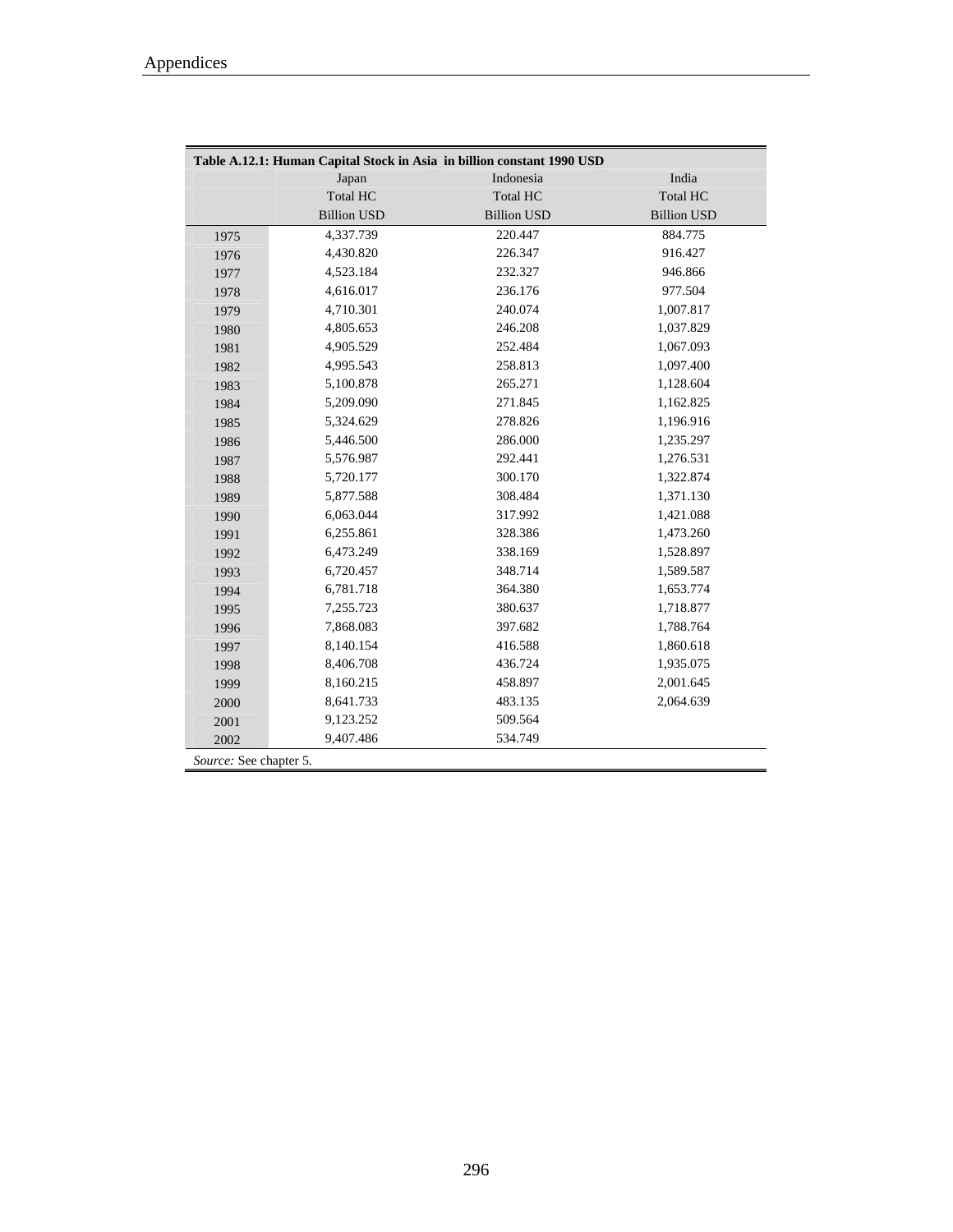**Table A.12.1: Human Capital Stock in Asia in billion constant 1990 USD**

| | Japan | Indonesia | India |
|---|---|---|---|
| | Total HC | Total HC | Total HC |
| | Billion USD | Billion USD | Billion USD |
| 1975 | 4,337.739 | 220.447 | 884.775 |
| 1976 | 4,430.820 | 226.347 | 916.427 |
| 1977 | 4,523.184 | 232.327 | 946.866 |
| 1978 | 4,616.017 | 236.176 | 977.504 |
| 1979 | 4,710.301 | 240.074 | 1,007.817 |
| 1980 | 4,805.653 | 246.208 | 1,037.829 |
| 1981 | 4,905.529 | 252.484 | 1,067.093 |
| 1982 | 4,995.543 | 258.813 | 1,097.400 |
| 1983 | 5,100.878 | 265.271 | 1,128.604 |
| 1984 | 5,209.090 | 271.845 | 1,162.825 |
| 1985 | 5,324.629 | 278.826 | 1,196.916 |
| 1986 | 5,446.500 | 286.000 | 1,235.297 |
| 1987 | 5,576.987 | 292.441 | 1,276.531 |
| 1988 | 5,720.177 | 300.170 | 1,322.874 |
| 1989 | 5,877.588 | 308.484 | 1,371.130 |
| 1990 | 6,063.044 | 317.992 | 1,421.088 |
| 1991 | 6,255.861 | 328.386 | 1,473.260 |
| 1992 | 6,473.249 | 338.169 | 1,528.897 |
| 1993 | 6,720.457 | 348.714 | 1,589.587 |
| 1994 | 6,781.718 | 364.380 | 1,653.774 |
| 1995 | 7,255.723 | 380.637 | 1,718.877 |
| 1996 | 7,868.083 | 397.682 | 1,788.764 |
| 1997 | 8,140.154 | 416.588 | 1,860.618 |
| 1998 | 8,406.708 | 436.724 | 1,935.075 |
| 1999 | 8,160.215 | 458.897 | 2,001.645 |
| 2000 | 8,641.733 | 483.135 | 2,064.639 |
| 2001 | 9,123.252 | 509.564 | |
| 2002 | 9,407.486 | 534.749 | |

*Source:* See chapter 5.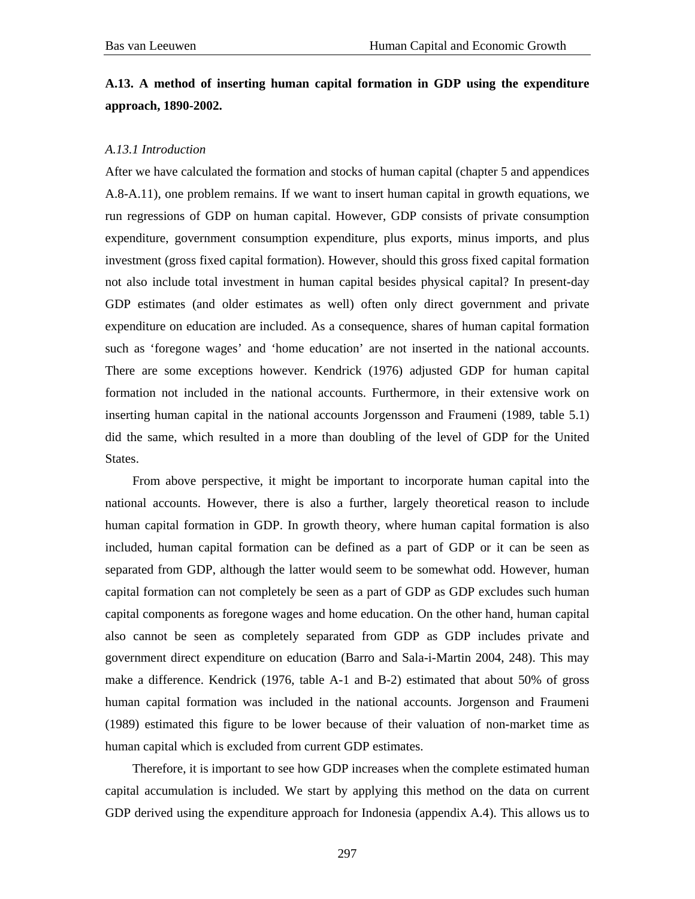## A.13. A method of inserting human capital formation in GDP using the expenditure approach, 1890-2002.

*A.13.1 Introduction*

After we have calculated the formation and stocks of human capital (chapter 5 and appendices A.8-A.11), one problem remains. If we want to insert human capital in growth equations, we run regressions of GDP on human capital. However, GDP consists of private consumption expenditure, government consumption expenditure, plus exports, minus imports, and plus investment (gross fixed capital formation). However, should this gross fixed capital formation not also include total investment in human capital besides physical capital? In present-day GDP estimates (and older estimates as well) often only direct government and private expenditure on education are included. As a consequence, shares of human capital formation such as 'foregone wages' and 'home education' are not inserted in the national accounts. There are some exceptions however. Kendrick (1976) adjusted GDP for human capital formation not included in the national accounts. Furthermore, in their extensive work on inserting human capital in the national accounts Jorgensson and Fraumeni (1989, table 5.1) did the same, which resulted in a more than doubling of the level of GDP for the United States.

From above perspective, it might be important to incorporate human capital into the national accounts. However, there is also a further, largely theoretical reason to include human capital formation in GDP. In growth theory, where human capital formation is also included, human capital formation can be defined as a part of GDP or it can be seen as separated from GDP, although the latter would seem to be somewhat odd. However, human capital formation can not completely be seen as a part of GDP as GDP excludes such human capital components as foregone wages and home education. On the other hand, human capital also cannot be seen as completely separated from GDP as GDP includes private and government direct expenditure on education (Barro and Sala-i-Martin 2004, 248). This may make a difference. Kendrick (1976, table A-1 and B-2) estimated that about 50% of gross human capital formation was included in the national accounts. Jorgenson and Fraumeni (1989) estimated this figure to be lower because of their valuation of non-market time as human capital which is excluded from current GDP estimates.

Therefore, it is important to see how GDP increases when the complete estimated human capital accumulation is included. We start by applying this method on the data on current GDP derived using the expenditure approach for Indonesia (appendix A.4). This allows us to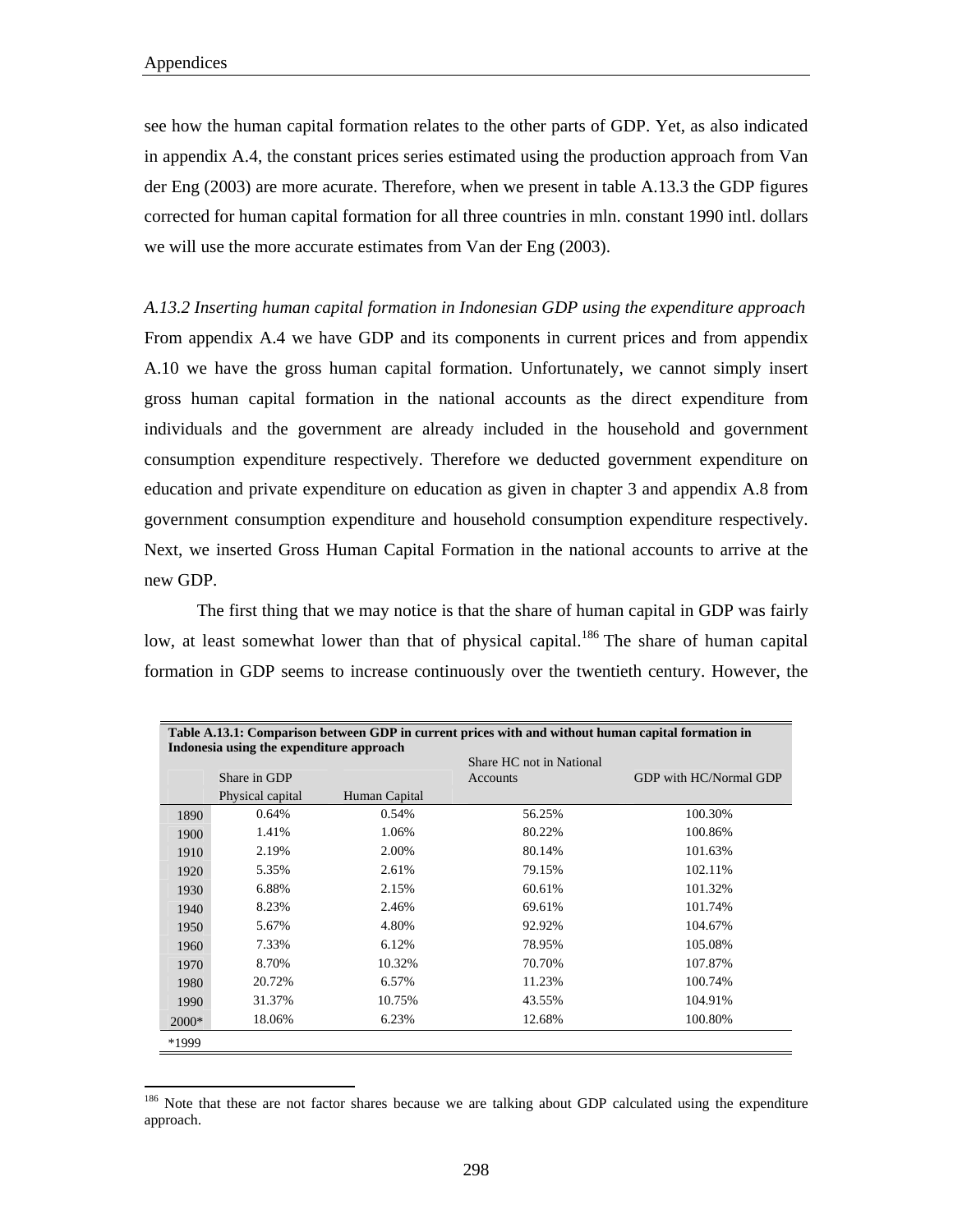see how the human capital formation relates to the other parts of GDP. Yet, as also indicated in appendix A.4, the constant prices series estimated using the production approach from Van der Eng (2003) are more acurate. Therefore, when we present in table A.13.3 the GDP figures corrected for human capital formation for all three countries in mln. constant 1990 intl. dollars we will use the more accurate estimates from Van der Eng (2003).

*A.13.2 Inserting human capital formation in Indonesian GDP using the expenditure approach*

From appendix A.4 we have GDP and its components in current prices and from appendix A.10 we have the gross human capital formation. Unfortunately, we cannot simply insert gross human capital formation in the national accounts as the direct expenditure from individuals and the government are already included in the household and government consumption expenditure respectively. Therefore we deducted government expenditure on education and private expenditure on education as given in chapter 3 and appendix A.8 from government consumption expenditure and household consumption expenditure respectively. Next, we inserted Gross Human Capital Formation in the national accounts to arrive at the new GDP.

The first thing that we may notice is that the share of human capital in GDP was fairly low, at least somewhat lower than that of physical capital.[186] The share of human capital formation in GDP seems to increase continuously over the twentieth century. However, the

**Table A.13.1: Comparison between GDP in current prices with and without human capital formation in Indonesia using the expenditure approach**

| | Share in GDP | | Share HC not in National Accounts | GDP with HC/Normal GDP |
|---|---|---|---|---|
| | Physical capital | Human Capital | | |
| 1890 | 0.64% | 0.54% | 56.25% | 100.30% |
| 1900 | 1.41% | 1.06% | 80.22% | 100.86% |
| 1910 | 2.19% | 2.00% | 80.14% | 101.63% |
| 1920 | 5.35% | 2.61% | 79.15% | 102.11% |
| 1930 | 6.88% | 2.15% | 60.61% | 101.32% |
| 1940 | 8.23% | 2.46% | 69.61% | 101.74% |
| 1950 | 5.67% | 4.80% | 92.92% | 104.67% |
| 1960 | 7.33% | 6.12% | 78.95% | 105.08% |
| 1970 | 8.70% | 10.32% | 70.70% | 107.87% |
| 1980 | 20.72% | 6.57% | 11.23% | 100.74% |
| 1990 | 31.37% | 10.75% | 43.55% | 104.91% |
| 2000* | 18.06% | 6.23% | 12.68% | 100.80% |

*1999

[186] Note that these are not factor shares because we are talking about GDP calculated using the expenditure approach.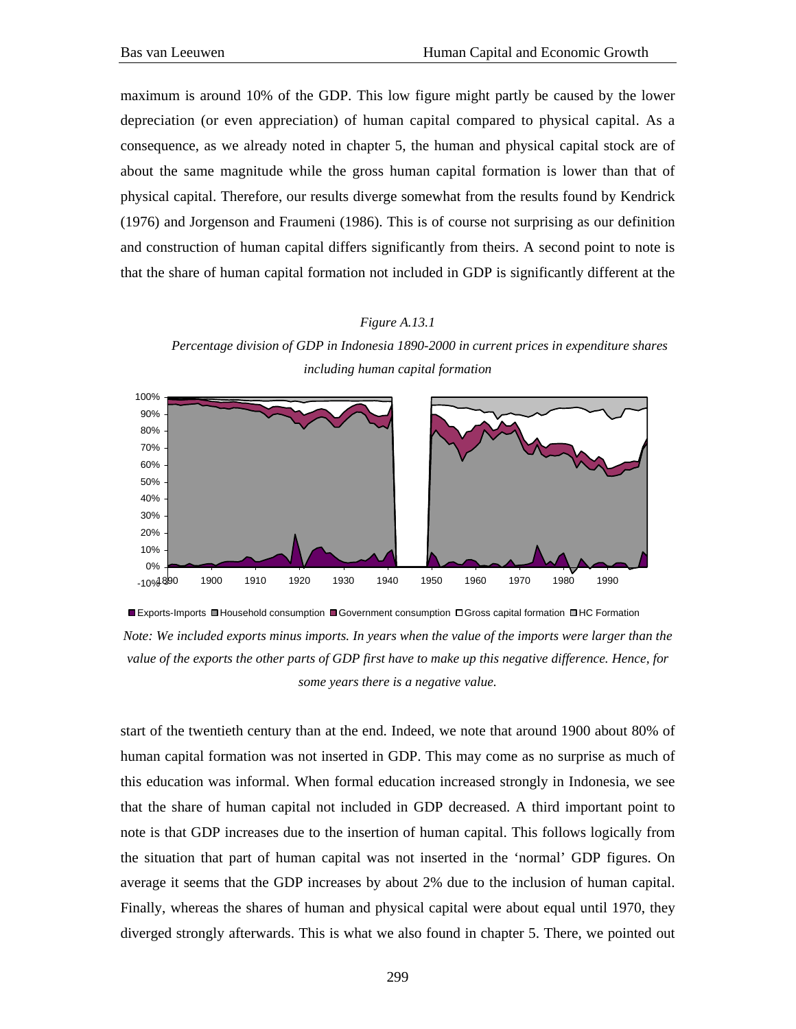maximum is around 10% of the GDP. This low figure might partly be caused by the lower depreciation (or even appreciation) of human capital compared to physical capital. As a consequence, as we already noted in chapter 5, the human and physical capital stock are of about the same magnitude while the gross human capital formation is lower than that of physical capital. Therefore, our results diverge somewhat from the results found by Kendrick (1976) and Jorgenson and Fraumeni (1986). This is of course not surprising as our definition and construction of human capital differs significantly from theirs. A second point to note is that the share of human capital formation not included in GDP is significantly different at the

*Figure A.13.1*

*Percentage division of GDP in Indonesia 1890-2000 in current prices in expenditure shares including human capital formation*

Exports-Imports, Household consumption, Government consumption, Gross capital formation, HC Formation

*Note: We included exports minus imports. In years when the value of the imports were larger than the value of the exports the other parts of GDP first have to make up this negative difference. Hence, for some years there is a negative value.*

start of the twentieth century than at the end. Indeed, we note that around 1900 about 80% of human capital formation was not inserted in GDP. This may come as no surprise as much of this education was informal. When formal education increased strongly in Indonesia, we see that the share of human capital not included in GDP decreased. A third important point to note is that GDP increases due to the insertion of human capital. This follows logically from the situation that part of human capital was not inserted in the 'normal' GDP figures. On average it seems that the GDP increases by about 2% due to the inclusion of human capital. Finally, whereas the shares of human and physical capital were about equal until 1970, they diverged strongly afterwards. This is what we also found in chapter 5. There, we pointed out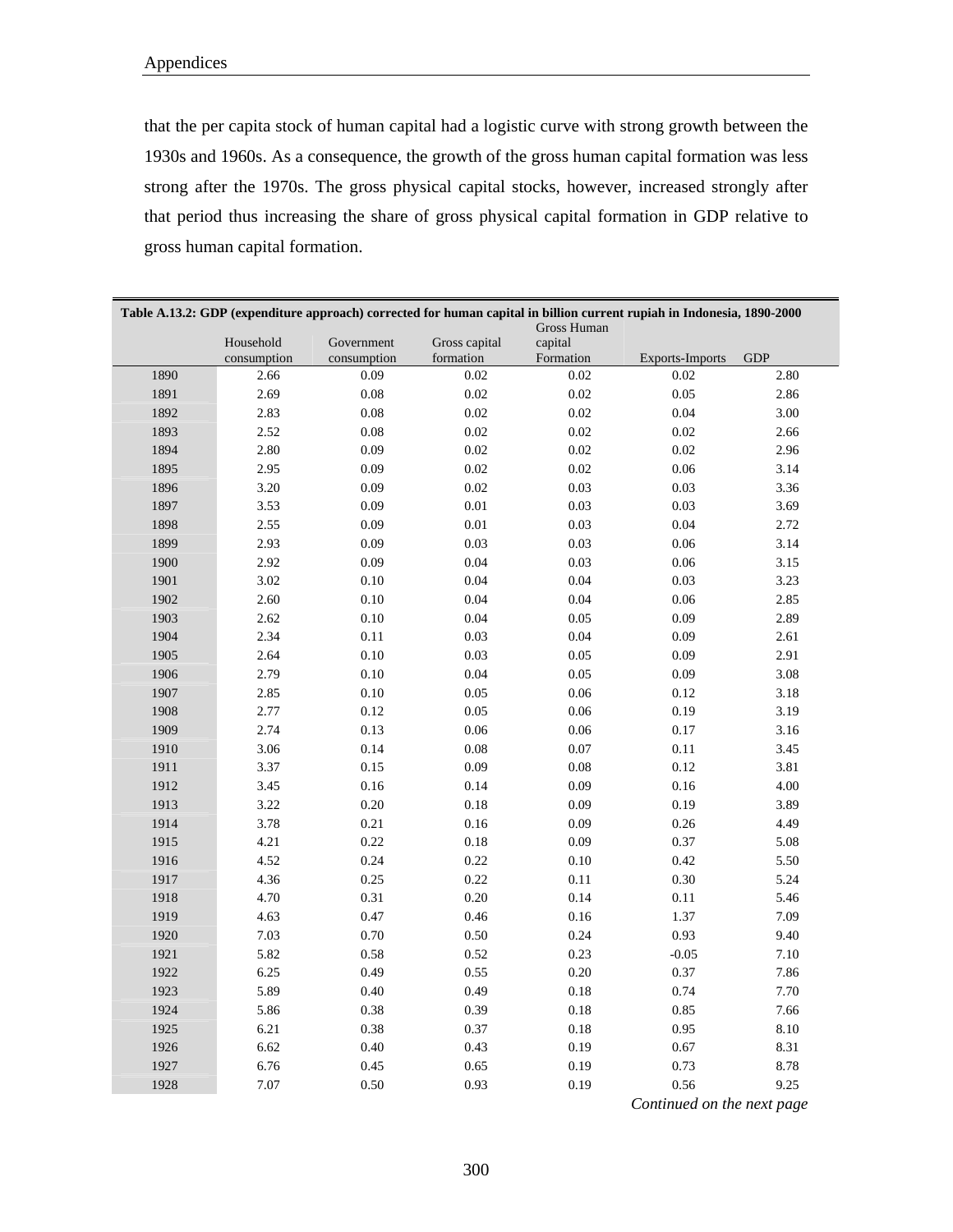that the per capita stock of human capital had a logistic curve with strong growth between the 1930s and 1960s. As a consequence, the growth of the gross human capital formation was less strong after the 1970s. The gross physical capital stocks, however, increased strongly after that period thus increasing the share of gross physical capital formation in GDP relative to gross human capital formation.

**Table A.13.2: GDP (expenditure approach) corrected for human capital in billion current rupiah in Indonesia, 1890-2000**

| | Household consumption | Government consumption | Gross capital formation | Gross Human capital Formation | Exports-Imports | GDP |
|---|---|---|---|---|---|---|
| 1890 | 2.66 | 0.09 | 0.02 | 0.02 | 0.02 | 2.80 |
| 1891 | 2.69 | 0.08 | 0.02 | 0.02 | 0.05 | 2.86 |
| 1892 | 2.83 | 0.08 | 0.02 | 0.02 | 0.04 | 3.00 |
| 1893 | 2.52 | 0.08 | 0.02 | 0.02 | 0.02 | 2.66 |
| 1894 | 2.80 | 0.09 | 0.02 | 0.02 | 0.02 | 2.96 |
| 1895 | 2.95 | 0.09 | 0.02 | 0.02 | 0.06 | 3.14 |
| 1896 | 3.20 | 0.09 | 0.02 | 0.03 | 0.03 | 3.36 |
| 1897 | 3.53 | 0.09 | 0.01 | 0.03 | 0.03 | 3.69 |
| 1898 | 2.55 | 0.09 | 0.01 | 0.03 | 0.04 | 2.72 |
| 1899 | 2.93 | 0.09 | 0.03 | 0.03 | 0.06 | 3.14 |
| 1900 | 2.92 | 0.09 | 0.04 | 0.03 | 0.06 | 3.15 |
| 1901 | 3.02 | 0.10 | 0.04 | 0.04 | 0.03 | 3.23 |
| 1902 | 2.60 | 0.10 | 0.04 | 0.04 | 0.06 | 2.85 |
| 1903 | 2.62 | 0.10 | 0.04 | 0.05 | 0.09 | 2.89 |
| 1904 | 2.34 | 0.11 | 0.03 | 0.04 | 0.09 | 2.61 |
| 1905 | 2.64 | 0.10 | 0.03 | 0.05 | 0.09 | 2.91 |
| 1906 | 2.79 | 0.10 | 0.04 | 0.05 | 0.09 | 3.08 |
| 1907 | 2.85 | 0.10 | 0.05 | 0.06 | 0.12 | 3.18 |
| 1908 | 2.77 | 0.12 | 0.05 | 0.06 | 0.19 | 3.19 |
| 1909 | 2.74 | 0.13 | 0.06 | 0.06 | 0.17 | 3.16 |
| 1910 | 3.06 | 0.14 | 0.08 | 0.07 | 0.11 | 3.45 |
| 1911 | 3.37 | 0.15 | 0.09 | 0.08 | 0.12 | 3.81 |
| 1912 | 3.45 | 0.16 | 0.14 | 0.09 | 0.16 | 4.00 |
| 1913 | 3.22 | 0.20 | 0.18 | 0.09 | 0.19 | 3.89 |
| 1914 | 3.78 | 0.21 | 0.16 | 0.09 | 0.26 | 4.49 |
| 1915 | 4.21 | 0.22 | 0.18 | 0.09 | 0.37 | 5.08 |
| 1916 | 4.52 | 0.24 | 0.22 | 0.10 | 0.42 | 5.50 |
| 1917 | 4.36 | 0.25 | 0.22 | 0.11 | 0.30 | 5.24 |
| 1918 | 4.70 | 0.31 | 0.20 | 0.14 | 0.11 | 5.46 |
| 1919 | 4.63 | 0.47 | 0.46 | 0.16 | 1.37 | 7.09 |
| 1920 | 7.03 | 0.70 | 0.50 | 0.24 | 0.93 | 9.40 |
| 1921 | 5.82 | 0.58 | 0.52 | 0.23 | -0.05 | 7.10 |
| 1922 | 6.25 | 0.49 | 0.55 | 0.20 | 0.37 | 7.86 |
| 1923 | 5.89 | 0.40 | 0.49 | 0.18 | 0.74 | 7.70 |
| 1924 | 5.86 | 0.38 | 0.39 | 0.18 | 0.85 | 7.66 |
| 1925 | 6.21 | 0.38 | 0.37 | 0.18 | 0.95 | 8.10 |
| 1926 | 6.62 | 0.40 | 0.43 | 0.19 | 0.67 | 8.31 |
| 1927 | 6.76 | 0.45 | 0.65 | 0.19 | 0.73 | 8.78 |
| 1928 | 7.07 | 0.50 | 0.93 | 0.19 | 0.56 | 9.25 |

*Continued on the next page*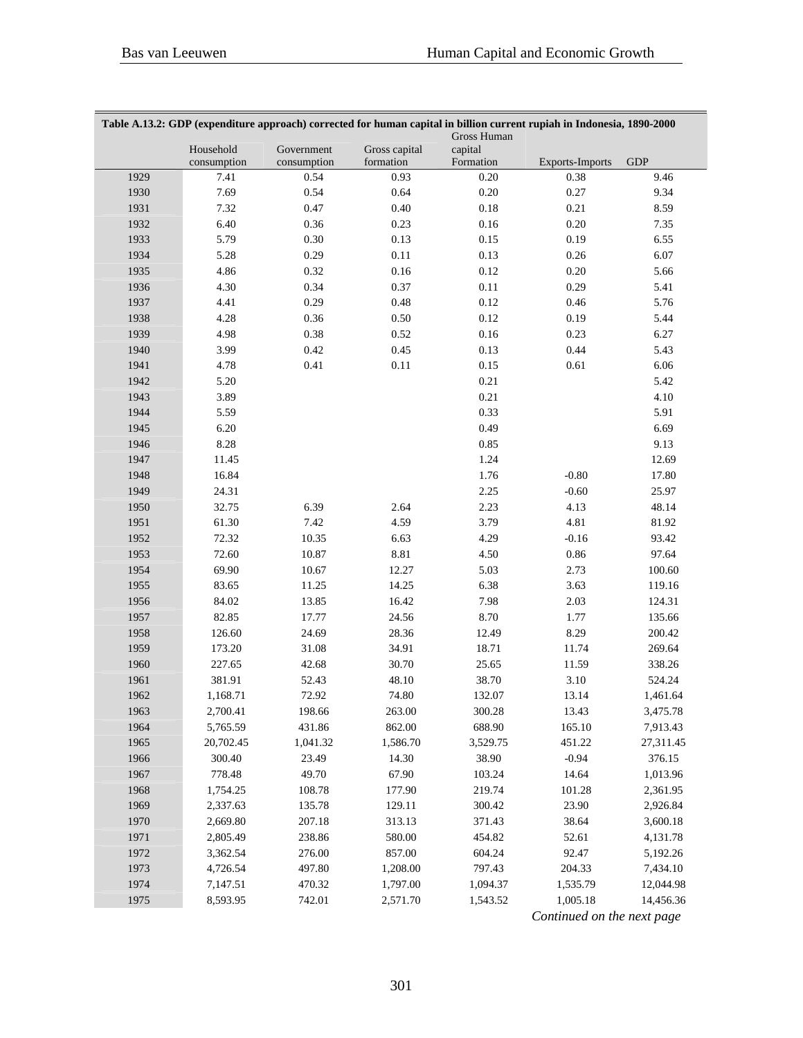**Table A.13.2: GDP (expenditure approach) corrected for human capital in billion current rupiah in Indonesia, 1890-2000**

| | Household consumption | Government consumption | Gross capital formation | Gross Human capital Formation | Exports-Imports | GDP |
|---|---|---|---|---|---|---|
| 1929 | 7.41 | 0.54 | 0.93 | 0.20 | 0.38 | 9.46 |
| 1930 | 7.69 | 0.54 | 0.64 | 0.20 | 0.27 | 9.34 |
| 1931 | 7.32 | 0.47 | 0.40 | 0.18 | 0.21 | 8.59 |
| 1932 | 6.40 | 0.36 | 0.23 | 0.16 | 0.20 | 7.35 |
| 1933 | 5.79 | 0.30 | 0.13 | 0.15 | 0.19 | 6.55 |
| 1934 | 5.28 | 0.29 | 0.11 | 0.13 | 0.26 | 6.07 |
| 1935 | 4.86 | 0.32 | 0.16 | 0.12 | 0.20 | 5.66 |
| 1936 | 4.30 | 0.34 | 0.37 | 0.11 | 0.29 | 5.41 |
| 1937 | 4.41 | 0.29 | 0.48 | 0.12 | 0.46 | 5.76 |
| 1938 | 4.28 | 0.36 | 0.50 | 0.12 | 0.19 | 5.44 |
| 1939 | 4.98 | 0.38 | 0.52 | 0.16 | 0.23 | 6.27 |
| 1940 | 3.99 | 0.42 | 0.45 | 0.13 | 0.44 | 5.43 |
| 1941 | 4.78 | 0.41 | 0.11 | 0.15 | 0.61 | 6.06 |
| 1942 | 5.20 | | | 0.21 | | 5.42 |
| 1943 | 3.89 | | | 0.21 | | 4.10 |
| 1944 | 5.59 | | | 0.33 | | 5.91 |
| 1945 | 6.20 | | | 0.49 | | 6.69 |
| 1946 | 8.28 | | | 0.85 | | 9.13 |
| 1947 | 11.45 | | | 1.24 | | 12.69 |
| 1948 | 16.84 | | | 1.76 | -0.80 | 17.80 |
| 1949 | 24.31 | | | 2.25 | -0.60 | 25.97 |
| 1950 | 32.75 | 6.39 | 2.64 | 2.23 | 4.13 | 48.14 |
| 1951 | 61.30 | 7.42 | 4.59 | 3.79 | 4.81 | 81.92 |
| 1952 | 72.32 | 10.35 | 6.63 | 4.29 | -0.16 | 93.42 |
| 1953 | 72.60 | 10.87 | 8.81 | 4.50 | 0.86 | 97.64 |
| 1954 | 69.90 | 10.67 | 12.27 | 5.03 | 2.73 | 100.60 |
| 1955 | 83.65 | 11.25 | 14.25 | 6.38 | 3.63 | 119.16 |
| 1956 | 84.02 | 13.85 | 16.42 | 7.98 | 2.03 | 124.31 |
| 1957 | 82.85 | 17.77 | 24.56 | 8.70 | 1.77 | 135.66 |
| 1958 | 126.60 | 24.69 | 28.36 | 12.49 | 8.29 | 200.42 |
| 1959 | 173.20 | 31.08 | 34.91 | 18.71 | 11.74 | 269.64 |
| 1960 | 227.65 | 42.68 | 30.70 | 25.65 | 11.59 | 338.26 |
| 1961 | 381.91 | 52.43 | 48.10 | 38.70 | 3.10 | 524.24 |
| 1962 | 1,168.71 | 72.92 | 74.80 | 132.07 | 13.14 | 1,461.64 |
| 1963 | 2,700.41 | 198.66 | 263.00 | 300.28 | 13.43 | 3,475.78 |
| 1964 | 5,765.59 | 431.86 | 862.00 | 688.90 | 165.10 | 7,913.43 |
| 1965 | 20,702.45 | 1,041.32 | 1,586.70 | 3,529.75 | 451.22 | 27,311.45 |
| 1966 | 300.40 | 23.49 | 14.30 | 38.90 | -0.94 | 376.15 |
| 1967 | 778.48 | 49.70 | 67.90 | 103.24 | 14.64 | 1,013.96 |
| 1968 | 1,754.25 | 108.78 | 177.90 | 219.74 | 101.28 | 2,361.95 |
| 1969 | 2,337.63 | 135.78 | 129.11 | 300.42 | 23.90 | 2,926.84 |
| 1970 | 2,669.80 | 207.18 | 313.13 | 371.43 | 38.64 | 3,600.18 |
| 1971 | 2,805.49 | 238.86 | 580.00 | 454.82 | 52.61 | 4,131.78 |
| 1972 | 3,362.54 | 276.00 | 857.00 | 604.24 | 92.47 | 5,192.26 |
| 1973 | 4,726.54 | 497.80 | 1,208.00 | 797.43 | 204.33 | 7,434.10 |
| 1974 | 7,147.51 | 470.32 | 1,797.00 | 1,094.37 | 1,535.79 | 12,044.98 |
| 1975 | 8,593.95 | 742.01 | 2,571.70 | 1,543.52 | 1,005.18 | 14,456.36 |

*Continued on the next page*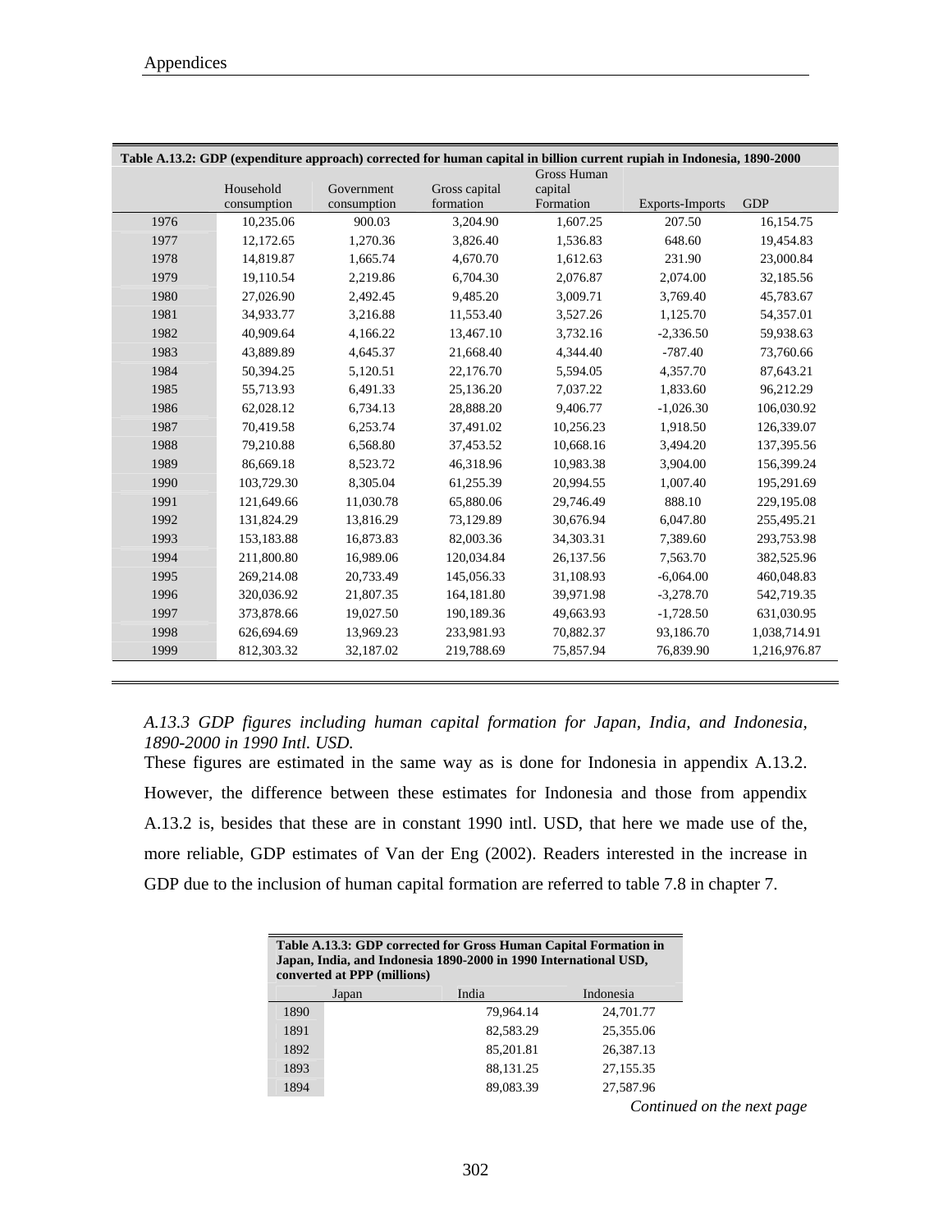| Table A.13.2: GDP (expenditure approach) corrected for human capital in billion current rupiah in Indonesia, 1890-2000 | | | | | | |
|---|---|---|---|---|---|---|
| | Household consumption | Government consumption | Gross capital formation | Gross Human capital Formation | Exports-Imports | GDP |
| 1976 | 10,235.06 | 900.03 | 3,204.90 | 1,607.25 | 207.50 | 16,154.75 |
| 1977 | 12,172.65 | 1,270.36 | 3,826.40 | 1,536.83 | 648.60 | 19,454.83 |
| 1978 | 14,819.87 | 1,665.74 | 4,670.70 | 1,612.63 | 231.90 | 23,000.84 |
| 1979 | 19,110.54 | 2,219.86 | 6,704.30 | 2,076.87 | 2,074.00 | 32,185.56 |
| 1980 | 27,026.90 | 2,492.45 | 9,485.20 | 3,009.71 | 3,769.40 | 45,783.67 |
| 1981 | 34,933.77 | 3,216.88 | 11,553.40 | 3,527.26 | 1,125.70 | 54,357.01 |
| 1982 | 40,909.64 | 4,166.22 | 13,467.10 | 3,732.16 | -2,336.50 | 59,938.63 |
| 1983 | 43,889.89 | 4,645.37 | 21,668.40 | 4,344.40 | -787.40 | 73,760.66 |
| 1984 | 50,394.25 | 5,120.51 | 22,176.70 | 5,594.05 | 4,357.70 | 87,643.21 |
| 1985 | 55,713.93 | 6,491.33 | 25,136.20 | 7,037.22 | 1,833.60 | 96,212.29 |
| 1986 | 62,028.12 | 6,734.13 | 28,888.20 | 9,406.77 | -1,026.30 | 106,030.92 |
| 1987 | 70,419.58 | 6,253.74 | 37,491.02 | 10,256.23 | 1,918.50 | 126,339.07 |
| 1988 | 79,210.88 | 6,568.80 | 37,453.52 | 10,668.16 | 3,494.20 | 137,395.56 |
| 1989 | 86,669.18 | 8,523.72 | 46,318.96 | 10,983.38 | 3,904.00 | 156,399.24 |
| 1990 | 103,729.30 | 8,305.04 | 61,255.39 | 20,994.55 | 1,007.40 | 195,291.69 |
| 1991 | 121,649.66 | 11,030.78 | 65,880.06 | 29,746.49 | 888.10 | 229,195.08 |
| 1992 | 131,824.29 | 13,816.29 | 73,129.89 | 30,676.94 | 6,047.80 | 255,495.21 |
| 1993 | 153,183.88 | 16,873.83 | 82,003.36 | 34,303.31 | 7,389.60 | 293,753.98 |
| 1994 | 211,800.80 | 16,989.06 | 120,034.84 | 26,137.56 | 7,563.70 | 382,525.96 |
| 1995 | 269,214.08 | 20,733.49 | 145,056.33 | 31,108.93 | -6,064.00 | 460,048.83 |
| 1996 | 320,036.92 | 21,807.35 | 164,181.80 | 39,971.98 | -3,278.70 | 542,719.35 |
| 1997 | 373,878.66 | 19,027.50 | 190,189.36 | 49,663.93 | -1,728.50 | 631,030.95 |
| 1998 | 626,694.69 | 13,969.23 | 233,981.93 | 70,882.37 | 93,186.70 | 1,038,714.91 |
| 1999 | 812,303.32 | 32,187.02 | 219,788.69 | 75,857.94 | 76,839.90 | 1,216,976.87 |

*A.13.3 GDP figures including human capital formation for Japan, India, and Indonesia, 1890-2000 in 1990 Intl. USD.*

These figures are estimated in the same way as is done for Indonesia in appendix A.13.2. However, the difference between these estimates for Indonesia and those from appendix A.13.2 is, besides that these are in constant 1990 intl. USD, that here we made use of the, more reliable, GDP estimates of Van der Eng (2002). Readers interested in the increase in GDP due to the inclusion of human capital formation are referred to table 7.8 in chapter 7.

| Table A.13.3: GDP corrected for Gross Human Capital Formation in Japan, India, and Indonesia 1890-2000 in 1990 International USD, converted at PPP (millions) | | | |
|---|---|---|---|
| | Japan | India | Indonesia |
| 1890 | | 79,964.14 | 24,701.77 |
| 1891 | | 82,583.29 | 25,355.06 |
| 1892 | | 85,201.81 | 26,387.13 |
| 1893 | | 88,131.25 | 27,155.35 |
| 1894 | | 89,083.39 | 27,587.96 |

*Continued on the next page*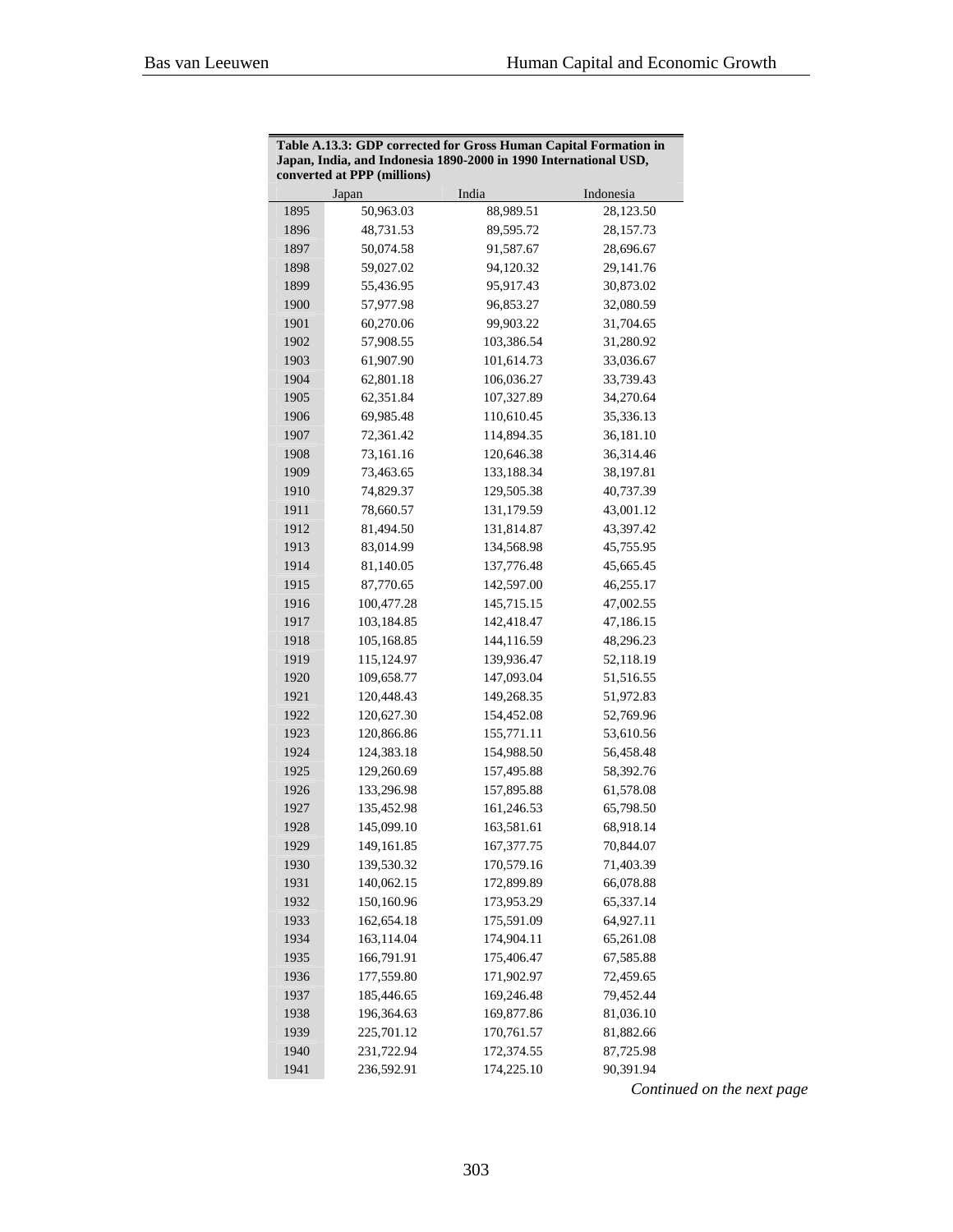**Table A.13.3: GDP corrected for Gross Human Capital Formation in Japan, India, and Indonesia 1890-2000 in 1990 International USD, converted at PPP (millions)**

| | Japan | India | Indonesia |
|---|---|---|---|
| 1895 | 50,963.03 | 88,989.51 | 28,123.50 |
| 1896 | 48,731.53 | 89,595.72 | 28,157.73 |
| 1897 | 50,074.58 | 91,587.67 | 28,696.67 |
| 1898 | 59,027.02 | 94,120.32 | 29,141.76 |
| 1899 | 55,436.95 | 95,917.43 | 30,873.02 |
| 1900 | 57,977.98 | 96,853.27 | 32,080.59 |
| 1901 | 60,270.06 | 99,903.22 | 31,704.65 |
| 1902 | 57,908.55 | 103,386.54 | 31,280.92 |
| 1903 | 61,907.90 | 101,614.73 | 33,036.67 |
| 1904 | 62,801.18 | 106,036.27 | 33,739.43 |
| 1905 | 62,351.84 | 107,327.89 | 34,270.64 |
| 1906 | 69,985.48 | 110,610.45 | 35,336.13 |
| 1907 | 72,361.42 | 114,894.35 | 36,181.10 |
| 1908 | 73,161.16 | 120,646.38 | 36,314.46 |
| 1909 | 73,463.65 | 133,188.34 | 38,197.81 |
| 1910 | 74,829.37 | 129,505.38 | 40,737.39 |
| 1911 | 78,660.57 | 131,179.59 | 43,001.12 |
| 1912 | 81,494.50 | 131,814.87 | 43,397.42 |
| 1913 | 83,014.99 | 134,568.98 | 45,755.95 |
| 1914 | 81,140.05 | 137,776.48 | 45,665.45 |
| 1915 | 87,770.65 | 142,597.00 | 46,255.17 |
| 1916 | 100,477.28 | 145,715.15 | 47,002.55 |
| 1917 | 103,184.85 | 142,418.47 | 47,186.15 |
| 1918 | 105,168.85 | 144,116.59 | 48,296.23 |
| 1919 | 115,124.97 | 139,936.47 | 52,118.19 |
| 1920 | 109,658.77 | 147,093.04 | 51,516.55 |
| 1921 | 120,448.43 | 149,268.35 | 51,972.83 |
| 1922 | 120,627.30 | 154,452.08 | 52,769.96 |
| 1923 | 120,866.86 | 155,771.11 | 53,610.56 |
| 1924 | 124,383.18 | 154,988.50 | 56,458.48 |
| 1925 | 129,260.69 | 157,495.88 | 58,392.76 |
| 1926 | 133,296.98 | 157,895.88 | 61,578.08 |
| 1927 | 135,452.98 | 161,246.53 | 65,798.50 |
| 1928 | 145,099.10 | 163,581.61 | 68,918.14 |
| 1929 | 149,161.85 | 167,377.75 | 70,844.07 |
| 1930 | 139,530.32 | 170,579.16 | 71,403.39 |
| 1931 | 140,062.15 | 172,899.89 | 66,078.88 |
| 1932 | 150,160.96 | 173,953.29 | 65,337.14 |
| 1933 | 162,654.18 | 175,591.09 | 64,927.11 |
| 1934 | 163,114.04 | 174,904.11 | 65,261.08 |
| 1935 | 166,791.91 | 175,406.47 | 67,585.88 |
| 1936 | 177,559.80 | 171,902.97 | 72,459.65 |
| 1937 | 185,446.65 | 169,246.48 | 79,452.44 |
| 1938 | 196,364.63 | 169,877.86 | 81,036.10 |
| 1939 | 225,701.12 | 170,761.57 | 81,882.66 |
| 1940 | 231,722.94 | 172,374.55 | 87,725.98 |
| 1941 | 236,592.91 | 174,225.10 | 90,391.94 |

*Continued on the next page*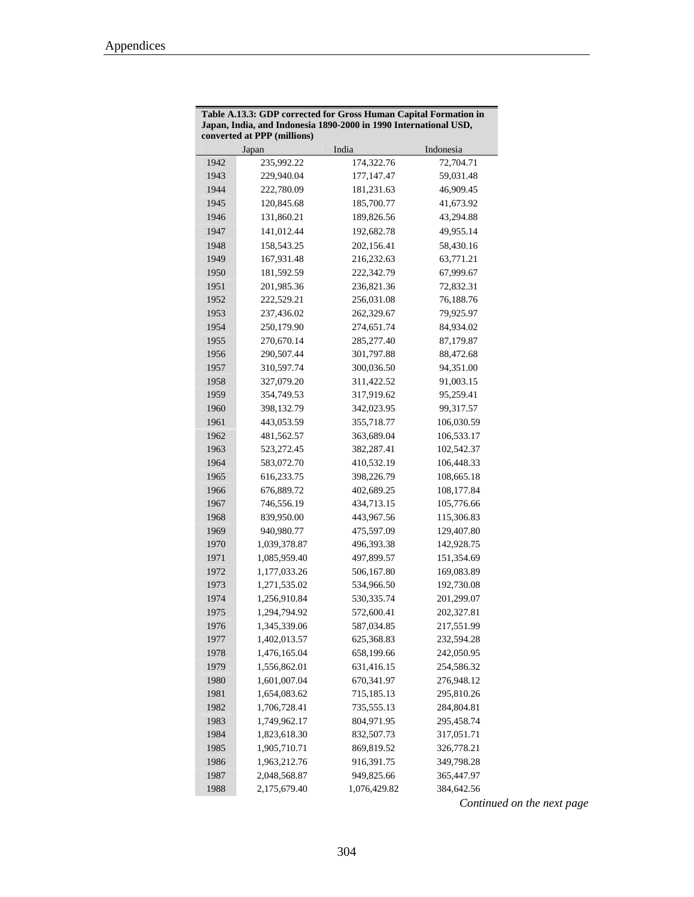**Table A.13.3: GDP corrected for Gross Human Capital Formation in Japan, India, and Indonesia 1890-2000 in 1990 International USD, converted at PPP (millions)**

| | Japan | India | Indonesia |
|---|---|---|---|
| 1942 | 235,992.22 | 174,322.76 | 72,704.71 |
| 1943 | 229,940.04 | 177,147.47 | 59,031.48 |
| 1944 | 222,780.09 | 181,231.63 | 46,909.45 |
| 1945 | 120,845.68 | 185,700.77 | 41,673.92 |
| 1946 | 131,860.21 | 189,826.56 | 43,294.88 |
| 1947 | 141,012.44 | 192,682.78 | 49,955.14 |
| 1948 | 158,543.25 | 202,156.41 | 58,430.16 |
| 1949 | 167,931.48 | 216,232.63 | 63,771.21 |
| 1950 | 181,592.59 | 222,342.79 | 67,999.67 |
| 1951 | 201,985.36 | 236,821.36 | 72,832.31 |
| 1952 | 222,529.21 | 256,031.08 | 76,188.76 |
| 1953 | 237,436.02 | 262,329.67 | 79,925.97 |
| 1954 | 250,179.90 | 274,651.74 | 84,934.02 |
| 1955 | 270,670.14 | 285,277.40 | 87,179.87 |
| 1956 | 290,507.44 | 301,797.88 | 88,472.68 |
| 1957 | 310,597.74 | 300,036.50 | 94,351.00 |
| 1958 | 327,079.20 | 311,422.52 | 91,003.15 |
| 1959 | 354,749.53 | 317,919.62 | 95,259.41 |
| 1960 | 398,132.79 | 342,023.95 | 99,317.57 |
| 1961 | 443,053.59 | 355,718.77 | 106,030.59 |
| 1962 | 481,562.57 | 363,689.04 | 106,533.17 |
| 1963 | 523,272.45 | 382,287.41 | 102,542.37 |
| 1964 | 583,072.70 | 410,532.19 | 106,448.33 |
| 1965 | 616,233.75 | 398,226.79 | 108,665.18 |
| 1966 | 676,889.72 | 402,689.25 | 108,177.84 |
| 1967 | 746,556.19 | 434,713.15 | 105,776.66 |
| 1968 | 839,950.00 | 443,967.56 | 115,306.83 |
| 1969 | 940,980.77 | 475,597.09 | 129,407.80 |
| 1970 | 1,039,378.87 | 496,393.38 | 142,928.75 |
| 1971 | 1,085,959.40 | 497,899.57 | 151,354.69 |
| 1972 | 1,177,033.26 | 506,167.80 | 169,083.89 |
| 1973 | 1,271,535.02 | 534,966.50 | 192,730.08 |
| 1974 | 1,256,910.84 | 530,335.74 | 201,299.07 |
| 1975 | 1,294,794.92 | 572,600.41 | 202,327.81 |
| 1976 | 1,345,339.06 | 587,034.85 | 217,551.99 |
| 1977 | 1,402,013.57 | 625,368.83 | 232,594.28 |
| 1978 | 1,476,165.04 | 658,199.66 | 242,050.95 |
| 1979 | 1,556,862.01 | 631,416.15 | 254,586.32 |
| 1980 | 1,601,007.04 | 670,341.97 | 276,948.12 |
| 1981 | 1,654,083.62 | 715,185.13 | 295,810.26 |
| 1982 | 1,706,728.41 | 735,555.13 | 284,804.81 |
| 1983 | 1,749,962.17 | 804,971.95 | 295,458.74 |
| 1984 | 1,823,618.30 | 832,507.73 | 317,051.71 |
| 1985 | 1,905,710.71 | 869,819.52 | 326,778.21 |
| 1986 | 1,963,212.76 | 916,391.75 | 349,798.28 |
| 1987 | 2,048,568.87 | 949,825.66 | 365,447.97 |
| 1988 | 2,175,679.40 | 1,076,429.82 | 384,642.56 |

*Continued on the next page*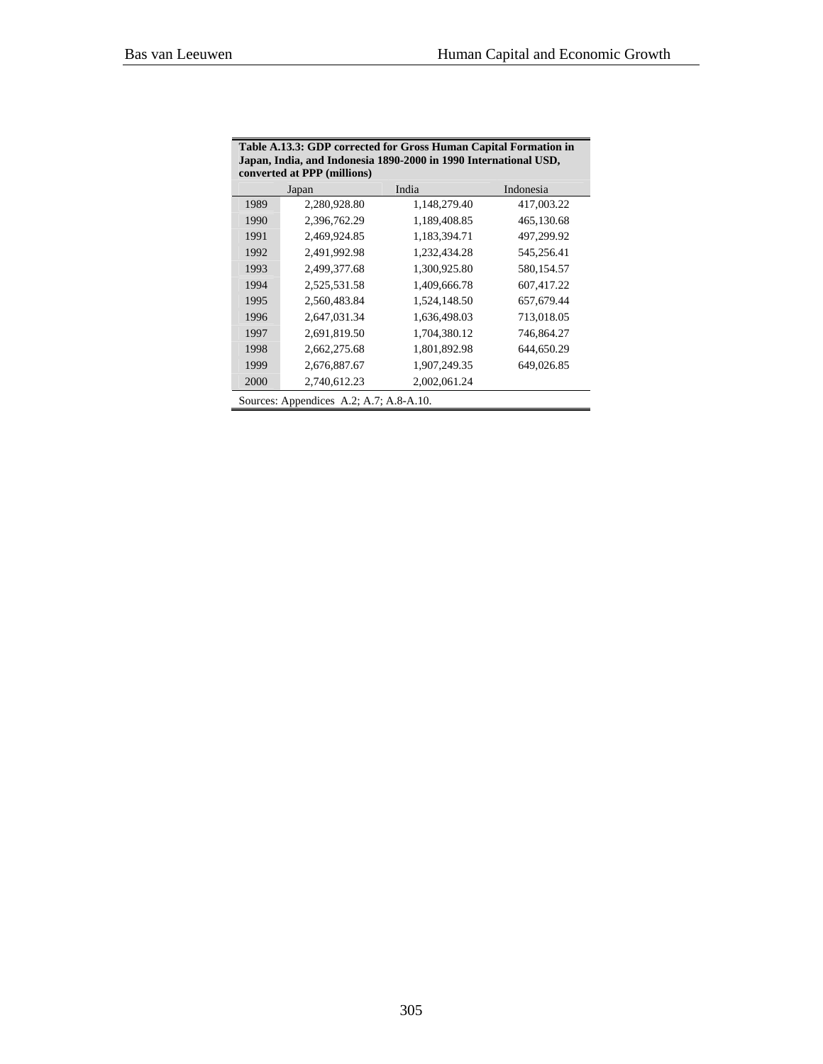**Table A.13.3: GDP corrected for Gross Human Capital Formation in Japan, India, and Indonesia 1890-2000 in 1990 International USD, converted at PPP (millions)**

| | Japan | India | Indonesia |
|---|---|---|---|
| 1989 | 2,280,928.80 | 1,148,279.40 | 417,003.22 |
| 1990 | 2,396,762.29 | 1,189,408.85 | 465,130.68 |
| 1991 | 2,469,924.85 | 1,183,394.71 | 497,299.92 |
| 1992 | 2,491,992.98 | 1,232,434.28 | 545,256.41 |
| 1993 | 2,499,377.68 | 1,300,925.80 | 580,154.57 |
| 1994 | 2,525,531.58 | 1,409,666.78 | 607,417.22 |
| 1995 | 2,560,483.84 | 1,524,148.50 | 657,679.44 |
| 1996 | 2,647,031.34 | 1,636,498.03 | 713,018.05 |
| 1997 | 2,691,819.50 | 1,704,380.12 | 746,864.27 |
| 1998 | 2,662,275.68 | 1,801,892.98 | 644,650.29 |
| 1999 | 2,676,887.67 | 1,907,249.35 | 649,026.85 |
| 2000 | 2,740,612.23 | 2,002,061.24 | |

Sources: Appendices A.2; A.7; A.8-A.10.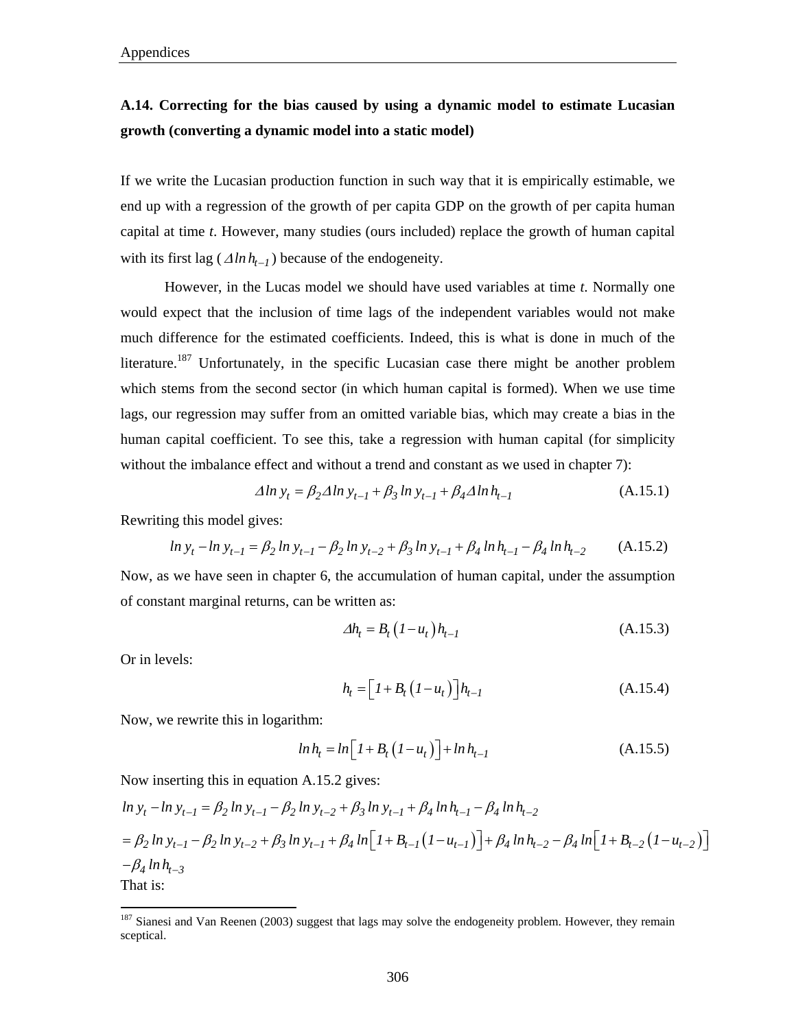## A.14. Correcting for the bias caused by using a dynamic model to estimate Lucasian growth (converting a dynamic model into a static model)

If we write the Lucasian production function in such way that it is empirically estimable, we end up with a regression of the growth of per capita GDP on the growth of per capita human capital at time *t*. However, many studies (ours included) replace the growth of human capital with its first lag ($\Delta ln\, h_{t-1}$) because of the endogeneity.

However, in the Lucas model we should have used variables at time *t*. Normally one would expect that the inclusion of time lags of the independent variables would not make much difference for the estimated coefficients. Indeed, this is what is done in much of the literature.[187] Unfortunately, in the specific Lucasian case there might be another problem which stems from the second sector (in which human capital is formed). When we use time lags, our regression may suffer from an omitted variable bias, which may create a bias in the human capital coefficient. To see this, take a regression with human capital (for simplicity without the imbalance effect and without a trend and constant as we used in chapter 7):

$$\Delta ln\, y_t = \beta_2 \Delta ln\, y_{t-1} + \beta_3\, ln\, y_{t-1} + \beta_4 \Delta ln\, h_{t-1} \tag{A.15.1}$$

Rewriting this model gives:

$$ln\, y_t - ln\, y_{t-1} = \beta_2\, ln\, y_{t-1} - \beta_2\, ln\, y_{t-2} + \beta_3\, ln\, y_{t-1} + \beta_4\, ln\, h_{t-1} - \beta_4\, ln\, h_{t-2} \tag{A.15.2}$$

Now, as we have seen in chapter 6, the accumulation of human capital, under the assumption of constant marginal returns, can be written as:

$$\Delta h_t = B_t \left(1 - u_t\right) h_{t-1} \tag{A.15.3}$$

Or in levels:

$$h_t = \left[1 + B_t \left(1 - u_t\right)\right] h_{t-1} \tag{A.15.4}$$

Now, we rewrite this in logarithm:

$$ln\, h_t = ln\left[1 + B_t \left(1 - u_t\right)\right] + ln\, h_{t-1} \tag{A.15.5}$$

Now inserting this in equation A.15.2 gives:

$$\begin{aligned}
& ln\, y_t - ln\, y_{t-1} = \beta_2\, ln\, y_{t-1} - \beta_2\, ln\, y_{t-2} + \beta_3\, ln\, y_{t-1} + \beta_4\, ln\, h_{t-1} - \beta_4\, ln\, h_{t-2} \\
& = \beta_2\, ln\, y_{t-1} - \beta_2\, ln\, y_{t-2} + \beta_3\, ln\, y_{t-1} + \beta_4\, ln\left[1 + B_{t-1}\left(1 - u_{t-1}\right)\right] + \beta_4\, ln\, h_{t-2} - \beta_4\, ln\left[1 + B_{t-2}\left(1 - u_{t-2}\right)\right] \\
& - \beta_4\, ln\, h_{t-3}
\end{aligned}$$

That is:

[187] Sianesi and Van Reenen (2003) suggest that lags may solve the endogeneity problem. However, they remain sceptical.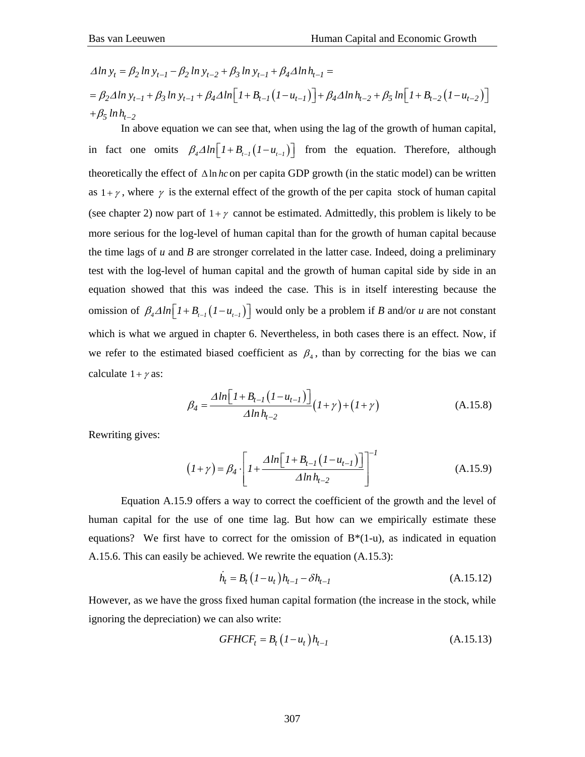$$\Delta ln\, y_t = \beta_2\, ln\, y_{t-1} - \beta_2\, ln\, y_{t-2} + \beta_3\, ln\, y_{t-1} + \beta_4 \Delta ln\, h_{t-1} =$$

$$= \beta_2 \Delta ln\, y_{t-1} + \beta_3\, ln\, y_{t-1} + \beta_4 \Delta ln\left[1 + B_{t-1}\left(1 - u_{t-1}\right)\right] + \beta_4 \Delta ln\, h_{t-2} + \beta_5\, ln\left[1 + B_{t-2}\left(1 - u_{t-2}\right)\right]$$

$$+ \beta_5\, ln\, h_{t-2}$$

In above equation we can see that, when using the lag of the growth of human capital, in fact one omits $\beta_4 \Delta ln\left[1 + B_{t-1}\left(1 - u_{t-1}\right)\right]$ from the equation. Therefore, although theoretically the effect of $\Delta \ln hc$ on per capita GDP growth (in the static model) can be written as $1+\gamma$, where $\gamma$ is the external effect of the growth of the per capita stock of human capital (see chapter 2) now part of $1+\gamma$ cannot be estimated. Admittedly, this problem is likely to be more serious for the log-level of human capital than for the growth of human capital because the time lags of *u* and *B* are stronger correlated in the latter case. Indeed, doing a preliminary test with the log-level of human capital and the growth of human capital side by side in an equation showed that this was indeed the case. This is in itself interesting because the omission of $\beta_4 \Delta ln\left[1 + B_{t-1}\left(1 - u_{t-1}\right)\right]$ would only be a problem if *B* and/or *u* are not constant which is what we argued in chapter 6. Nevertheless, in both cases there is an effect. Now, if we refer to the estimated biased coefficient as $\beta_4$, than by correcting for the bias we can calculate $1+\gamma$ as:

$$\beta_4 = \frac{\Delta ln\left[1 + B_{t-1}\left(1 - u_{t-1}\right)\right]}{\Delta ln\, h_{t-2}}\left(1+\gamma\right) + \left(1+\gamma\right) \qquad \text{(A.15.8)}$$

Rewriting gives:

$$\left(1+\gamma\right) = \beta_4 \cdot \left[1 + \frac{\Delta ln\left[1 + B_{t-1}\left(1 - u_{t-1}\right)\right]}{\Delta ln\, h_{t-2}}\right]^{-1} \qquad \text{(A.15.9)}$$

Equation A.15.9 offers a way to correct the coefficient of the growth and the level of human capital for the use of one time lag. But how can we empirically estimate these equations? We first have to correct for the omission of B*(1-u), as indicated in equation A.15.6. This can easily be achieved. We rewrite the equation (A.15.3):

$$\dot{h}_t = B_t\left(1 - u_t\right) h_{t-1} - \delta h_{t-1} \qquad \text{(A.15.12)}$$

However, as we have the gross fixed human capital formation (the increase in the stock, while ignoring the depreciation) we can also write:

$$GFHCF_t = B_t\left(1 - u_t\right) h_{t-1} \qquad \text{(A.15.13)}$$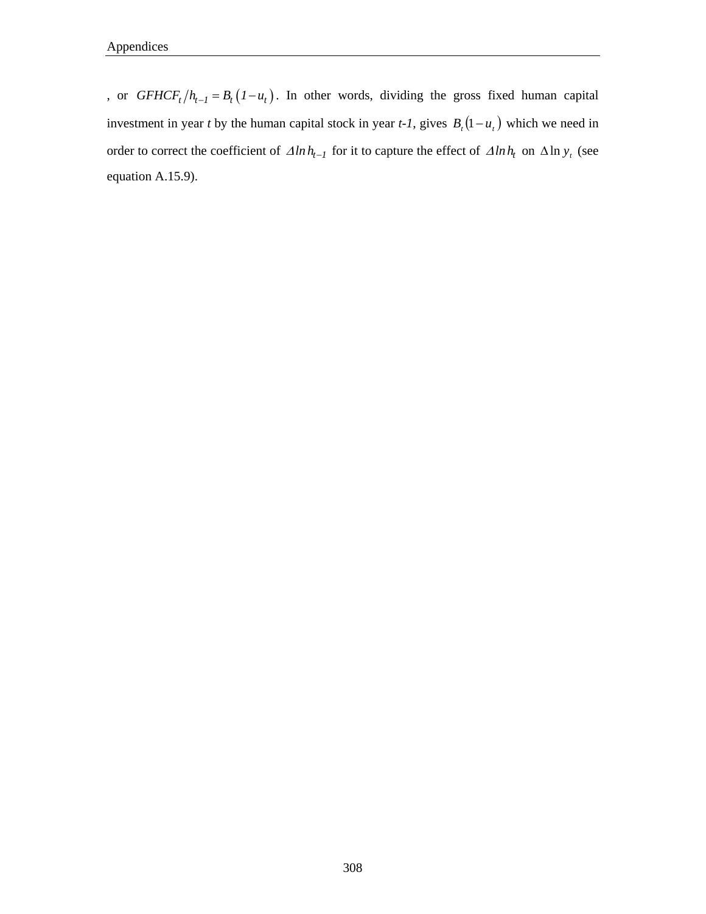, or $GFHCF_t / h_{t-1} = B_t \left(1 - u_t\right)$. In other words, dividing the gross fixed human capital investment in year *t* by the human capital stock in year *t-1*, gives $B_t \left(1 - u_t\right)$ which we need in order to correct the coefficient of $\Delta ln\, h_{t-1}$ for it to capture the effect of $\Delta ln\, h_t$ on $\Delta \ln y_t$ (see equation A.15.9).